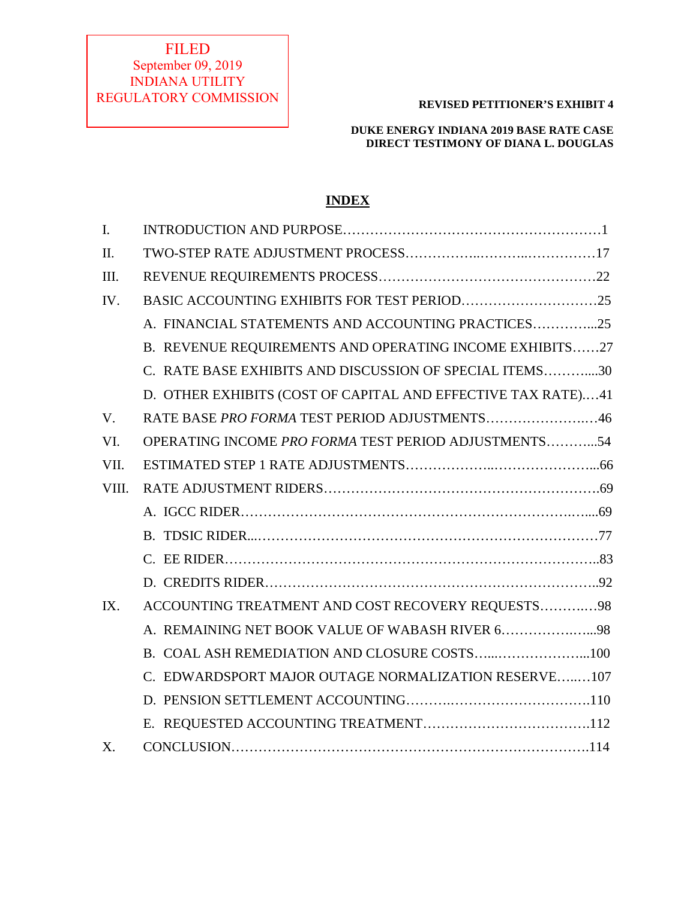FILED
September 09, 2019
INDIANA UTILITY
REGULATORY COMMISSION

**REVISED PETITIONER'S EXHIBIT 4**

**DUKE ENERGY INDIANA 2019 BASE RATE CASE**
**DIRECT TESTIMONY OF DIANA L. DOUGLAS**

# INDEX

| | | |
|---|---|---|
| I. | INTRODUCTION AND PURPOSE | 1 |
| II. | TWO-STEP RATE ADJUSTMENT PROCESS | 17 |
| III. | REVENUE REQUIREMENTS PROCESS | 22 |
| IV. | BASIC ACCOUNTING EXHIBITS FOR TEST PERIOD | 25 |
| | A. FINANCIAL STATEMENTS AND ACCOUNTING PRACTICES | 25 |
| | B. REVENUE REQUIREMENTS AND OPERATING INCOME EXHIBITS | 27 |
| | C. RATE BASE EXHIBITS AND DISCUSSION OF SPECIAL ITEMS | 30 |
| | D. OTHER EXHIBITS (COST OF CAPITAL AND EFFECTIVE TAX RATE) | 41 |
| V. | RATE BASE *PRO FORMA* TEST PERIOD ADJUSTMENTS | 46 |
| VI. | OPERATING INCOME *PRO FORMA* TEST PERIOD ADJUSTMENTS | 54 |
| VII. | ESTIMATED STEP 1 RATE ADJUSTMENTS | 66 |
| VIII. | RATE ADJUSTMENT RIDERS | 69 |
| | A. IGCC RIDER | 69 |
| | B. TDSIC RIDER | 77 |
| | C. EE RIDER | 83 |
| | D. CREDITS RIDER | 92 |
| IX. | ACCOUNTING TREATMENT AND COST RECOVERY REQUESTS | 98 |
| | A. REMAINING NET BOOK VALUE OF WABASH RIVER 6 | 98 |
| | B. COAL ASH REMEDIATION AND CLOSURE COSTS | 100 |
| | C. EDWARDSPORT MAJOR OUTAGE NORMALIZATION RESERVE | 107 |
| | D. PENSION SETTLEMENT ACCOUNTING | 110 |
| | E. REQUESTED ACCOUNTING TREATMENT | 112 |
| X. | CONCLUSION | 114 |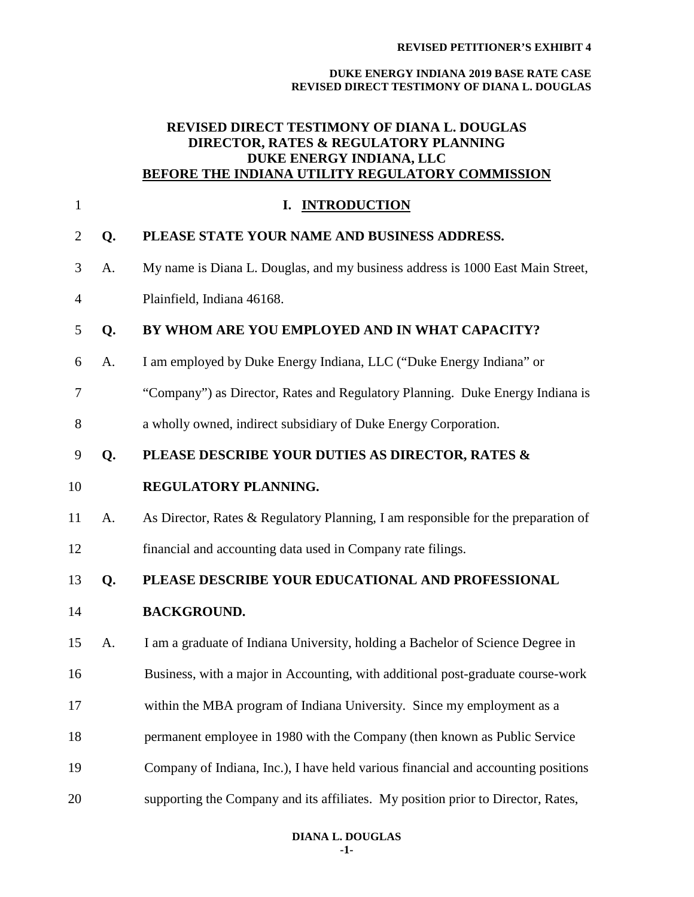# REVISED DIRECT TESTIMONY OF DIANA L. DOUGLAS
# DIRECTOR, RATES & REGULATORY PLANNING
# DUKE ENERGY INDIANA, LLC
# BEFORE THE INDIANA UTILITY REGULATORY COMMISSION

## I. INTRODUCTION

**Q. PLEASE STATE YOUR NAME AND BUSINESS ADDRESS.**

A. My name is Diana L. Douglas, and my business address is 1000 East Main Street, Plainfield, Indiana 46168.

**Q. BY WHOM ARE YOU EMPLOYED AND IN WHAT CAPACITY?**

A. I am employed by Duke Energy Indiana, LLC ("Duke Energy Indiana" or "Company") as Director, Rates and Regulatory Planning. Duke Energy Indiana is a wholly owned, indirect subsidiary of Duke Energy Corporation.

**Q. PLEASE DESCRIBE YOUR DUTIES AS DIRECTOR, RATES & REGULATORY PLANNING.**

A. As Director, Rates & Regulatory Planning, I am responsible for the preparation of financial and accounting data used in Company rate filings.

**Q. PLEASE DESCRIBE YOUR EDUCATIONAL AND PROFESSIONAL BACKGROUND.**

A. I am a graduate of Indiana University, holding a Bachelor of Science Degree in Business, with a major in Accounting, with additional post-graduate course-work within the MBA program of Indiana University. Since my employment as a permanent employee in 1980 with the Company (then known as Public Service Company of Indiana, Inc.), I have held various financial and accounting positions supporting the Company and its affiliates. My position prior to Director, Rates,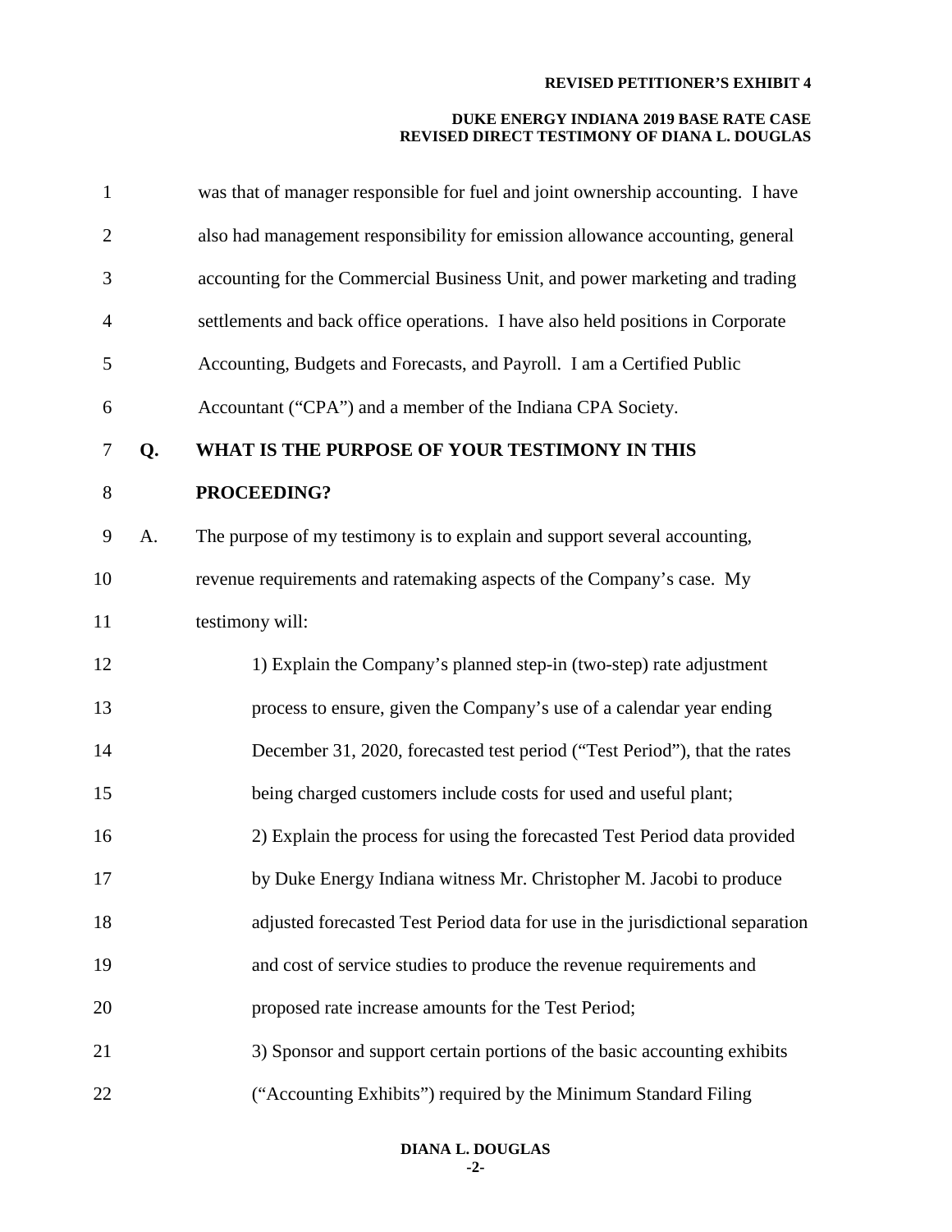was that of manager responsible for fuel and joint ownership accounting. I have also had management responsibility for emission allowance accounting, general accounting for the Commercial Business Unit, and power marketing and trading settlements and back office operations. I have also held positions in Corporate Accounting, Budgets and Forecasts, and Payroll. I am a Certified Public Accountant ("CPA") and a member of the Indiana CPA Society.

**Q. WHAT IS THE PURPOSE OF YOUR TESTIMONY IN THIS PROCEEDING?**

A. The purpose of my testimony is to explain and support several accounting, revenue requirements and ratemaking aspects of the Company's case. My testimony will:

1) Explain the Company's planned step-in (two-step) rate adjustment process to ensure, given the Company's use of a calendar year ending December 31, 2020, forecasted test period ("Test Period"), that the rates being charged customers include costs for used and useful plant;

2) Explain the process for using the forecasted Test Period data provided by Duke Energy Indiana witness Mr. Christopher M. Jacobi to produce adjusted forecasted Test Period data for use in the jurisdictional separation and cost of service studies to produce the revenue requirements and proposed rate increase amounts for the Test Period;

3) Sponsor and support certain portions of the basic accounting exhibits ("Accounting Exhibits") required by the Minimum Standard Filing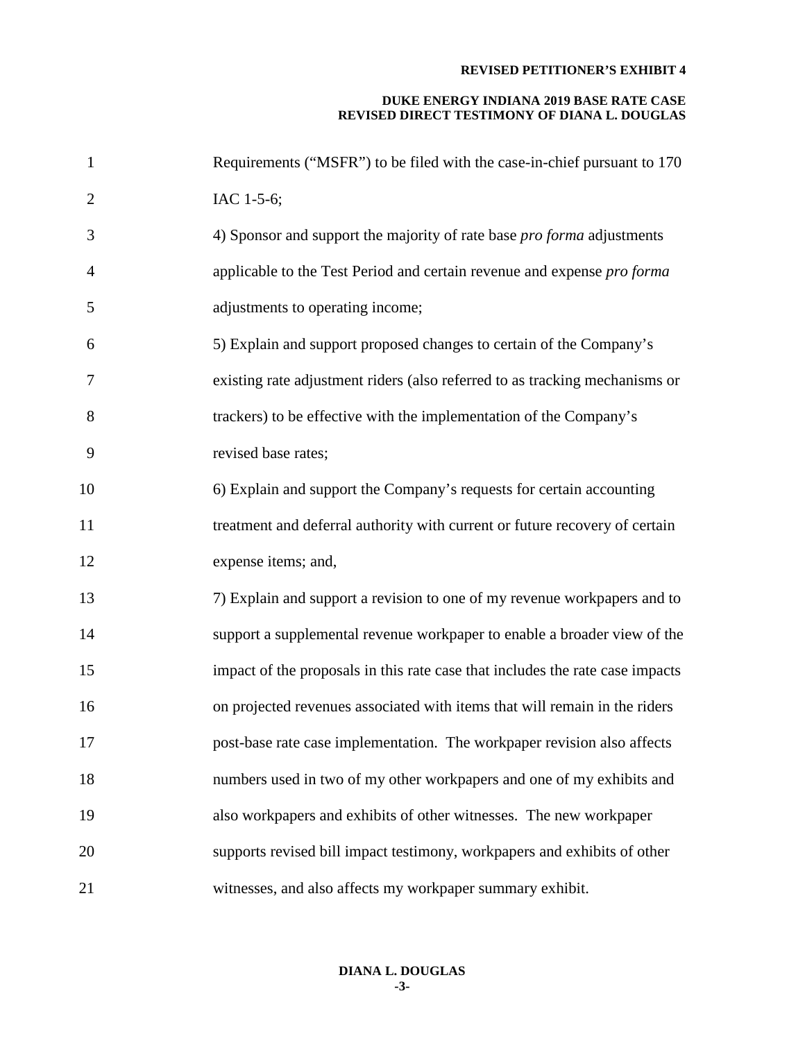Requirements ("MSFR") to be filed with the case-in-chief pursuant to 170 IAC 1-5-6;

4) Sponsor and support the majority of rate base *pro forma* adjustments applicable to the Test Period and certain revenue and expense *pro forma* adjustments to operating income;

5) Explain and support proposed changes to certain of the Company's existing rate adjustment riders (also referred to as tracking mechanisms or trackers) to be effective with the implementation of the Company's revised base rates;

6) Explain and support the Company's requests for certain accounting treatment and deferral authority with current or future recovery of certain expense items; and,

7) Explain and support a revision to one of my revenue workpapers and to support a supplemental revenue workpaper to enable a broader view of the impact of the proposals in this rate case that includes the rate case impacts on projected revenues associated with items that will remain in the riders post-base rate case implementation. The workpaper revision also affects numbers used in two of my other workpapers and one of my exhibits and also workpapers and exhibits of other witnesses. The new workpaper supports revised bill impact testimony, workpapers and exhibits of other witnesses, and also affects my workpaper summary exhibit.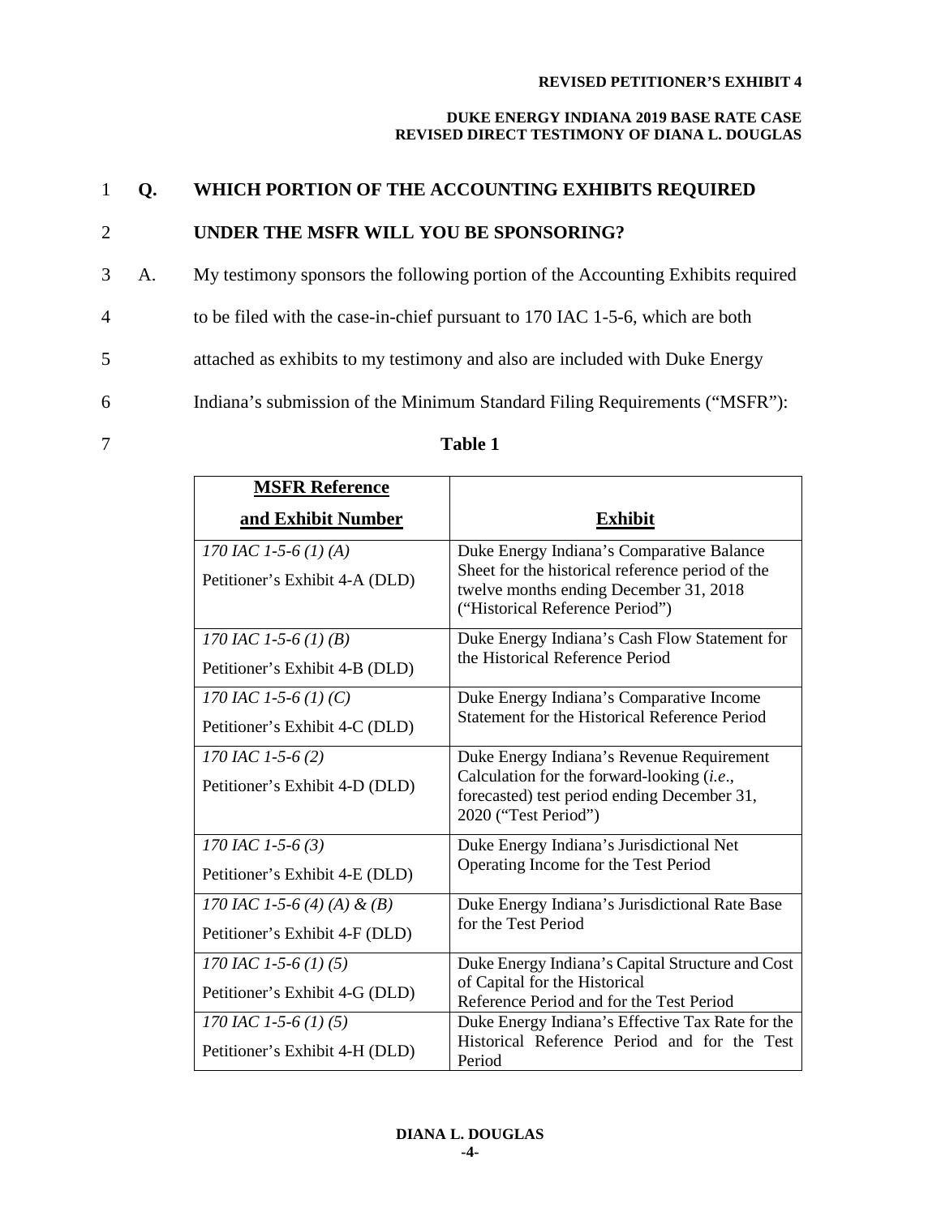**Q. WHICH PORTION OF THE ACCOUNTING EXHIBITS REQUIRED UNDER THE MSFR WILL YOU BE SPONSORING?**

A. My testimony sponsors the following portion of the Accounting Exhibits required to be filed with the case-in-chief pursuant to 170 IAC 1-5-6, which are both attached as exhibits to my testimony and also are included with Duke Energy Indiana's submission of the Minimum Standard Filing Requirements ("MSFR"):

**Table 1**

| MSFR Reference and Exhibit Number | Exhibit |
|---|---|
| *170 IAC 1-5-6 (1) (A)* Petitioner's Exhibit 4-A (DLD) | Duke Energy Indiana's Comparative Balance Sheet for the historical reference period of the twelve months ending December 31, 2018 ("Historical Reference Period") |
| *170 IAC 1-5-6 (1) (B)* Petitioner's Exhibit 4-B (DLD) | Duke Energy Indiana's Cash Flow Statement for the Historical Reference Period |
| *170 IAC 1-5-6 (1) (C)* Petitioner's Exhibit 4-C (DLD) | Duke Energy Indiana's Comparative Income Statement for the Historical Reference Period |
| *170 IAC 1-5-6 (2)* Petitioner's Exhibit 4-D (DLD) | Duke Energy Indiana's Revenue Requirement Calculation for the forward-looking (*i.e.*, forecasted) test period ending December 31, 2020 ("Test Period") |
| *170 IAC 1-5-6 (3)* Petitioner's Exhibit 4-E (DLD) | Duke Energy Indiana's Jurisdictional Net Operating Income for the Test Period |
| *170 IAC 1-5-6 (4) (A) & (B)* Petitioner's Exhibit 4-F (DLD) | Duke Energy Indiana's Jurisdictional Rate Base for the Test Period |
| *170 IAC 1-5-6 (1) (5)* Petitioner's Exhibit 4-G (DLD) | Duke Energy Indiana's Capital Structure and Cost of Capital for the Historical Reference Period and for the Test Period |
| *170 IAC 1-5-6 (1) (5)* Petitioner's Exhibit 4-H (DLD) | Duke Energy Indiana's Effective Tax Rate for the Historical Reference Period and for the Test Period |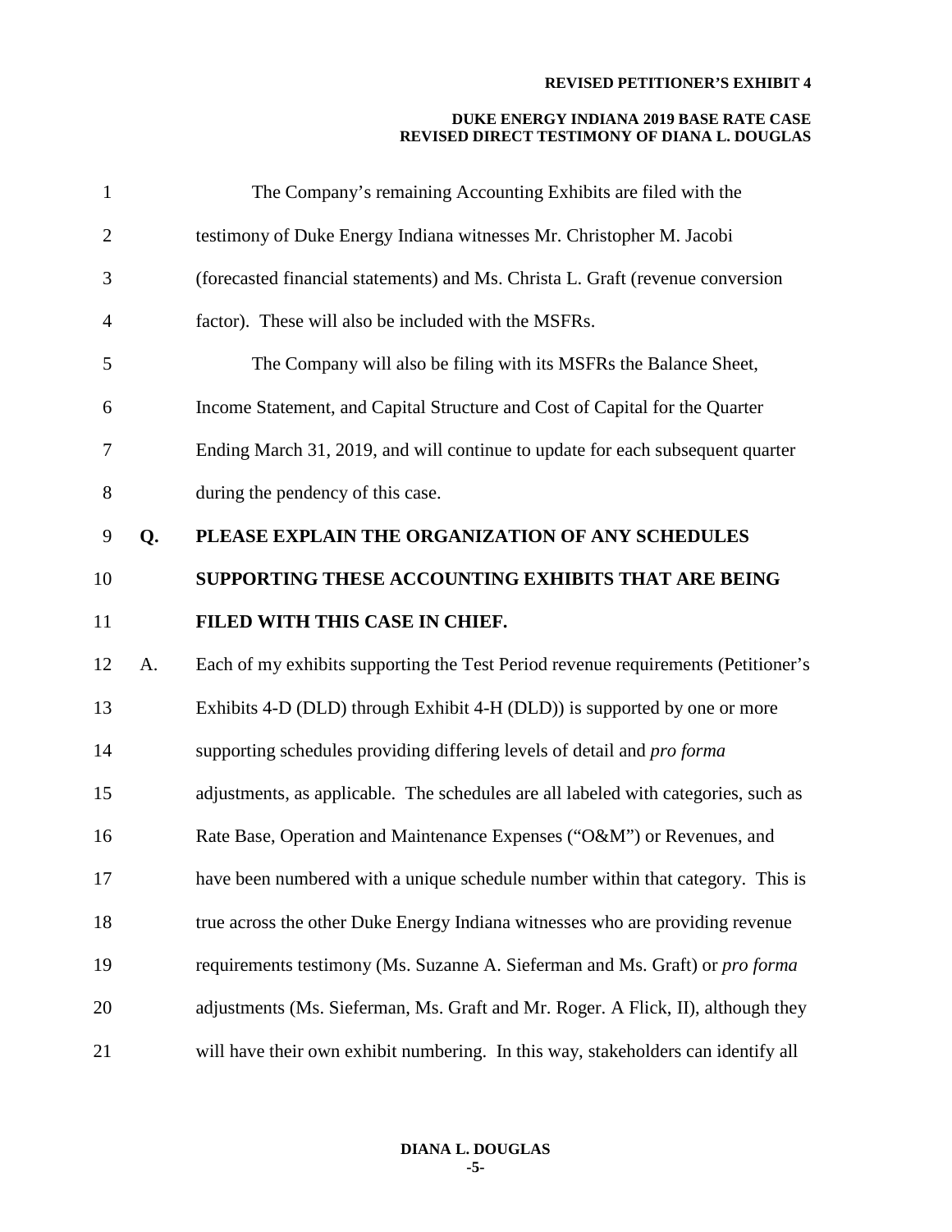The Company's remaining Accounting Exhibits are filed with the testimony of Duke Energy Indiana witnesses Mr. Christopher M. Jacobi (forecasted financial statements) and Ms. Christa L. Graft (revenue conversion factor). These will also be included with the MSFRs.

The Company will also be filing with its MSFRs the Balance Sheet, Income Statement, and Capital Structure and Cost of Capital for the Quarter Ending March 31, 2019, and will continue to update for each subsequent quarter during the pendency of this case.

**Q. PLEASE EXPLAIN THE ORGANIZATION OF ANY SCHEDULES SUPPORTING THESE ACCOUNTING EXHIBITS THAT ARE BEING FILED WITH THIS CASE IN CHIEF.**

A. Each of my exhibits supporting the Test Period revenue requirements (Petitioner's Exhibits 4-D (DLD) through Exhibit 4-H (DLD)) is supported by one or more supporting schedules providing differing levels of detail and *pro forma* adjustments, as applicable. The schedules are all labeled with categories, such as Rate Base, Operation and Maintenance Expenses ("O&M") or Revenues, and have been numbered with a unique schedule number within that category. This is true across the other Duke Energy Indiana witnesses who are providing revenue requirements testimony (Ms. Suzanne A. Sieferman and Ms. Graft) or *pro forma* adjustments (Ms. Sieferman, Ms. Graft and Mr. Roger. A Flick, II), although they will have their own exhibit numbering. In this way, stakeholders can identify all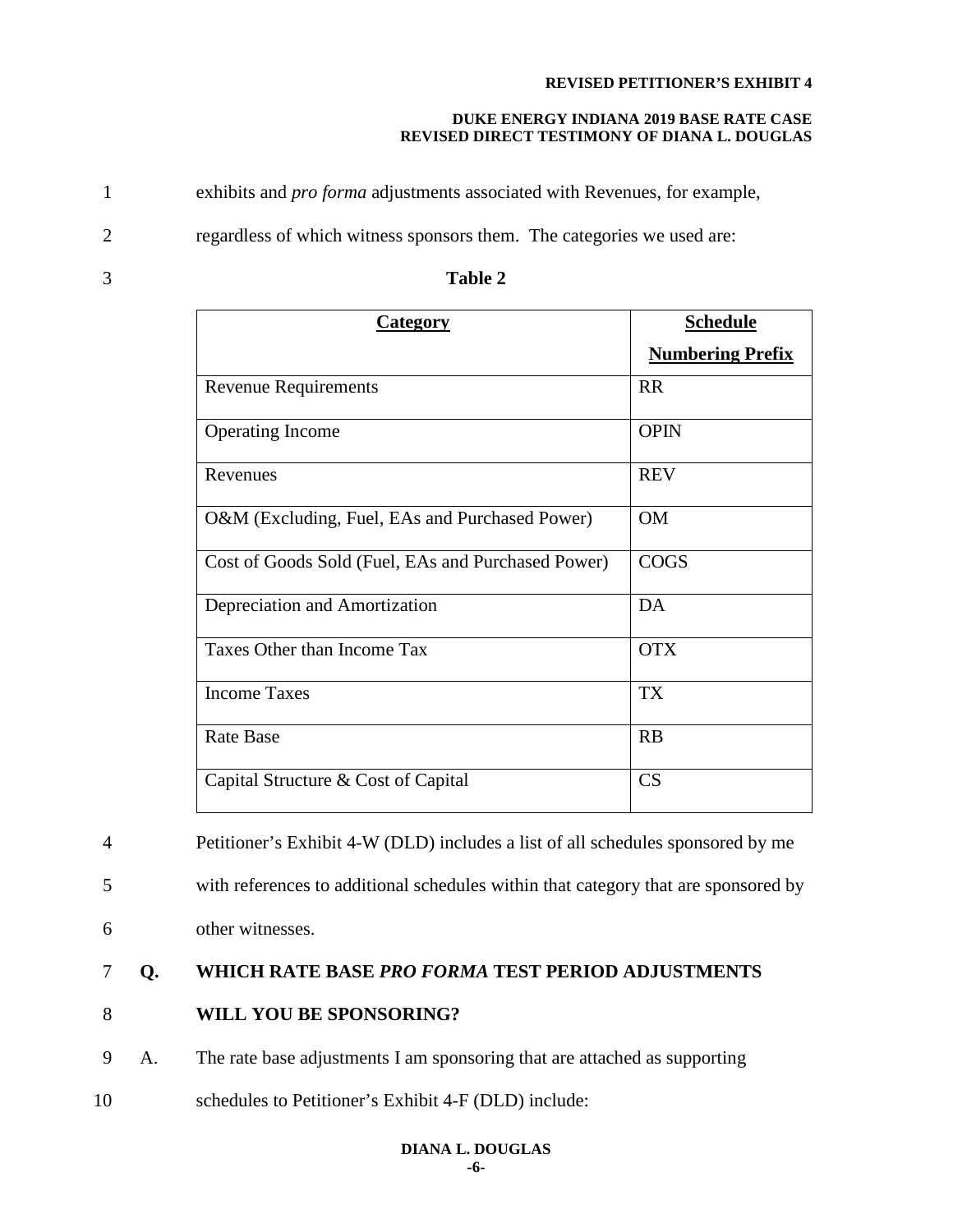exhibits and *pro forma* adjustments associated with Revenues, for example, regardless of which witness sponsors them. The categories we used are:

**Table 2**

| Category | Schedule Numbering Prefix |
|---|---|
| Revenue Requirements | RR |
| Operating Income | OPIN |
| Revenues | REV |
| O&M (Excluding, Fuel, EAs and Purchased Power) | OM |
| Cost of Goods Sold (Fuel, EAs and Purchased Power) | COGS |
| Depreciation and Amortization | DA |
| Taxes Other than Income Tax | OTX |
| Income Taxes | TX |
| Rate Base | RB |
| Capital Structure & Cost of Capital | CS |

Petitioner's Exhibit 4-W (DLD) includes a list of all schedules sponsored by me with references to additional schedules within that category that are sponsored by other witnesses.

**Q. WHICH RATE BASE *PRO FORMA* TEST PERIOD ADJUSTMENTS WILL YOU BE SPONSORING?**

A. The rate base adjustments I am sponsoring that are attached as supporting schedules to Petitioner's Exhibit 4-F (DLD) include: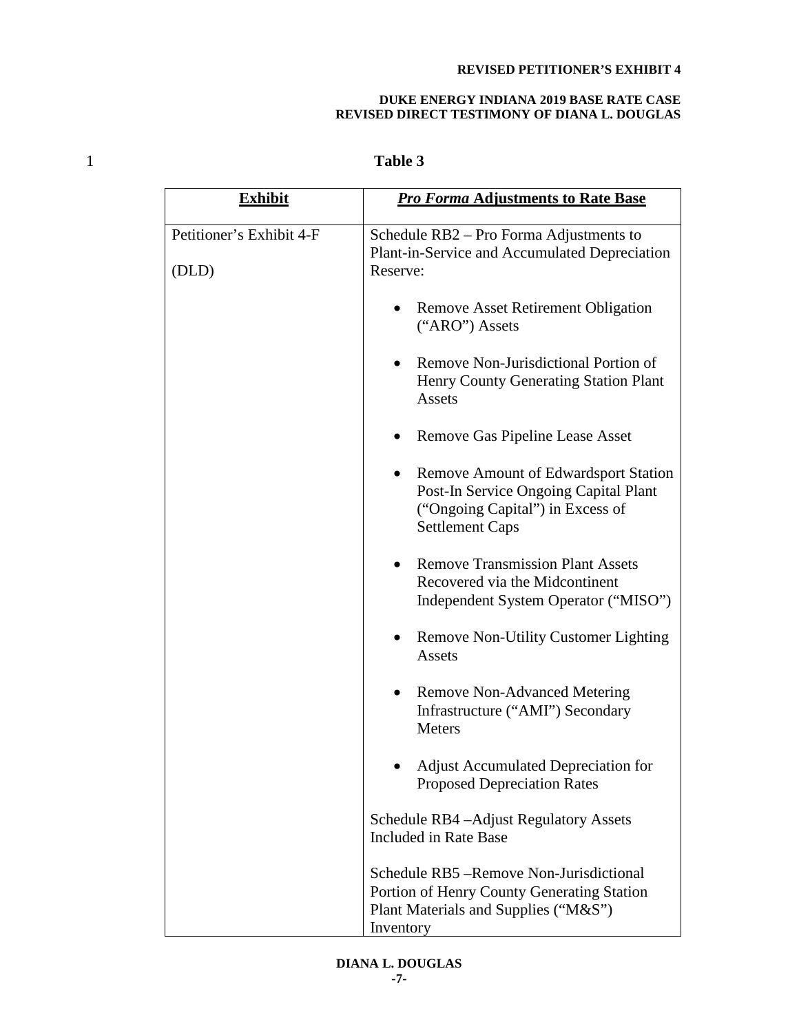Table 3

| **Exhibit** | ***Pro Forma* Adjustments to Rate Base** |
|---|---|
| Petitioner's Exhibit 4-F (DLD) | Schedule RB2 – Pro Forma Adjustments to Plant-in-Service and Accumulated Depreciation Reserve:<br>• Remove Asset Retirement Obligation ("ARO") Assets<br>• Remove Non-Jurisdictional Portion of Henry County Generating Station Plant Assets<br>• Remove Gas Pipeline Lease Asset<br>• Remove Amount of Edwardsport Station Post-In Service Ongoing Capital Plant ("Ongoing Capital") in Excess of Settlement Caps<br>• Remove Transmission Plant Assets Recovered via the Midcontinent Independent System Operator ("MISO")<br>• Remove Non-Utility Customer Lighting Assets<br>• Remove Non-Advanced Metering Infrastructure ("AMI") Secondary Meters<br>• Adjust Accumulated Depreciation for Proposed Depreciation Rates<br><br>Schedule RB4 –Adjust Regulatory Assets Included in Rate Base<br><br>Schedule RB5 –Remove Non-Jurisdictional Portion of Henry County Generating Station Plant Materials and Supplies ("M&S") Inventory |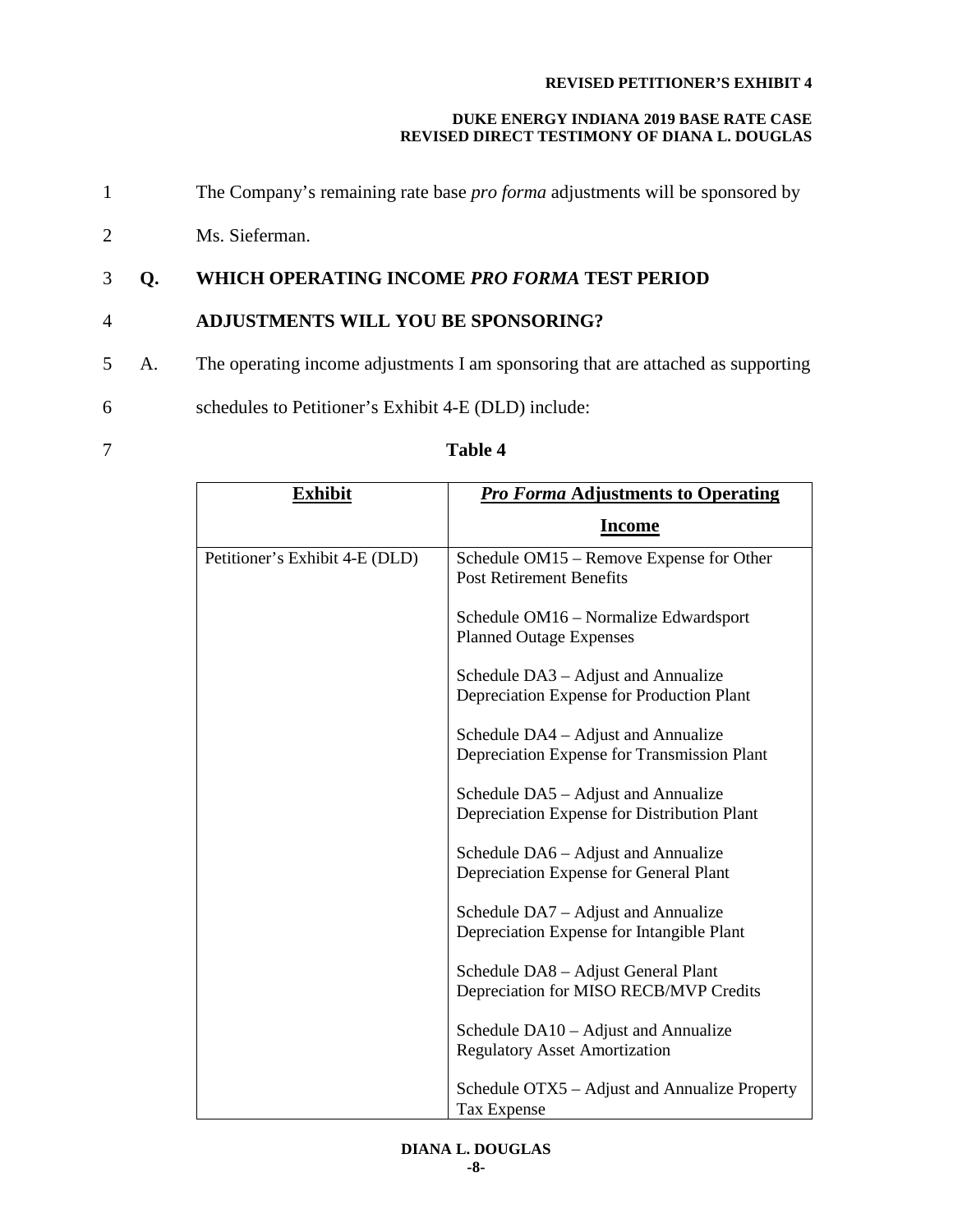The Company's remaining rate base *pro forma* adjustments will be sponsored by Ms. Sieferman.

**Q. WHICH OPERATING INCOME *PRO FORMA* TEST PERIOD ADJUSTMENTS WILL YOU BE SPONSORING?**

A. The operating income adjustments I am sponsoring that are attached as supporting schedules to Petitioner's Exhibit 4-E (DLD) include:

**Table 4**

| Exhibit | *Pro Forma* Adjustments to Operating Income |
|---|---|
| Petitioner's Exhibit 4-E (DLD) | Schedule OM15 – Remove Expense for Other Post Retirement Benefits<br><br>Schedule OM16 – Normalize Edwardsport Planned Outage Expenses<br><br>Schedule DA3 – Adjust and Annualize Depreciation Expense for Production Plant<br><br>Schedule DA4 – Adjust and Annualize Depreciation Expense for Transmission Plant<br><br>Schedule DA5 – Adjust and Annualize Depreciation Expense for Distribution Plant<br><br>Schedule DA6 – Adjust and Annualize Depreciation Expense for General Plant<br><br>Schedule DA7 – Adjust and Annualize Depreciation Expense for Intangible Plant<br><br>Schedule DA8 – Adjust General Plant Depreciation for MISO RECB/MVP Credits<br><br>Schedule DA10 – Adjust and Annualize Regulatory Asset Amortization<br><br>Schedule OTX5 – Adjust and Annualize Property Tax Expense |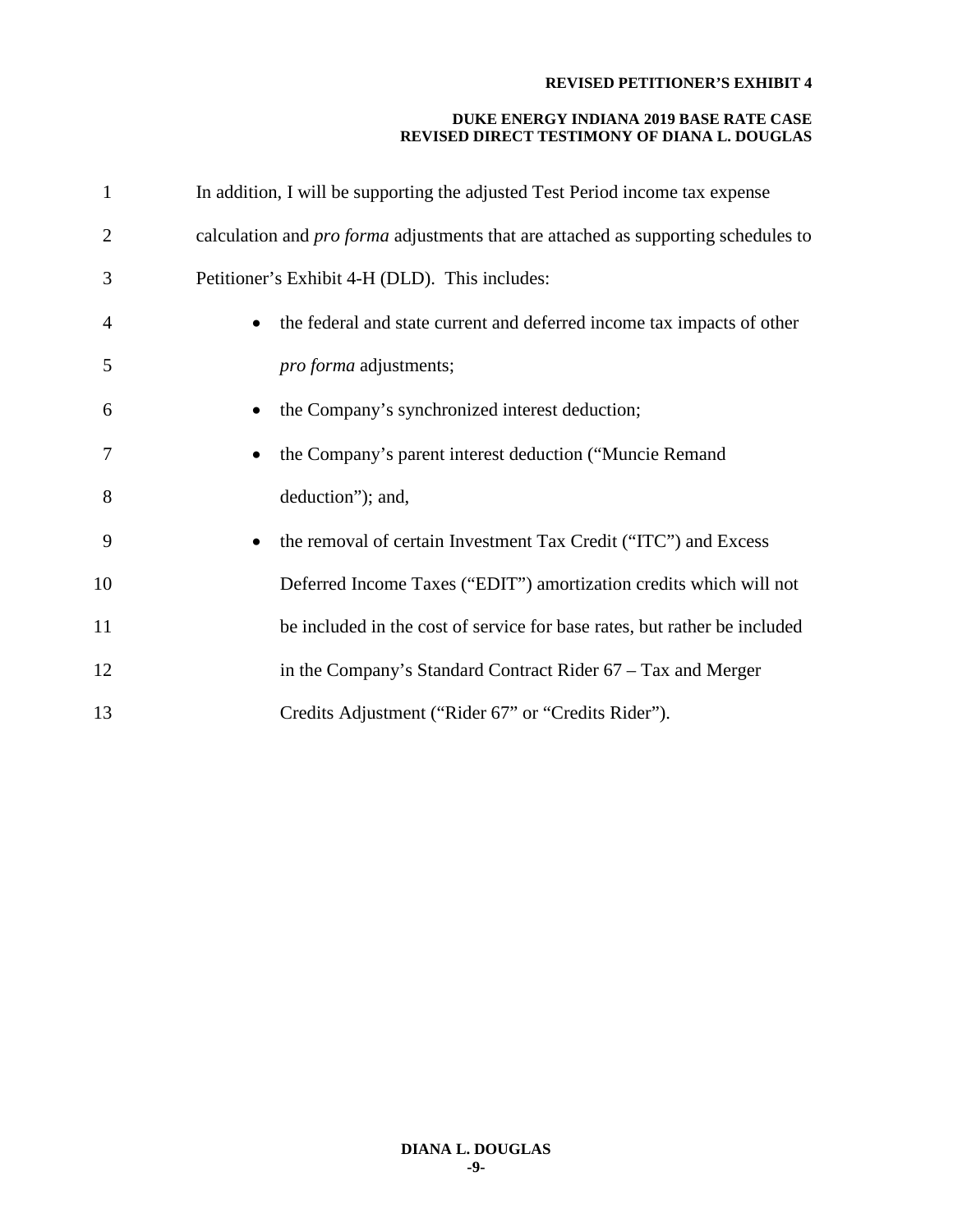In addition, I will be supporting the adjusted Test Period income tax expense calculation and *pro forma* adjustments that are attached as supporting schedules to Petitioner's Exhibit 4-H (DLD). This includes:

- the federal and state current and deferred income tax impacts of other *pro forma* adjustments;
- the Company's synchronized interest deduction;
- the Company's parent interest deduction ("Muncie Remand deduction"); and,
- the removal of certain Investment Tax Credit ("ITC") and Excess Deferred Income Taxes ("EDIT") amortization credits which will not be included in the cost of service for base rates, but rather be included in the Company's Standard Contract Rider 67 – Tax and Merger Credits Adjustment ("Rider 67" or "Credits Rider").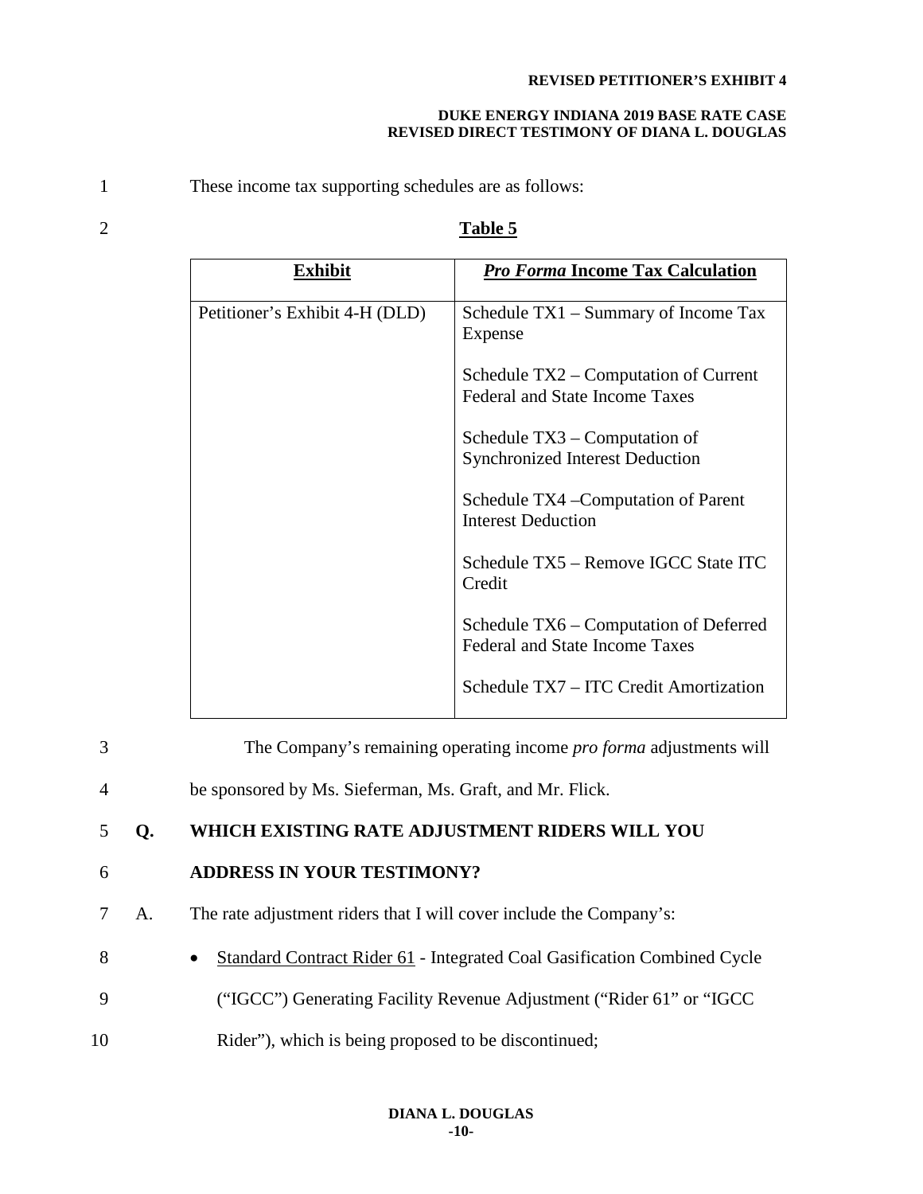These income tax supporting schedules are as follows:

**Table 5**

| **Exhibit** | ***Pro Forma* Income Tax Calculation** |
|---|---|
| Petitioner's Exhibit 4-H (DLD) | Schedule TX1 – Summary of Income Tax Expense<br><br>Schedule TX2 – Computation of Current Federal and State Income Taxes<br><br>Schedule TX3 – Computation of Synchronized Interest Deduction<br><br>Schedule TX4 –Computation of Parent Interest Deduction<br><br>Schedule TX5 – Remove IGCC State ITC Credit<br><br>Schedule TX6 – Computation of Deferred Federal and State Income Taxes<br><br>Schedule TX7 – ITC Credit Amortization |

The Company's remaining operating income *pro forma* adjustments will be sponsored by Ms. Sieferman, Ms. Graft, and Mr. Flick.

**Q. WHICH EXISTING RATE ADJUSTMENT RIDERS WILL YOU ADDRESS IN YOUR TESTIMONY?**

A. The rate adjustment riders that I will cover include the Company's:

- Standard Contract Rider 61 - Integrated Coal Gasification Combined Cycle ("IGCC") Generating Facility Revenue Adjustment ("Rider 61" or "IGCC Rider"), which is being proposed to be discontinued;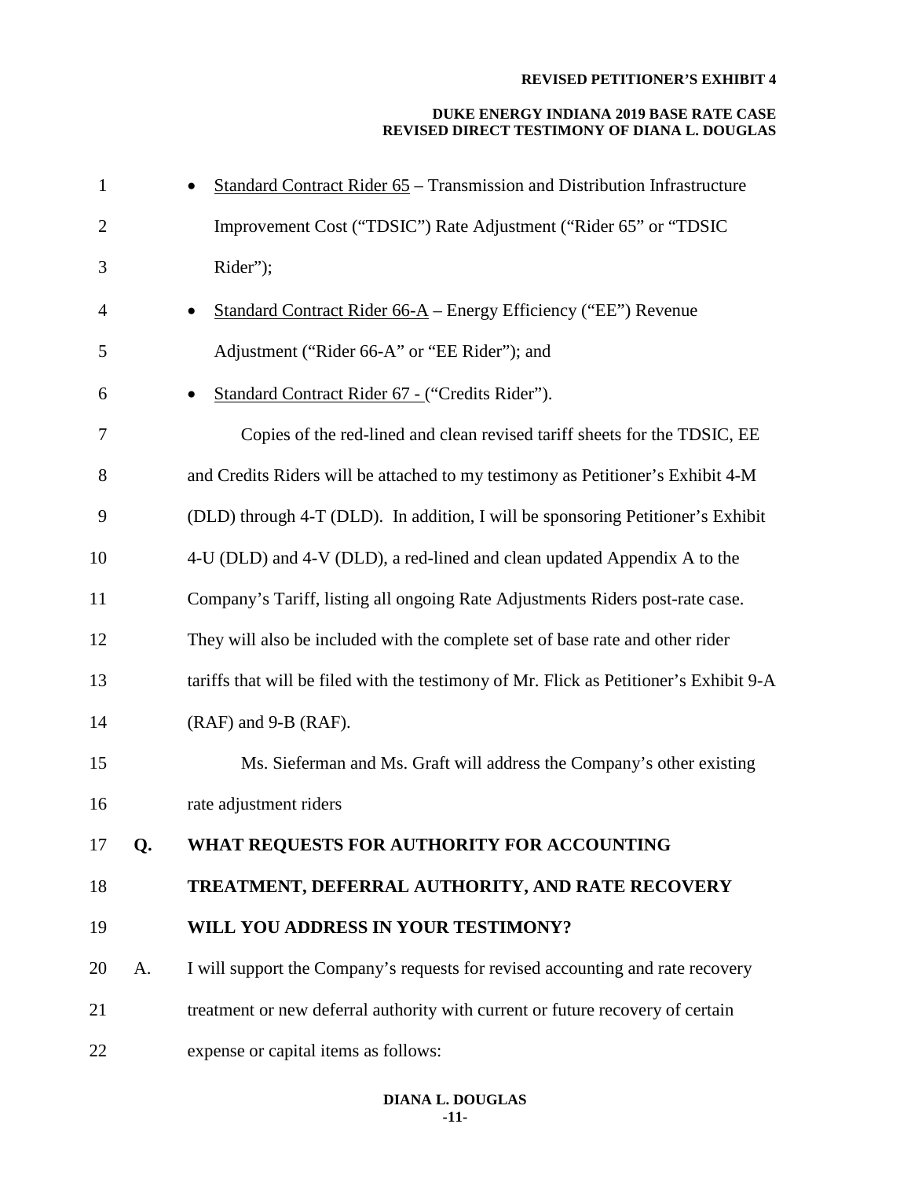- Standard Contract Rider 65 – Transmission and Distribution Infrastructure Improvement Cost ("TDSIC") Rate Adjustment ("Rider 65" or "TDSIC Rider");
- Standard Contract Rider 66-A – Energy Efficiency ("EE") Revenue Adjustment ("Rider 66-A" or "EE Rider"); and
- Standard Contract Rider 67 - ("Credits Rider").

Copies of the red-lined and clean revised tariff sheets for the TDSIC, EE and Credits Riders will be attached to my testimony as Petitioner's Exhibit 4-M (DLD) through 4-T (DLD). In addition, I will be sponsoring Petitioner's Exhibit 4-U (DLD) and 4-V (DLD), a red-lined and clean updated Appendix A to the Company's Tariff, listing all ongoing Rate Adjustments Riders post-rate case. They will also be included with the complete set of base rate and other rider tariffs that will be filed with the testimony of Mr. Flick as Petitioner's Exhibit 9-A (RAF) and 9-B (RAF).

Ms. Sieferman and Ms. Graft will address the Company's other existing rate adjustment riders

**Q. WHAT REQUESTS FOR AUTHORITY FOR ACCOUNTING TREATMENT, DEFERRAL AUTHORITY, AND RATE RECOVERY WILL YOU ADDRESS IN YOUR TESTIMONY?**

A. I will support the Company's requests for revised accounting and rate recovery treatment or new deferral authority with current or future recovery of certain expense or capital items as follows: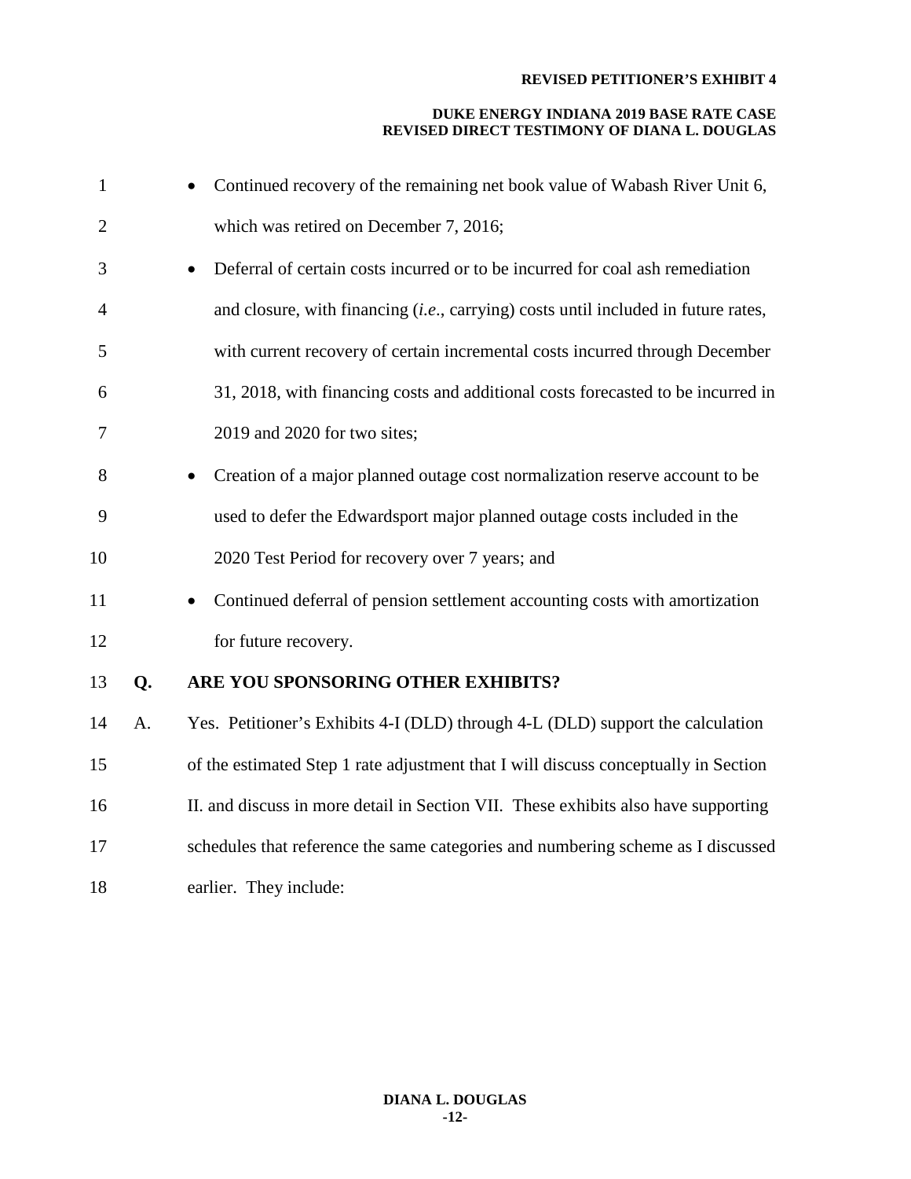- Continued recovery of the remaining net book value of Wabash River Unit 6, which was retired on December 7, 2016;
- Deferral of certain costs incurred or to be incurred for coal ash remediation and closure, with financing (*i.e*., carrying) costs until included in future rates, with current recovery of certain incremental costs incurred through December 31, 2018, with financing costs and additional costs forecasted to be incurred in 2019 and 2020 for two sites;
- Creation of a major planned outage cost normalization reserve account to be used to defer the Edwardsport major planned outage costs included in the 2020 Test Period for recovery over 7 years; and
- Continued deferral of pension settlement accounting costs with amortization for future recovery.

**Q. ARE YOU SPONSORING OTHER EXHIBITS?**

A. Yes. Petitioner's Exhibits 4-I (DLD) through 4-L (DLD) support the calculation of the estimated Step 1 rate adjustment that I will discuss conceptually in Section II. and discuss in more detail in Section VII. These exhibits also have supporting schedules that reference the same categories and numbering scheme as I discussed earlier. They include: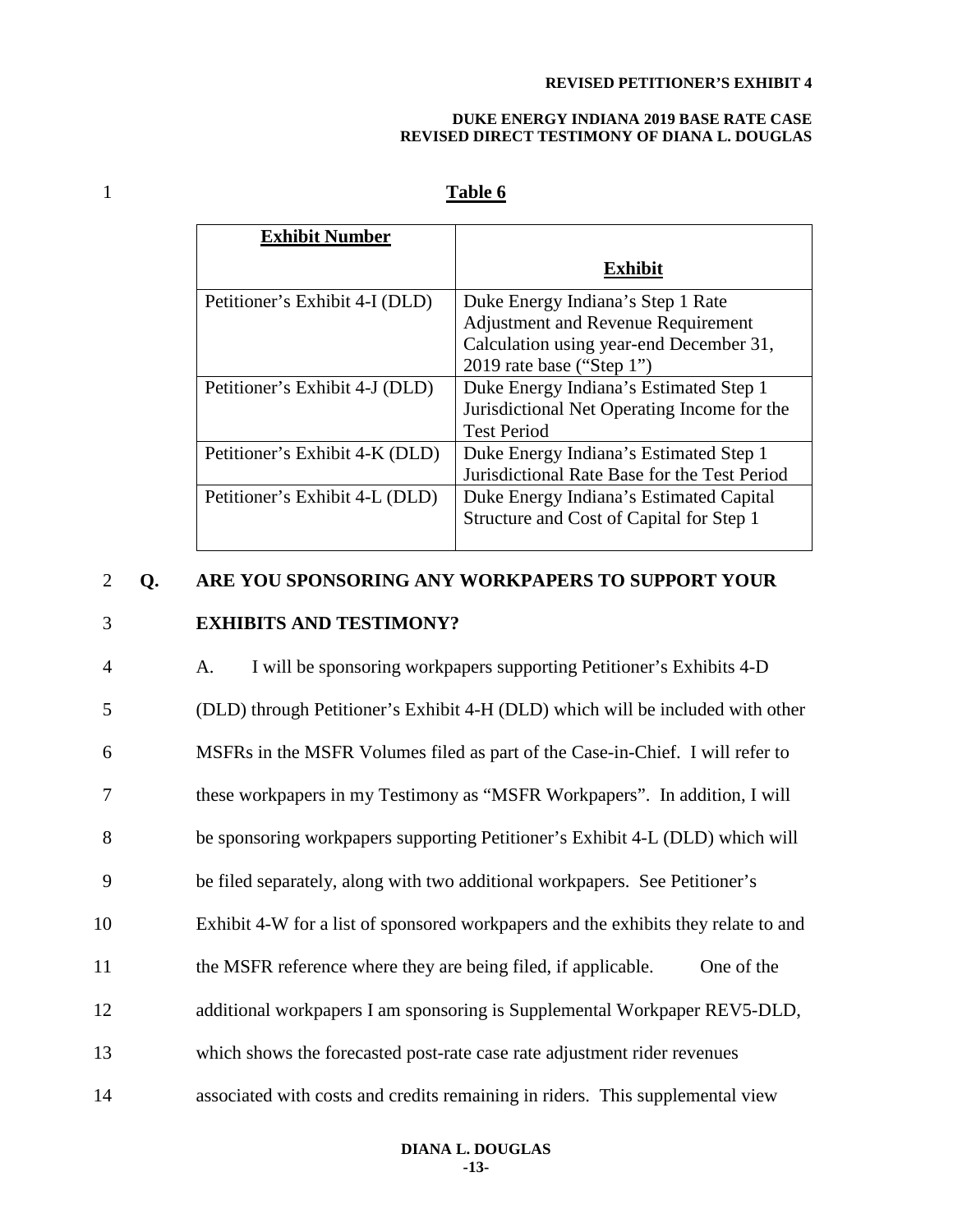**Table 6**

| Exhibit Number | Exhibit |
|---|---|
| Petitioner's Exhibit 4-I (DLD) | Duke Energy Indiana's Step 1 Rate Adjustment and Revenue Requirement Calculation using year-end December 31, 2019 rate base ("Step 1") |
| Petitioner's Exhibit 4-J (DLD) | Duke Energy Indiana's Estimated Step 1 Jurisdictional Net Operating Income for the Test Period |
| Petitioner's Exhibit 4-K (DLD) | Duke Energy Indiana's Estimated Step 1 Jurisdictional Rate Base for the Test Period |
| Petitioner's Exhibit 4-L (DLD) | Duke Energy Indiana's Estimated Capital Structure and Cost of Capital for Step 1 |

**Q. ARE YOU SPONSORING ANY WORKPAPERS TO SUPPORT YOUR EXHIBITS AND TESTIMONY?**

A. I will be sponsoring workpapers supporting Petitioner's Exhibits 4-D (DLD) through Petitioner's Exhibit 4-H (DLD) which will be included with other MSFRs in the MSFR Volumes filed as part of the Case-in-Chief. I will refer to these workpapers in my Testimony as "MSFR Workpapers". In addition, I will be sponsoring workpapers supporting Petitioner's Exhibit 4-L (DLD) which will be filed separately, along with two additional workpapers. See Petitioner's Exhibit 4-W for a list of sponsored workpapers and the exhibits they relate to and the MSFR reference where they are being filed, if applicable. One of the additional workpapers I am sponsoring is Supplemental Workpaper REV5-DLD, which shows the forecasted post-rate case rate adjustment rider revenues associated with costs and credits remaining in riders. This supplemental view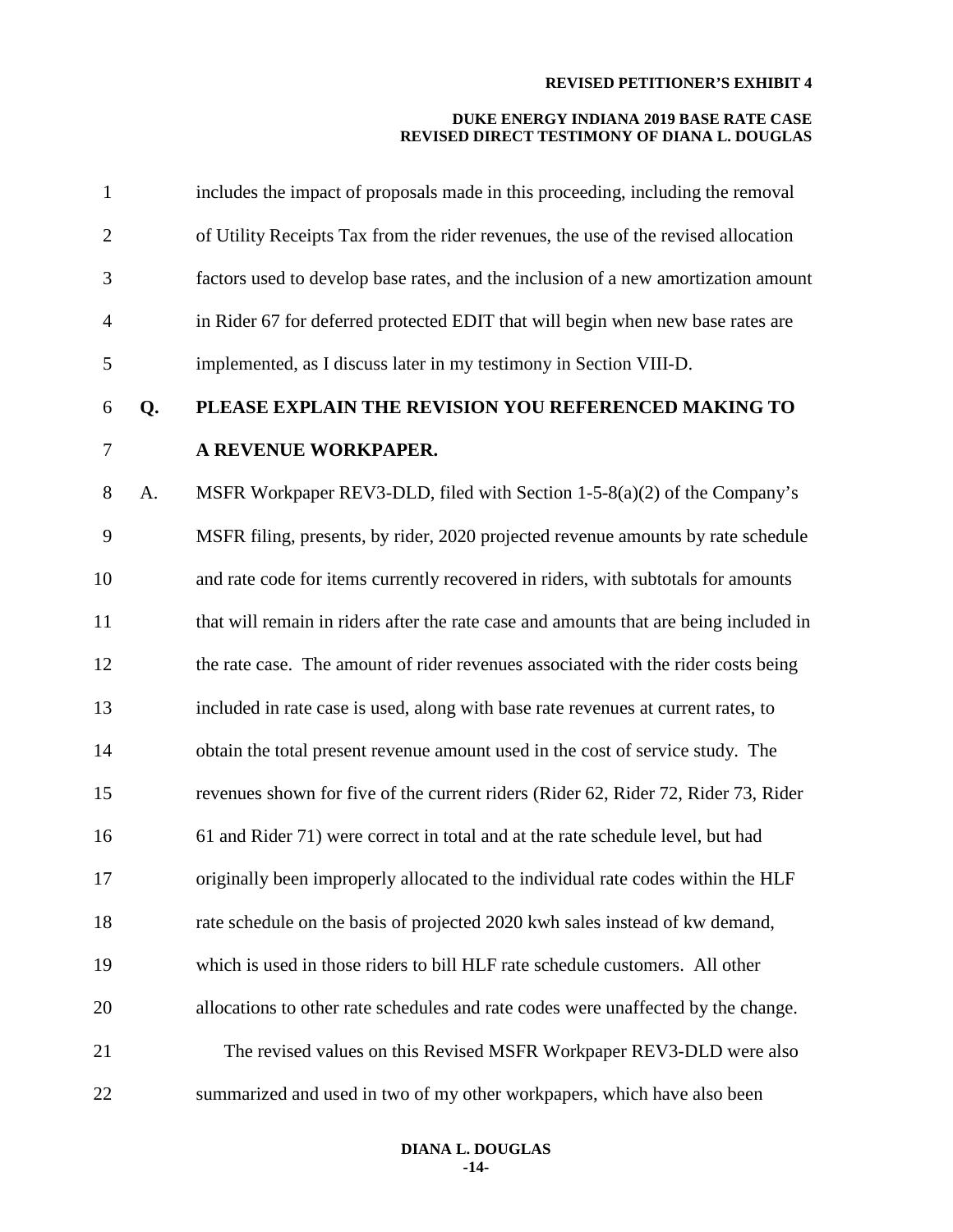includes the impact of proposals made in this proceeding, including the removal of Utility Receipts Tax from the rider revenues, the use of the revised allocation factors used to develop base rates, and the inclusion of a new amortization amount in Rider 67 for deferred protected EDIT that will begin when new base rates are implemented, as I discuss later in my testimony in Section VIII-D.

**Q. PLEASE EXPLAIN THE REVISION YOU REFERENCED MAKING TO A REVENUE WORKPAPER.**

A. MSFR Workpaper REV3-DLD, filed with Section 1-5-8(a)(2) of the Company's MSFR filing, presents, by rider, 2020 projected revenue amounts by rate schedule and rate code for items currently recovered in riders, with subtotals for amounts that will remain in riders after the rate case and amounts that are being included in the rate case. The amount of rider revenues associated with the rider costs being included in rate case is used, along with base rate revenues at current rates, to obtain the total present revenue amount used in the cost of service study. The revenues shown for five of the current riders (Rider 62, Rider 72, Rider 73, Rider 61 and Rider 71) were correct in total and at the rate schedule level, but had originally been improperly allocated to the individual rate codes within the HLF rate schedule on the basis of projected 2020 kwh sales instead of kw demand, which is used in those riders to bill HLF rate schedule customers. All other allocations to other rate schedules and rate codes were unaffected by the change.

The revised values on this Revised MSFR Workpaper REV3-DLD were also summarized and used in two of my other workpapers, which have also been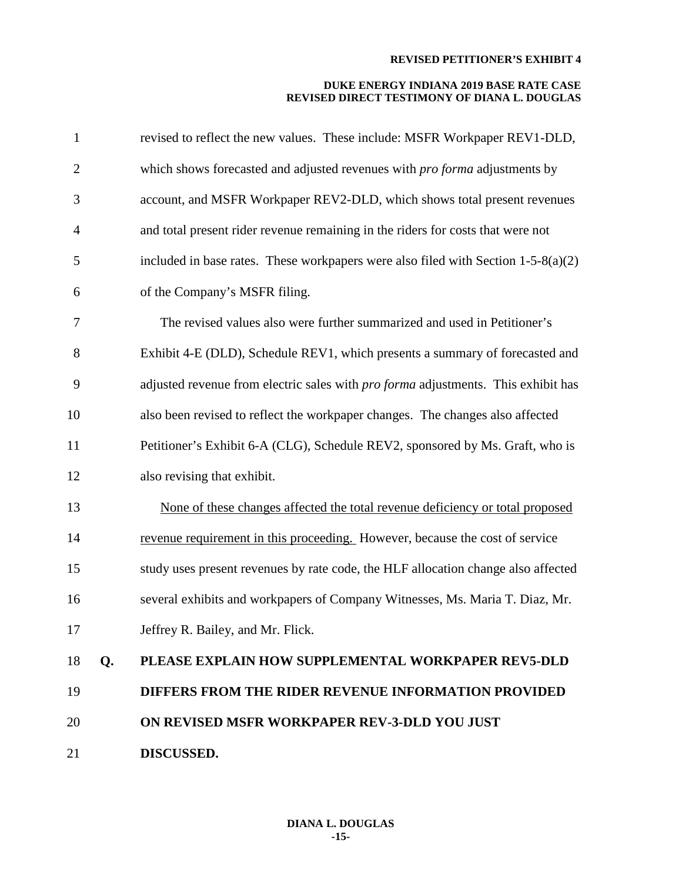revised to reflect the new values. These include: MSFR Workpaper REV1-DLD, which shows forecasted and adjusted revenues with *pro forma* adjustments by account, and MSFR Workpaper REV2-DLD, which shows total present revenues and total present rider revenue remaining in the riders for costs that were not included in base rates. These workpapers were also filed with Section 1-5-8(a)(2) of the Company's MSFR filing.

The revised values also were further summarized and used in Petitioner's Exhibit 4-E (DLD), Schedule REV1, which presents a summary of forecasted and adjusted revenue from electric sales with *pro forma* adjustments. This exhibit has also been revised to reflect the workpaper changes. The changes also affected Petitioner's Exhibit 6-A (CLG), Schedule REV2, sponsored by Ms. Graft, who is also revising that exhibit.

<u>None of these changes affected the total revenue deficiency or total proposed revenue requirement in this proceeding.</u> However, because the cost of service study uses present revenues by rate code, the HLF allocation change also affected several exhibits and workpapers of Company Witnesses, Ms. Maria T. Diaz, Mr. Jeffrey R. Bailey, and Mr. Flick.

**Q. PLEASE EXPLAIN HOW SUPPLEMENTAL WORKPAPER REV5-DLD DIFFERS FROM THE RIDER REVENUE INFORMATION PROVIDED ON REVISED MSFR WORKPAPER REV-3-DLD YOU JUST DISCUSSED.**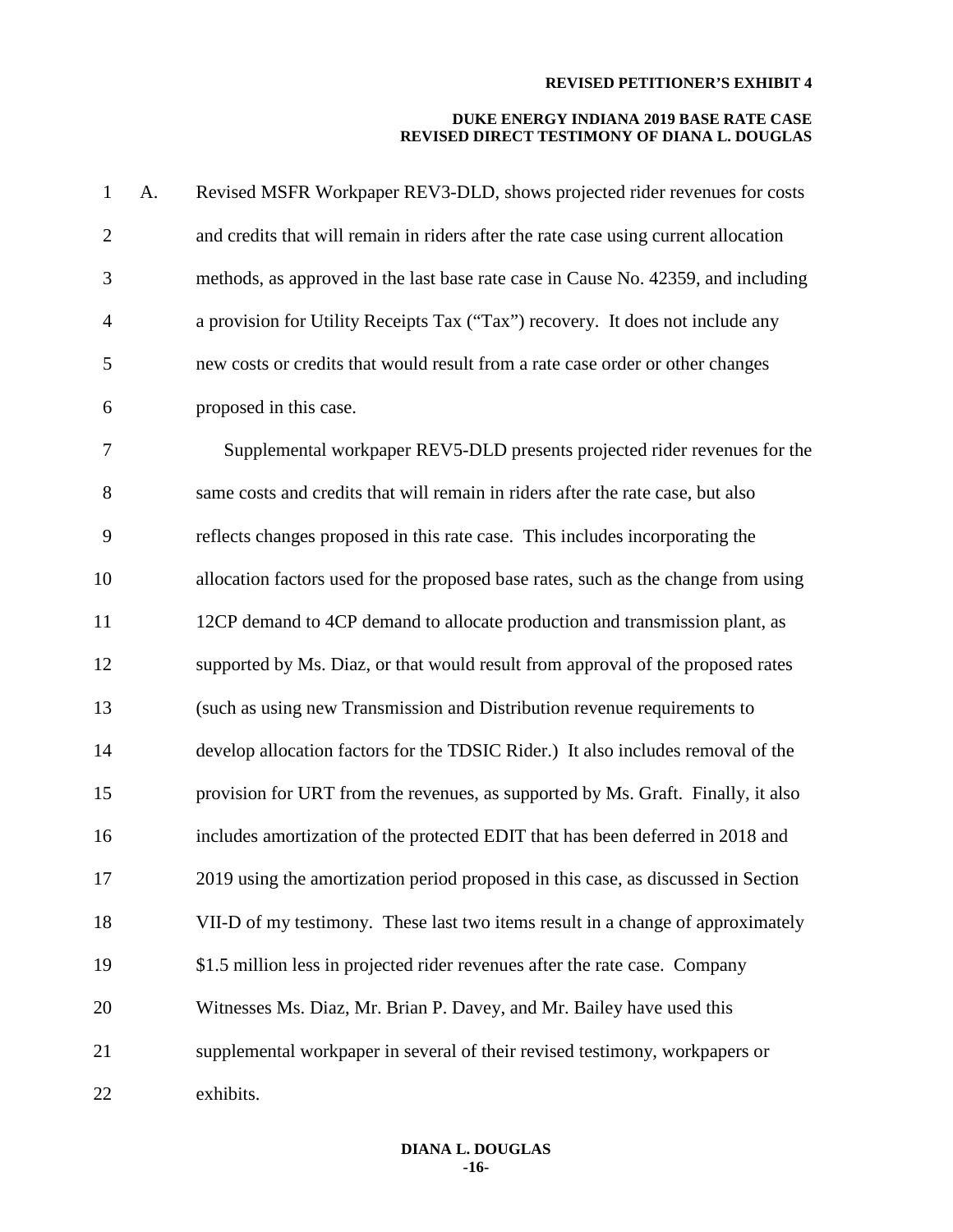A. Revised MSFR Workpaper REV3-DLD, shows projected rider revenues for costs and credits that will remain in riders after the rate case using current allocation methods, as approved in the last base rate case in Cause No. 42359, and including a provision for Utility Receipts Tax ("Tax") recovery. It does not include any new costs or credits that would result from a rate case order or other changes proposed in this case.

Supplemental workpaper REV5-DLD presents projected rider revenues for the same costs and credits that will remain in riders after the rate case, but also reflects changes proposed in this rate case. This includes incorporating the allocation factors used for the proposed base rates, such as the change from using 12CP demand to 4CP demand to allocate production and transmission plant, as supported by Ms. Diaz, or that would result from approval of the proposed rates (such as using new Transmission and Distribution revenue requirements to develop allocation factors for the TDSIC Rider.) It also includes removal of the provision for URT from the revenues, as supported by Ms. Graft. Finally, it also includes amortization of the protected EDIT that has been deferred in 2018 and 2019 using the amortization period proposed in this case, as discussed in Section VII-D of my testimony. These last two items result in a change of approximately $1.5 million less in projected rider revenues after the rate case. Company Witnesses Ms. Diaz, Mr. Brian P. Davey, and Mr. Bailey have used this supplemental workpaper in several of their revised testimony, workpapers or exhibits.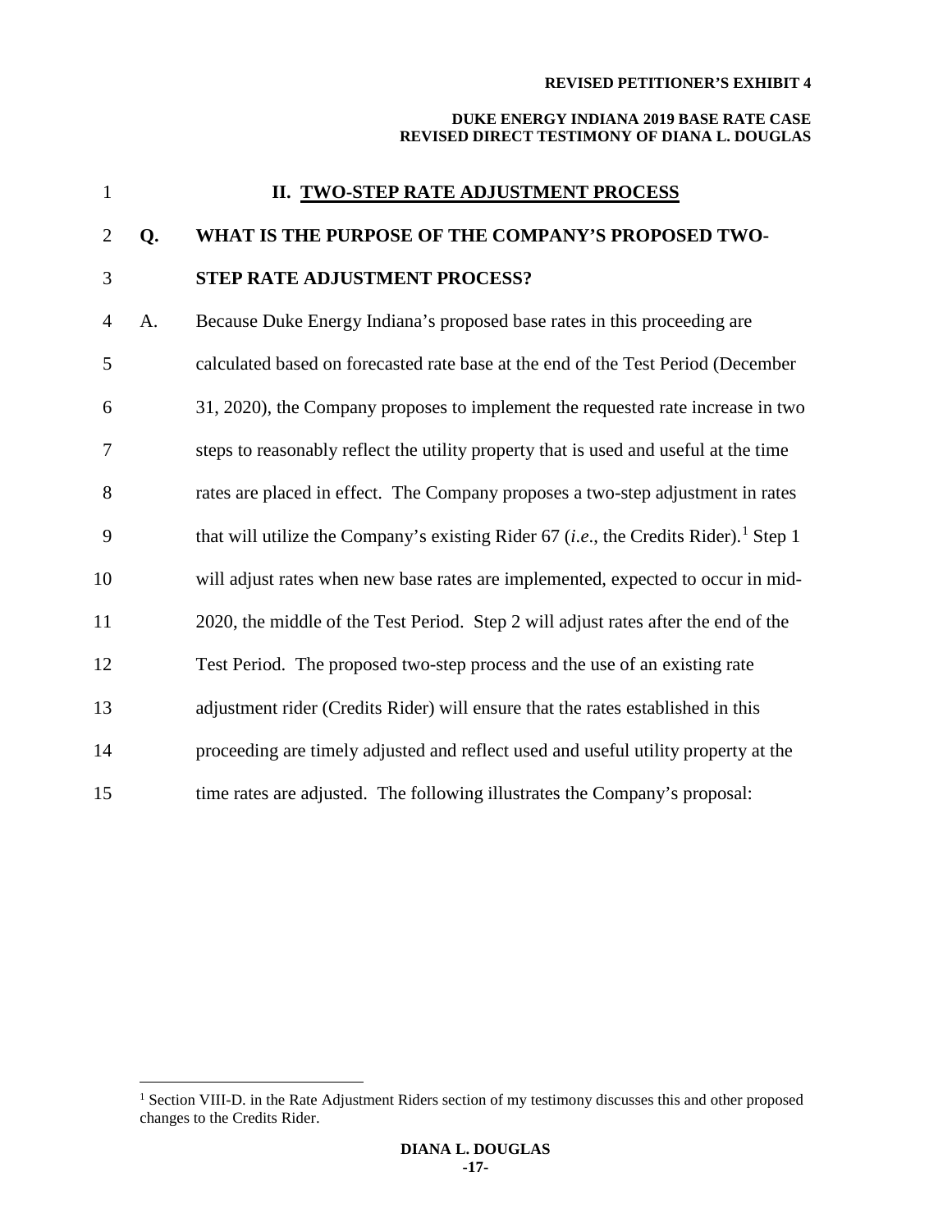## II. TWO-STEP RATE ADJUSTMENT PROCESS

**Q. WHAT IS THE PURPOSE OF THE COMPANY'S PROPOSED TWO-STEP RATE ADJUSTMENT PROCESS?**

A. Because Duke Energy Indiana's proposed base rates in this proceeding are calculated based on forecasted rate base at the end of the Test Period (December 31, 2020), the Company proposes to implement the requested rate increase in two steps to reasonably reflect the utility property that is used and useful at the time rates are placed in effect. The Company proposes a two-step adjustment in rates that will utilize the Company's existing Rider 67 (*i.e.*, the Credits Rider).[1] Step 1 will adjust rates when new base rates are implemented, expected to occur in mid-2020, the middle of the Test Period. Step 2 will adjust rates after the end of the Test Period. The proposed two-step process and the use of an existing rate adjustment rider (Credits Rider) will ensure that the rates established in this proceeding are timely adjusted and reflect used and useful utility property at the time rates are adjusted. The following illustrates the Company's proposal:

[1] Section VIII-D. in the Rate Adjustment Riders section of my testimony discusses this and other proposed changes to the Credits Rider.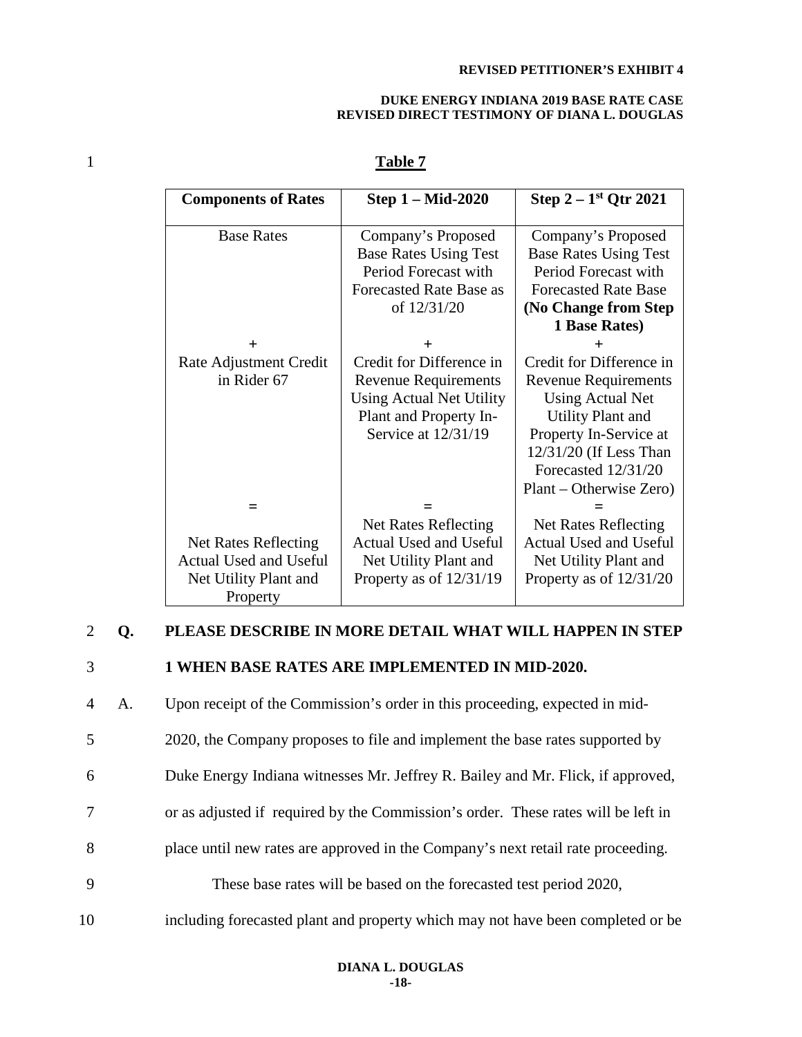**Table 7**

| Components of Rates | Step 1 – Mid-2020 | Step 2 – 1st Qtr 2021 |
|---|---|---|
| Base Rates | Company's Proposed Base Rates Using Test Period Forecast with Forecasted Rate Base as of 12/31/20 | Company's Proposed Base Rates Using Test Period Forecast with Forecasted Rate Base **(No Change from Step 1 Base Rates)** |
| + | + | + |
| Rate Adjustment Credit in Rider 67 | Credit for Difference in Revenue Requirements Using Actual Net Utility Plant and Property In-Service at 12/31/19 | Credit for Difference in Revenue Requirements Using Actual Net Utility Plant and Property In-Service at 12/31/20 (If Less Than Forecasted 12/31/20 Plant – Otherwise Zero) |
| = | = | = |
| Net Rates Reflecting Actual Used and Useful Net Utility Plant and Property | Net Rates Reflecting Actual Used and Useful Net Utility Plant and Property as of 12/31/19 | Net Rates Reflecting Actual Used and Useful Net Utility Plant and Property as of 12/31/20 |

**Q. PLEASE DESCRIBE IN MORE DETAIL WHAT WILL HAPPEN IN STEP 1 WHEN BASE RATES ARE IMPLEMENTED IN MID-2020.**

A. Upon receipt of the Commission's order in this proceeding, expected in mid-2020, the Company proposes to file and implement the base rates supported by Duke Energy Indiana witnesses Mr. Jeffrey R. Bailey and Mr. Flick, if approved, or as adjusted if required by the Commission's order. These rates will be left in place until new rates are approved in the Company's next retail rate proceeding.

These base rates will be based on the forecasted test period 2020, including forecasted plant and property which may not have been completed or be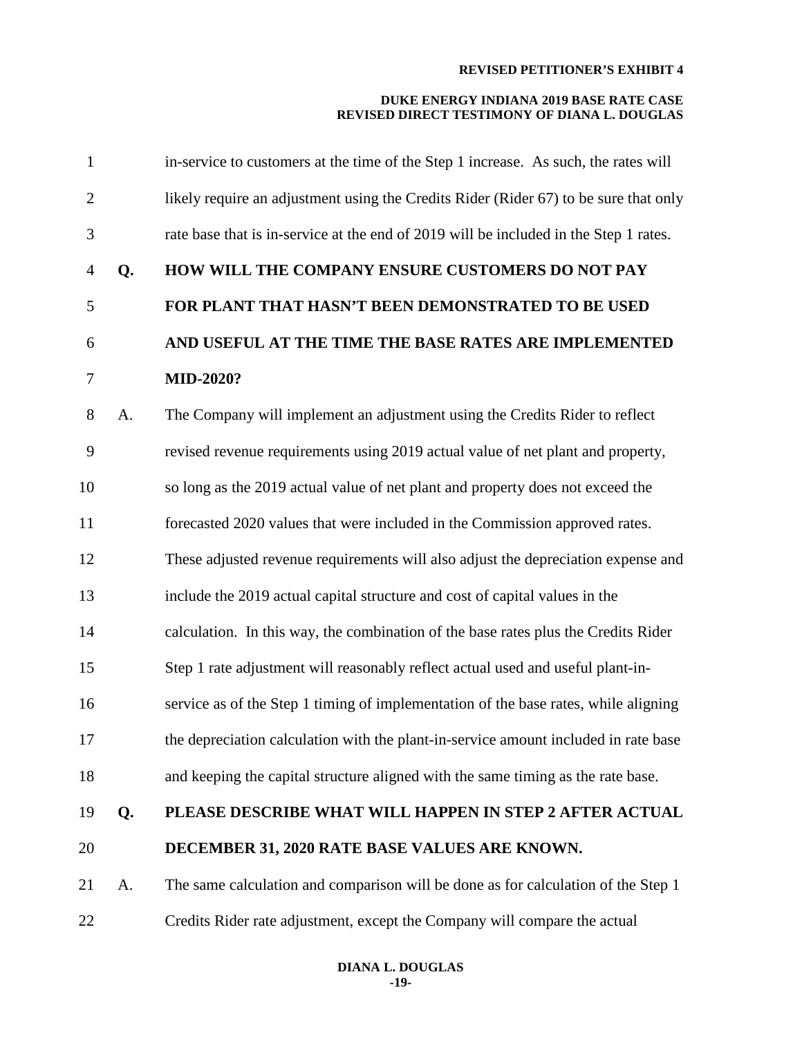in-service to customers at the time of the Step 1 increase. As such, the rates will likely require an adjustment using the Credits Rider (Rider 67) to be sure that only rate base that is in-service at the end of 2019 will be included in the Step 1 rates.

**Q. HOW WILL THE COMPANY ENSURE CUSTOMERS DO NOT PAY FOR PLANT THAT HASN'T BEEN DEMONSTRATED TO BE USED AND USEFUL AT THE TIME THE BASE RATES ARE IMPLEMENTED MID-2020?**

A. The Company will implement an adjustment using the Credits Rider to reflect revised revenue requirements using 2019 actual value of net plant and property, so long as the 2019 actual value of net plant and property does not exceed the forecasted 2020 values that were included in the Commission approved rates. These adjusted revenue requirements will also adjust the depreciation expense and include the 2019 actual capital structure and cost of capital values in the calculation. In this way, the combination of the base rates plus the Credits Rider Step 1 rate adjustment will reasonably reflect actual used and useful plant-in-service as of the Step 1 timing of implementation of the base rates, while aligning the depreciation calculation with the plant-in-service amount included in rate base and keeping the capital structure aligned with the same timing as the rate base.

**Q. PLEASE DESCRIBE WHAT WILL HAPPEN IN STEP 2 AFTER ACTUAL DECEMBER 31, 2020 RATE BASE VALUES ARE KNOWN.**

A. The same calculation and comparison will be done as for calculation of the Step 1 Credits Rider rate adjustment, except the Company will compare the actual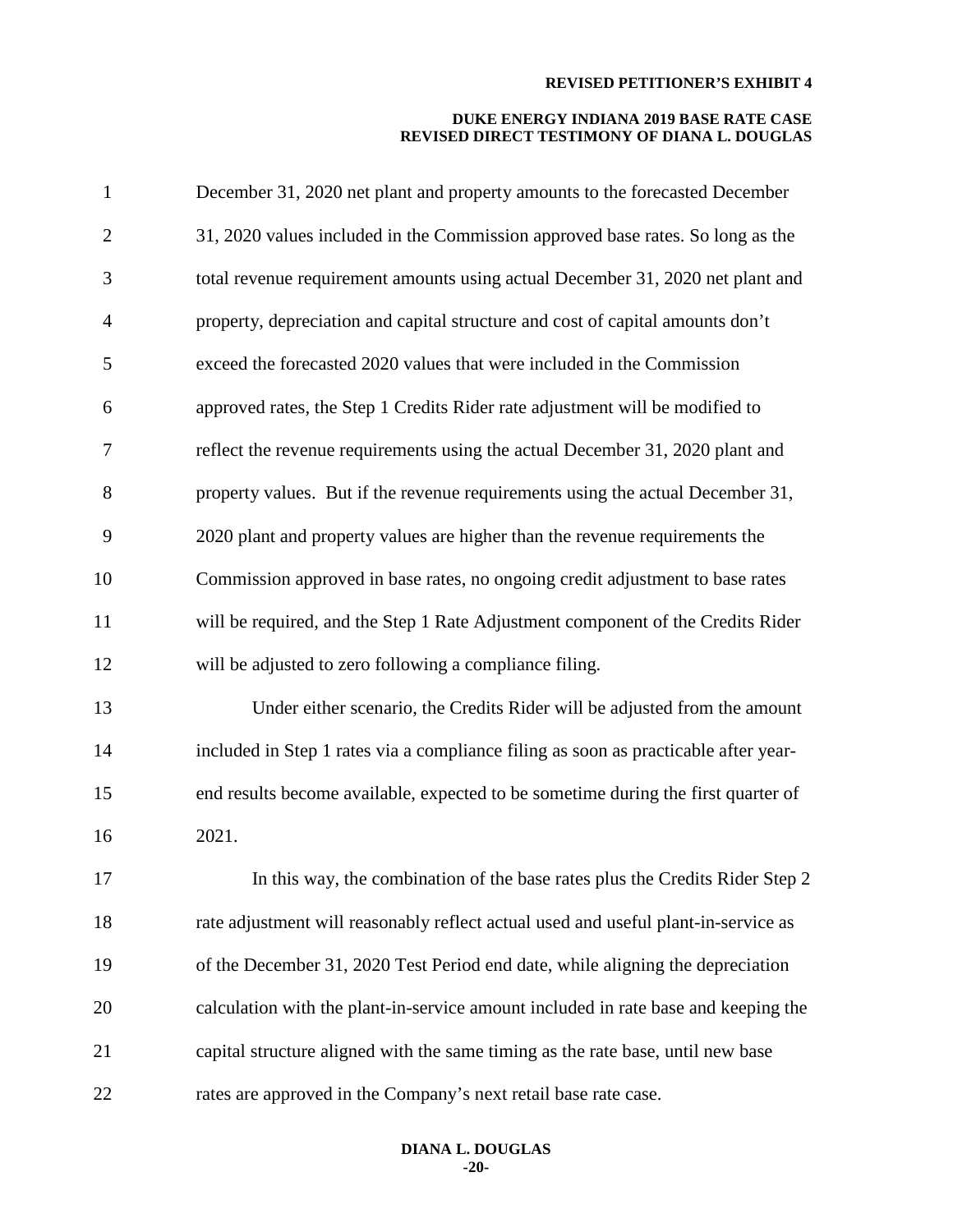December 31, 2020 net plant and property amounts to the forecasted December 31, 2020 values included in the Commission approved base rates. So long as the total revenue requirement amounts using actual December 31, 2020 net plant and property, depreciation and capital structure and cost of capital amounts don't exceed the forecasted 2020 values that were included in the Commission approved rates, the Step 1 Credits Rider rate adjustment will be modified to reflect the revenue requirements using the actual December 31, 2020 plant and property values. But if the revenue requirements using the actual December 31, 2020 plant and property values are higher than the revenue requirements the Commission approved in base rates, no ongoing credit adjustment to base rates will be required, and the Step 1 Rate Adjustment component of the Credits Rider will be adjusted to zero following a compliance filing.

Under either scenario, the Credits Rider will be adjusted from the amount included in Step 1 rates via a compliance filing as soon as practicable after year-end results become available, expected to be sometime during the first quarter of 2021.

In this way, the combination of the base rates plus the Credits Rider Step 2 rate adjustment will reasonably reflect actual used and useful plant-in-service as of the December 31, 2020 Test Period end date, while aligning the depreciation calculation with the plant-in-service amount included in rate base and keeping the capital structure aligned with the same timing as the rate base, until new base rates are approved in the Company's next retail base rate case.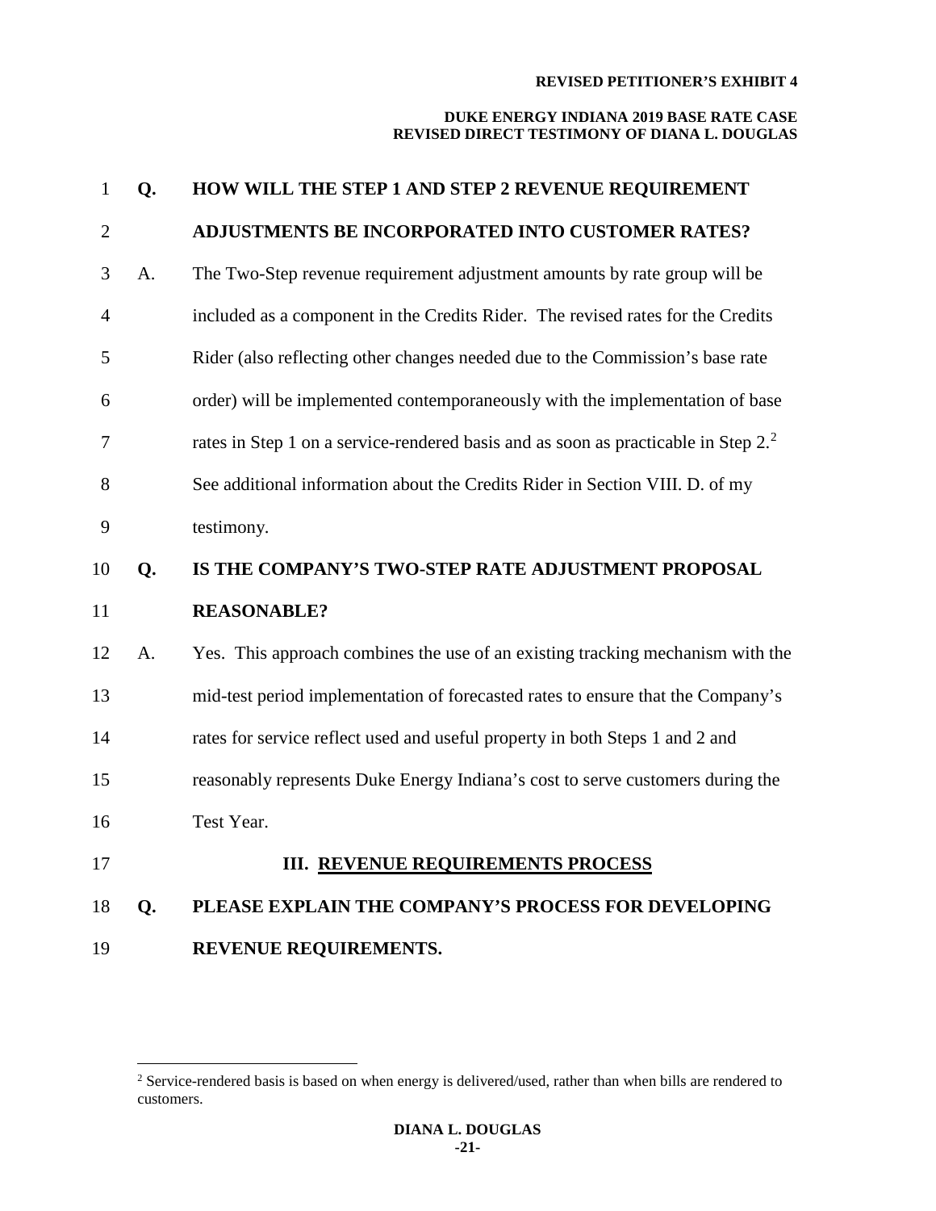**Q. HOW WILL THE STEP 1 AND STEP 2 REVENUE REQUIREMENT ADJUSTMENTS BE INCORPORATED INTO CUSTOMER RATES?**

A. The Two-Step revenue requirement adjustment amounts by rate group will be included as a component in the Credits Rider. The revised rates for the Credits Rider (also reflecting other changes needed due to the Commission's base rate order) will be implemented contemporaneously with the implementation of base rates in Step 1 on a service-rendered basis and as soon as practicable in Step 2.[2] See additional information about the Credits Rider in Section VIII. D. of my testimony.

**Q. IS THE COMPANY'S TWO-STEP RATE ADJUSTMENT PROPOSAL REASONABLE?**

A. Yes. This approach combines the use of an existing tracking mechanism with the mid-test period implementation of forecasted rates to ensure that the Company's rates for service reflect used and useful property in both Steps 1 and 2 and reasonably represents Duke Energy Indiana's cost to serve customers during the Test Year.

## III. REVENUE REQUIREMENTS PROCESS

**Q. PLEASE EXPLAIN THE COMPANY'S PROCESS FOR DEVELOPING REVENUE REQUIREMENTS.**

---

[2] Service-rendered basis is based on when energy is delivered/used, rather than when bills are rendered to customers.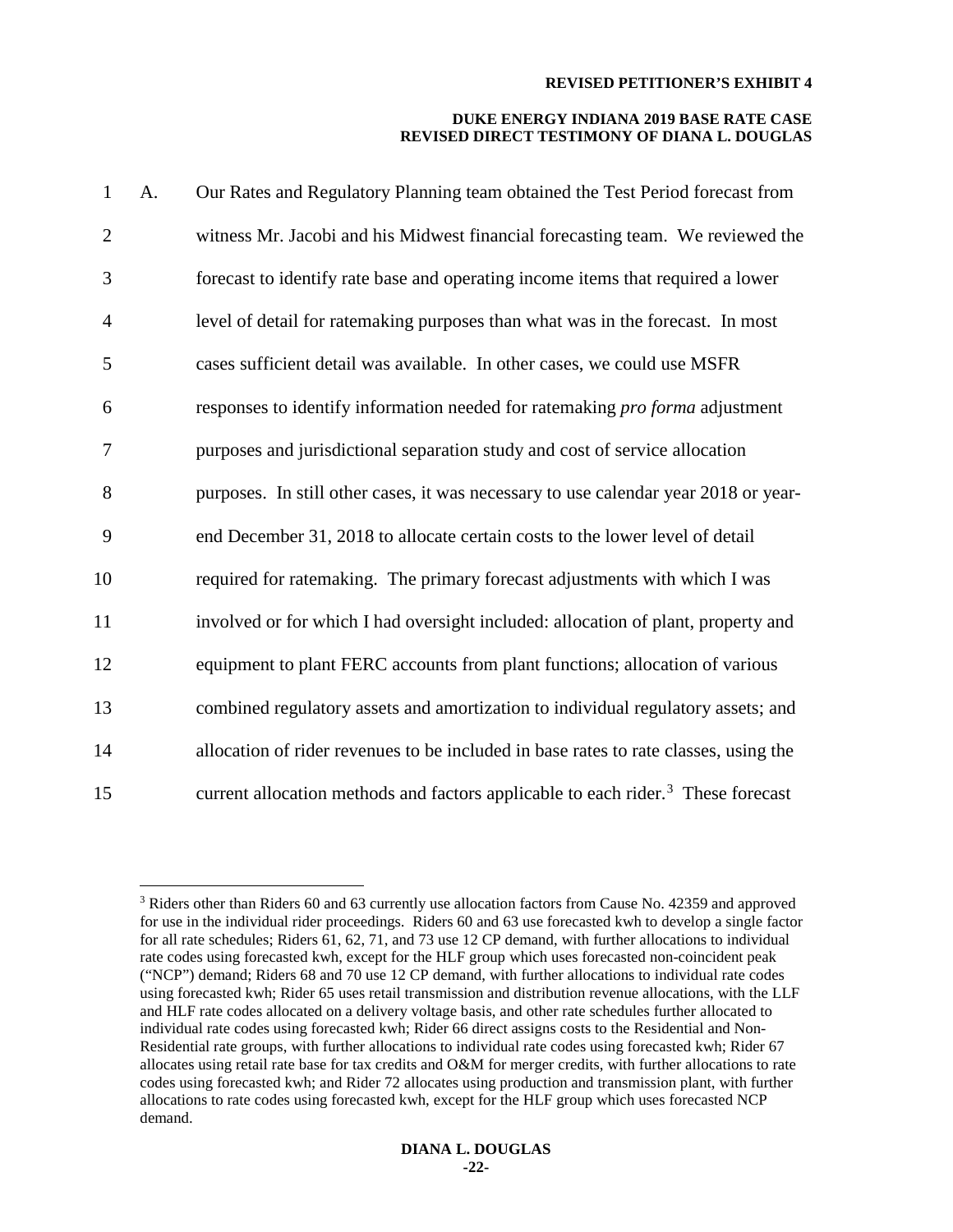A. Our Rates and Regulatory Planning team obtained the Test Period forecast from witness Mr. Jacobi and his Midwest financial forecasting team. We reviewed the forecast to identify rate base and operating income items that required a lower level of detail for ratemaking purposes than what was in the forecast. In most cases sufficient detail was available. In other cases, we could use MSFR responses to identify information needed for ratemaking *pro forma* adjustment purposes and jurisdictional separation study and cost of service allocation purposes. In still other cases, it was necessary to use calendar year 2018 or year-end December 31, 2018 to allocate certain costs to the lower level of detail required for ratemaking. The primary forecast adjustments with which I was involved or for which I had oversight included: allocation of plant, property and equipment to plant FERC accounts from plant functions; allocation of various combined regulatory assets and amortization to individual regulatory assets; and allocation of rider revenues to be included in base rates to rate classes, using the current allocation methods and factors applicable to each rider.[3] These forecast

---

[3] Riders other than Riders 60 and 63 currently use allocation factors from Cause No. 42359 and approved for use in the individual rider proceedings. Riders 60 and 63 use forecasted kwh to develop a single factor for all rate schedules; Riders 61, 62, 71, and 73 use 12 CP demand, with further allocations to individual rate codes using forecasted kwh, except for the HLF group which uses forecasted non-coincident peak ("NCP") demand; Riders 68 and 70 use 12 CP demand, with further allocations to individual rate codes using forecasted kwh; Rider 65 uses retail transmission and distribution revenue allocations, with the LLF and HLF rate codes allocated on a delivery voltage basis, and other rate schedules further allocated to individual rate codes using forecasted kwh; Rider 66 direct assigns costs to the Residential and Non-Residential rate groups, with further allocations to individual rate codes using forecasted kwh; Rider 67 allocates using retail rate base for tax credits and O&M for merger credits, with further allocations to rate codes using forecasted kwh; and Rider 72 allocates using production and transmission plant, with further allocations to rate codes using forecasted kwh, except for the HLF group which uses forecasted NCP demand.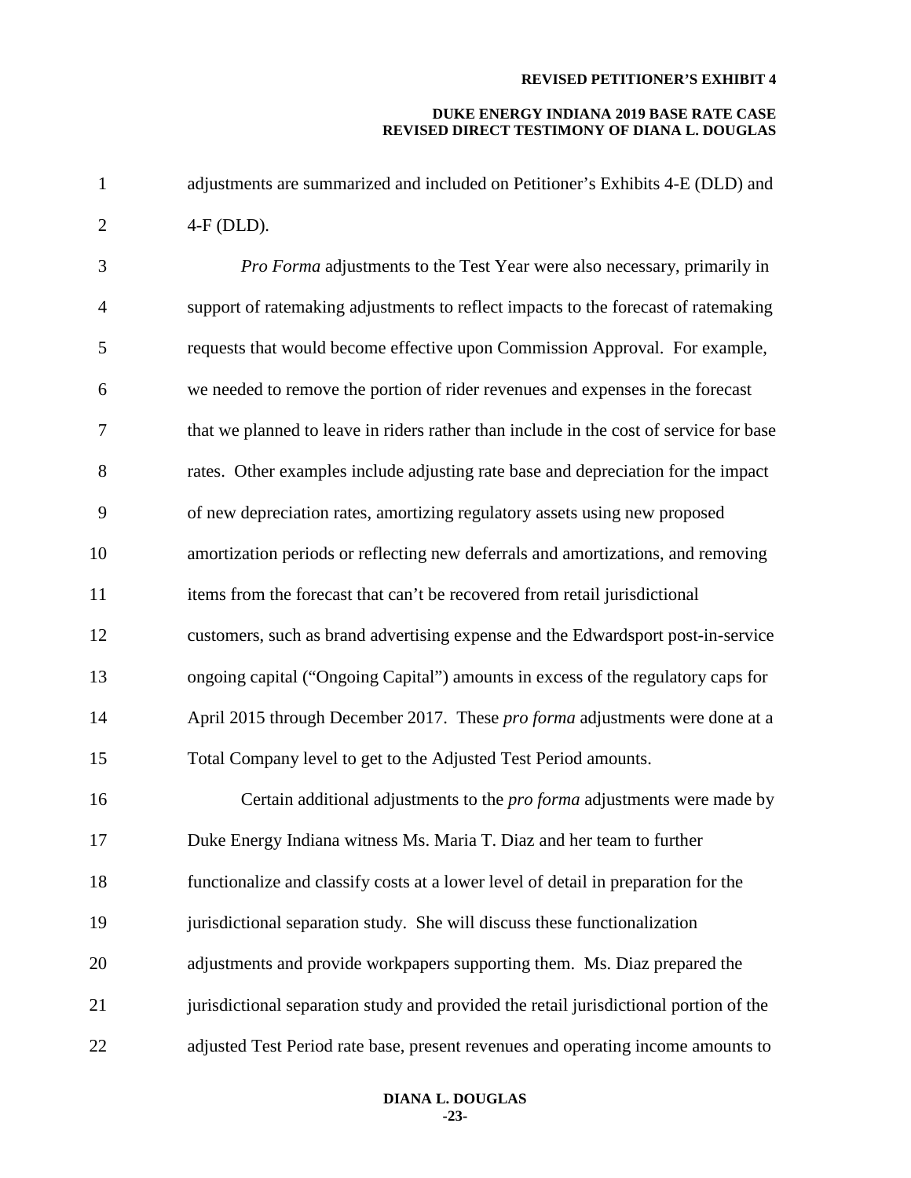adjustments are summarized and included on Petitioner's Exhibits 4-E (DLD) and 4-F (DLD).

*Pro Forma* adjustments to the Test Year were also necessary, primarily in support of ratemaking adjustments to reflect impacts to the forecast of ratemaking requests that would become effective upon Commission Approval. For example, we needed to remove the portion of rider revenues and expenses in the forecast that we planned to leave in riders rather than include in the cost of service for base rates. Other examples include adjusting rate base and depreciation for the impact of new depreciation rates, amortizing regulatory assets using new proposed amortization periods or reflecting new deferrals and amortizations, and removing items from the forecast that can't be recovered from retail jurisdictional customers, such as brand advertising expense and the Edwardsport post-in-service ongoing capital ("Ongoing Capital") amounts in excess of the regulatory caps for April 2015 through December 2017. These *pro forma* adjustments were done at a Total Company level to get to the Adjusted Test Period amounts.

Certain additional adjustments to the *pro forma* adjustments were made by Duke Energy Indiana witness Ms. Maria T. Diaz and her team to further functionalize and classify costs at a lower level of detail in preparation for the jurisdictional separation study. She will discuss these functionalization adjustments and provide workpapers supporting them. Ms. Diaz prepared the jurisdictional separation study and provided the retail jurisdictional portion of the adjusted Test Period rate base, present revenues and operating income amounts to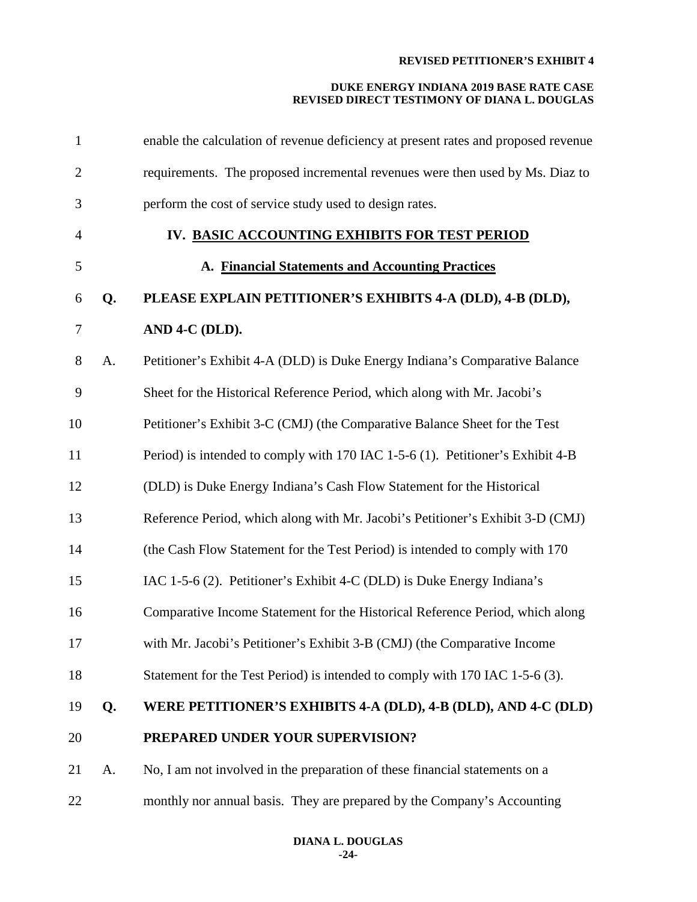enable the calculation of revenue deficiency at present rates and proposed revenue requirements. The proposed incremental revenues were then used by Ms. Diaz to perform the cost of service study used to design rates.

## IV. BASIC ACCOUNTING EXHIBITS FOR TEST PERIOD

### A. Financial Statements and Accounting Practices

**Q. PLEASE EXPLAIN PETITIONER'S EXHIBITS 4-A (DLD), 4-B (DLD), AND 4-C (DLD).**

A. Petitioner's Exhibit 4-A (DLD) is Duke Energy Indiana's Comparative Balance Sheet for the Historical Reference Period, which along with Mr. Jacobi's Petitioner's Exhibit 3-C (CMJ) (the Comparative Balance Sheet for the Test Period) is intended to comply with 170 IAC 1-5-6 (1). Petitioner's Exhibit 4-B (DLD) is Duke Energy Indiana's Cash Flow Statement for the Historical Reference Period, which along with Mr. Jacobi's Petitioner's Exhibit 3-D (CMJ) (the Cash Flow Statement for the Test Period) is intended to comply with 170 IAC 1-5-6 (2). Petitioner's Exhibit 4-C (DLD) is Duke Energy Indiana's Comparative Income Statement for the Historical Reference Period, which along with Mr. Jacobi's Petitioner's Exhibit 3-B (CMJ) (the Comparative Income Statement for the Test Period) is intended to comply with 170 IAC 1-5-6 (3).

**Q. WERE PETITIONER'S EXHIBITS 4-A (DLD), 4-B (DLD), AND 4-C (DLD) PREPARED UNDER YOUR SUPERVISION?**

A. No, I am not involved in the preparation of these financial statements on a monthly nor annual basis. They are prepared by the Company's Accounting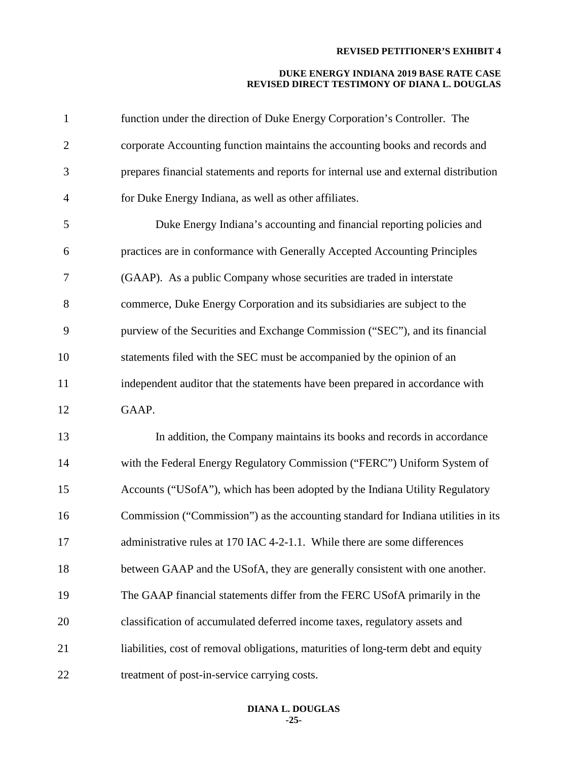function under the direction of Duke Energy Corporation's Controller. The corporate Accounting function maintains the accounting books and records and prepares financial statements and reports for internal use and external distribution for Duke Energy Indiana, as well as other affiliates.

Duke Energy Indiana's accounting and financial reporting policies and practices are in conformance with Generally Accepted Accounting Principles (GAAP). As a public Company whose securities are traded in interstate commerce, Duke Energy Corporation and its subsidiaries are subject to the purview of the Securities and Exchange Commission ("SEC"), and its financial statements filed with the SEC must be accompanied by the opinion of an independent auditor that the statements have been prepared in accordance with GAAP.

In addition, the Company maintains its books and records in accordance with the Federal Energy Regulatory Commission ("FERC") Uniform System of Accounts ("USofA"), which has been adopted by the Indiana Utility Regulatory Commission ("Commission") as the accounting standard for Indiana utilities in its administrative rules at 170 IAC 4-2-1.1. While there are some differences between GAAP and the USofA, they are generally consistent with one another. The GAAP financial statements differ from the FERC USofA primarily in the classification of accumulated deferred income taxes, regulatory assets and liabilities, cost of removal obligations, maturities of long-term debt and equity treatment of post-in-service carrying costs.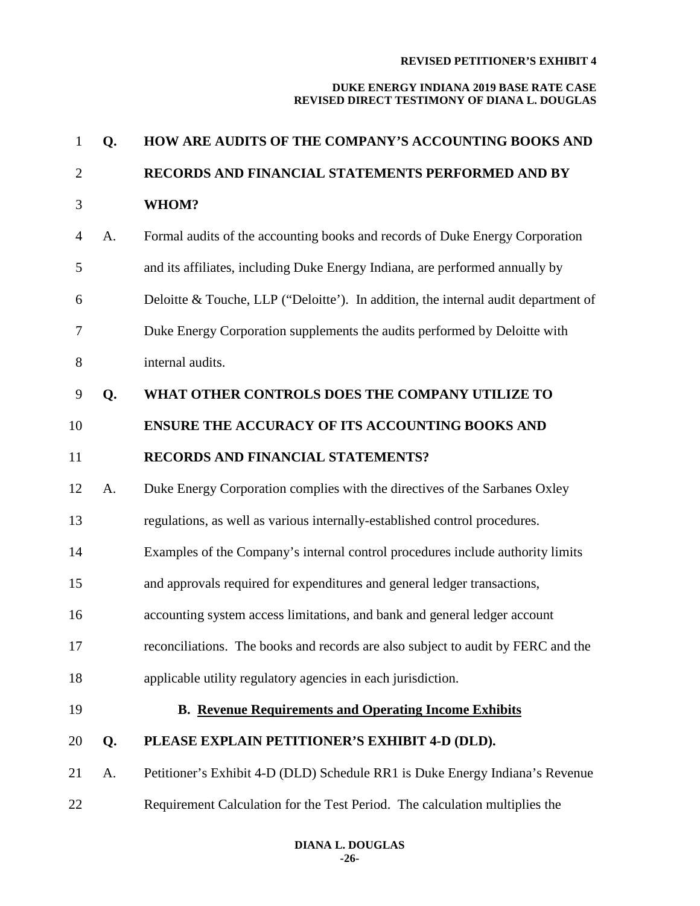**Q. HOW ARE AUDITS OF THE COMPANY'S ACCOUNTING BOOKS AND RECORDS AND FINANCIAL STATEMENTS PERFORMED AND BY WHOM?**

A. Formal audits of the accounting books and records of Duke Energy Corporation and its affiliates, including Duke Energy Indiana, are performed annually by Deloitte & Touche, LLP ("Deloitte'). In addition, the internal audit department of Duke Energy Corporation supplements the audits performed by Deloitte with internal audits.

**Q. WHAT OTHER CONTROLS DOES THE COMPANY UTILIZE TO ENSURE THE ACCURACY OF ITS ACCOUNTING BOOKS AND RECORDS AND FINANCIAL STATEMENTS?**

A. Duke Energy Corporation complies with the directives of the Sarbanes Oxley regulations, as well as various internally-established control procedures. Examples of the Company's internal control procedures include authority limits and approvals required for expenditures and general ledger transactions, accounting system access limitations, and bank and general ledger account reconciliations. The books and records are also subject to audit by FERC and the applicable utility regulatory agencies in each jurisdiction.

### B. Revenue Requirements and Operating Income Exhibits

**Q. PLEASE EXPLAIN PETITIONER'S EXHIBIT 4-D (DLD).**

A. Petitioner's Exhibit 4-D (DLD) Schedule RR1 is Duke Energy Indiana's Revenue Requirement Calculation for the Test Period. The calculation multiplies the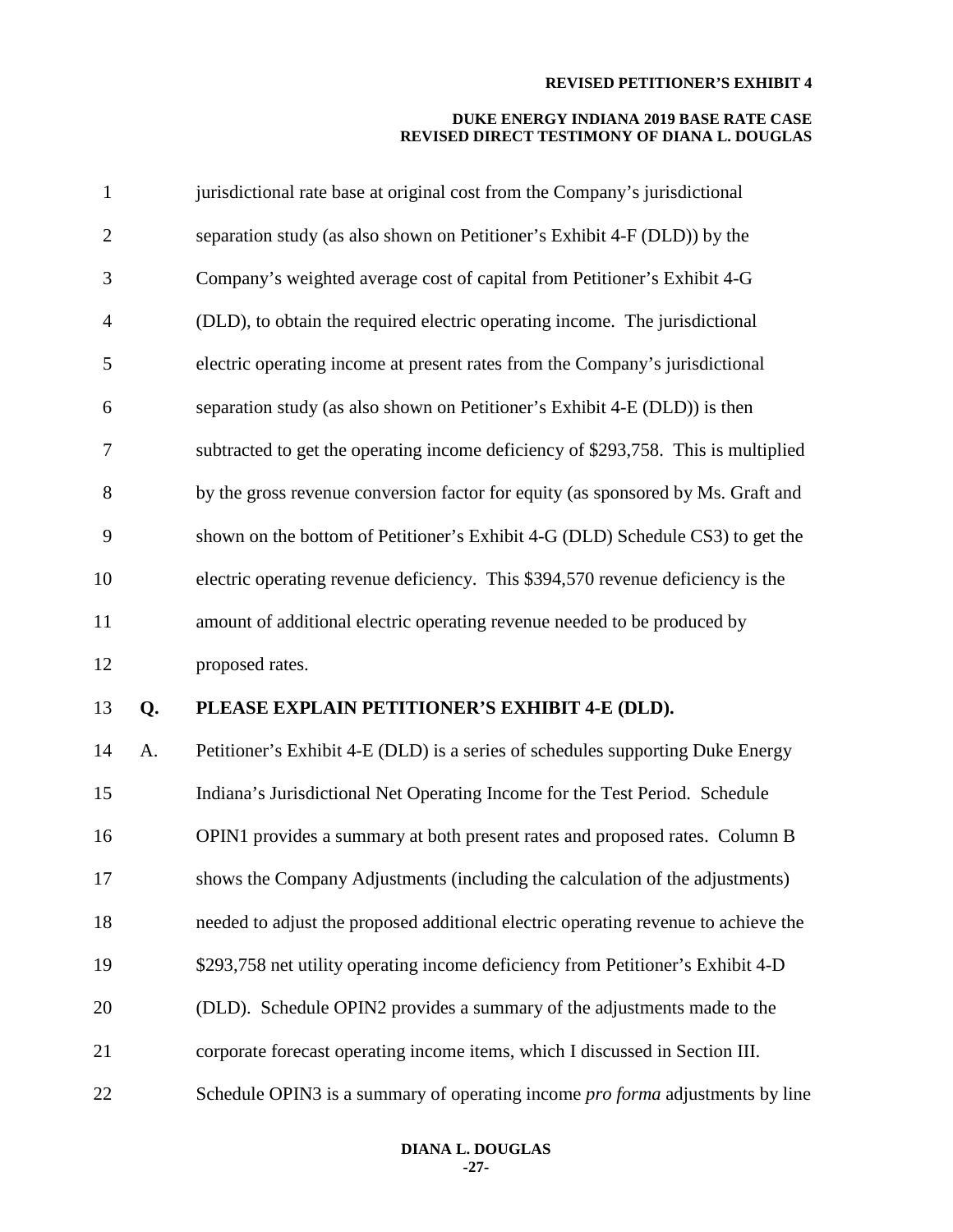jurisdictional rate base at original cost from the Company's jurisdictional separation study (as also shown on Petitioner's Exhibit 4-F (DLD)) by the Company's weighted average cost of capital from Petitioner's Exhibit 4-G (DLD), to obtain the required electric operating income. The jurisdictional electric operating income at present rates from the Company's jurisdictional separation study (as also shown on Petitioner's Exhibit 4-E (DLD)) is then subtracted to get the operating income deficiency of $293,758. This is multiplied by the gross revenue conversion factor for equity (as sponsored by Ms. Graft and shown on the bottom of Petitioner's Exhibit 4-G (DLD) Schedule CS3) to get the electric operating revenue deficiency. This $394,570 revenue deficiency is the amount of additional electric operating revenue needed to be produced by proposed rates.

**Q. PLEASE EXPLAIN PETITIONER'S EXHIBIT 4-E (DLD).**

A. Petitioner's Exhibit 4-E (DLD) is a series of schedules supporting Duke Energy Indiana's Jurisdictional Net Operating Income for the Test Period. Schedule OPIN1 provides a summary at both present rates and proposed rates. Column B shows the Company Adjustments (including the calculation of the adjustments) needed to adjust the proposed additional electric operating revenue to achieve the $293,758 net utility operating income deficiency from Petitioner's Exhibit 4-D (DLD). Schedule OPIN2 provides a summary of the adjustments made to the corporate forecast operating income items, which I discussed in Section III. Schedule OPIN3 is a summary of operating income *pro forma* adjustments by line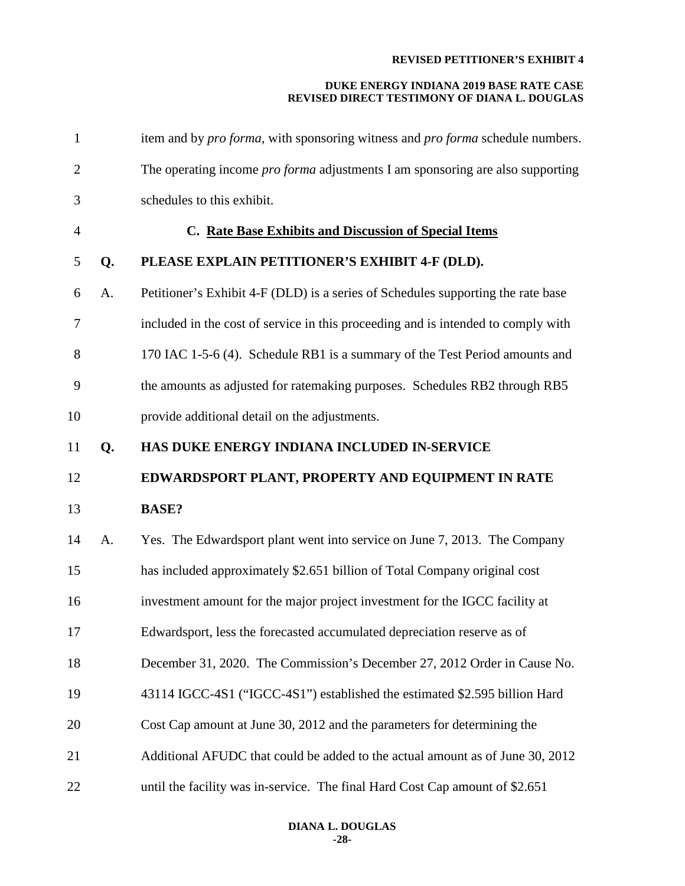item and by *pro forma*, with sponsoring witness and *pro forma* schedule numbers. The operating income *pro forma* adjustments I am sponsoring are also supporting schedules to this exhibit.

### C. Rate Base Exhibits and Discussion of Special Items

**Q. PLEASE EXPLAIN PETITIONER'S EXHIBIT 4-F (DLD).**

A. Petitioner's Exhibit 4-F (DLD) is a series of Schedules supporting the rate base included in the cost of service in this proceeding and is intended to comply with 170 IAC 1-5-6 (4). Schedule RB1 is a summary of the Test Period amounts and the amounts as adjusted for ratemaking purposes. Schedules RB2 through RB5 provide additional detail on the adjustments.

**Q. HAS DUKE ENERGY INDIANA INCLUDED IN-SERVICE EDWARDSPORT PLANT, PROPERTY AND EQUIPMENT IN RATE BASE?**

A. Yes. The Edwardsport plant went into service on June 7, 2013. The Company has included approximately $2.651 billion of Total Company original cost investment amount for the major project investment for the IGCC facility at Edwardsport, less the forecasted accumulated depreciation reserve as of December 31, 2020. The Commission's December 27, 2012 Order in Cause No. 43114 IGCC-4S1 ("IGCC-4S1") established the estimated $2.595 billion Hard Cost Cap amount at June 30, 2012 and the parameters for determining the Additional AFUDC that could be added to the actual amount as of June 30, 2012 until the facility was in-service. The final Hard Cost Cap amount of $2.651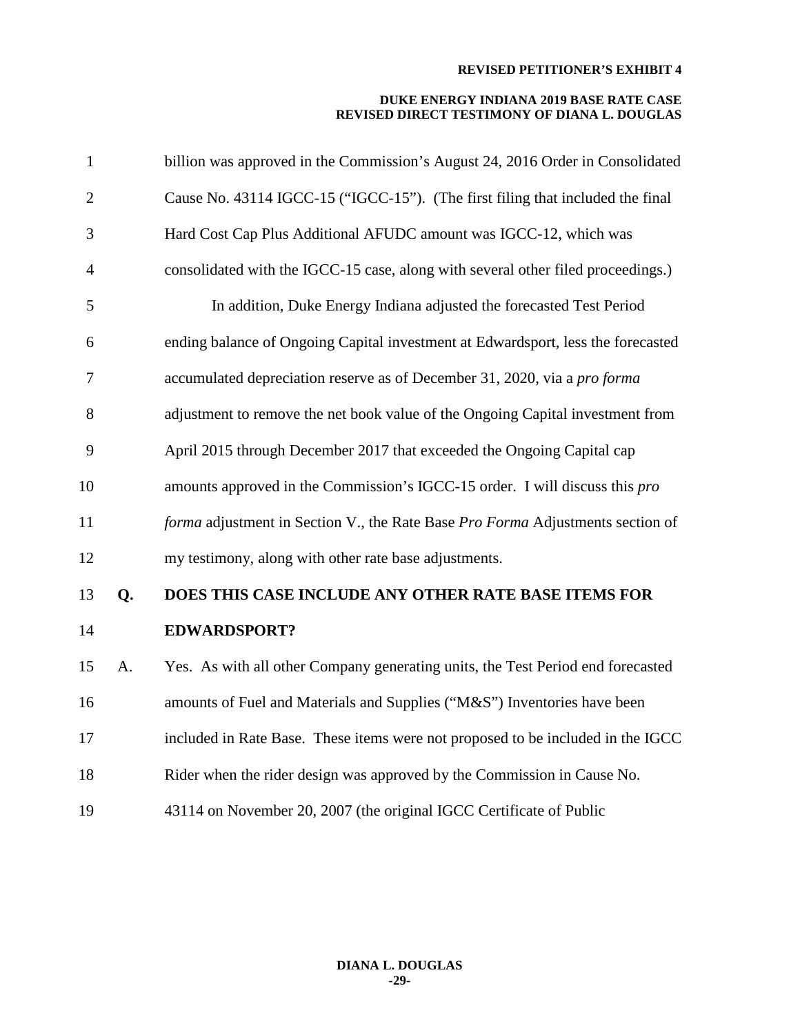billion was approved in the Commission's August 24, 2016 Order in Consolidated Cause No. 43114 IGCC-15 ("IGCC-15"). (The first filing that included the final Hard Cost Cap Plus Additional AFUDC amount was IGCC-12, which was consolidated with the IGCC-15 case, along with several other filed proceedings.)

In addition, Duke Energy Indiana adjusted the forecasted Test Period ending balance of Ongoing Capital investment at Edwardsport, less the forecasted accumulated depreciation reserve as of December 31, 2020, via a *pro forma* adjustment to remove the net book value of the Ongoing Capital investment from April 2015 through December 2017 that exceeded the Ongoing Capital cap amounts approved in the Commission's IGCC-15 order. I will discuss this *pro forma* adjustment in Section V., the Rate Base *Pro Forma* Adjustments section of my testimony, along with other rate base adjustments.

**Q. DOES THIS CASE INCLUDE ANY OTHER RATE BASE ITEMS FOR EDWARDSPORT?**

A. Yes. As with all other Company generating units, the Test Period end forecasted amounts of Fuel and Materials and Supplies ("M&S") Inventories have been included in Rate Base. These items were not proposed to be included in the IGCC Rider when the rider design was approved by the Commission in Cause No. 43114 on November 20, 2007 (the original IGCC Certificate of Public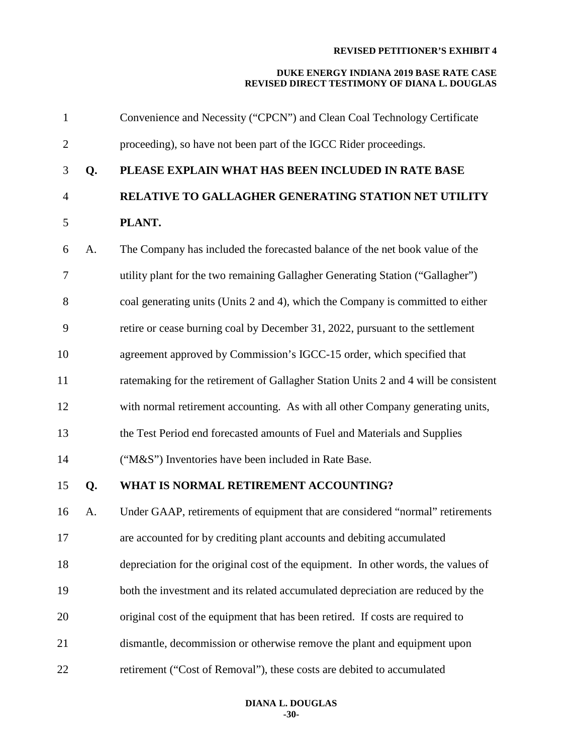Convenience and Necessity ("CPCN") and Clean Coal Technology Certificate proceeding), so have not been part of the IGCC Rider proceedings.

**Q. PLEASE EXPLAIN WHAT HAS BEEN INCLUDED IN RATE BASE RELATIVE TO GALLAGHER GENERATING STATION NET UTILITY PLANT.**

A. The Company has included the forecasted balance of the net book value of the utility plant for the two remaining Gallagher Generating Station ("Gallagher") coal generating units (Units 2 and 4), which the Company is committed to either retire or cease burning coal by December 31, 2022, pursuant to the settlement agreement approved by Commission's IGCC-15 order, which specified that ratemaking for the retirement of Gallagher Station Units 2 and 4 will be consistent with normal retirement accounting. As with all other Company generating units, the Test Period end forecasted amounts of Fuel and Materials and Supplies ("M&S") Inventories have been included in Rate Base.

**Q. WHAT IS NORMAL RETIREMENT ACCOUNTING?**

A. Under GAAP, retirements of equipment that are considered "normal" retirements are accounted for by crediting plant accounts and debiting accumulated depreciation for the original cost of the equipment. In other words, the values of both the investment and its related accumulated depreciation are reduced by the original cost of the equipment that has been retired. If costs are required to dismantle, decommission or otherwise remove the plant and equipment upon retirement ("Cost of Removal"), these costs are debited to accumulated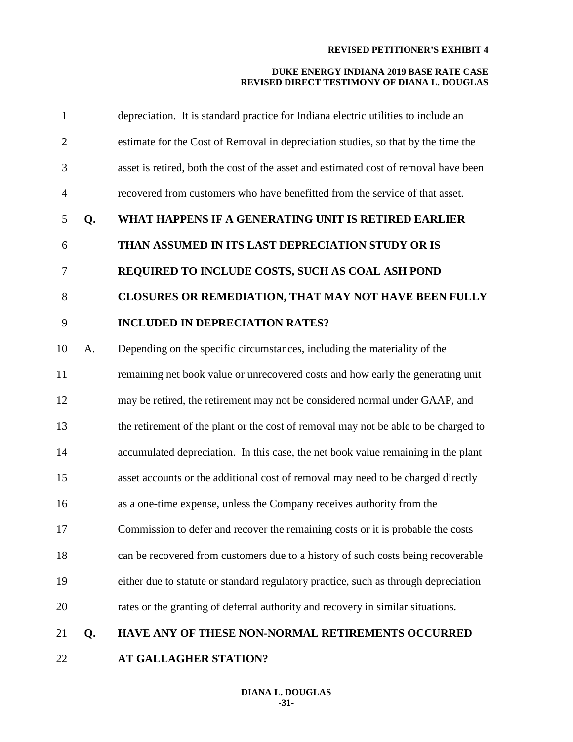depreciation. It is standard practice for Indiana electric utilities to include an estimate for the Cost of Removal in depreciation studies, so that by the time the asset is retired, both the cost of the asset and estimated cost of removal have been recovered from customers who have benefitted from the service of that asset.

**Q. WHAT HAPPENS IF A GENERATING UNIT IS RETIRED EARLIER THAN ASSUMED IN ITS LAST DEPRECIATION STUDY OR IS REQUIRED TO INCLUDE COSTS, SUCH AS COAL ASH POND CLOSURES OR REMEDIATION, THAT MAY NOT HAVE BEEN FULLY INCLUDED IN DEPRECIATION RATES?**

A. Depending on the specific circumstances, including the materiality of the remaining net book value or unrecovered costs and how early the generating unit may be retired, the retirement may not be considered normal under GAAP, and the retirement of the plant or the cost of removal may not be able to be charged to accumulated depreciation. In this case, the net book value remaining in the plant asset accounts or the additional cost of removal may need to be charged directly as a one-time expense, unless the Company receives authority from the Commission to defer and recover the remaining costs or it is probable the costs can be recovered from customers due to a history of such costs being recoverable either due to statute or standard regulatory practice, such as through depreciation rates or the granting of deferral authority and recovery in similar situations.

**Q. HAVE ANY OF THESE NON-NORMAL RETIREMENTS OCCURRED AT GALLAGHER STATION?**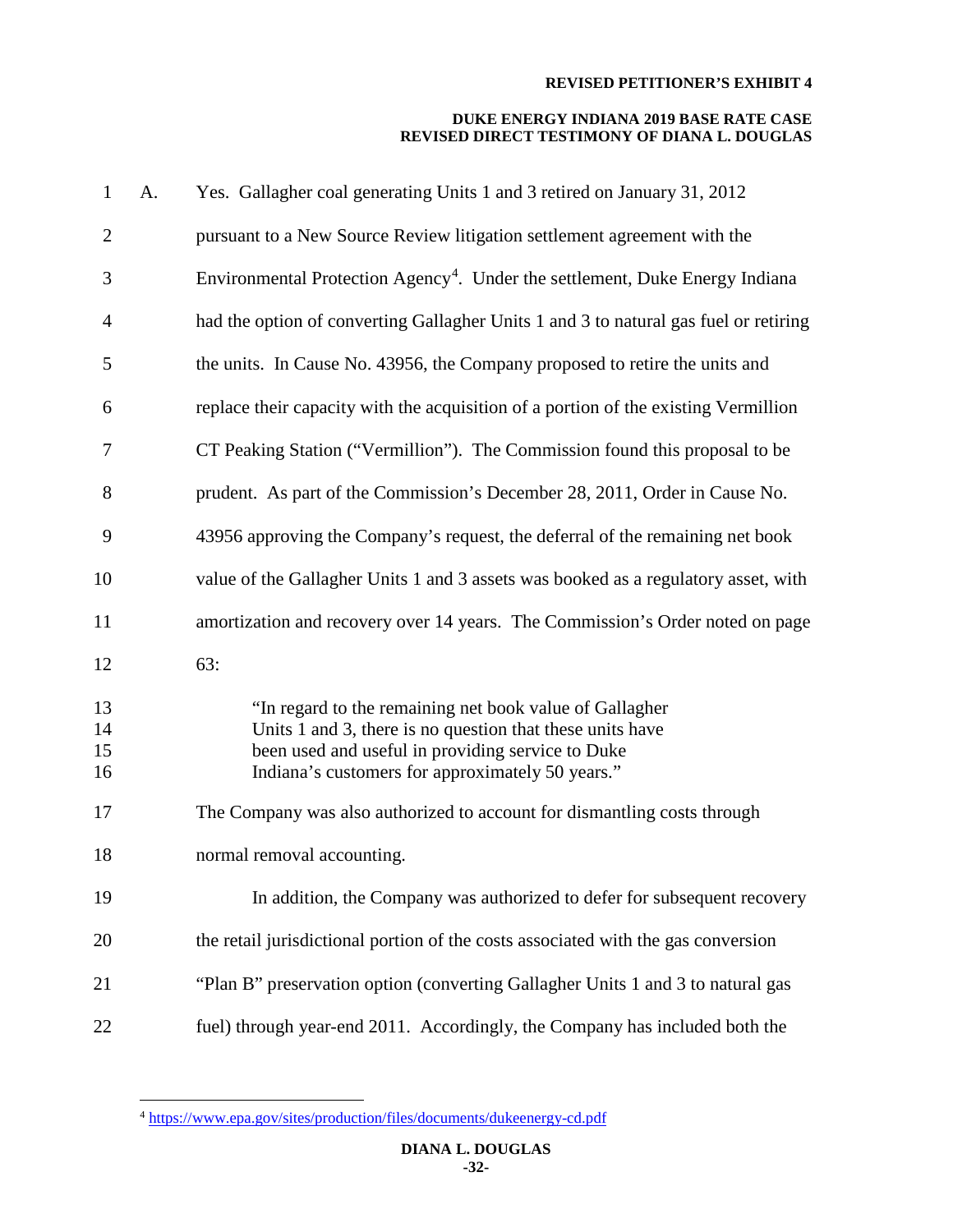A. Yes. Gallagher coal generating Units 1 and 3 retired on January 31, 2012 pursuant to a New Source Review litigation settlement agreement with the Environmental Protection Agency[4]. Under the settlement, Duke Energy Indiana had the option of converting Gallagher Units 1 and 3 to natural gas fuel or retiring the units. In Cause No. 43956, the Company proposed to retire the units and replace their capacity with the acquisition of a portion of the existing Vermillion CT Peaking Station ("Vermillion"). The Commission found this proposal to be prudent. As part of the Commission's December 28, 2011, Order in Cause No. 43956 approving the Company's request, the deferral of the remaining net book value of the Gallagher Units 1 and 3 assets was booked as a regulatory asset, with amortization and recovery over 14 years. The Commission's Order noted on page 63:

> "In regard to the remaining net book value of Gallagher Units 1 and 3, there is no question that these units have been used and useful in providing service to Duke Indiana's customers for approximately 50 years."

The Company was also authorized to account for dismantling costs through normal removal accounting.

In addition, the Company was authorized to defer for subsequent recovery the retail jurisdictional portion of the costs associated with the gas conversion "Plan B" preservation option (converting Gallagher Units 1 and 3 to natural gas fuel) through year-end 2011. Accordingly, the Company has included both the

---

[4] https://www.epa.gov/sites/production/files/documents/dukeenergy-cd.pdf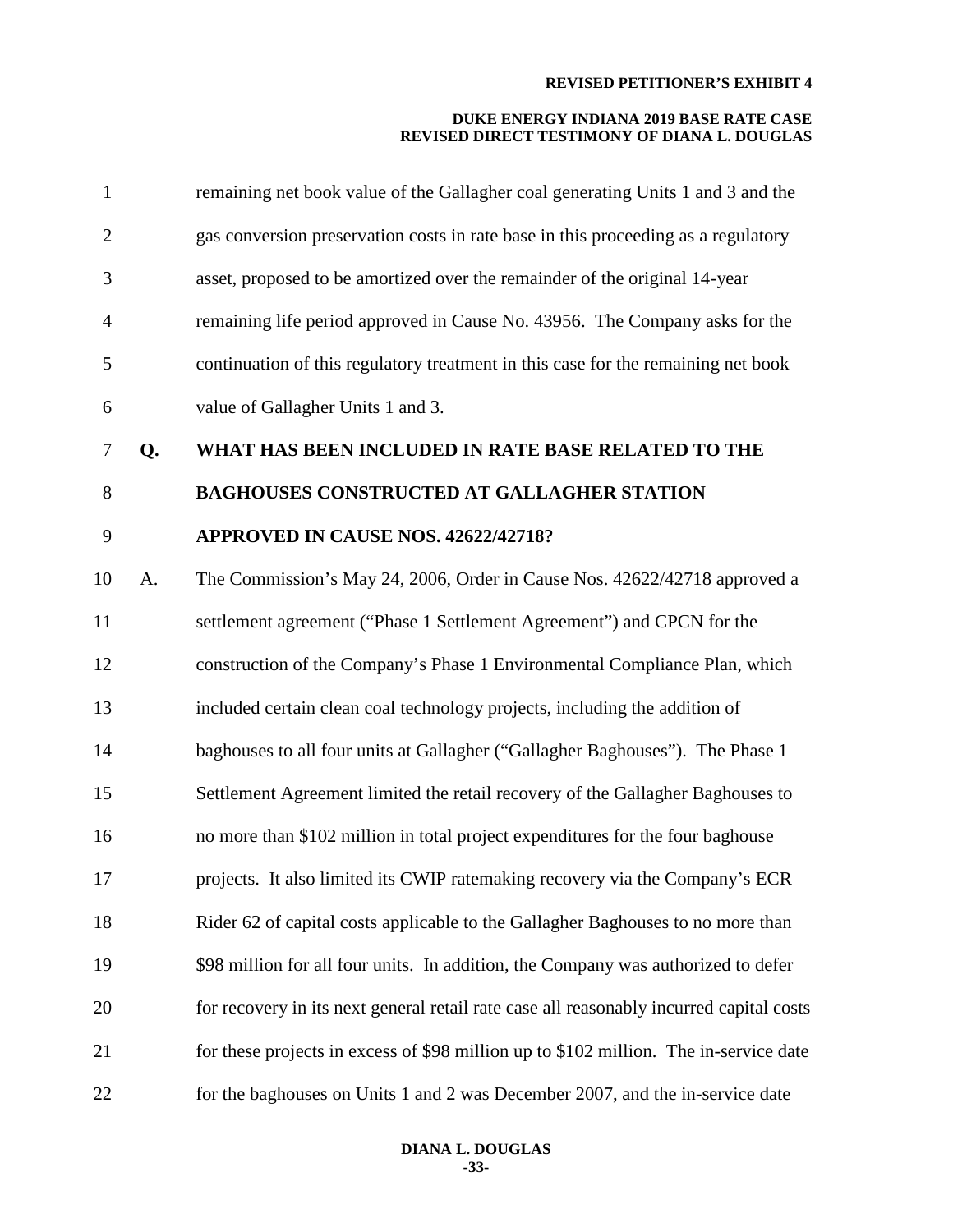remaining net book value of the Gallagher coal generating Units 1 and 3 and the gas conversion preservation costs in rate base in this proceeding as a regulatory asset, proposed to be amortized over the remainder of the original 14-year remaining life period approved in Cause No. 43956. The Company asks for the continuation of this regulatory treatment in this case for the remaining net book value of Gallagher Units 1 and 3.

**Q. WHAT HAS BEEN INCLUDED IN RATE BASE RELATED TO THE BAGHOUSES CONSTRUCTED AT GALLAGHER STATION APPROVED IN CAUSE NOS. 42622/42718?**

A. The Commission's May 24, 2006, Order in Cause Nos. 42622/42718 approved a settlement agreement ("Phase 1 Settlement Agreement") and CPCN for the construction of the Company's Phase 1 Environmental Compliance Plan, which included certain clean coal technology projects, including the addition of baghouses to all four units at Gallagher ("Gallagher Baghouses"). The Phase 1 Settlement Agreement limited the retail recovery of the Gallagher Baghouses to no more than $102 million in total project expenditures for the four baghouse projects. It also limited its CWIP ratemaking recovery via the Company's ECR Rider 62 of capital costs applicable to the Gallagher Baghouses to no more than $98 million for all four units. In addition, the Company was authorized to defer for recovery in its next general retail rate case all reasonably incurred capital costs for these projects in excess of $98 million up to $102 million. The in-service date for the baghouses on Units 1 and 2 was December 2007, and the in-service date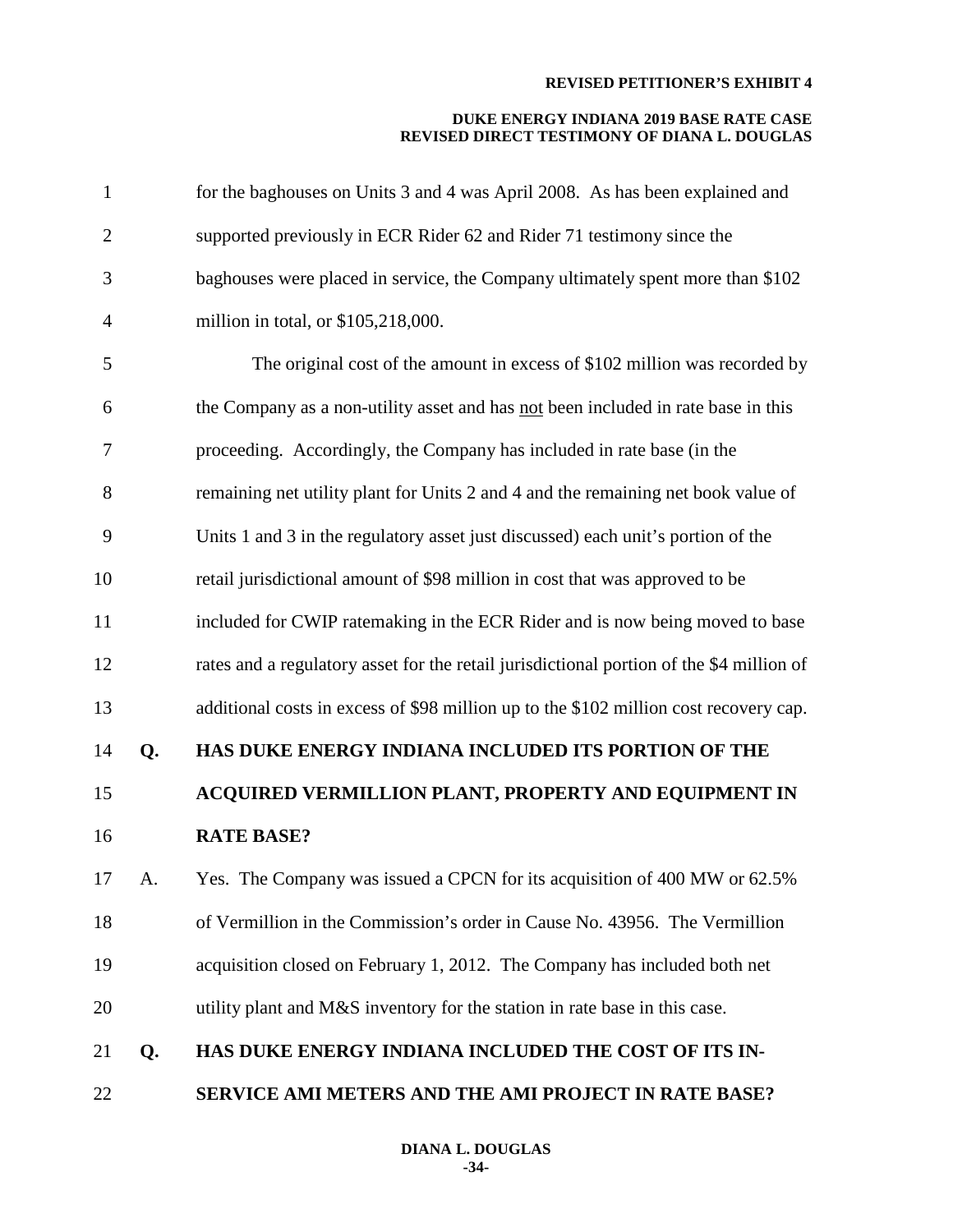for the baghouses on Units 3 and 4 was April 2008. As has been explained and supported previously in ECR Rider 62 and Rider 71 testimony since the baghouses were placed in service, the Company ultimately spent more than $102 million in total, or $105,218,000.

The original cost of the amount in excess of $102 million was recorded by the Company as a non-utility asset and has not been included in rate base in this proceeding. Accordingly, the Company has included in rate base (in the remaining net utility plant for Units 2 and 4 and the remaining net book value of Units 1 and 3 in the regulatory asset just discussed) each unit's portion of the retail jurisdictional amount of $98 million in cost that was approved to be included for CWIP ratemaking in the ECR Rider and is now being moved to base rates and a regulatory asset for the retail jurisdictional portion of the $4 million of additional costs in excess of $98 million up to the $102 million cost recovery cap.

**Q. HAS DUKE ENERGY INDIANA INCLUDED ITS PORTION OF THE ACQUIRED VERMILLION PLANT, PROPERTY AND EQUIPMENT IN RATE BASE?**

A. Yes. The Company was issued a CPCN for its acquisition of 400 MW or 62.5% of Vermillion in the Commission's order in Cause No. 43956. The Vermillion acquisition closed on February 1, 2012. The Company has included both net utility plant and M&S inventory for the station in rate base in this case.

**Q. HAS DUKE ENERGY INDIANA INCLUDED THE COST OF ITS IN-SERVICE AMI METERS AND THE AMI PROJECT IN RATE BASE?**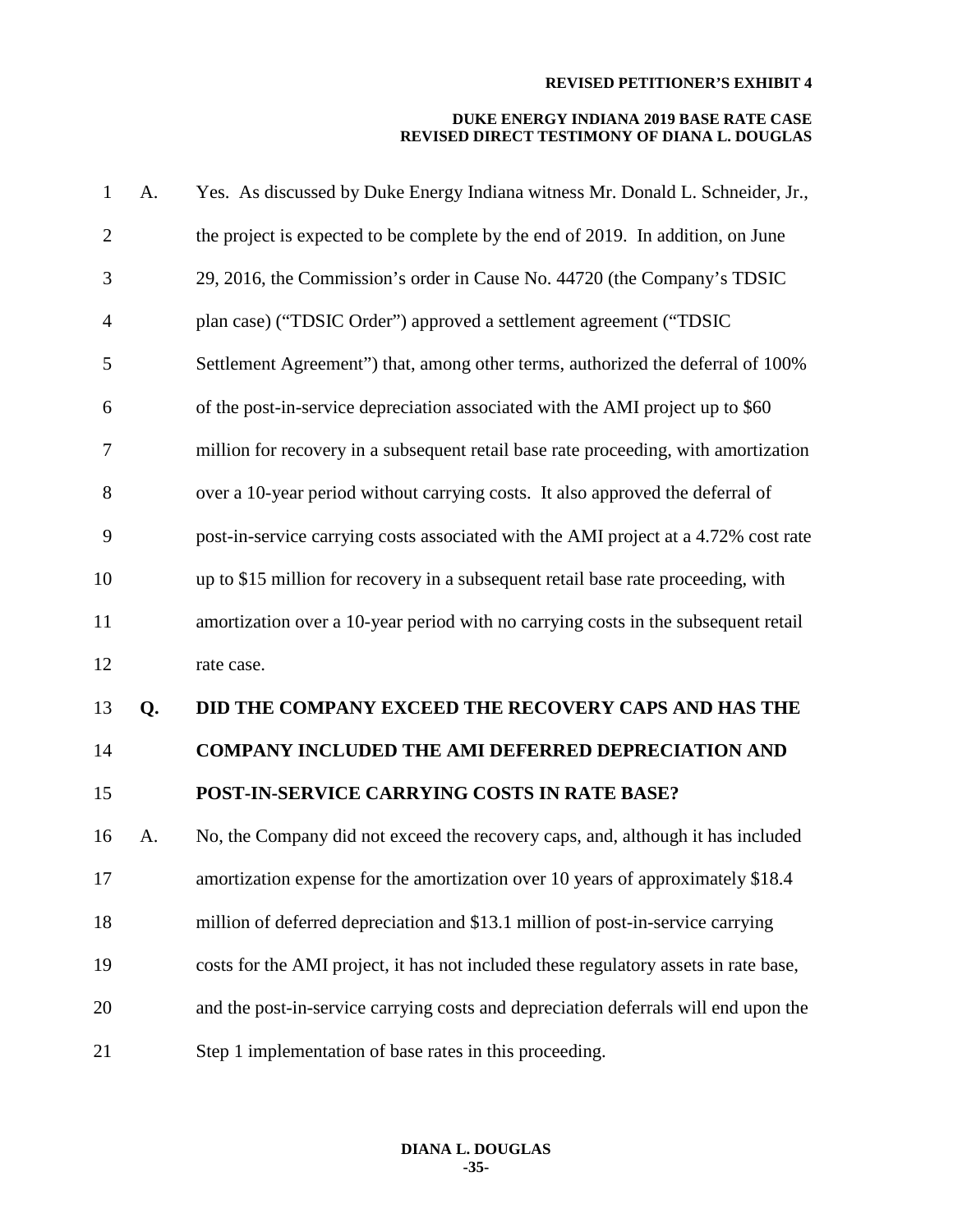A. Yes. As discussed by Duke Energy Indiana witness Mr. Donald L. Schneider, Jr., the project is expected to be complete by the end of 2019. In addition, on June 29, 2016, the Commission's order in Cause No. 44720 (the Company's TDSIC plan case) ("TDSIC Order") approved a settlement agreement ("TDSIC Settlement Agreement") that, among other terms, authorized the deferral of 100% of the post-in-service depreciation associated with the AMI project up to $60 million for recovery in a subsequent retail base rate proceeding, with amortization over a 10-year period without carrying costs. It also approved the deferral of post-in-service carrying costs associated with the AMI project at a 4.72% cost rate up to $15 million for recovery in a subsequent retail base rate proceeding, with amortization over a 10-year period with no carrying costs in the subsequent retail rate case.

**Q. DID THE COMPANY EXCEED THE RECOVERY CAPS AND HAS THE COMPANY INCLUDED THE AMI DEFERRED DEPRECIATION AND POST-IN-SERVICE CARRYING COSTS IN RATE BASE?**

A. No, the Company did not exceed the recovery caps, and, although it has included amortization expense for the amortization over 10 years of approximately $18.4 million of deferred depreciation and $13.1 million of post-in-service carrying costs for the AMI project, it has not included these regulatory assets in rate base, and the post-in-service carrying costs and depreciation deferrals will end upon the Step 1 implementation of base rates in this proceeding.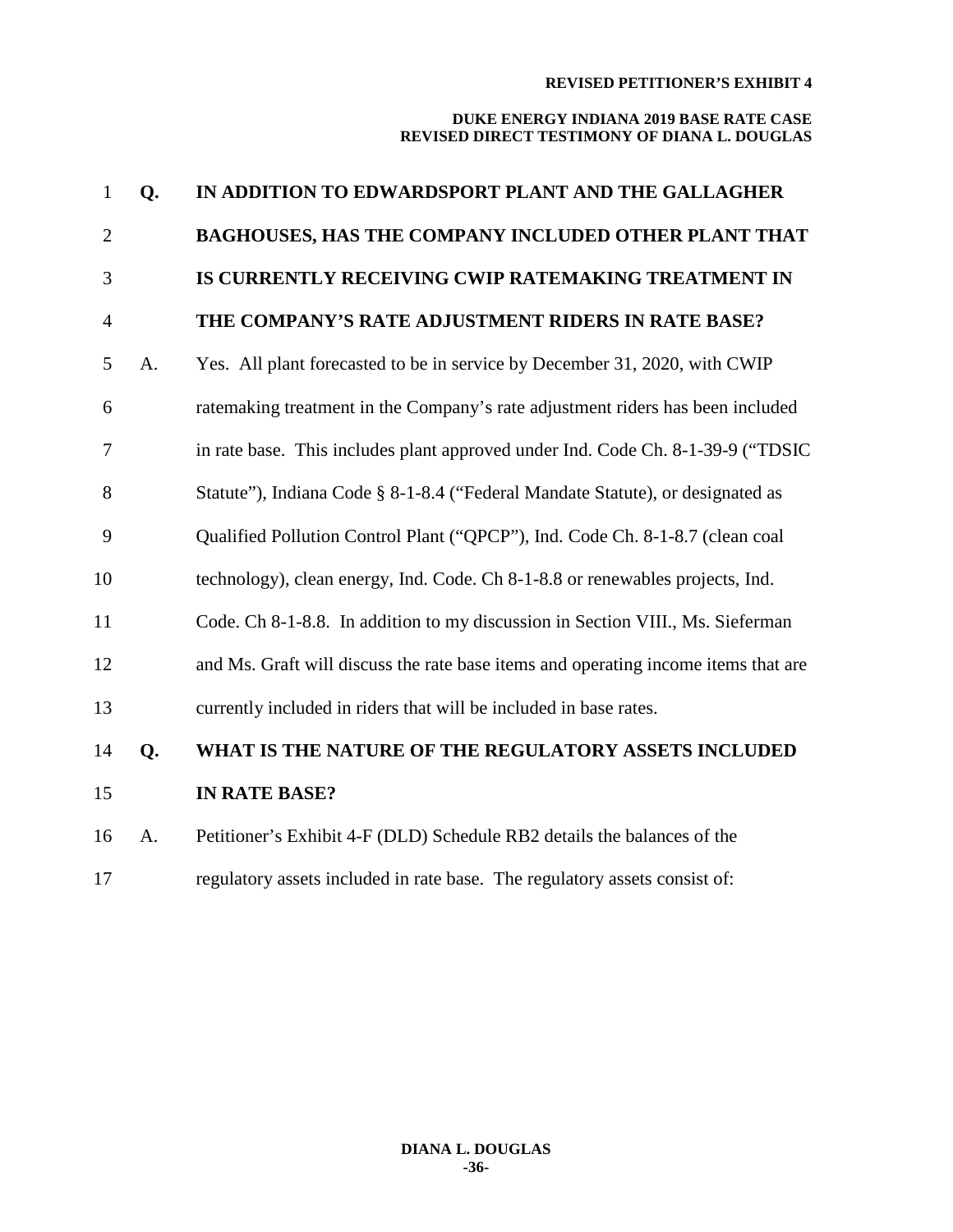**Q. IN ADDITION TO EDWARDSPORT PLANT AND THE GALLAGHER BAGHOUSES, HAS THE COMPANY INCLUDED OTHER PLANT THAT IS CURRENTLY RECEIVING CWIP RATEMAKING TREATMENT IN THE COMPANY'S RATE ADJUSTMENT RIDERS IN RATE BASE?**

A. Yes. All plant forecasted to be in service by December 31, 2020, with CWIP ratemaking treatment in the Company's rate adjustment riders has been included in rate base. This includes plant approved under Ind. Code Ch. 8-1-39-9 ("TDSIC Statute"), Indiana Code § 8-1-8.4 ("Federal Mandate Statute), or designated as Qualified Pollution Control Plant ("QPCP"), Ind. Code Ch. 8-1-8.7 (clean coal technology), clean energy, Ind. Code. Ch 8-1-8.8 or renewables projects, Ind. Code. Ch 8-1-8.8. In addition to my discussion in Section VIII., Ms. Sieferman and Ms. Graft will discuss the rate base items and operating income items that are currently included in riders that will be included in base rates.

**Q. WHAT IS THE NATURE OF THE REGULATORY ASSETS INCLUDED IN RATE BASE?**

A. Petitioner's Exhibit 4-F (DLD) Schedule RB2 details the balances of the regulatory assets included in rate base. The regulatory assets consist of: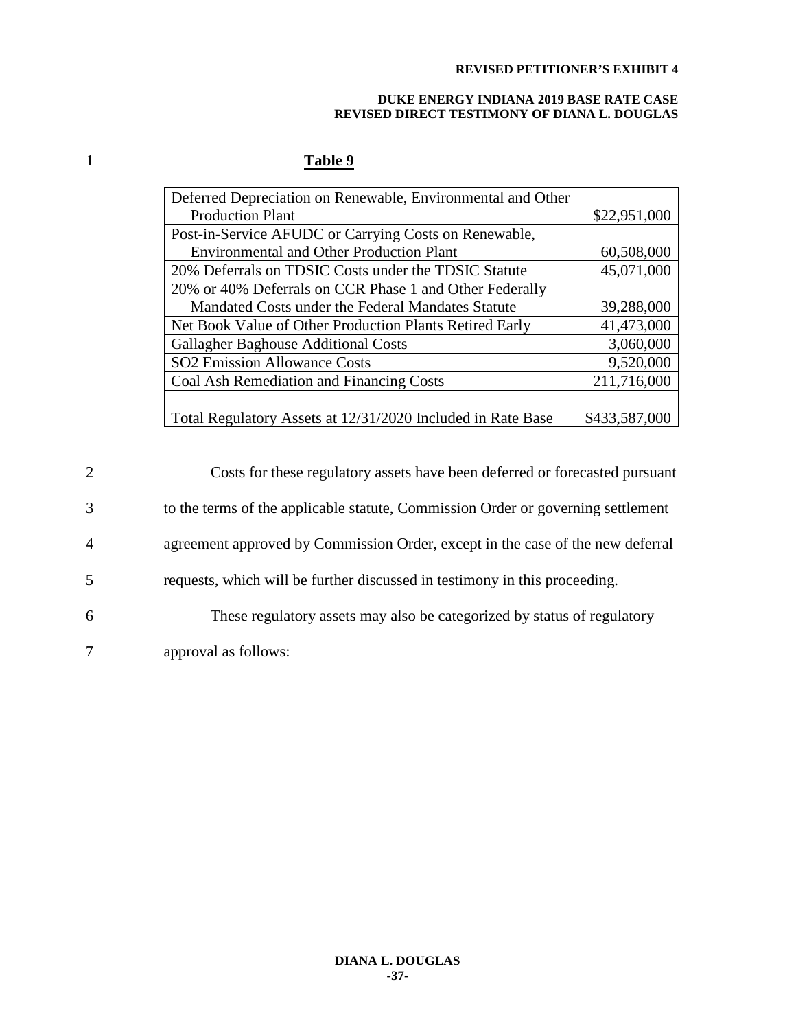**Table 9**

| Item | Amount |
|---|---|
| Deferred Depreciation on Renewable, Environmental and Other Production Plant | $22,951,000 |
| Post-in-Service AFUDC or Carrying Costs on Renewable, Environmental and Other Production Plant | 60,508,000 |
| 20% Deferrals on TDSIC Costs under the TDSIC Statute | 45,071,000 |
| 20% or 40% Deferrals on CCR Phase 1 and Other Federally Mandated Costs under the Federal Mandates Statute | 39,288,000 |
| Net Book Value of Other Production Plants Retired Early | 41,473,000 |
| Gallagher Baghouse Additional Costs | 3,060,000 |
| SO2 Emission Allowance Costs | 9,520,000 |
| Coal Ash Remediation and Financing Costs | 211,716,000 |
| Total Regulatory Assets at 12/31/2020 Included in Rate Base | $433,587,000 |

Costs for these regulatory assets have been deferred or forecasted pursuant to the terms of the applicable statute, Commission Order or governing settlement agreement approved by Commission Order, except in the case of the new deferral requests, which will be further discussed in testimony in this proceeding.

These regulatory assets may also be categorized by status of regulatory approval as follows: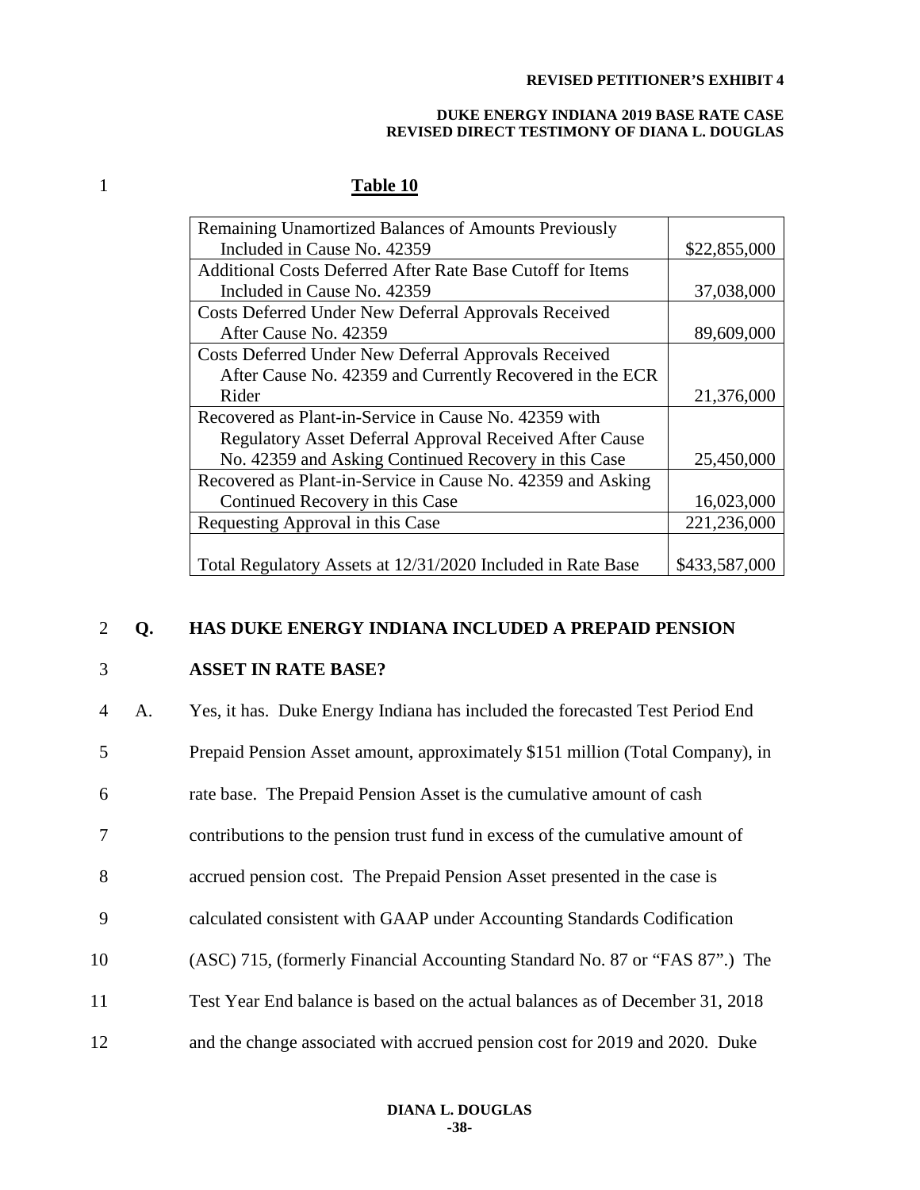**Table 10**

| Item | Amount |
|---|---|
| Remaining Unamortized Balances of Amounts Previously Included in Cause No. 42359 | $22,855,000 |
| Additional Costs Deferred After Rate Base Cutoff for Items Included in Cause No. 42359 | 37,038,000 |
| Costs Deferred Under New Deferral Approvals Received After Cause No. 42359 | 89,609,000 |
| Costs Deferred Under New Deferral Approvals Received After Cause No. 42359 and Currently Recovered in the ECR Rider | 21,376,000 |
| Recovered as Plant-in-Service in Cause No. 42359 with Regulatory Asset Deferral Approval Received After Cause No. 42359 and Asking Continued Recovery in this Case | 25,450,000 |
| Recovered as Plant-in-Service in Cause No. 42359 and Asking Continued Recovery in this Case | 16,023,000 |
| Requesting Approval in this Case | 221,236,000 |
| Total Regulatory Assets at 12/31/2020 Included in Rate Base | $433,587,000 |

**Q. HAS DUKE ENERGY INDIANA INCLUDED A PREPAID PENSION ASSET IN RATE BASE?**

A. Yes, it has. Duke Energy Indiana has included the forecasted Test Period End Prepaid Pension Asset amount, approximately $151 million (Total Company), in rate base. The Prepaid Pension Asset is the cumulative amount of cash contributions to the pension trust fund in excess of the cumulative amount of accrued pension cost. The Prepaid Pension Asset presented in the case is calculated consistent with GAAP under Accounting Standards Codification (ASC) 715, (formerly Financial Accounting Standard No. 87 or "FAS 87".) The Test Year End balance is based on the actual balances as of December 31, 2018 and the change associated with accrued pension cost for 2019 and 2020. Duke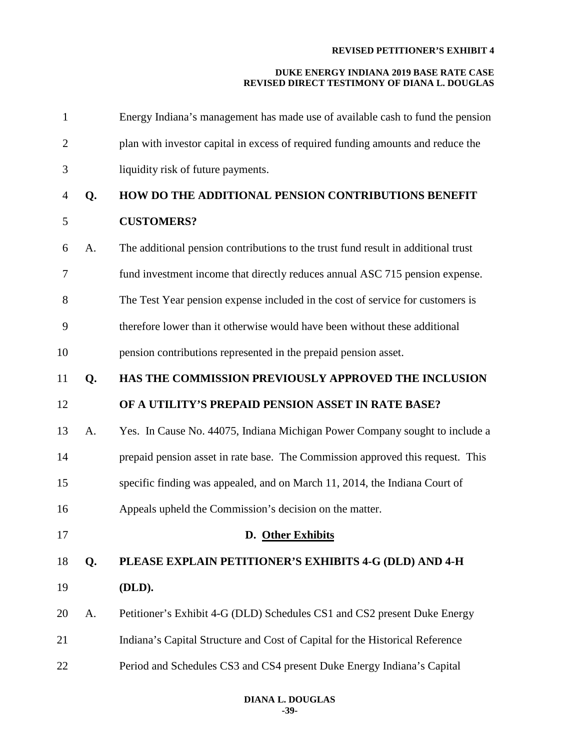Energy Indiana's management has made use of available cash to fund the pension plan with investor capital in excess of required funding amounts and reduce the liquidity risk of future payments.

**Q. HOW DO THE ADDITIONAL PENSION CONTRIBUTIONS BENEFIT CUSTOMERS?**

A. The additional pension contributions to the trust fund result in additional trust fund investment income that directly reduces annual ASC 715 pension expense. The Test Year pension expense included in the cost of service for customers is therefore lower than it otherwise would have been without these additional pension contributions represented in the prepaid pension asset.

**Q. HAS THE COMMISSION PREVIOUSLY APPROVED THE INCLUSION OF A UTILITY'S PREPAID PENSION ASSET IN RATE BASE?**

A. Yes. In Cause No. 44075, Indiana Michigan Power Company sought to include a prepaid pension asset in rate base. The Commission approved this request. This specific finding was appealed, and on March 11, 2014, the Indiana Court of Appeals upheld the Commission's decision on the matter.

### D. Other Exhibits

**Q. PLEASE EXPLAIN PETITIONER'S EXHIBITS 4-G (DLD) AND 4-H (DLD).**

A. Petitioner's Exhibit 4-G (DLD) Schedules CS1 and CS2 present Duke Energy Indiana's Capital Structure and Cost of Capital for the Historical Reference Period and Schedules CS3 and CS4 present Duke Energy Indiana's Capital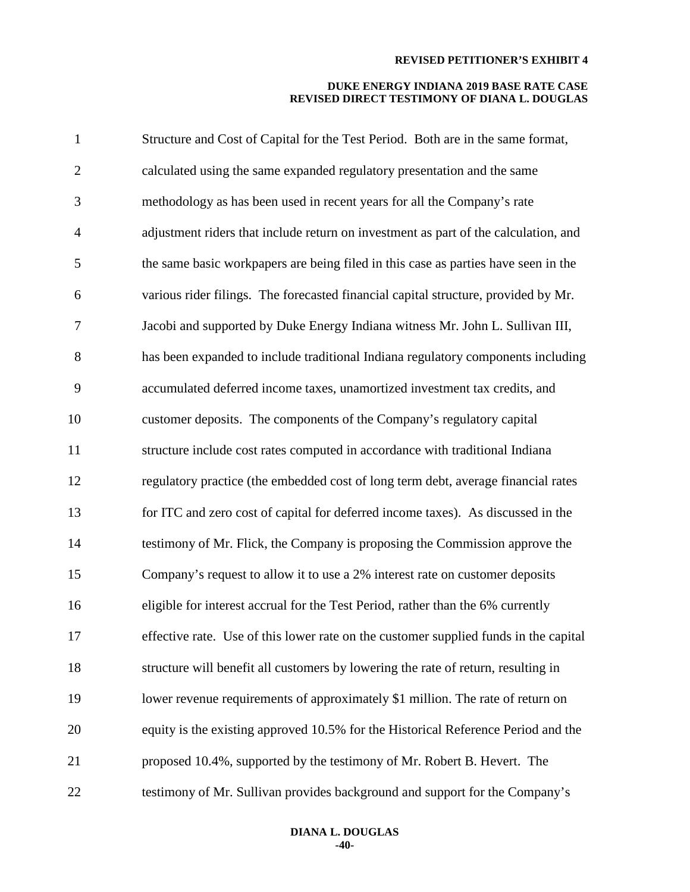Structure and Cost of Capital for the Test Period. Both are in the same format, calculated using the same expanded regulatory presentation and the same methodology as has been used in recent years for all the Company's rate adjustment riders that include return on investment as part of the calculation, and the same basic workpapers are being filed in this case as parties have seen in the various rider filings. The forecasted financial capital structure, provided by Mr. Jacobi and supported by Duke Energy Indiana witness Mr. John L. Sullivan III, has been expanded to include traditional Indiana regulatory components including accumulated deferred income taxes, unamortized investment tax credits, and customer deposits. The components of the Company's regulatory capital structure include cost rates computed in accordance with traditional Indiana regulatory practice (the embedded cost of long term debt, average financial rates for ITC and zero cost of capital for deferred income taxes). As discussed in the testimony of Mr. Flick, the Company is proposing the Commission approve the Company's request to allow it to use a 2% interest rate on customer deposits eligible for interest accrual for the Test Period, rather than the 6% currently effective rate. Use of this lower rate on the customer supplied funds in the capital structure will benefit all customers by lowering the rate of return, resulting in lower revenue requirements of approximately $1 million. The rate of return on equity is the existing approved 10.5% for the Historical Reference Period and the proposed 10.4%, supported by the testimony of Mr. Robert B. Hevert. The testimony of Mr. Sullivan provides background and support for the Company's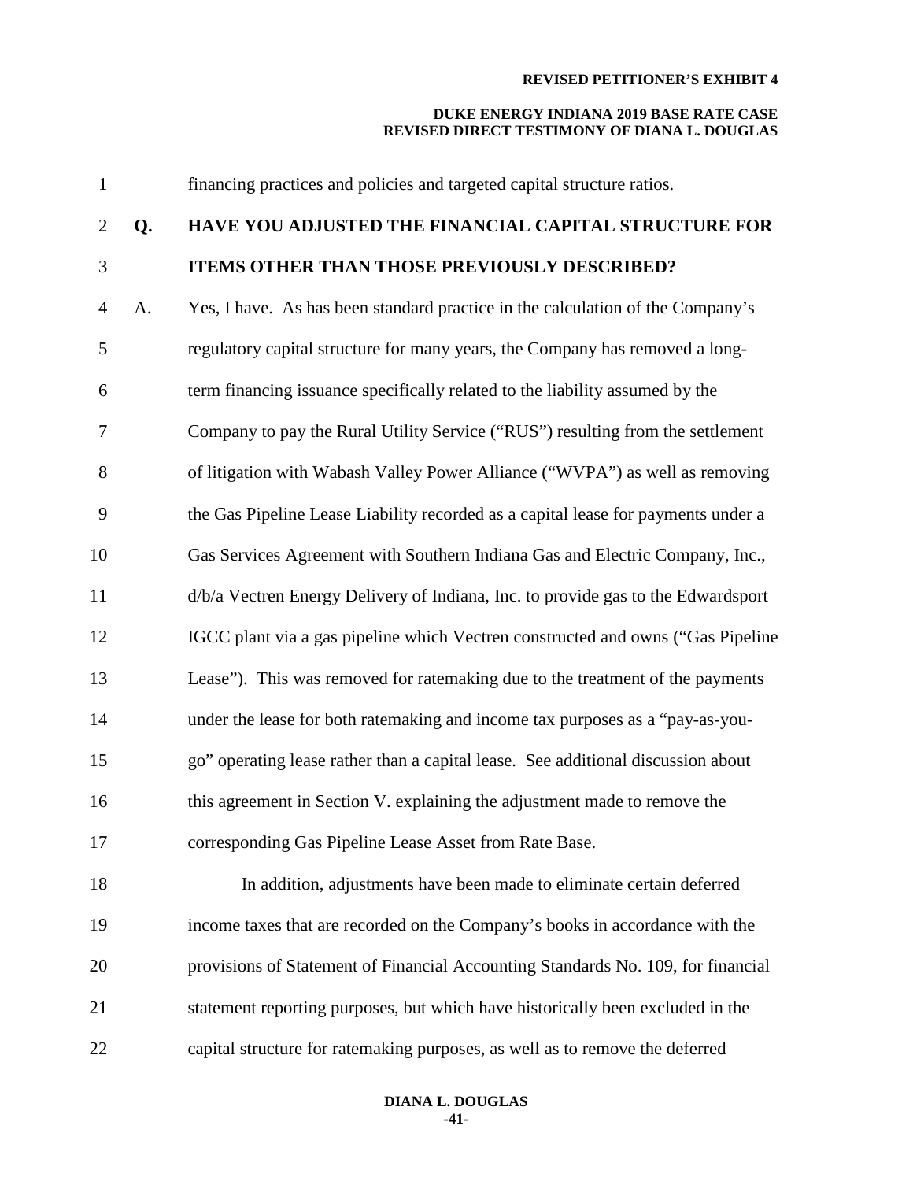financing practices and policies and targeted capital structure ratios.

**Q. HAVE YOU ADJUSTED THE FINANCIAL CAPITAL STRUCTURE FOR ITEMS OTHER THAN THOSE PREVIOUSLY DESCRIBED?**

A. Yes, I have. As has been standard practice in the calculation of the Company's regulatory capital structure for many years, the Company has removed a long-term financing issuance specifically related to the liability assumed by the Company to pay the Rural Utility Service ("RUS") resulting from the settlement of litigation with Wabash Valley Power Alliance ("WVPA") as well as removing the Gas Pipeline Lease Liability recorded as a capital lease for payments under a Gas Services Agreement with Southern Indiana Gas and Electric Company, Inc., d/b/a Vectren Energy Delivery of Indiana, Inc. to provide gas to the Edwardsport IGCC plant via a gas pipeline which Vectren constructed and owns ("Gas Pipeline Lease"). This was removed for ratemaking due to the treatment of the payments under the lease for both ratemaking and income tax purposes as a "pay-as-you-go" operating lease rather than a capital lease. See additional discussion about this agreement in Section V. explaining the adjustment made to remove the corresponding Gas Pipeline Lease Asset from Rate Base.

In addition, adjustments have been made to eliminate certain deferred income taxes that are recorded on the Company's books in accordance with the provisions of Statement of Financial Accounting Standards No. 109, for financial statement reporting purposes, but which have historically been excluded in the capital structure for ratemaking purposes, as well as to remove the deferred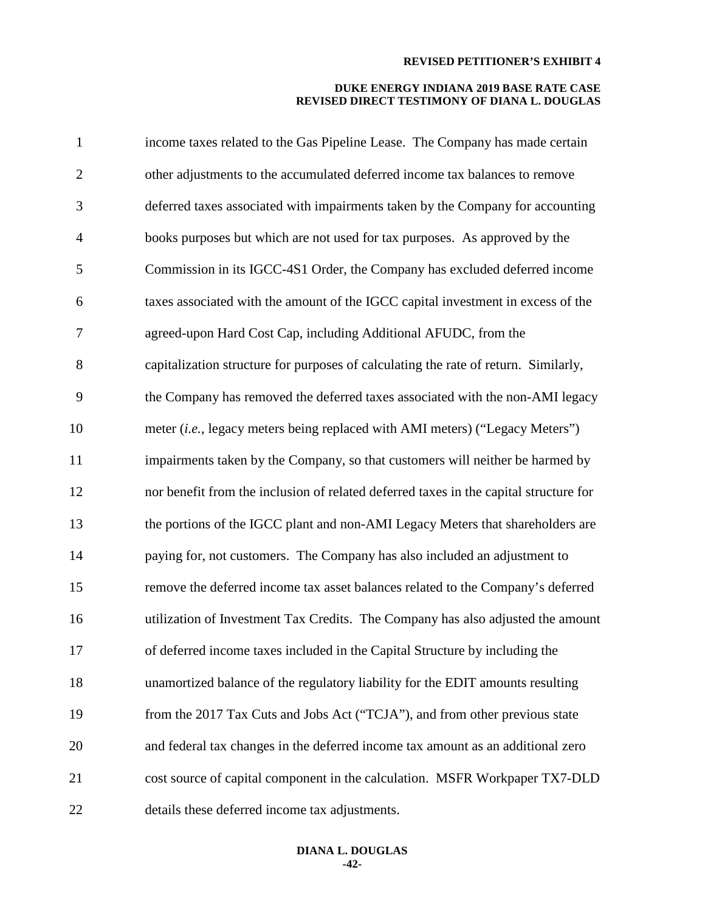income taxes related to the Gas Pipeline Lease. The Company has made certain other adjustments to the accumulated deferred income tax balances to remove deferred taxes associated with impairments taken by the Company for accounting books purposes but which are not used for tax purposes. As approved by the Commission in its IGCC-4S1 Order, the Company has excluded deferred income taxes associated with the amount of the IGCC capital investment in excess of the agreed-upon Hard Cost Cap, including Additional AFUDC, from the capitalization structure for purposes of calculating the rate of return. Similarly, the Company has removed the deferred taxes associated with the non-AMI legacy meter (*i.e.*, legacy meters being replaced with AMI meters) ("Legacy Meters") impairments taken by the Company, so that customers will neither be harmed by nor benefit from the inclusion of related deferred taxes in the capital structure for the portions of the IGCC plant and non-AMI Legacy Meters that shareholders are paying for, not customers. The Company has also included an adjustment to remove the deferred income tax asset balances related to the Company's deferred utilization of Investment Tax Credits. The Company has also adjusted the amount of deferred income taxes included in the Capital Structure by including the unamortized balance of the regulatory liability for the EDIT amounts resulting from the 2017 Tax Cuts and Jobs Act ("TCJA"), and from other previous state and federal tax changes in the deferred income tax amount as an additional zero cost source of capital component in the calculation. MSFR Workpaper TX7-DLD details these deferred income tax adjustments.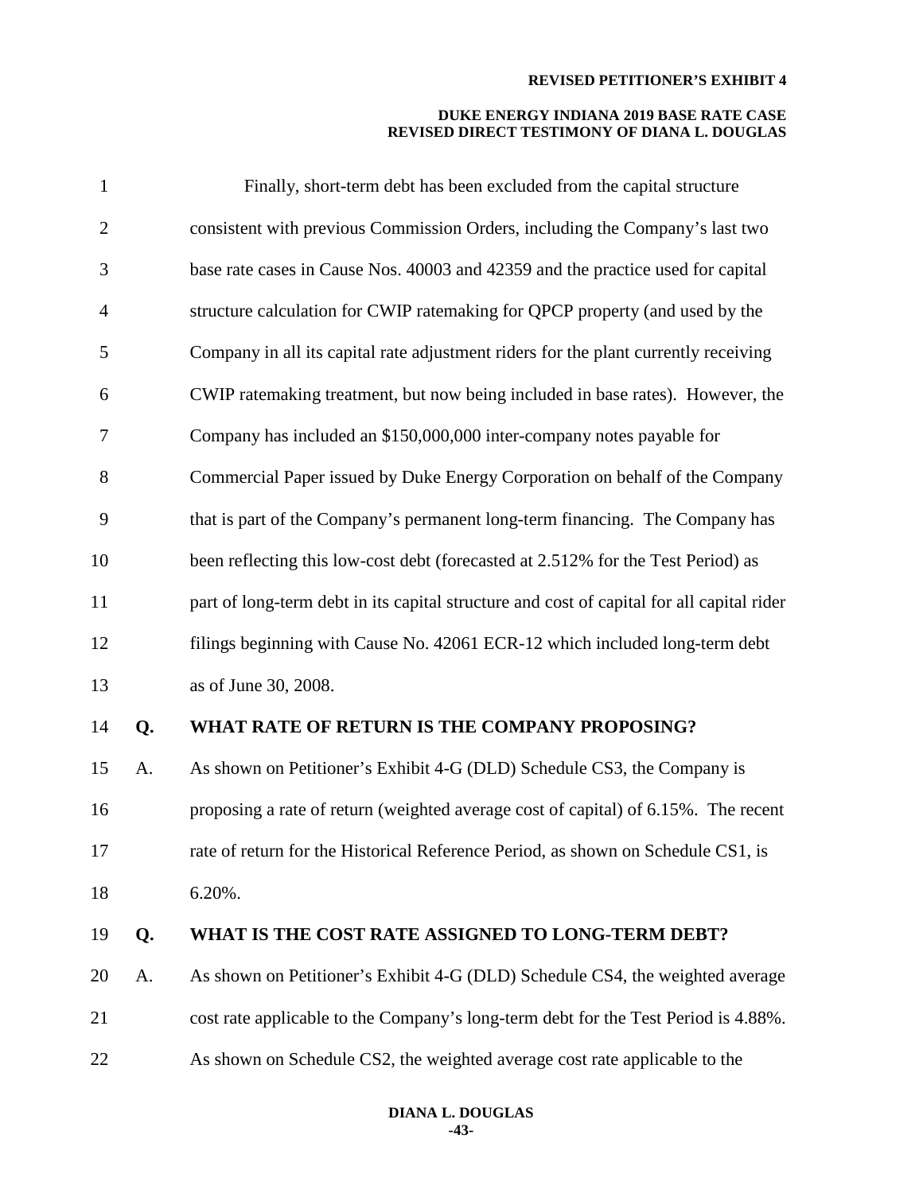Finally, short-term debt has been excluded from the capital structure consistent with previous Commission Orders, including the Company's last two base rate cases in Cause Nos. 40003 and 42359 and the practice used for capital structure calculation for CWIP ratemaking for QPCP property (and used by the Company in all its capital rate adjustment riders for the plant currently receiving CWIP ratemaking treatment, but now being included in base rates). However, the Company has included an $150,000,000 inter-company notes payable for Commercial Paper issued by Duke Energy Corporation on behalf of the Company that is part of the Company's permanent long-term financing. The Company has been reflecting this low-cost debt (forecasted at 2.512% for the Test Period) as part of long-term debt in its capital structure and cost of capital for all capital rider filings beginning with Cause No. 42061 ECR-12 which included long-term debt as of June 30, 2008.

**Q. WHAT RATE OF RETURN IS THE COMPANY PROPOSING?**

A. As shown on Petitioner's Exhibit 4-G (DLD) Schedule CS3, the Company is proposing a rate of return (weighted average cost of capital) of 6.15%. The recent rate of return for the Historical Reference Period, as shown on Schedule CS1, is 6.20%.

**Q. WHAT IS THE COST RATE ASSIGNED TO LONG-TERM DEBT?**

A. As shown on Petitioner's Exhibit 4-G (DLD) Schedule CS4, the weighted average cost rate applicable to the Company's long-term debt for the Test Period is 4.88%. As shown on Schedule CS2, the weighted average cost rate applicable to the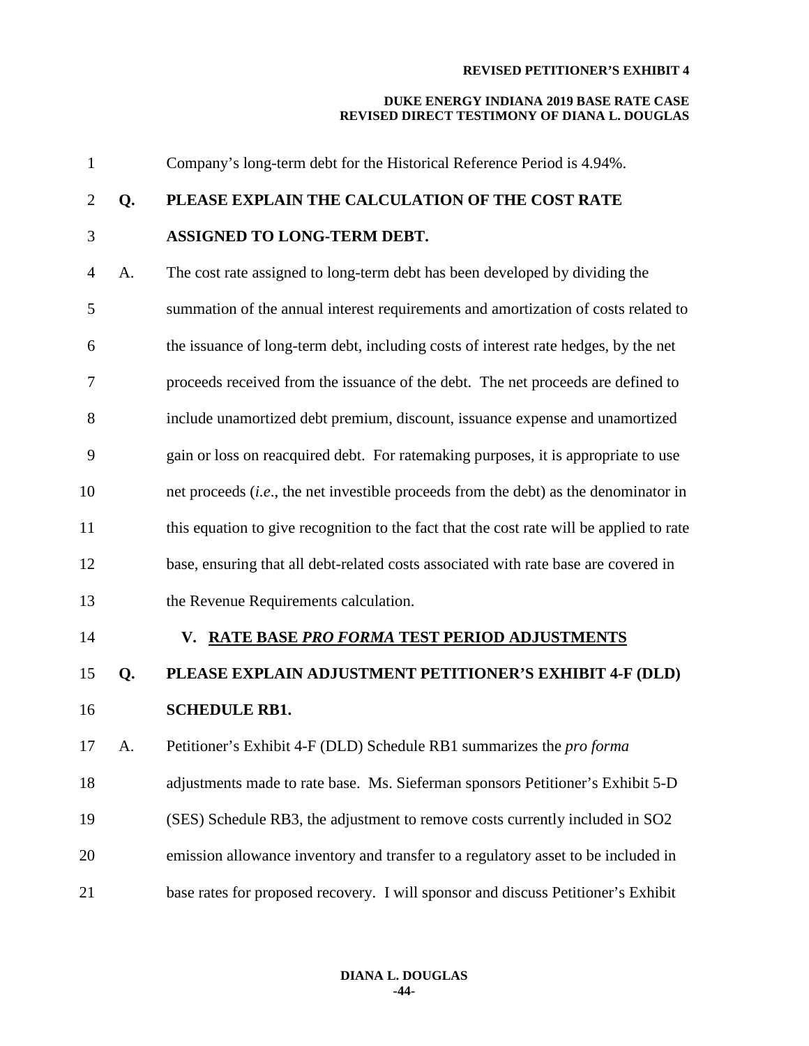Company's long-term debt for the Historical Reference Period is 4.94%.

**Q. PLEASE EXPLAIN THE CALCULATION OF THE COST RATE ASSIGNED TO LONG-TERM DEBT.**

A. The cost rate assigned to long-term debt has been developed by dividing the summation of the annual interest requirements and amortization of costs related to the issuance of long-term debt, including costs of interest rate hedges, by the net proceeds received from the issuance of the debt. The net proceeds are defined to include unamortized debt premium, discount, issuance expense and unamortized gain or loss on reacquired debt. For ratemaking purposes, it is appropriate to use net proceeds (*i.e*., the net investible proceeds from the debt) as the denominator in this equation to give recognition to the fact that the cost rate will be applied to rate base, ensuring that all debt-related costs associated with rate base are covered in the Revenue Requirements calculation.

## V. RATE BASE *PRO FORMA* TEST PERIOD ADJUSTMENTS

**Q. PLEASE EXPLAIN ADJUSTMENT PETITIONER'S EXHIBIT 4-F (DLD) SCHEDULE RB1.**

A. Petitioner's Exhibit 4-F (DLD) Schedule RB1 summarizes the *pro forma* adjustments made to rate base. Ms. Sieferman sponsors Petitioner's Exhibit 5-D (SES) Schedule RB3, the adjustment to remove costs currently included in $SO_2$ emission allowance inventory and transfer to a regulatory asset to be included in base rates for proposed recovery. I will sponsor and discuss Petitioner's Exhibit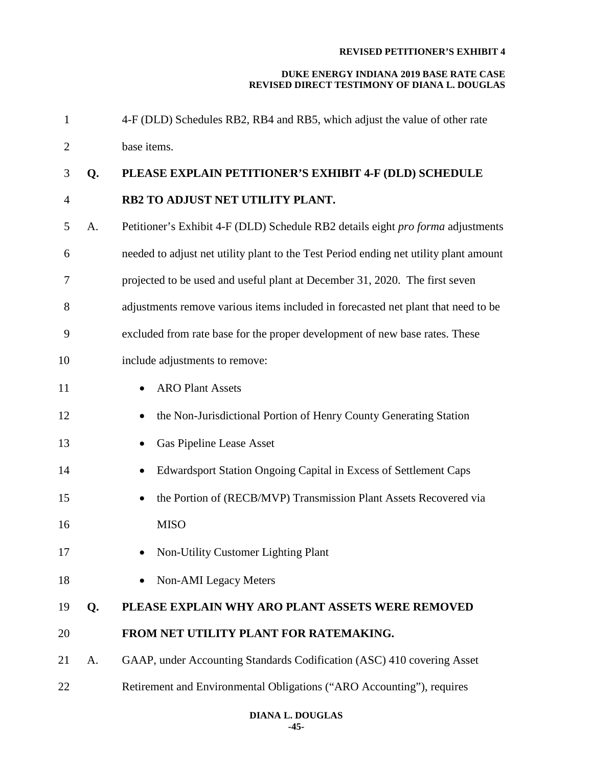4-F (DLD) Schedules RB2, RB4 and RB5, which adjust the value of other rate base items.

**Q. PLEASE EXPLAIN PETITIONER'S EXHIBIT 4-F (DLD) SCHEDULE RB2 TO ADJUST NET UTILITY PLANT.**

A. Petitioner's Exhibit 4-F (DLD) Schedule RB2 details eight *pro forma* adjustments needed to adjust net utility plant to the Test Period ending net utility plant amount projected to be used and useful plant at December 31, 2020. The first seven adjustments remove various items included in forecasted net plant that need to be excluded from rate base for the proper development of new base rates. These include adjustments to remove:

- ARO Plant Assets
- the Non-Jurisdictional Portion of Henry County Generating Station
- Gas Pipeline Lease Asset
- Edwardsport Station Ongoing Capital in Excess of Settlement Caps
- the Portion of (RECB/MVP) Transmission Plant Assets Recovered via MISO
- Non-Utility Customer Lighting Plant
- Non-AMI Legacy Meters

**Q. PLEASE EXPLAIN WHY ARO PLANT ASSETS WERE REMOVED FROM NET UTILITY PLANT FOR RATEMAKING.**

A. GAAP, under Accounting Standards Codification (ASC) 410 covering Asset Retirement and Environmental Obligations ("ARO Accounting"), requires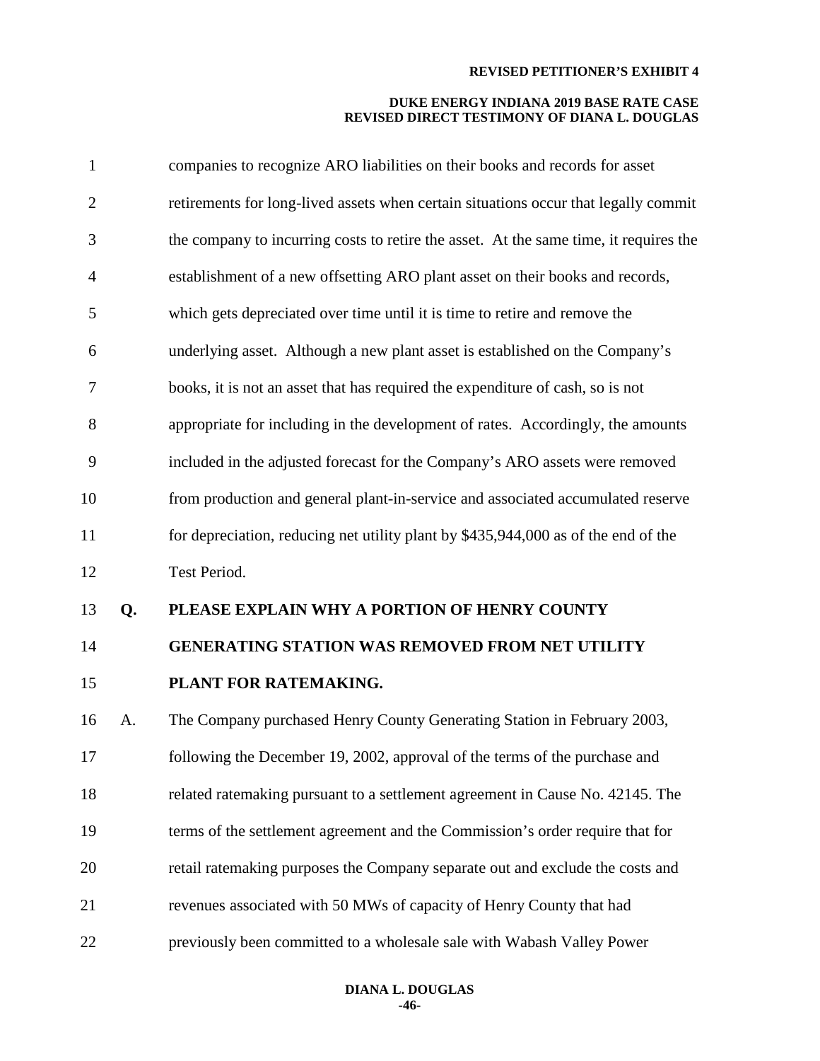companies to recognize ARO liabilities on their books and records for asset retirements for long-lived assets when certain situations occur that legally commit the company to incurring costs to retire the asset. At the same time, it requires the establishment of a new offsetting ARO plant asset on their books and records, which gets depreciated over time until it is time to retire and remove the underlying asset. Although a new plant asset is established on the Company's books, it is not an asset that has required the expenditure of cash, so is not appropriate for including in the development of rates. Accordingly, the amounts included in the adjusted forecast for the Company's ARO assets were removed from production and general plant-in-service and associated accumulated reserve for depreciation, reducing net utility plant by $435,944,000 as of the end of the Test Period.

**Q. PLEASE EXPLAIN WHY A PORTION OF HENRY COUNTY GENERATING STATION WAS REMOVED FROM NET UTILITY PLANT FOR RATEMAKING.**

A. The Company purchased Henry County Generating Station in February 2003, following the December 19, 2002, approval of the terms of the purchase and related ratemaking pursuant to a settlement agreement in Cause No. 42145. The terms of the settlement agreement and the Commission's order require that for retail ratemaking purposes the Company separate out and exclude the costs and revenues associated with 50 MWs of capacity of Henry County that had previously been committed to a wholesale sale with Wabash Valley Power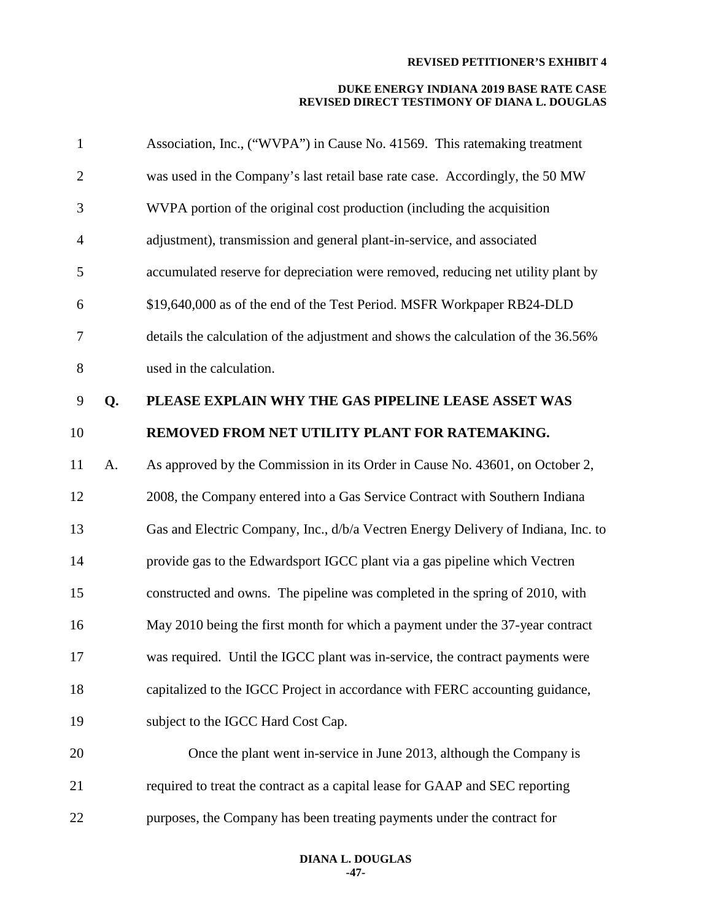Association, Inc., ("WVPA") in Cause No. 41569. This ratemaking treatment was used in the Company's last retail base rate case. Accordingly, the 50 MW WVPA portion of the original cost production (including the acquisition adjustment), transmission and general plant-in-service, and associated accumulated reserve for depreciation were removed, reducing net utility plant by $19,640,000 as of the end of the Test Period. MSFR Workpaper RB24-DLD details the calculation of the adjustment and shows the calculation of the 36.56% used in the calculation.

**Q. PLEASE EXPLAIN WHY THE GAS PIPELINE LEASE ASSET WAS REMOVED FROM NET UTILITY PLANT FOR RATEMAKING.**

A. As approved by the Commission in its Order in Cause No. 43601, on October 2, 2008, the Company entered into a Gas Service Contract with Southern Indiana Gas and Electric Company, Inc., d/b/a Vectren Energy Delivery of Indiana, Inc. to provide gas to the Edwardsport IGCC plant via a gas pipeline which Vectren constructed and owns. The pipeline was completed in the spring of 2010, with May 2010 being the first month for which a payment under the 37-year contract was required. Until the IGCC plant was in-service, the contract payments were capitalized to the IGCC Project in accordance with FERC accounting guidance, subject to the IGCC Hard Cost Cap.

Once the plant went in-service in June 2013, although the Company is required to treat the contract as a capital lease for GAAP and SEC reporting purposes, the Company has been treating payments under the contract for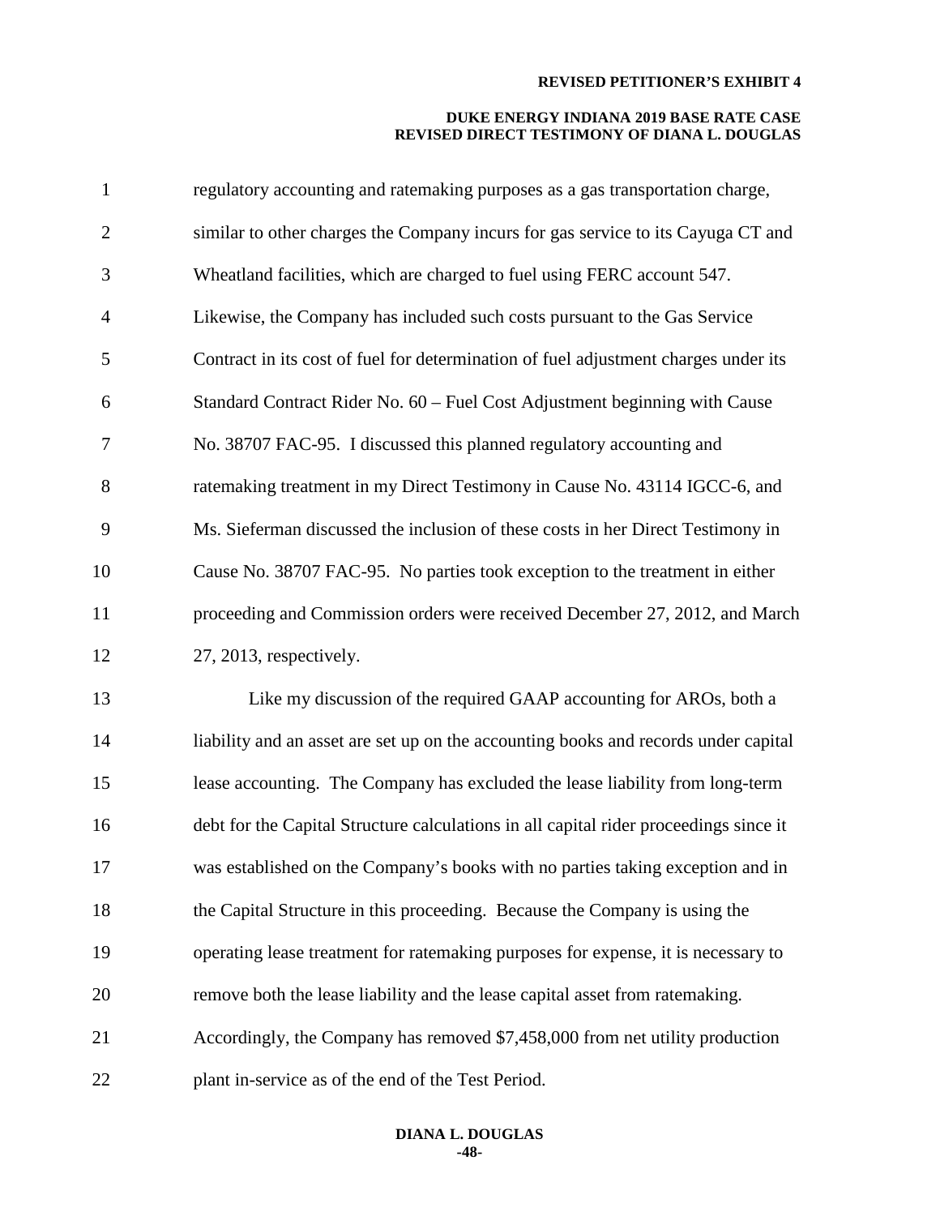regulatory accounting and ratemaking purposes as a gas transportation charge, similar to other charges the Company incurs for gas service to its Cayuga CT and Wheatland facilities, which are charged to fuel using FERC account 547. Likewise, the Company has included such costs pursuant to the Gas Service Contract in its cost of fuel for determination of fuel adjustment charges under its Standard Contract Rider No. 60 – Fuel Cost Adjustment beginning with Cause No. 38707 FAC-95. I discussed this planned regulatory accounting and ratemaking treatment in my Direct Testimony in Cause No. 43114 IGCC-6, and Ms. Sieferman discussed the inclusion of these costs in her Direct Testimony in Cause No. 38707 FAC-95. No parties took exception to the treatment in either proceeding and Commission orders were received December 27, 2012, and March 27, 2013, respectively.

Like my discussion of the required GAAP accounting for AROs, both a liability and an asset are set up on the accounting books and records under capital lease accounting. The Company has excluded the lease liability from long-term debt for the Capital Structure calculations in all capital rider proceedings since it was established on the Company's books with no parties taking exception and in the Capital Structure in this proceeding. Because the Company is using the operating lease treatment for ratemaking purposes for expense, it is necessary to remove both the lease liability and the lease capital asset from ratemaking. Accordingly, the Company has removed $7,458,000 from net utility production plant in-service as of the end of the Test Period.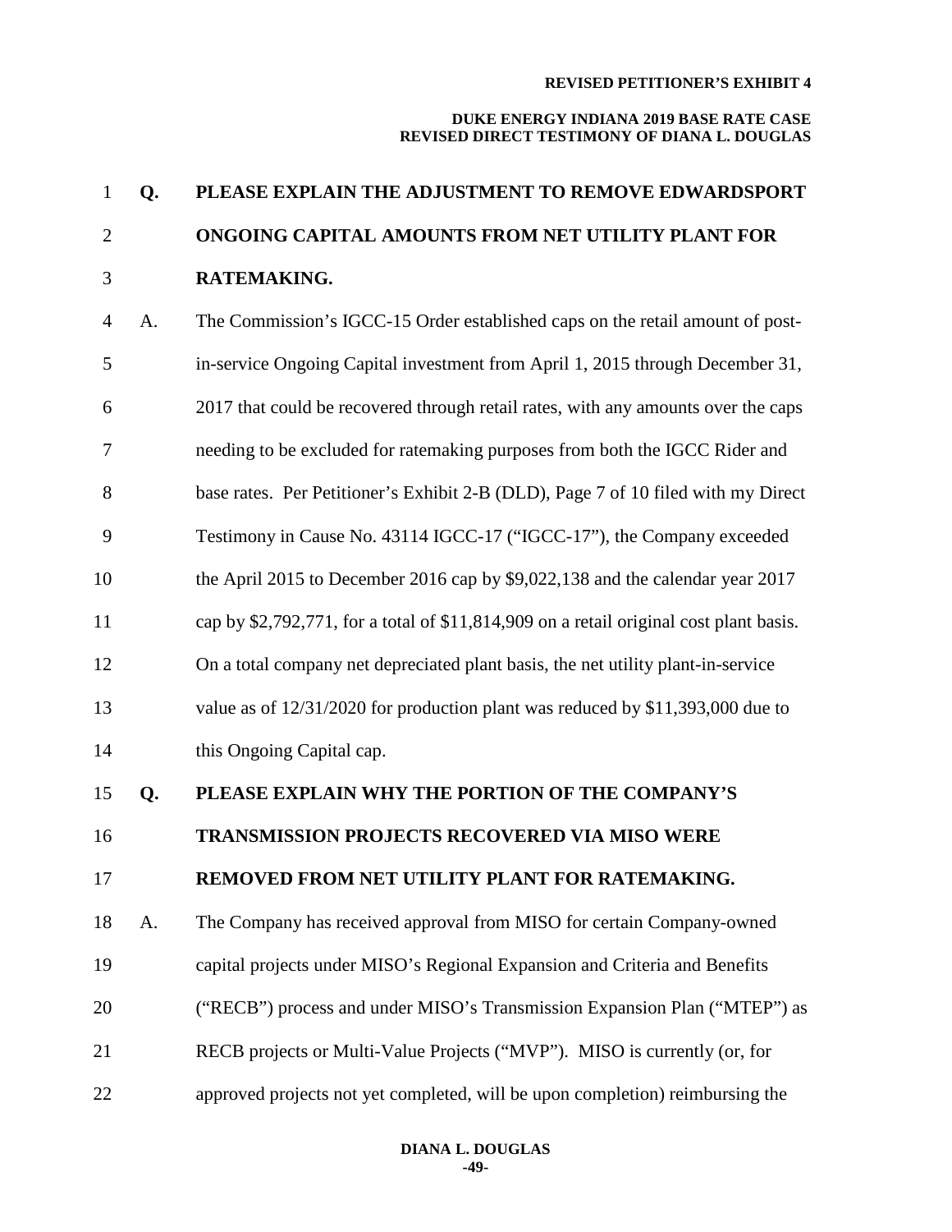**Q. PLEASE EXPLAIN THE ADJUSTMENT TO REMOVE EDWARDSPORT ONGOING CAPITAL AMOUNTS FROM NET UTILITY PLANT FOR RATEMAKING.**

A. The Commission's IGCC-15 Order established caps on the retail amount of post-in-service Ongoing Capital investment from April 1, 2015 through December 31, 2017 that could be recovered through retail rates, with any amounts over the caps needing to be excluded for ratemaking purposes from both the IGCC Rider and base rates. Per Petitioner's Exhibit 2-B (DLD), Page 7 of 10 filed with my Direct Testimony in Cause No. 43114 IGCC-17 ("IGCC-17"), the Company exceeded the April 2015 to December 2016 cap by $9,022,138 and the calendar year 2017 cap by $2,792,771, for a total of $11,814,909 on a retail original cost plant basis. On a total company net depreciated plant basis, the net utility plant-in-service value as of 12/31/2020 for production plant was reduced by $11,393,000 due to this Ongoing Capital cap.

**Q. PLEASE EXPLAIN WHY THE PORTION OF THE COMPANY'S TRANSMISSION PROJECTS RECOVERED VIA MISO WERE REMOVED FROM NET UTILITY PLANT FOR RATEMAKING.**

A. The Company has received approval from MISO for certain Company-owned capital projects under MISO's Regional Expansion and Criteria and Benefits ("RECB") process and under MISO's Transmission Expansion Plan ("MTEP") as RECB projects or Multi-Value Projects ("MVP"). MISO is currently (or, for approved projects not yet completed, will be upon completion) reimbursing the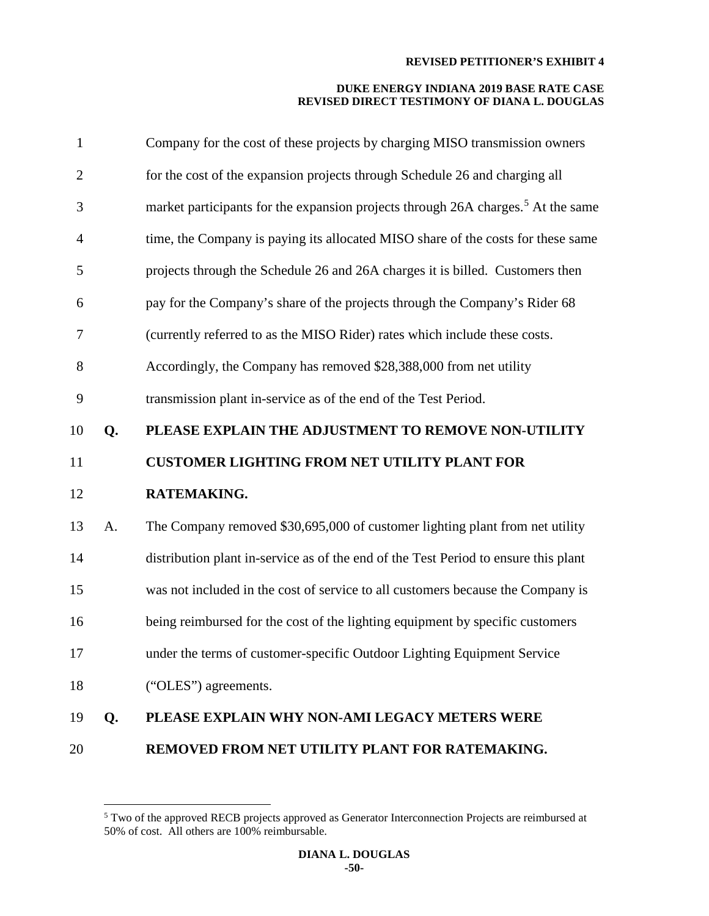Company for the cost of these projects by charging MISO transmission owners for the cost of the expansion projects through Schedule 26 and charging all market participants for the expansion projects through 26A charges.[5] At the same time, the Company is paying its allocated MISO share of the costs for these same projects through the Schedule 26 and 26A charges it is billed. Customers then pay for the Company's share of the projects through the Company's Rider 68 (currently referred to as the MISO Rider) rates which include these costs. Accordingly, the Company has removed $28,388,000 from net utility transmission plant in-service as of the end of the Test Period.

**Q. PLEASE EXPLAIN THE ADJUSTMENT TO REMOVE NON-UTILITY CUSTOMER LIGHTING FROM NET UTILITY PLANT FOR RATEMAKING.**

A. The Company removed $30,695,000 of customer lighting plant from net utility distribution plant in-service as of the end of the Test Period to ensure this plant was not included in the cost of service to all customers because the Company is being reimbursed for the cost of the lighting equipment by specific customers under the terms of customer-specific Outdoor Lighting Equipment Service ("OLES") agreements.

**Q. PLEASE EXPLAIN WHY NON-AMI LEGACY METERS WERE REMOVED FROM NET UTILITY PLANT FOR RATEMAKING.**

[5] Two of the approved RECB projects approved as Generator Interconnection Projects are reimbursed at 50% of cost. All others are 100% reimbursable.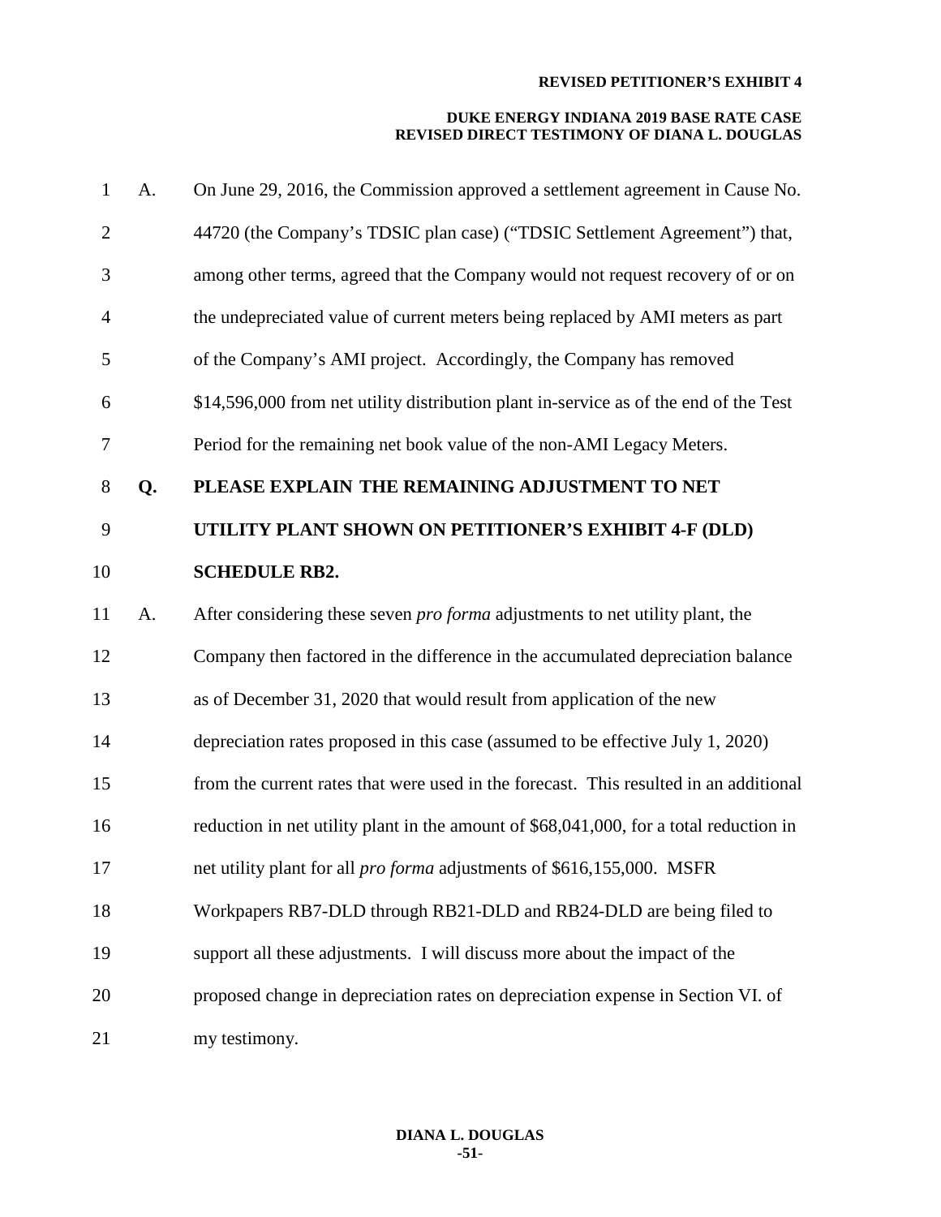A. On June 29, 2016, the Commission approved a settlement agreement in Cause No. 44720 (the Company's TDSIC plan case) ("TDSIC Settlement Agreement") that, among other terms, agreed that the Company would not request recovery of or on the undepreciated value of current meters being replaced by AMI meters as part of the Company's AMI project. Accordingly, the Company has removed $14,596,000 from net utility distribution plant in-service as of the end of the Test Period for the remaining net book value of the non-AMI Legacy Meters.

**Q. PLEASE EXPLAIN THE REMAINING ADJUSTMENT TO NET UTILITY PLANT SHOWN ON PETITIONER'S EXHIBIT 4-F (DLD) SCHEDULE RB2.**

A. After considering these seven *pro forma* adjustments to net utility plant, the Company then factored in the difference in the accumulated depreciation balance as of December 31, 2020 that would result from application of the new depreciation rates proposed in this case (assumed to be effective July 1, 2020) from the current rates that were used in the forecast. This resulted in an additional reduction in net utility plant in the amount of $68,041,000, for a total reduction in net utility plant for all *pro forma* adjustments of $616,155,000. MSFR Workpapers RB7-DLD through RB21-DLD and RB24-DLD are being filed to support all these adjustments. I will discuss more about the impact of the proposed change in depreciation rates on depreciation expense in Section VI. of my testimony.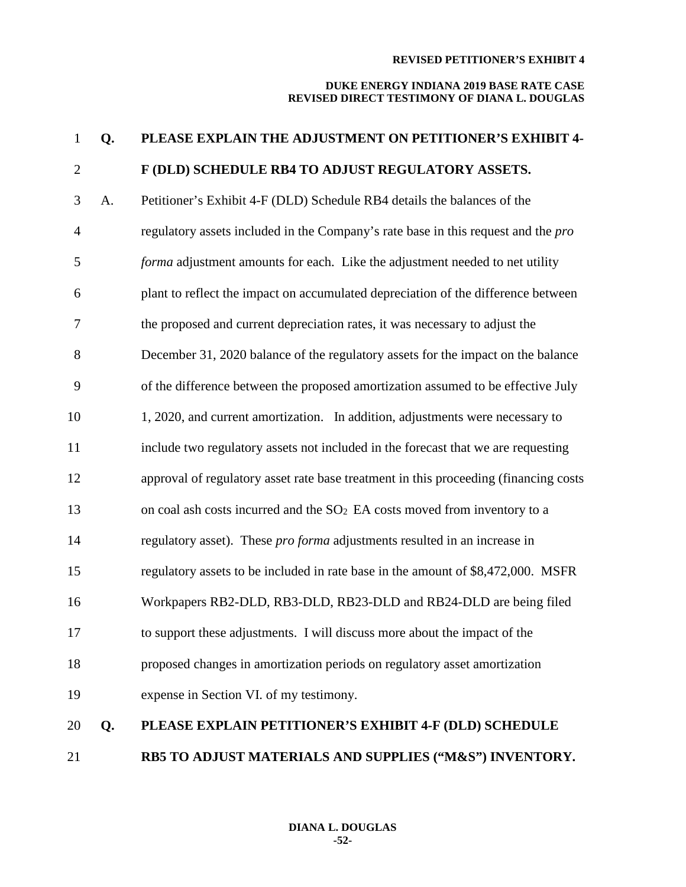**Q. PLEASE EXPLAIN THE ADJUSTMENT ON PETITIONER'S EXHIBIT 4-F (DLD) SCHEDULE RB4 TO ADJUST REGULATORY ASSETS.**

A. Petitioner's Exhibit 4-F (DLD) Schedule RB4 details the balances of the regulatory assets included in the Company's rate base in this request and the *pro forma* adjustment amounts for each. Like the adjustment needed to net utility plant to reflect the impact on accumulated depreciation of the difference between the proposed and current depreciation rates, it was necessary to adjust the December 31, 2020 balance of the regulatory assets for the impact on the balance of the difference between the proposed amortization assumed to be effective July 1, 2020, and current amortization. In addition, adjustments were necessary to include two regulatory assets not included in the forecast that we are requesting approval of regulatory asset rate base treatment in this proceeding (financing costs on coal ash costs incurred and the $SO_2$ EA costs moved from inventory to a regulatory asset). These *pro forma* adjustments resulted in an increase in regulatory assets to be included in rate base in the amount of $8,472,000. MSFR Workpapers RB2-DLD, RB3-DLD, RB23-DLD and RB24-DLD are being filed to support these adjustments. I will discuss more about the impact of the proposed changes in amortization periods on regulatory asset amortization expense in Section VI. of my testimony.

**Q. PLEASE EXPLAIN PETITIONER'S EXHIBIT 4-F (DLD) SCHEDULE RB5 TO ADJUST MATERIALS AND SUPPLIES ("M&S") INVENTORY.**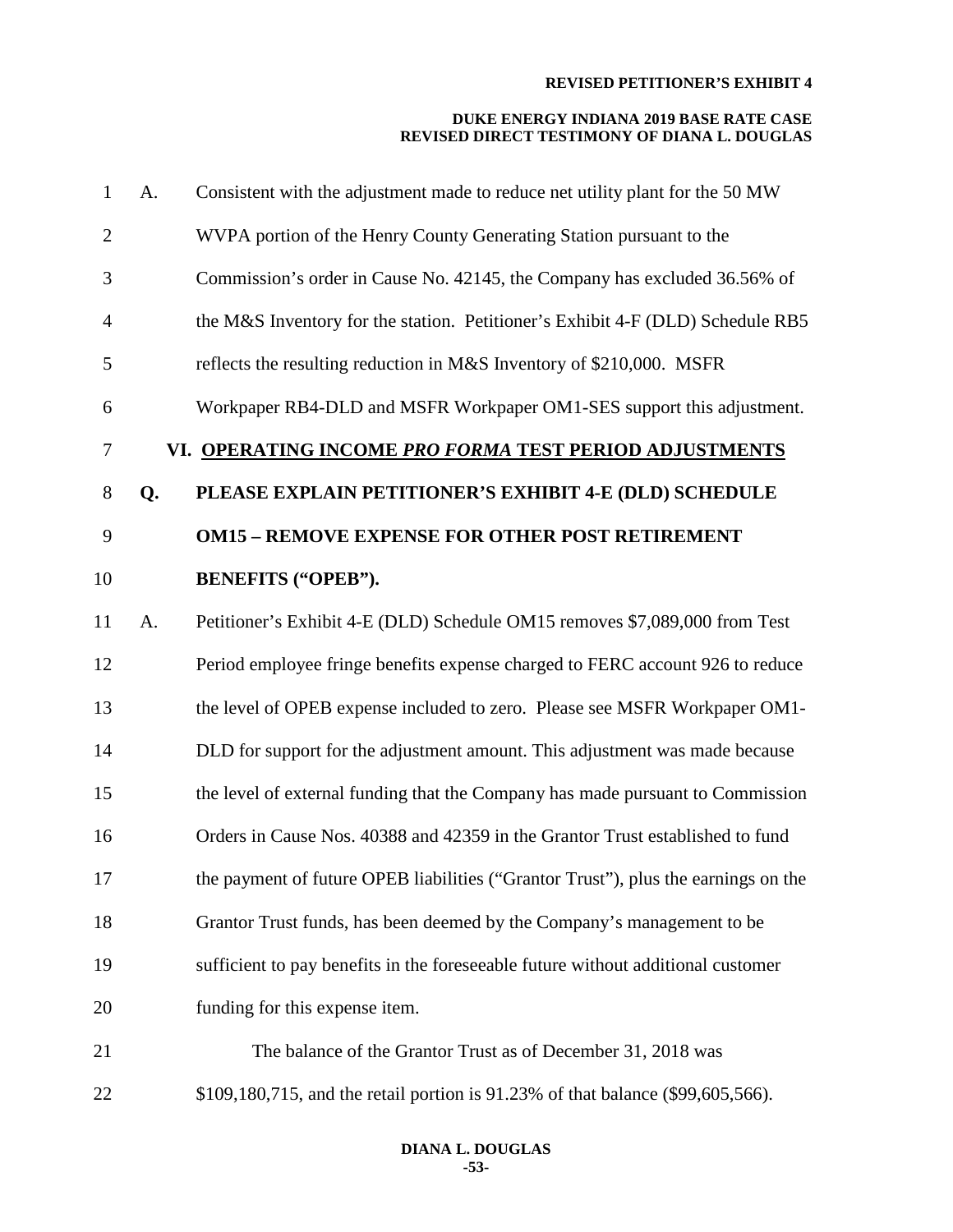A. Consistent with the adjustment made to reduce net utility plant for the 50 MW WVPA portion of the Henry County Generating Station pursuant to the Commission's order in Cause No. 42145, the Company has excluded 36.56% of the M&S Inventory for the station. Petitioner's Exhibit 4-F (DLD) Schedule RB5 reflects the resulting reduction in M&S Inventory of $210,000. MSFR Workpaper RB4-DLD and MSFR Workpaper OM1-SES support this adjustment.

## VI. OPERATING INCOME *PRO FORMA* TEST PERIOD ADJUSTMENTS

**Q. PLEASE EXPLAIN PETITIONER'S EXHIBIT 4-E (DLD) SCHEDULE OM15 – REMOVE EXPENSE FOR OTHER POST RETIREMENT BENEFITS ("OPEB").**

A. Petitioner's Exhibit 4-E (DLD) Schedule OM15 removes $7,089,000 from Test Period employee fringe benefits expense charged to FERC account 926 to reduce the level of OPEB expense included to zero. Please see MSFR Workpaper OM1-DLD for support for the adjustment amount. This adjustment was made because the level of external funding that the Company has made pursuant to Commission Orders in Cause Nos. 40388 and 42359 in the Grantor Trust established to fund the payment of future OPEB liabilities ("Grantor Trust"), plus the earnings on the Grantor Trust funds, has been deemed by the Company's management to be sufficient to pay benefits in the foreseeable future without additional customer funding for this expense item.

The balance of the Grantor Trust as of December 31, 2018 was $109,180,715, and the retail portion is 91.23% of that balance ($99,605,566).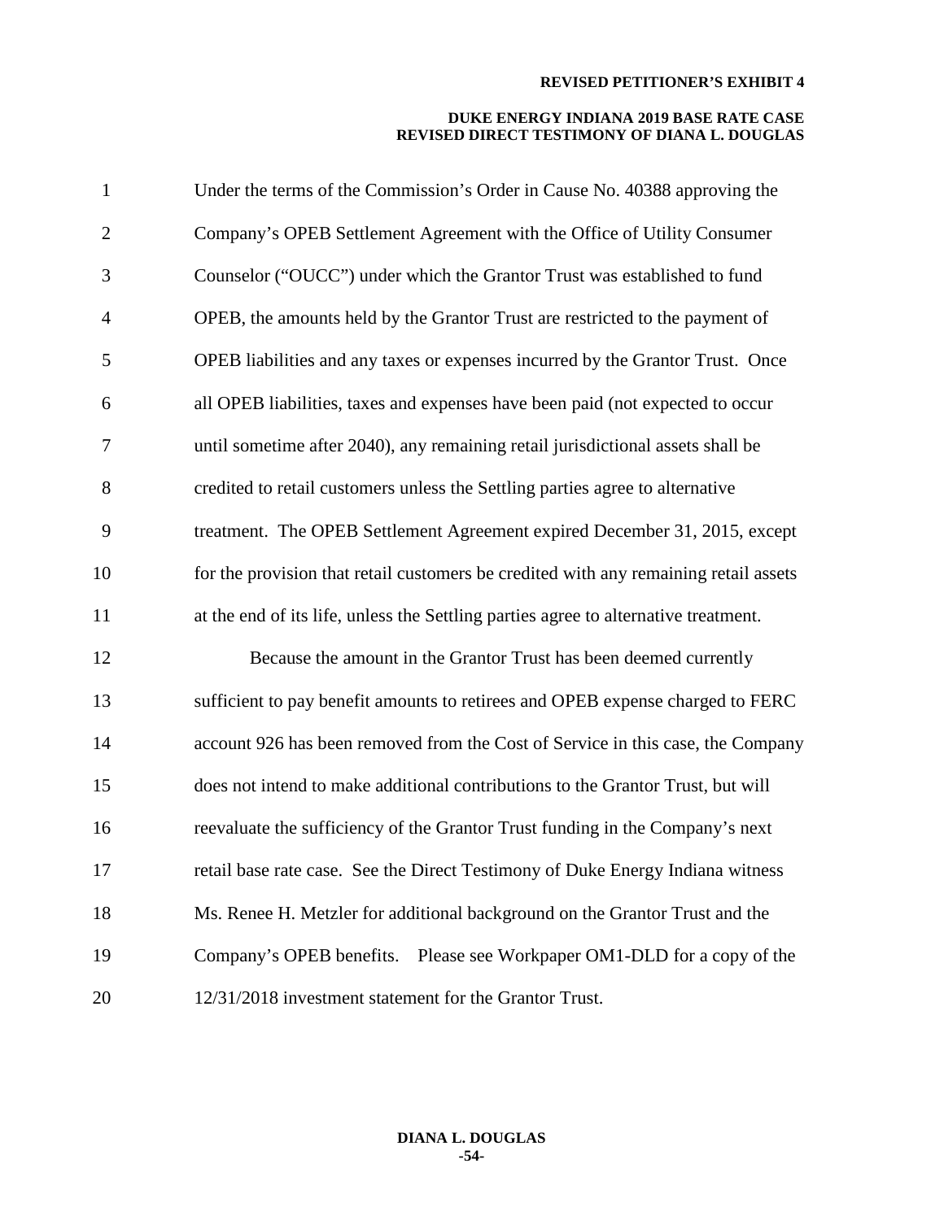Under the terms of the Commission's Order in Cause No. 40388 approving the Company's OPEB Settlement Agreement with the Office of Utility Consumer Counselor ("OUCC") under which the Grantor Trust was established to fund OPEB, the amounts held by the Grantor Trust are restricted to the payment of OPEB liabilities and any taxes or expenses incurred by the Grantor Trust. Once all OPEB liabilities, taxes and expenses have been paid (not expected to occur until sometime after 2040), any remaining retail jurisdictional assets shall be credited to retail customers unless the Settling parties agree to alternative treatment. The OPEB Settlement Agreement expired December 31, 2015, except for the provision that retail customers be credited with any remaining retail assets at the end of its life, unless the Settling parties agree to alternative treatment.

Because the amount in the Grantor Trust has been deemed currently sufficient to pay benefit amounts to retirees and OPEB expense charged to FERC account 926 has been removed from the Cost of Service in this case, the Company does not intend to make additional contributions to the Grantor Trust, but will reevaluate the sufficiency of the Grantor Trust funding in the Company's next retail base rate case. See the Direct Testimony of Duke Energy Indiana witness Ms. Renee H. Metzler for additional background on the Grantor Trust and the Company's OPEB benefits. Please see Workpaper OM1-DLD for a copy of the 12/31/2018 investment statement for the Grantor Trust.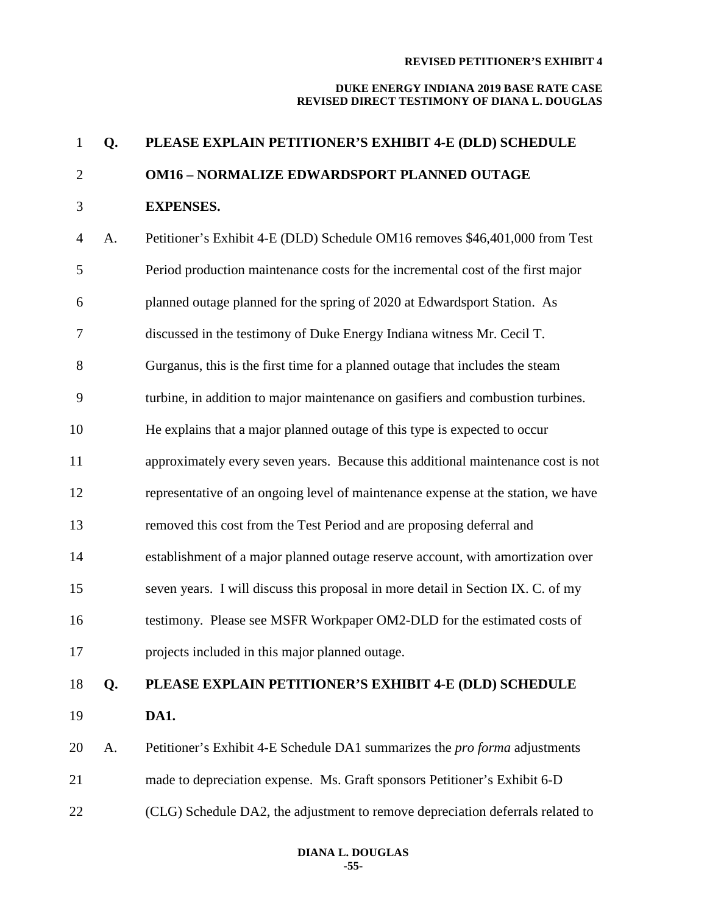**Q. PLEASE EXPLAIN PETITIONER'S EXHIBIT 4-E (DLD) SCHEDULE OM16 – NORMALIZE EDWARDSPORT PLANNED OUTAGE EXPENSES.**

A. Petitioner's Exhibit 4-E (DLD) Schedule OM16 removes $46,401,000 from Test Period production maintenance costs for the incremental cost of the first major planned outage planned for the spring of 2020 at Edwardsport Station. As discussed in the testimony of Duke Energy Indiana witness Mr. Cecil T. Gurganus, this is the first time for a planned outage that includes the steam turbine, in addition to major maintenance on gasifiers and combustion turbines. He explains that a major planned outage of this type is expected to occur approximately every seven years. Because this additional maintenance cost is not representative of an ongoing level of maintenance expense at the station, we have removed this cost from the Test Period and are proposing deferral and establishment of a major planned outage reserve account, with amortization over seven years. I will discuss this proposal in more detail in Section IX. C. of my testimony. Please see MSFR Workpaper OM2-DLD for the estimated costs of projects included in this major planned outage.

**Q. PLEASE EXPLAIN PETITIONER'S EXHIBIT 4-E (DLD) SCHEDULE DA1.**

A. Petitioner's Exhibit 4-E Schedule DA1 summarizes the *pro forma* adjustments made to depreciation expense. Ms. Graft sponsors Petitioner's Exhibit 6-D (CLG) Schedule DA2, the adjustment to remove depreciation deferrals related to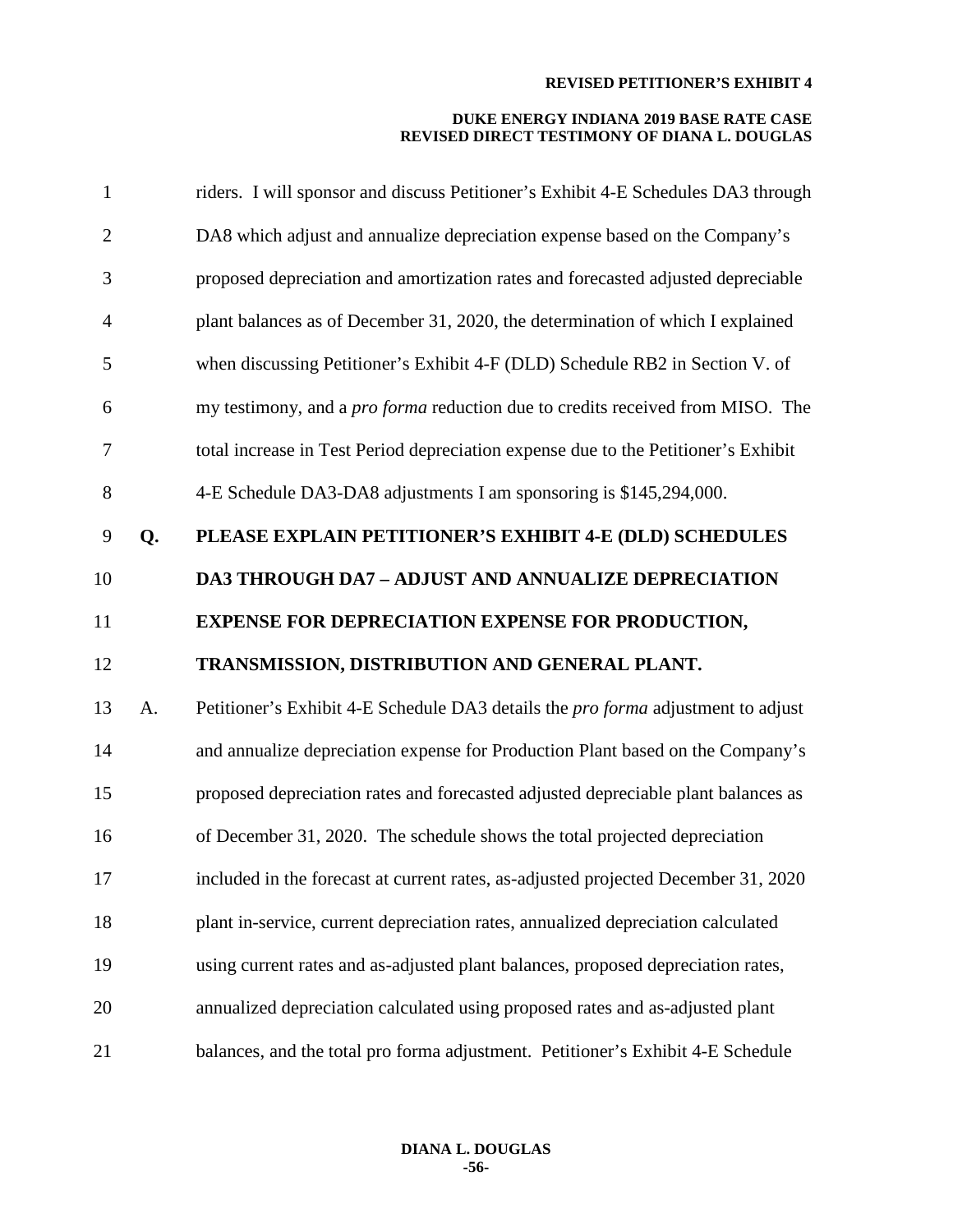riders. I will sponsor and discuss Petitioner's Exhibit 4-E Schedules DA3 through DA8 which adjust and annualize depreciation expense based on the Company's proposed depreciation and amortization rates and forecasted adjusted depreciable plant balances as of December 31, 2020, the determination of which I explained when discussing Petitioner's Exhibit 4-F (DLD) Schedule RB2 in Section V. of my testimony, and a *pro forma* reduction due to credits received from MISO. The total increase in Test Period depreciation expense due to the Petitioner's Exhibit 4-E Schedule DA3-DA8 adjustments I am sponsoring is $145,294,000.

**Q. PLEASE EXPLAIN PETITIONER'S EXHIBIT 4-E (DLD) SCHEDULES DA3 THROUGH DA7 – ADJUST AND ANNUALIZE DEPRECIATION EXPENSE FOR DEPRECIATION EXPENSE FOR PRODUCTION, TRANSMISSION, DISTRIBUTION AND GENERAL PLANT.**

A. Petitioner's Exhibit 4-E Schedule DA3 details the *pro forma* adjustment to adjust and annualize depreciation expense for Production Plant based on the Company's proposed depreciation rates and forecasted adjusted depreciable plant balances as of December 31, 2020. The schedule shows the total projected depreciation included in the forecast at current rates, as-adjusted projected December 31, 2020 plant in-service, current depreciation rates, annualized depreciation calculated using current rates and as-adjusted plant balances, proposed depreciation rates, annualized depreciation calculated using proposed rates and as-adjusted plant balances, and the total pro forma adjustment. Petitioner's Exhibit 4-E Schedule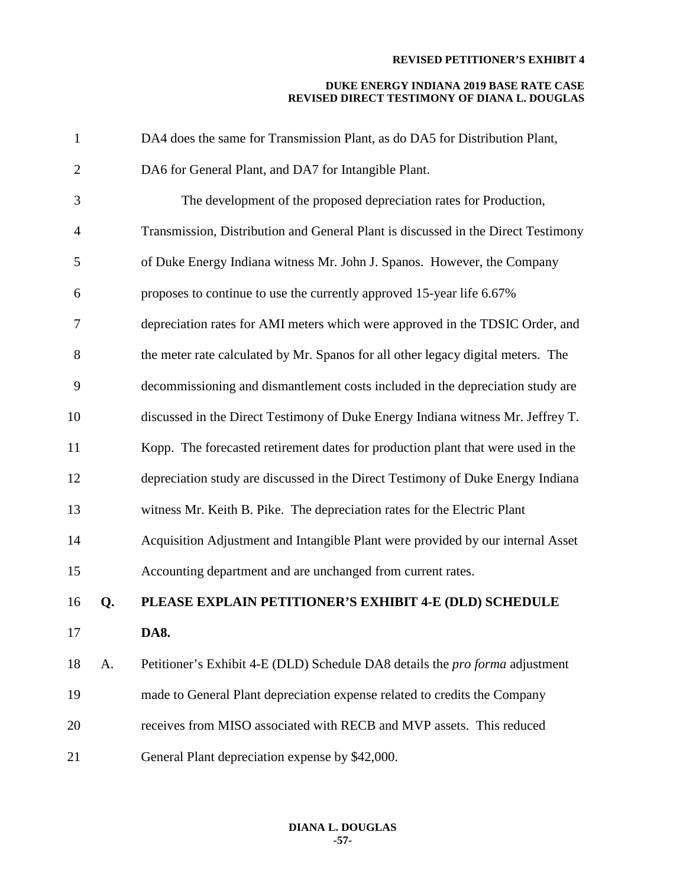DA4 does the same for Transmission Plant, as do DA5 for Distribution Plant, DA6 for General Plant, and DA7 for Intangible Plant.

The development of the proposed depreciation rates for Production, Transmission, Distribution and General Plant is discussed in the Direct Testimony of Duke Energy Indiana witness Mr. John J. Spanos. However, the Company proposes to continue to use the currently approved 15-year life 6.67% depreciation rates for AMI meters which were approved in the TDSIC Order, and the meter rate calculated by Mr. Spanos for all other legacy digital meters. The decommissioning and dismantlement costs included in the depreciation study are discussed in the Direct Testimony of Duke Energy Indiana witness Mr. Jeffrey T. Kopp. The forecasted retirement dates for production plant that were used in the depreciation study are discussed in the Direct Testimony of Duke Energy Indiana witness Mr. Keith B. Pike. The depreciation rates for the Electric Plant Acquisition Adjustment and Intangible Plant were provided by our internal Asset Accounting department and are unchanged from current rates.

**Q. PLEASE EXPLAIN PETITIONER'S EXHIBIT 4-E (DLD) SCHEDULE DA8.**

A. Petitioner's Exhibit 4-E (DLD) Schedule DA8 details the *pro forma* adjustment made to General Plant depreciation expense related to credits the Company receives from MISO associated with RECB and MVP assets. This reduced General Plant depreciation expense by $42,000.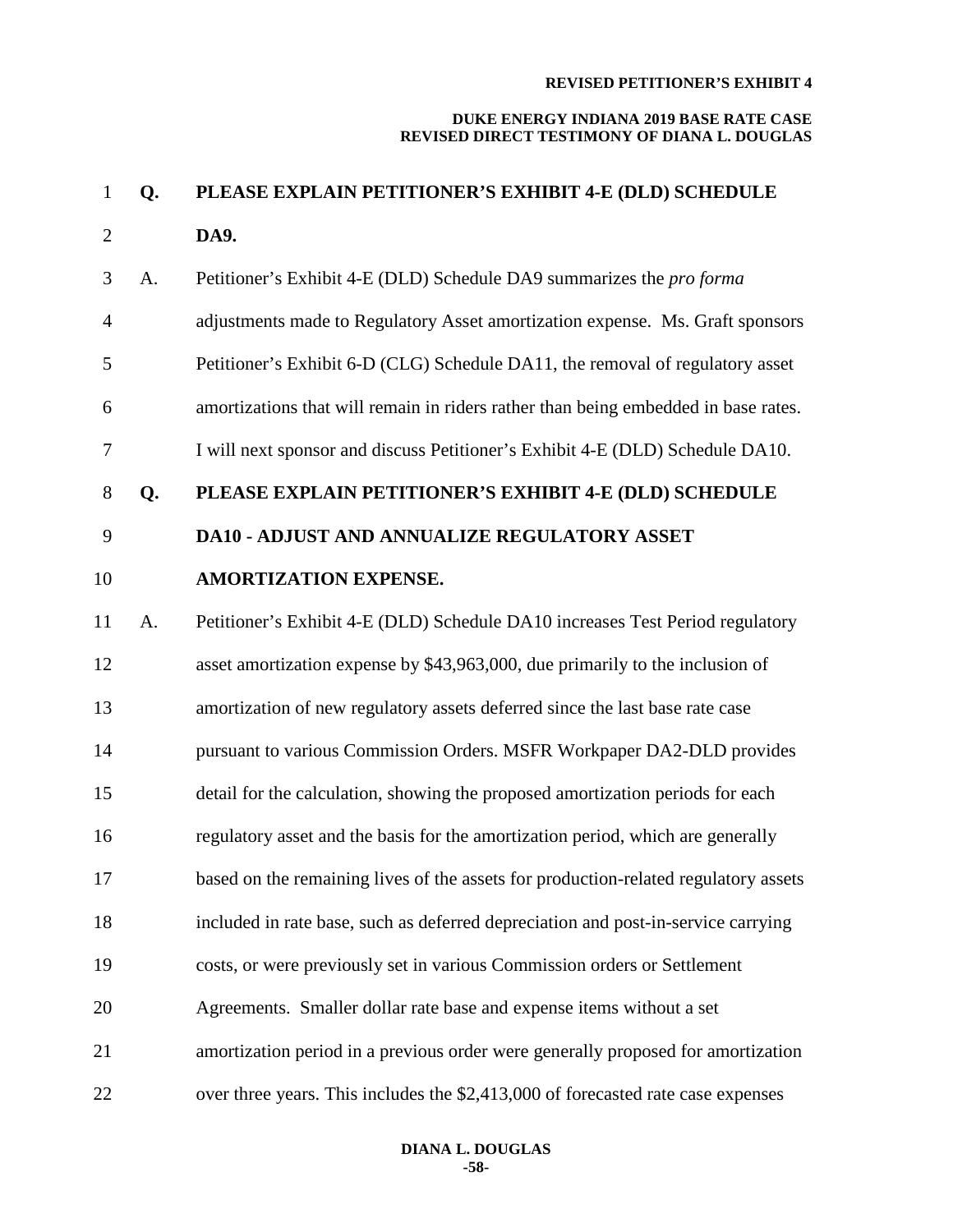**Q. PLEASE EXPLAIN PETITIONER'S EXHIBIT 4-E (DLD) SCHEDULE DA9.**

A. Petitioner's Exhibit 4-E (DLD) Schedule DA9 summarizes the *pro forma* adjustments made to Regulatory Asset amortization expense. Ms. Graft sponsors Petitioner's Exhibit 6-D (CLG) Schedule DA11, the removal of regulatory asset amortizations that will remain in riders rather than being embedded in base rates. I will next sponsor and discuss Petitioner's Exhibit 4-E (DLD) Schedule DA10.

**Q. PLEASE EXPLAIN PETITIONER'S EXHIBIT 4-E (DLD) SCHEDULE DA10 - ADJUST AND ANNUALIZE REGULATORY ASSET AMORTIZATION EXPENSE.**

A. Petitioner's Exhibit 4-E (DLD) Schedule DA10 increases Test Period regulatory asset amortization expense by $43,963,000, due primarily to the inclusion of amortization of new regulatory assets deferred since the last base rate case pursuant to various Commission Orders. MSFR Workpaper DA2-DLD provides detail for the calculation, showing the proposed amortization periods for each regulatory asset and the basis for the amortization period, which are generally based on the remaining lives of the assets for production-related regulatory assets included in rate base, such as deferred depreciation and post-in-service carrying costs, or were previously set in various Commission orders or Settlement Agreements. Smaller dollar rate base and expense items without a set amortization period in a previous order were generally proposed for amortization over three years. This includes the $2,413,000 of forecasted rate case expenses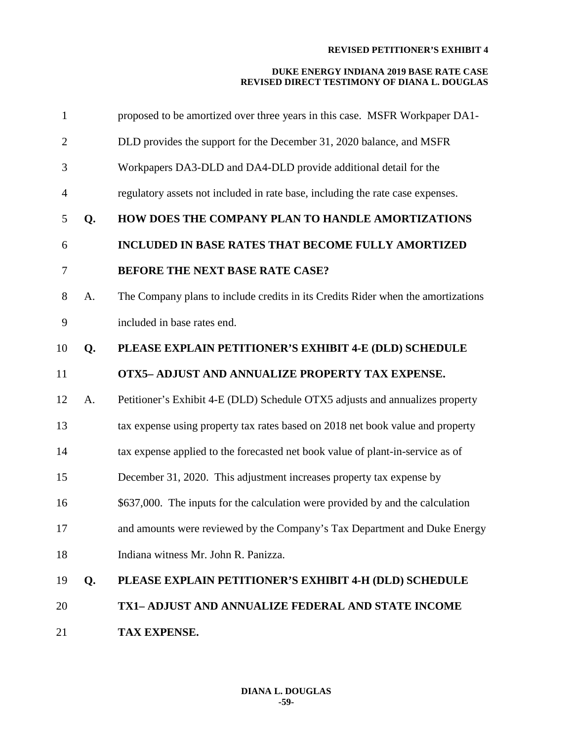proposed to be amortized over three years in this case. MSFR Workpaper DA1-DLD provides the support for the December 31, 2020 balance, and MSFR Workpapers DA3-DLD and DA4-DLD provide additional detail for the regulatory assets not included in rate base, including the rate case expenses.

**Q. HOW DOES THE COMPANY PLAN TO HANDLE AMORTIZATIONS INCLUDED IN BASE RATES THAT BECOME FULLY AMORTIZED BEFORE THE NEXT BASE RATE CASE?**

A. The Company plans to include credits in its Credits Rider when the amortizations included in base rates end.

**Q. PLEASE EXPLAIN PETITIONER'S EXHIBIT 4-E (DLD) SCHEDULE OTX5– ADJUST AND ANNUALIZE PROPERTY TAX EXPENSE.**

A. Petitioner's Exhibit 4-E (DLD) Schedule OTX5 adjusts and annualizes property tax expense using property tax rates based on 2018 net book value and property tax expense applied to the forecasted net book value of plant-in-service as of December 31, 2020. This adjustment increases property tax expense by $637,000. The inputs for the calculation were provided by and the calculation and amounts were reviewed by the Company's Tax Department and Duke Energy Indiana witness Mr. John R. Panizza.

**Q. PLEASE EXPLAIN PETITIONER'S EXHIBIT 4-H (DLD) SCHEDULE TX1– ADJUST AND ANNUALIZE FEDERAL AND STATE INCOME TAX EXPENSE.**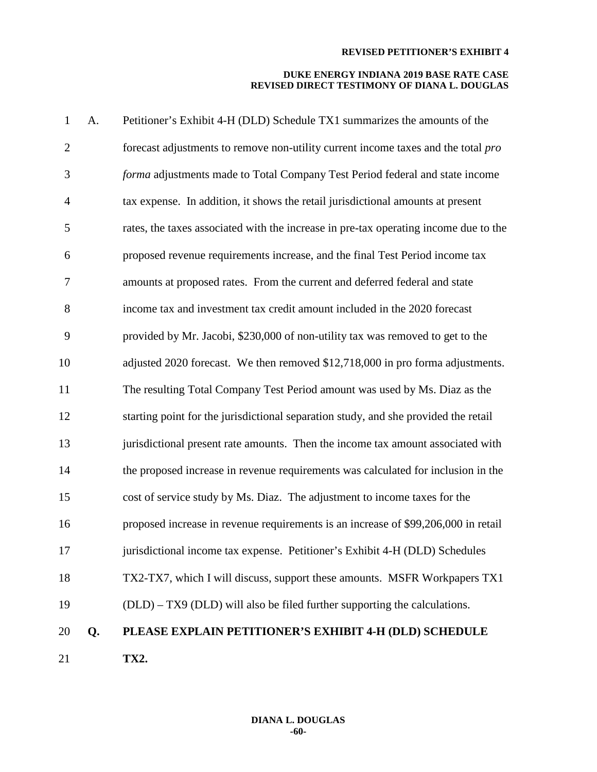A. Petitioner's Exhibit 4-H (DLD) Schedule TX1 summarizes the amounts of the forecast adjustments to remove non-utility current income taxes and the total *pro forma* adjustments made to Total Company Test Period federal and state income tax expense. In addition, it shows the retail jurisdictional amounts at present rates, the taxes associated with the increase in pre-tax operating income due to the proposed revenue requirements increase, and the final Test Period income tax amounts at proposed rates. From the current and deferred federal and state income tax and investment tax credit amount included in the 2020 forecast provided by Mr. Jacobi, $230,000 of non-utility tax was removed to get to the adjusted 2020 forecast. We then removed $12,718,000 in pro forma adjustments. The resulting Total Company Test Period amount was used by Ms. Diaz as the starting point for the jurisdictional separation study, and she provided the retail jurisdictional present rate amounts. Then the income tax amount associated with the proposed increase in revenue requirements was calculated for inclusion in the cost of service study by Ms. Diaz. The adjustment to income taxes for the proposed increase in revenue requirements is an increase of $99,206,000 in retail jurisdictional income tax expense. Petitioner's Exhibit 4-H (DLD) Schedules TX2-TX7, which I will discuss, support these amounts. MSFR Workpapers TX1 (DLD) – TX9 (DLD) will also be filed further supporting the calculations.

**Q. PLEASE EXPLAIN PETITIONER'S EXHIBIT 4-H (DLD) SCHEDULE TX2.**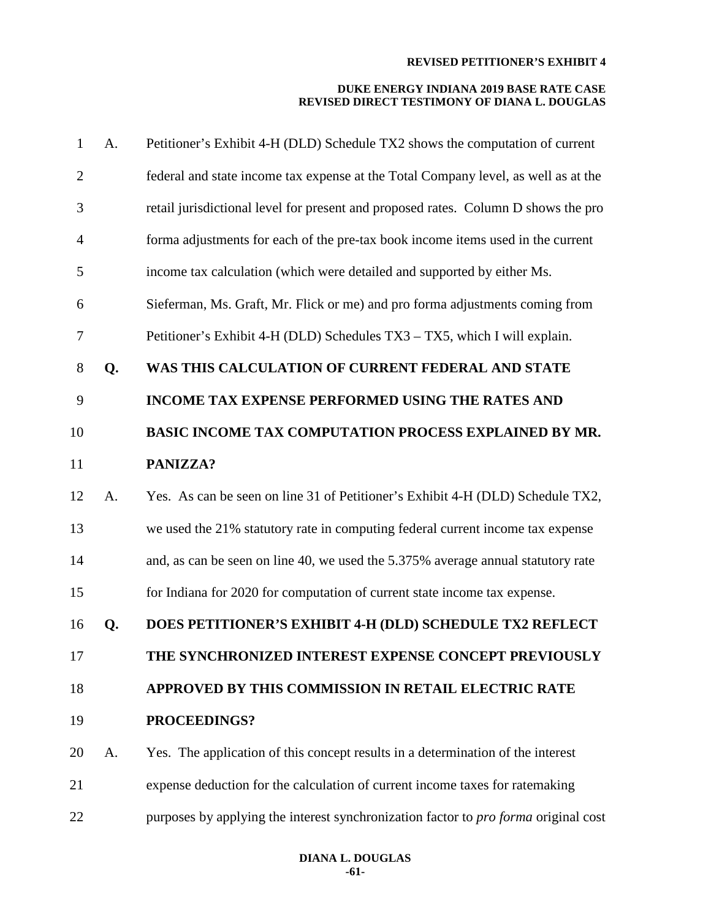A. Petitioner's Exhibit 4-H (DLD) Schedule TX2 shows the computation of current federal and state income tax expense at the Total Company level, as well as at the retail jurisdictional level for present and proposed rates. Column D shows the pro forma adjustments for each of the pre-tax book income items used in the current income tax calculation (which were detailed and supported by either Ms. Sieferman, Ms. Graft, Mr. Flick or me) and pro forma adjustments coming from Petitioner's Exhibit 4-H (DLD) Schedules TX3 – TX5, which I will explain.

**Q. WAS THIS CALCULATION OF CURRENT FEDERAL AND STATE INCOME TAX EXPENSE PERFORMED USING THE RATES AND BASIC INCOME TAX COMPUTATION PROCESS EXPLAINED BY MR. PANIZZA?**

A. Yes. As can be seen on line 31 of Petitioner's Exhibit 4-H (DLD) Schedule TX2, we used the 21% statutory rate in computing federal current income tax expense and, as can be seen on line 40, we used the 5.375% average annual statutory rate for Indiana for 2020 for computation of current state income tax expense.

**Q. DOES PETITIONER'S EXHIBIT 4-H (DLD) SCHEDULE TX2 REFLECT THE SYNCHRONIZED INTEREST EXPENSE CONCEPT PREVIOUSLY APPROVED BY THIS COMMISSION IN RETAIL ELECTRIC RATE PROCEEDINGS?**

A. Yes. The application of this concept results in a determination of the interest expense deduction for the calculation of current income taxes for ratemaking purposes by applying the interest synchronization factor to *pro forma* original cost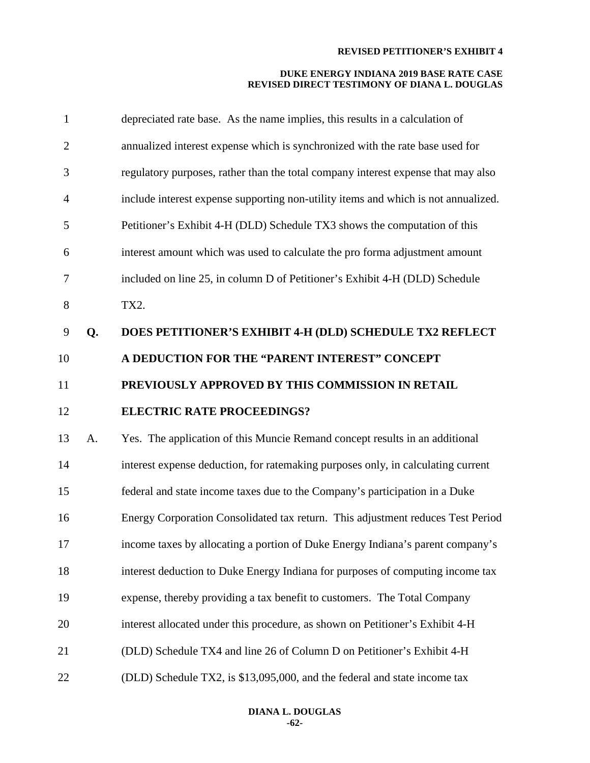depreciated rate base. As the name implies, this results in a calculation of annualized interest expense which is synchronized with the rate base used for regulatory purposes, rather than the total company interest expense that may also include interest expense supporting non-utility items and which is not annualized. Petitioner's Exhibit 4-H (DLD) Schedule TX3 shows the computation of this interest amount which was used to calculate the pro forma adjustment amount included on line 25, in column D of Petitioner's Exhibit 4-H (DLD) Schedule TX2.

**Q. DOES PETITIONER'S EXHIBIT 4-H (DLD) SCHEDULE TX2 REFLECT A DEDUCTION FOR THE "PARENT INTEREST" CONCEPT PREVIOUSLY APPROVED BY THIS COMMISSION IN RETAIL ELECTRIC RATE PROCEEDINGS?**

A. Yes. The application of this Muncie Remand concept results in an additional interest expense deduction, for ratemaking purposes only, in calculating current federal and state income taxes due to the Company's participation in a Duke Energy Corporation Consolidated tax return. This adjustment reduces Test Period income taxes by allocating a portion of Duke Energy Indiana's parent company's interest deduction to Duke Energy Indiana for purposes of computing income tax expense, thereby providing a tax benefit to customers. The Total Company interest allocated under this procedure, as shown on Petitioner's Exhibit 4-H (DLD) Schedule TX4 and line 26 of Column D on Petitioner's Exhibit 4-H (DLD) Schedule TX2, is $13,095,000, and the federal and state income tax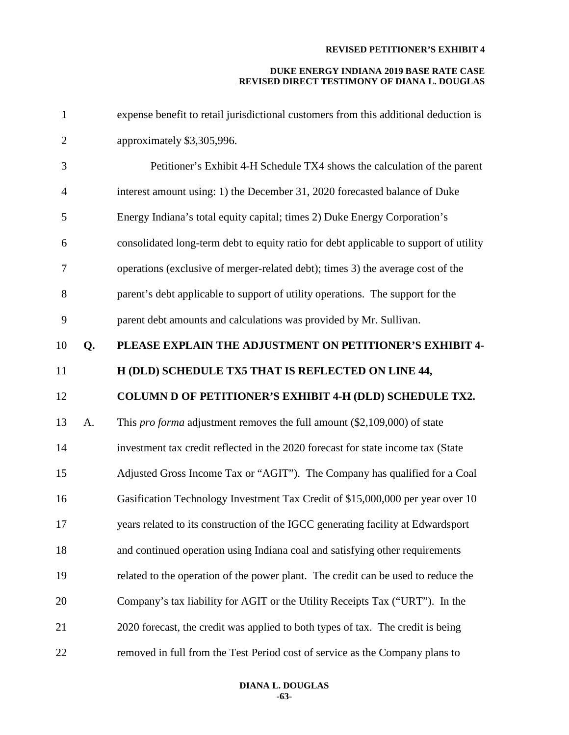expense benefit to retail jurisdictional customers from this additional deduction is approximately $3,305,996.

Petitioner's Exhibit 4-H Schedule TX4 shows the calculation of the parent interest amount using: 1) the December 31, 2020 forecasted balance of Duke Energy Indiana's total equity capital; times 2) Duke Energy Corporation's consolidated long-term debt to equity ratio for debt applicable to support of utility operations (exclusive of merger-related debt); times 3) the average cost of the parent's debt applicable to support of utility operations. The support for the parent debt amounts and calculations was provided by Mr. Sullivan.

**Q. PLEASE EXPLAIN THE ADJUSTMENT ON PETITIONER'S EXHIBIT 4-H (DLD) SCHEDULE TX5 THAT IS REFLECTED ON LINE 44, COLUMN D OF PETITIONER'S EXHIBIT 4-H (DLD) SCHEDULE TX2.**

A. This *pro forma* adjustment removes the full amount ($2,109,000) of state investment tax credit reflected in the 2020 forecast for state income tax (State Adjusted Gross Income Tax or "AGIT"). The Company has qualified for a Coal Gasification Technology Investment Tax Credit of $15,000,000 per year over 10 years related to its construction of the IGCC generating facility at Edwardsport and continued operation using Indiana coal and satisfying other requirements related to the operation of the power plant. The credit can be used to reduce the Company's tax liability for AGIT or the Utility Receipts Tax ("URT"). In the 2020 forecast, the credit was applied to both types of tax. The credit is being removed in full from the Test Period cost of service as the Company plans to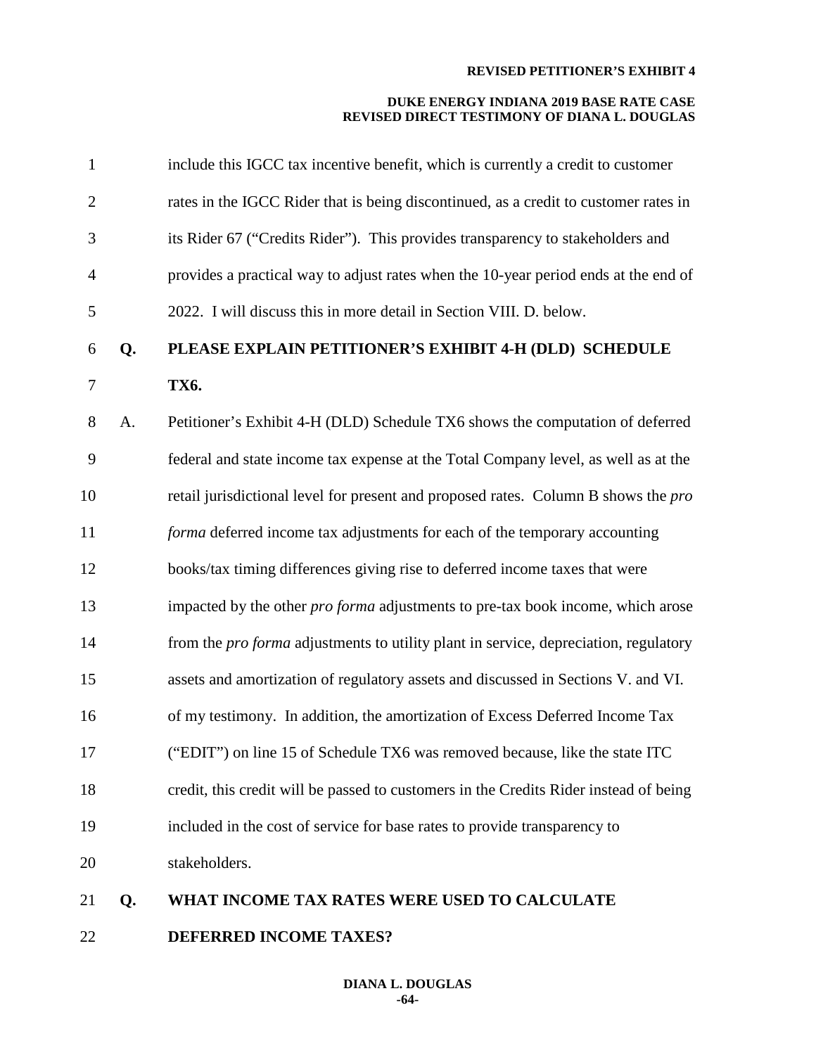include this IGCC tax incentive benefit, which is currently a credit to customer rates in the IGCC Rider that is being discontinued, as a credit to customer rates in its Rider 67 ("Credits Rider"). This provides transparency to stakeholders and provides a practical way to adjust rates when the 10-year period ends at the end of 2022. I will discuss this in more detail in Section VIII. D. below.

**Q. PLEASE EXPLAIN PETITIONER'S EXHIBIT 4-H (DLD) SCHEDULE TX6.**

A. Petitioner's Exhibit 4-H (DLD) Schedule TX6 shows the computation of deferred federal and state income tax expense at the Total Company level, as well as at the retail jurisdictional level for present and proposed rates. Column B shows the *pro forma* deferred income tax adjustments for each of the temporary accounting books/tax timing differences giving rise to deferred income taxes that were impacted by the other *pro forma* adjustments to pre-tax book income, which arose from the *pro forma* adjustments to utility plant in service, depreciation, regulatory assets and amortization of regulatory assets and discussed in Sections V. and VI. of my testimony. In addition, the amortization of Excess Deferred Income Tax ("EDIT") on line 15 of Schedule TX6 was removed because, like the state ITC credit, this credit will be passed to customers in the Credits Rider instead of being included in the cost of service for base rates to provide transparency to stakeholders.

**Q. WHAT INCOME TAX RATES WERE USED TO CALCULATE DEFERRED INCOME TAXES?**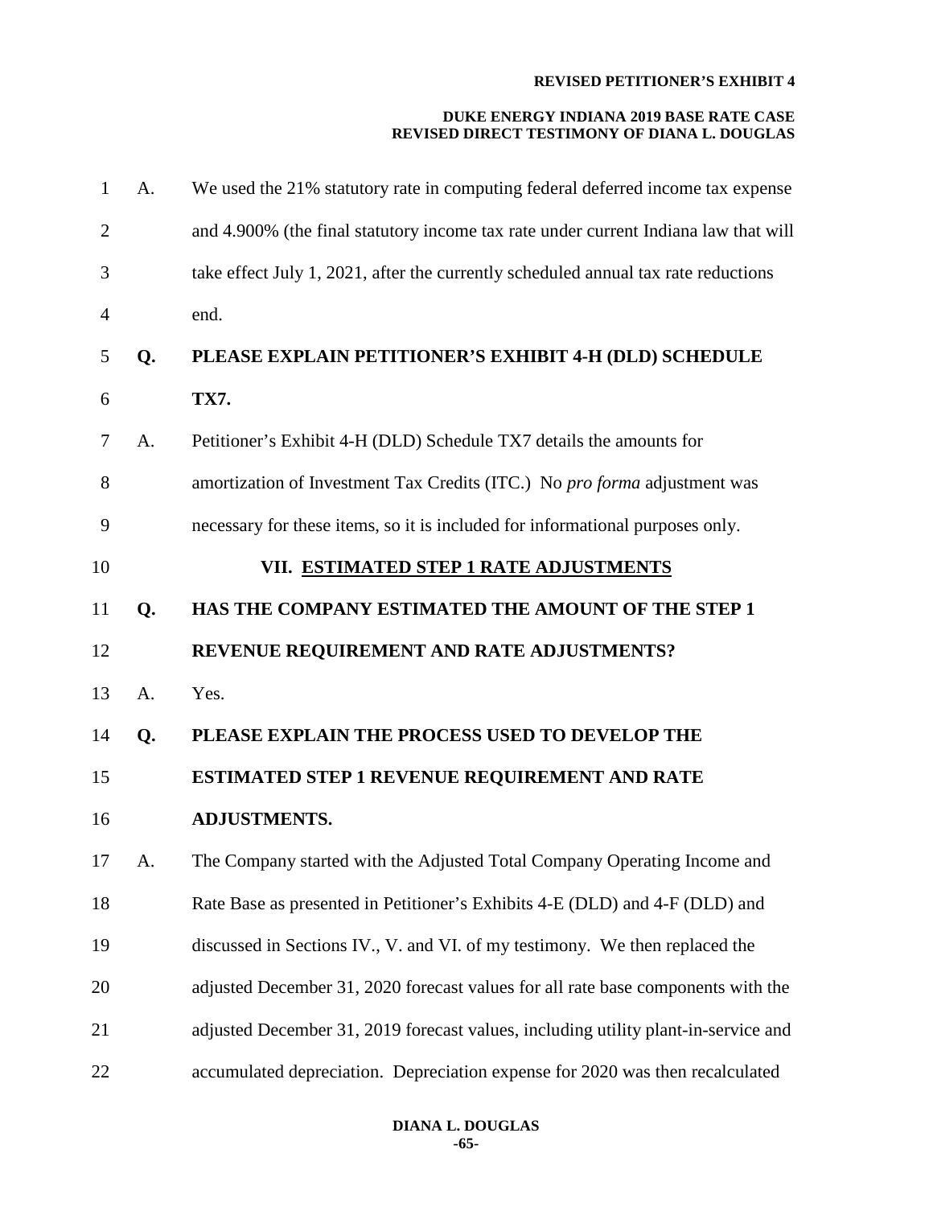A. We used the 21% statutory rate in computing federal deferred income tax expense and 4.900% (the final statutory income tax rate under current Indiana law that will take effect July 1, 2021, after the currently scheduled annual tax rate reductions end.

**Q. PLEASE EXPLAIN PETITIONER'S EXHIBIT 4-H (DLD) SCHEDULE TX7.**

A. Petitioner's Exhibit 4-H (DLD) Schedule TX7 details the amounts for amortization of Investment Tax Credits (ITC.) No *pro forma* adjustment was necessary for these items, so it is included for informational purposes only.

## VII. ESTIMATED STEP 1 RATE ADJUSTMENTS

**Q. HAS THE COMPANY ESTIMATED THE AMOUNT OF THE STEP 1 REVENUE REQUIREMENT AND RATE ADJUSTMENTS?**

A. Yes.

**Q. PLEASE EXPLAIN THE PROCESS USED TO DEVELOP THE ESTIMATED STEP 1 REVENUE REQUIREMENT AND RATE ADJUSTMENTS.**

A. The Company started with the Adjusted Total Company Operating Income and Rate Base as presented in Petitioner's Exhibits 4-E (DLD) and 4-F (DLD) and discussed in Sections IV., V. and VI. of my testimony. We then replaced the adjusted December 31, 2020 forecast values for all rate base components with the adjusted December 31, 2019 forecast values, including utility plant-in-service and accumulated depreciation. Depreciation expense for 2020 was then recalculated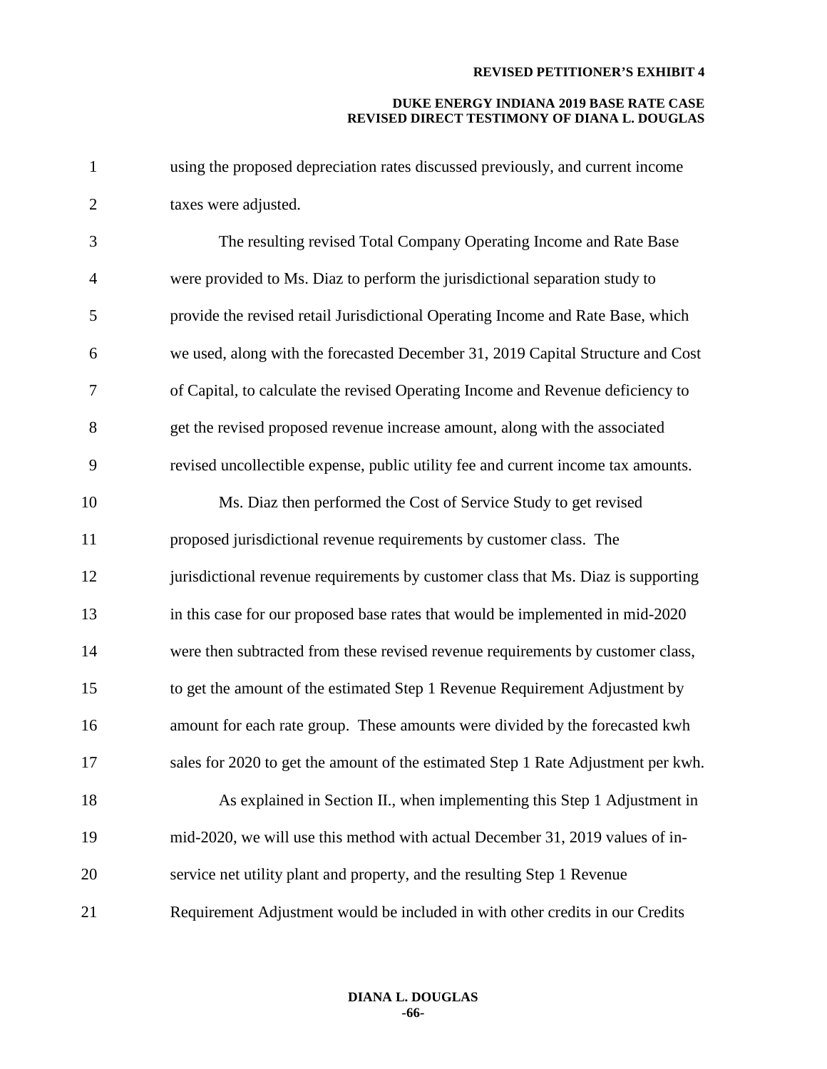using the proposed depreciation rates discussed previously, and current income taxes were adjusted.

The resulting revised Total Company Operating Income and Rate Base were provided to Ms. Diaz to perform the jurisdictional separation study to provide the revised retail Jurisdictional Operating Income and Rate Base, which we used, along with the forecasted December 31, 2019 Capital Structure and Cost of Capital, to calculate the revised Operating Income and Revenue deficiency to get the revised proposed revenue increase amount, along with the associated revised uncollectible expense, public utility fee and current income tax amounts.

Ms. Diaz then performed the Cost of Service Study to get revised proposed jurisdictional revenue requirements by customer class. The jurisdictional revenue requirements by customer class that Ms. Diaz is supporting in this case for our proposed base rates that would be implemented in mid-2020 were then subtracted from these revised revenue requirements by customer class, to get the amount of the estimated Step 1 Revenue Requirement Adjustment by amount for each rate group. These amounts were divided by the forecasted kwh sales for 2020 to get the amount of the estimated Step 1 Rate Adjustment per kwh.

As explained in Section II., when implementing this Step 1 Adjustment in mid-2020, we will use this method with actual December 31, 2019 values of in-service net utility plant and property, and the resulting Step 1 Revenue Requirement Adjustment would be included in with other credits in our Credits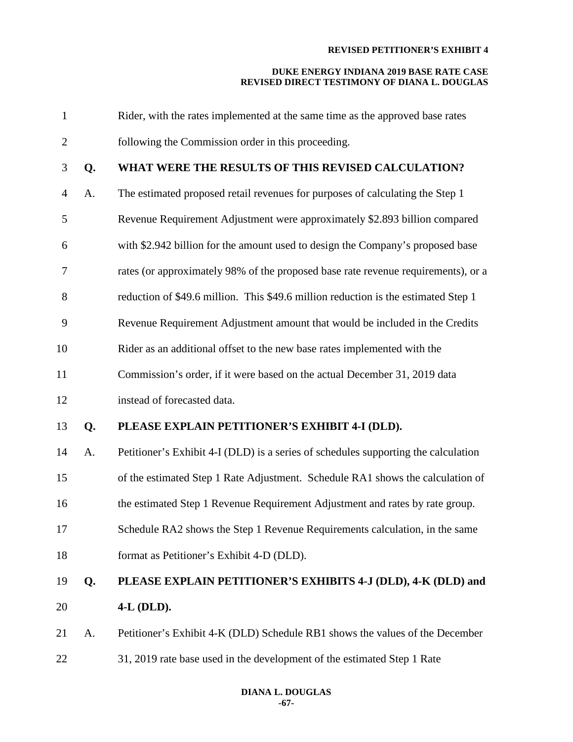Rider, with the rates implemented at the same time as the approved base rates following the Commission order in this proceeding.

**Q. WHAT WERE THE RESULTS OF THIS REVISED CALCULATION?**

A. The estimated proposed retail revenues for purposes of calculating the Step 1 Revenue Requirement Adjustment were approximately $2.893 billion compared with $2.942 billion for the amount used to design the Company's proposed base rates (or approximately 98% of the proposed base rate revenue requirements), or a reduction of $49.6 million. This $49.6 million reduction is the estimated Step 1 Revenue Requirement Adjustment amount that would be included in the Credits Rider as an additional offset to the new base rates implemented with the Commission's order, if it were based on the actual December 31, 2019 data instead of forecasted data.

**Q. PLEASE EXPLAIN PETITIONER'S EXHIBIT 4-I (DLD).**

A. Petitioner's Exhibit 4-I (DLD) is a series of schedules supporting the calculation of the estimated Step 1 Rate Adjustment. Schedule RA1 shows the calculation of the estimated Step 1 Revenue Requirement Adjustment and rates by rate group. Schedule RA2 shows the Step 1 Revenue Requirements calculation, in the same format as Petitioner's Exhibit 4-D (DLD).

**Q. PLEASE EXPLAIN PETITIONER'S EXHIBITS 4-J (DLD), 4-K (DLD) and 4-L (DLD).**

A. Petitioner's Exhibit 4-K (DLD) Schedule RB1 shows the values of the December 31, 2019 rate base used in the development of the estimated Step 1 Rate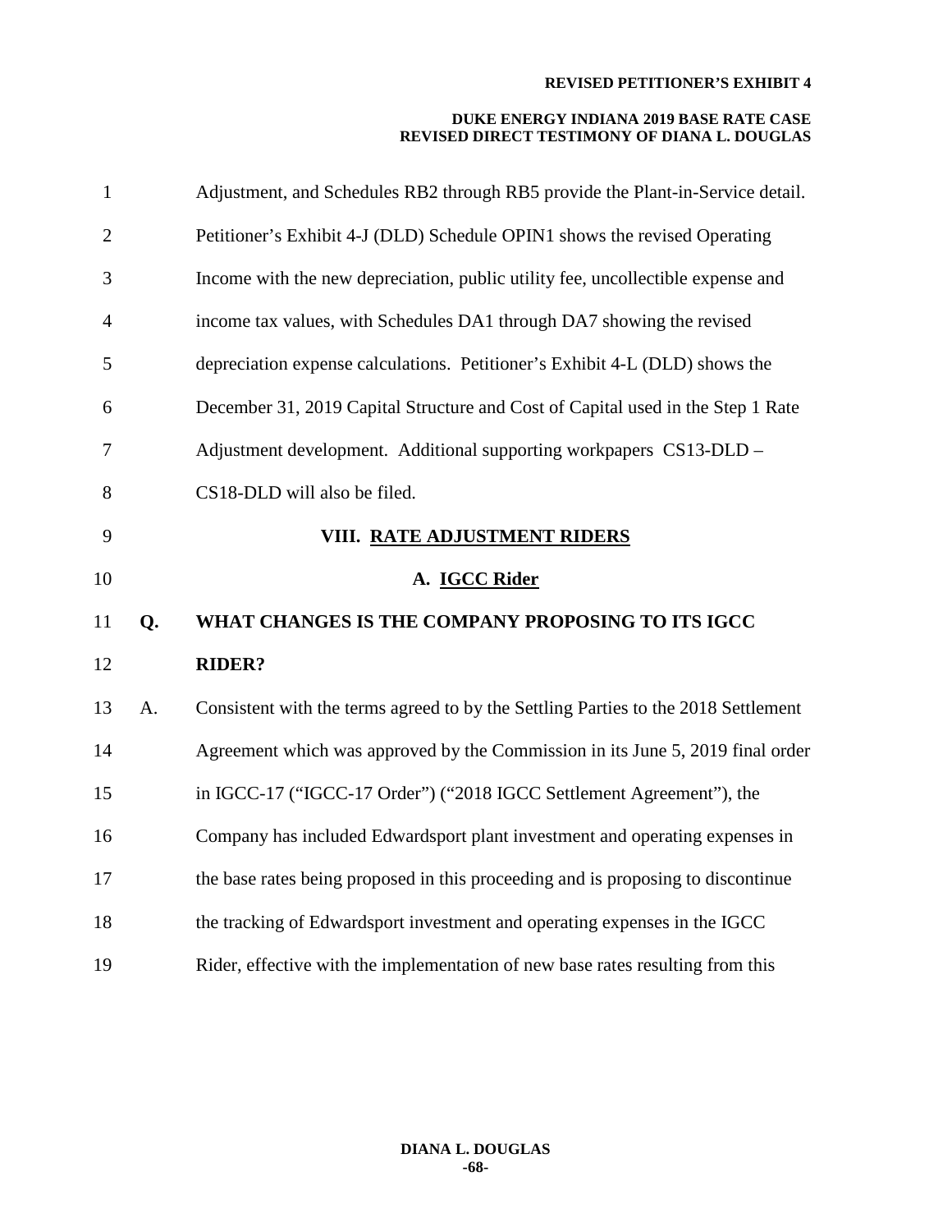Adjustment, and Schedules RB2 through RB5 provide the Plant-in-Service detail. Petitioner's Exhibit 4-J (DLD) Schedule OPIN1 shows the revised Operating Income with the new depreciation, public utility fee, uncollectible expense and income tax values, with Schedules DA1 through DA7 showing the revised depreciation expense calculations. Petitioner's Exhibit 4-L (DLD) shows the December 31, 2019 Capital Structure and Cost of Capital used in the Step 1 Rate Adjustment development. Additional supporting workpapers CS13-DLD – CS18-DLD will also be filed.

## VIII. RATE ADJUSTMENT RIDERS

### A. IGCC Rider

**Q. WHAT CHANGES IS THE COMPANY PROPOSING TO ITS IGCC RIDER?**

A. Consistent with the terms agreed to by the Settling Parties to the 2018 Settlement Agreement which was approved by the Commission in its June 5, 2019 final order in IGCC-17 ("IGCC-17 Order") ("2018 IGCC Settlement Agreement"), the Company has included Edwardsport plant investment and operating expenses in the base rates being proposed in this proceeding and is proposing to discontinue the tracking of Edwardsport investment and operating expenses in the IGCC Rider, effective with the implementation of new base rates resulting from this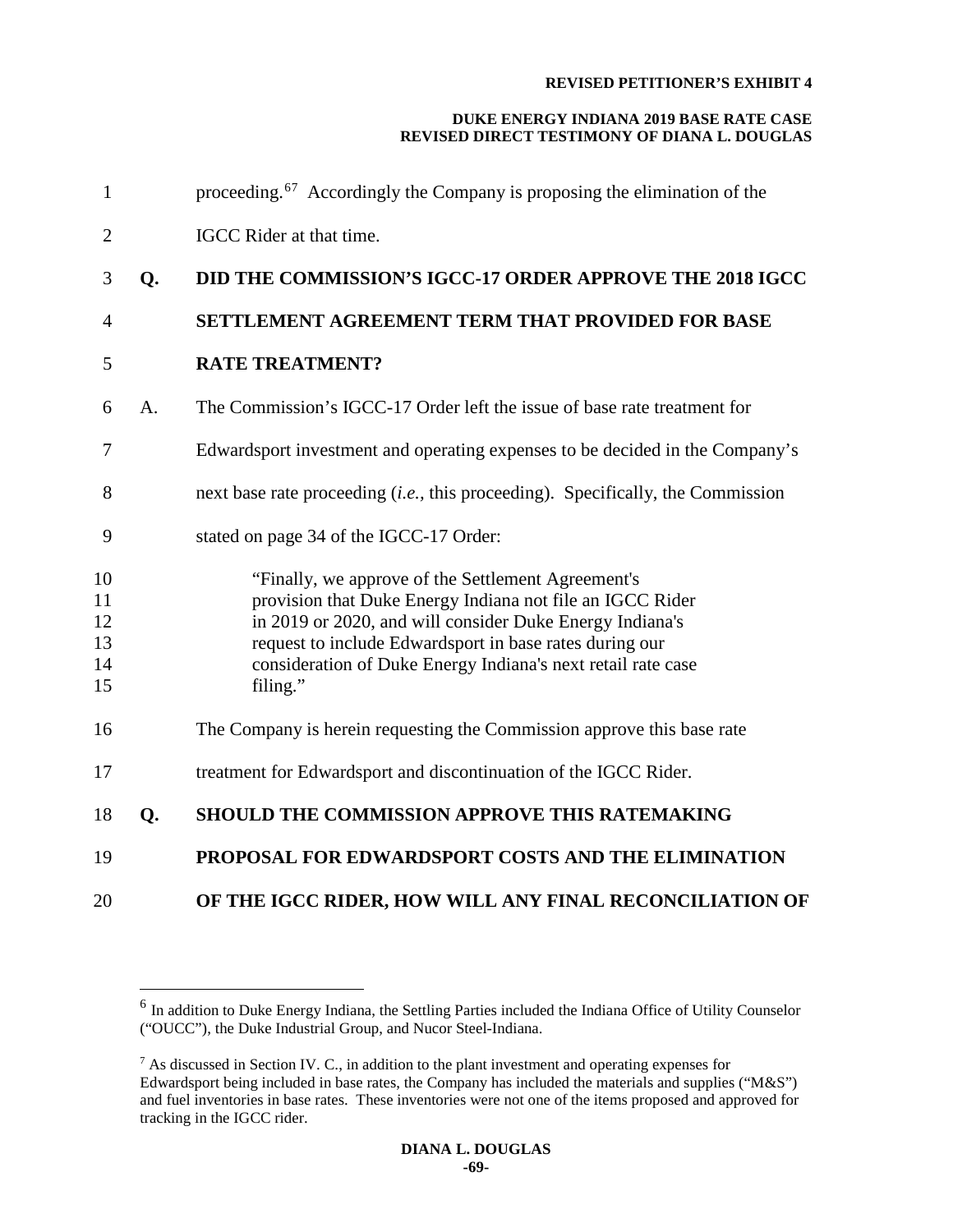proceeding.[6][7] Accordingly the Company is proposing the elimination of the IGCC Rider at that time.

**Q. DID THE COMMISSION'S IGCC-17 ORDER APPROVE THE 2018 IGCC SETTLEMENT AGREEMENT TERM THAT PROVIDED FOR BASE RATE TREATMENT?**

A. The Commission's IGCC-17 Order left the issue of base rate treatment for Edwardsport investment and operating expenses to be decided in the Company's next base rate proceeding (*i.e.,* this proceeding). Specifically, the Commission stated on page 34 of the IGCC-17 Order:

> "Finally, we approve of the Settlement Agreement's provision that Duke Energy Indiana not file an IGCC Rider in 2019 or 2020, and will consider Duke Energy Indiana's request to include Edwardsport in base rates during our consideration of Duke Energy Indiana's next retail rate case filing."

The Company is herein requesting the Commission approve this base rate treatment for Edwardsport and discontinuation of the IGCC Rider.

**Q. SHOULD THE COMMISSION APPROVE THIS RATEMAKING PROPOSAL FOR EDWARDSPORT COSTS AND THE ELIMINATION OF THE IGCC RIDER, HOW WILL ANY FINAL RECONCILIATION OF**

---

[6] In addition to Duke Energy Indiana, the Settling Parties included the Indiana Office of Utility Counselor ("OUCC"), the Duke Industrial Group, and Nucor Steel-Indiana.

[7] As discussed in Section IV. C., in addition to the plant investment and operating expenses for Edwardsport being included in base rates, the Company has included the materials and supplies ("M&S") and fuel inventories in base rates. These inventories were not one of the items proposed and approved for tracking in the IGCC rider.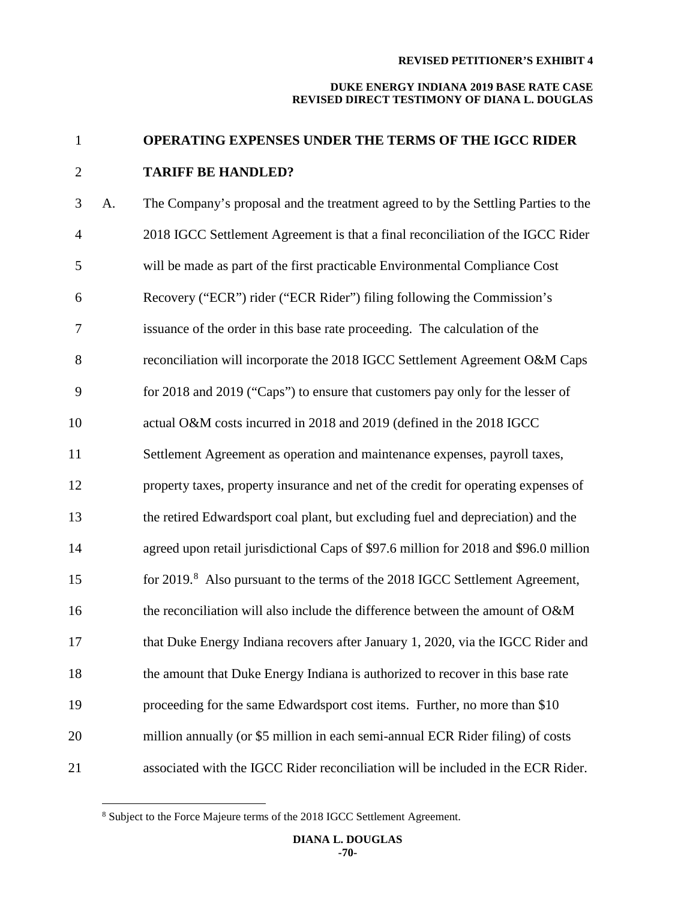**OPERATING EXPENSES UNDER THE TERMS OF THE IGCC RIDER TARIFF BE HANDLED?**

A. The Company's proposal and the treatment agreed to by the Settling Parties to the 2018 IGCC Settlement Agreement is that a final reconciliation of the IGCC Rider will be made as part of the first practicable Environmental Compliance Cost Recovery ("ECR") rider ("ECR Rider") filing following the Commission's issuance of the order in this base rate proceeding. The calculation of the reconciliation will incorporate the 2018 IGCC Settlement Agreement O&M Caps for 2018 and 2019 ("Caps") to ensure that customers pay only for the lesser of actual O&M costs incurred in 2018 and 2019 (defined in the 2018 IGCC Settlement Agreement as operation and maintenance expenses, payroll taxes, property taxes, property insurance and net of the credit for operating expenses of the retired Edwardsport coal plant, but excluding fuel and depreciation) and the agreed upon retail jurisdictional Caps of $97.6 million for 2018 and $96.0 million for 2019.[8] Also pursuant to the terms of the 2018 IGCC Settlement Agreement, the reconciliation will also include the difference between the amount of O&M that Duke Energy Indiana recovers after January 1, 2020, via the IGCC Rider and the amount that Duke Energy Indiana is authorized to recover in this base rate proceeding for the same Edwardsport cost items. Further, no more than $10 million annually (or $5 million in each semi-annual ECR Rider filing) of costs associated with the IGCC Rider reconciliation will be included in the ECR Rider.

[8] Subject to the Force Majeure terms of the 2018 IGCC Settlement Agreement.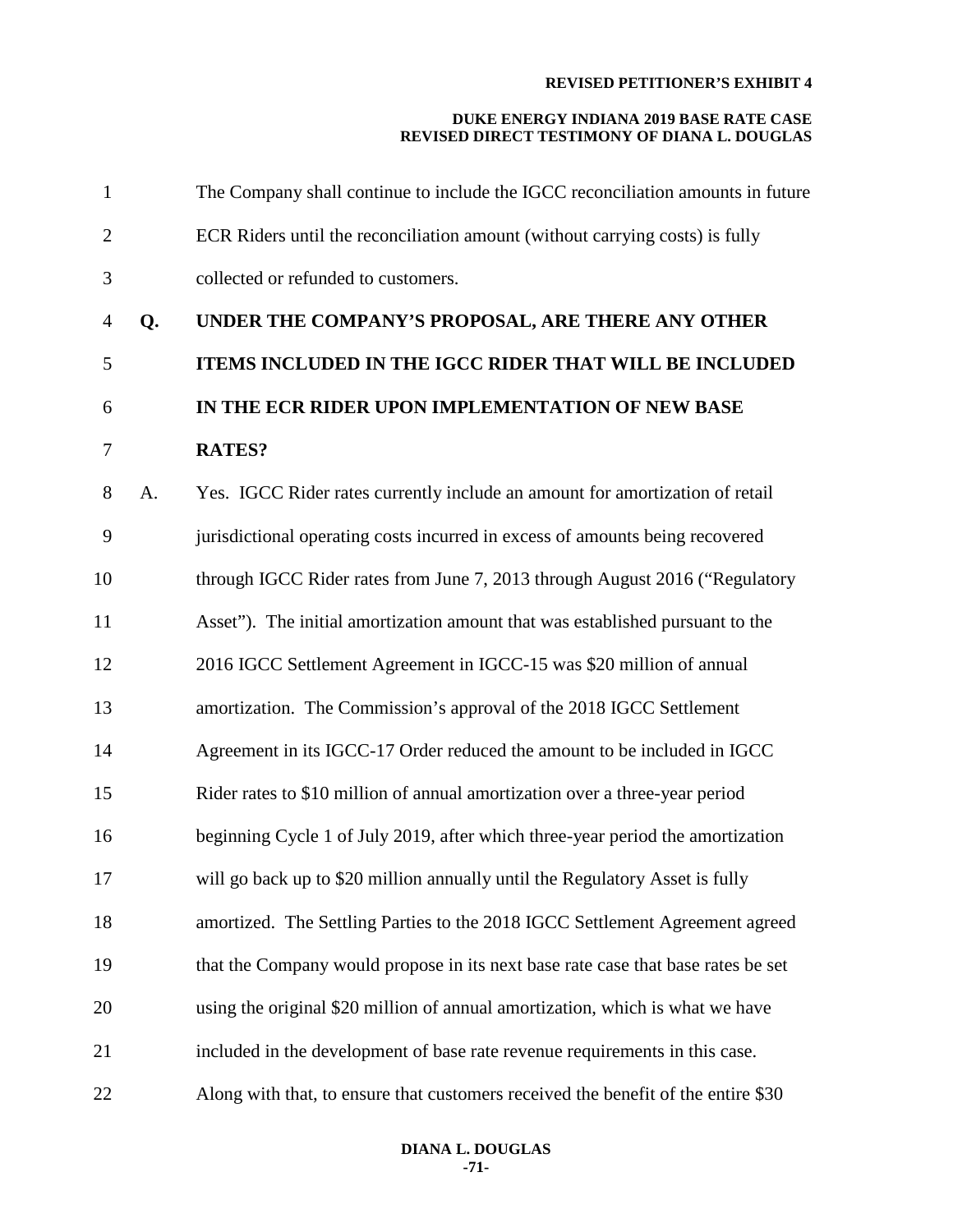The Company shall continue to include the IGCC reconciliation amounts in future ECR Riders until the reconciliation amount (without carrying costs) is fully collected or refunded to customers.

**Q. UNDER THE COMPANY'S PROPOSAL, ARE THERE ANY OTHER ITEMS INCLUDED IN THE IGCC RIDER THAT WILL BE INCLUDED IN THE ECR RIDER UPON IMPLEMENTATION OF NEW BASE RATES?**

A. Yes. IGCC Rider rates currently include an amount for amortization of retail jurisdictional operating costs incurred in excess of amounts being recovered through IGCC Rider rates from June 7, 2013 through August 2016 ("Regulatory Asset"). The initial amortization amount that was established pursuant to the 2016 IGCC Settlement Agreement in IGCC-15 was $20 million of annual amortization. The Commission's approval of the 2018 IGCC Settlement Agreement in its IGCC-17 Order reduced the amount to be included in IGCC Rider rates to $10 million of annual amortization over a three-year period beginning Cycle 1 of July 2019, after which three-year period the amortization will go back up to $20 million annually until the Regulatory Asset is fully amortized. The Settling Parties to the 2018 IGCC Settlement Agreement agreed that the Company would propose in its next base rate case that base rates be set using the original $20 million of annual amortization, which is what we have included in the development of base rate revenue requirements in this case. Along with that, to ensure that customers received the benefit of the entire $30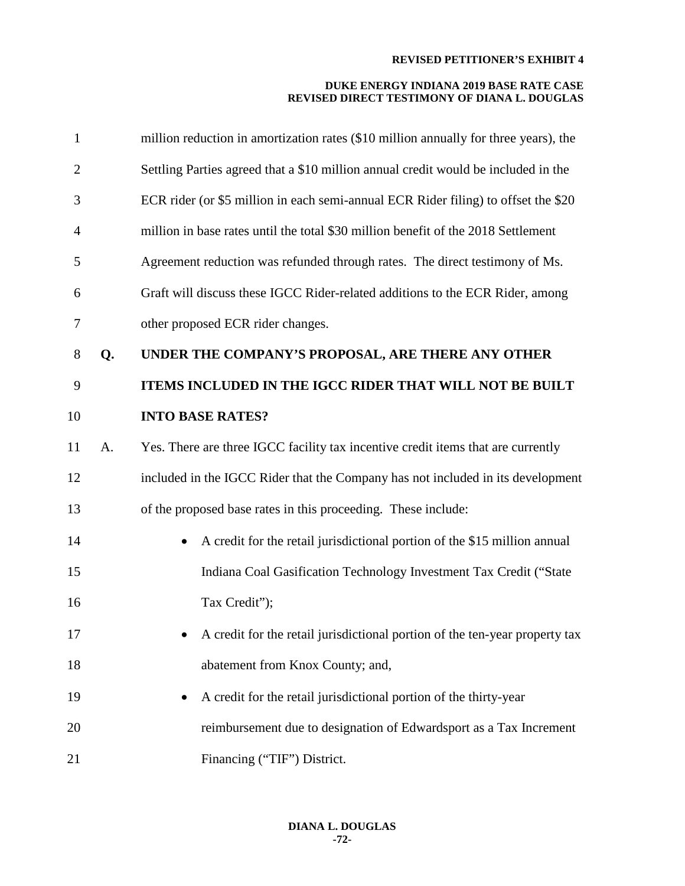million reduction in amortization rates ($10 million annually for three years), the Settling Parties agreed that a $10 million annual credit would be included in the ECR rider (or $5 million in each semi-annual ECR Rider filing) to offset the $20 million in base rates until the total $30 million benefit of the 2018 Settlement Agreement reduction was refunded through rates. The direct testimony of Ms. Graft will discuss these IGCC Rider-related additions to the ECR Rider, among other proposed ECR rider changes.

**Q. UNDER THE COMPANY'S PROPOSAL, ARE THERE ANY OTHER ITEMS INCLUDED IN THE IGCC RIDER THAT WILL NOT BE BUILT INTO BASE RATES?**

A. Yes. There are three IGCC facility tax incentive credit items that are currently included in the IGCC Rider that the Company has not included in its development of the proposed base rates in this proceeding. These include:

- A credit for the retail jurisdictional portion of the $15 million annual Indiana Coal Gasification Technology Investment Tax Credit ("State Tax Credit");
- A credit for the retail jurisdictional portion of the ten-year property tax abatement from Knox County; and,
- A credit for the retail jurisdictional portion of the thirty-year reimbursement due to designation of Edwardsport as a Tax Increment Financing ("TIF") District.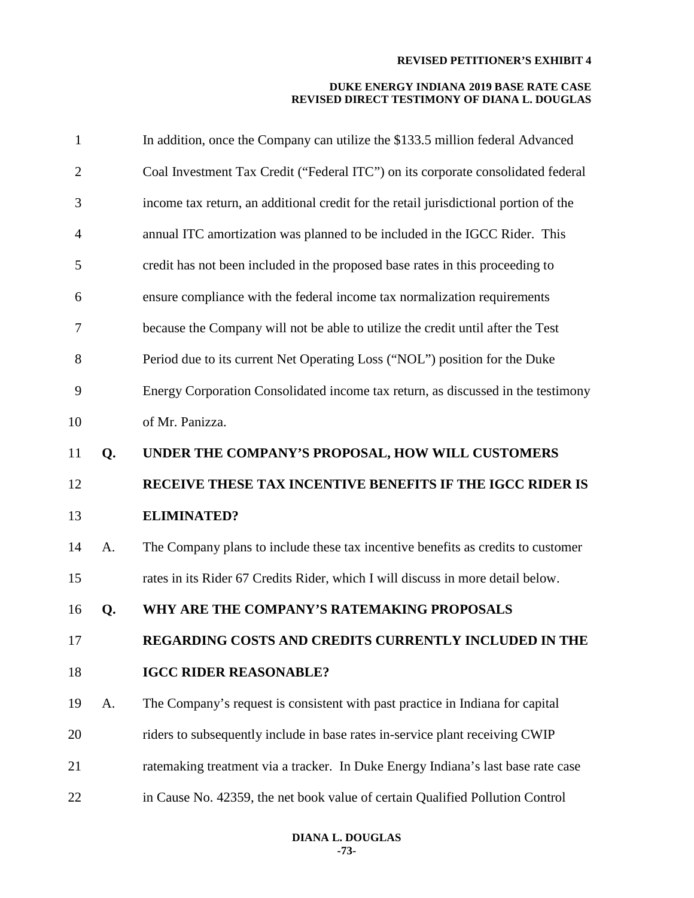In addition, once the Company can utilize the $133.5 million federal Advanced Coal Investment Tax Credit ("Federal ITC") on its corporate consolidated federal income tax return, an additional credit for the retail jurisdictional portion of the annual ITC amortization was planned to be included in the IGCC Rider. This credit has not been included in the proposed base rates in this proceeding to ensure compliance with the federal income tax normalization requirements because the Company will not be able to utilize the credit until after the Test Period due to its current Net Operating Loss ("NOL") position for the Duke Energy Corporation Consolidated income tax return, as discussed in the testimony of Mr. Panizza.

**Q. UNDER THE COMPANY'S PROPOSAL, HOW WILL CUSTOMERS RECEIVE THESE TAX INCENTIVE BENEFITS IF THE IGCC RIDER IS ELIMINATED?**

A. The Company plans to include these tax incentive benefits as credits to customer rates in its Rider 67 Credits Rider, which I will discuss in more detail below.

**Q. WHY ARE THE COMPANY'S RATEMAKING PROPOSALS REGARDING COSTS AND CREDITS CURRENTLY INCLUDED IN THE IGCC RIDER REASONABLE?**

A. The Company's request is consistent with past practice in Indiana for capital riders to subsequently include in base rates in-service plant receiving CWIP ratemaking treatment via a tracker. In Duke Energy Indiana's last base rate case in Cause No. 42359, the net book value of certain Qualified Pollution Control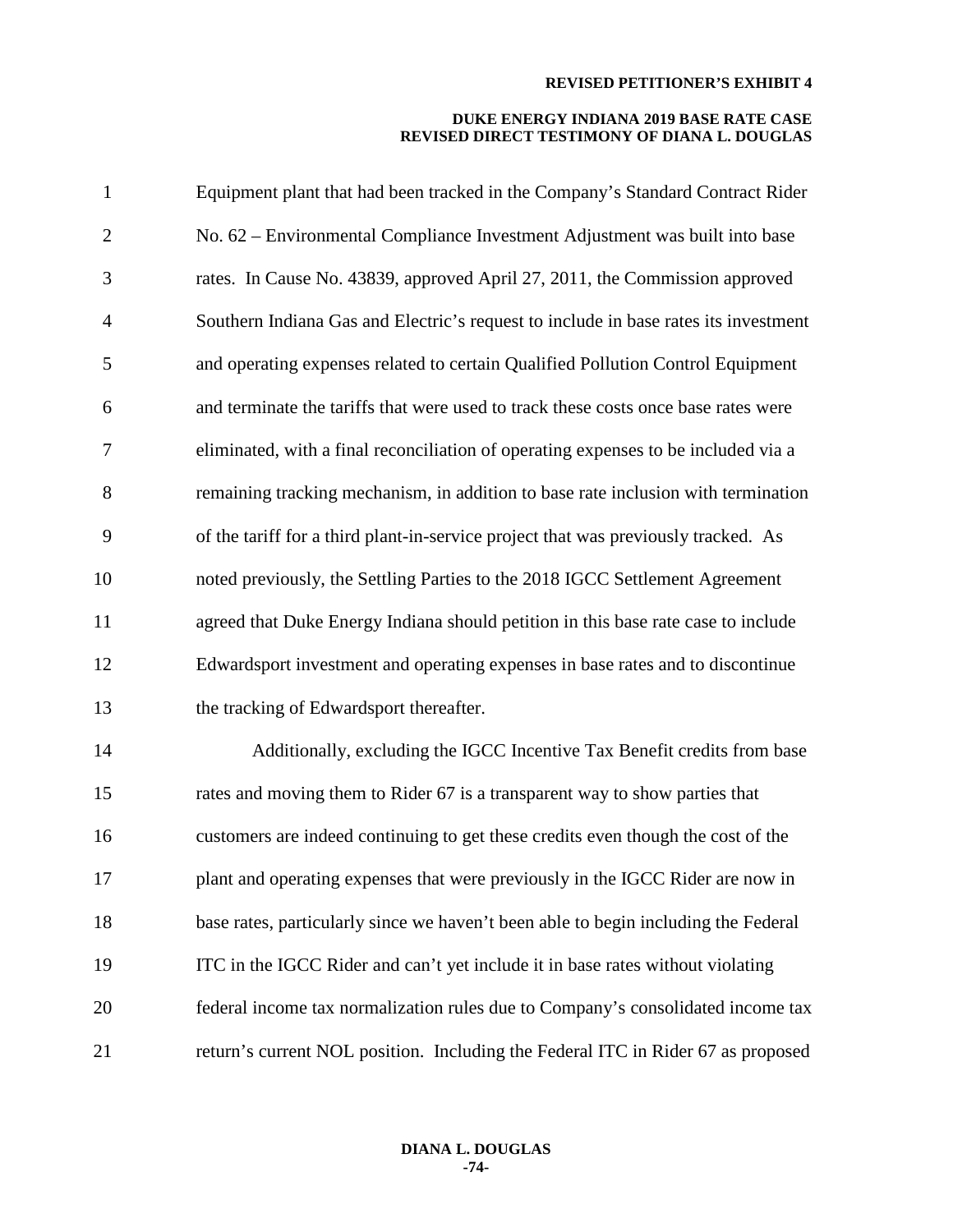Equipment plant that had been tracked in the Company's Standard Contract Rider No. 62 – Environmental Compliance Investment Adjustment was built into base rates. In Cause No. 43839, approved April 27, 2011, the Commission approved Southern Indiana Gas and Electric's request to include in base rates its investment and operating expenses related to certain Qualified Pollution Control Equipment and terminate the tariffs that were used to track these costs once base rates were eliminated, with a final reconciliation of operating expenses to be included via a remaining tracking mechanism, in addition to base rate inclusion with termination of the tariff for a third plant-in-service project that was previously tracked. As noted previously, the Settling Parties to the 2018 IGCC Settlement Agreement agreed that Duke Energy Indiana should petition in this base rate case to include Edwardsport investment and operating expenses in base rates and to discontinue the tracking of Edwardsport thereafter.

Additionally, excluding the IGCC Incentive Tax Benefit credits from base rates and moving them to Rider 67 is a transparent way to show parties that customers are indeed continuing to get these credits even though the cost of the plant and operating expenses that were previously in the IGCC Rider are now in base rates, particularly since we haven't been able to begin including the Federal ITC in the IGCC Rider and can't yet include it in base rates without violating federal income tax normalization rules due to Company's consolidated income tax return's current NOL position. Including the Federal ITC in Rider 67 as proposed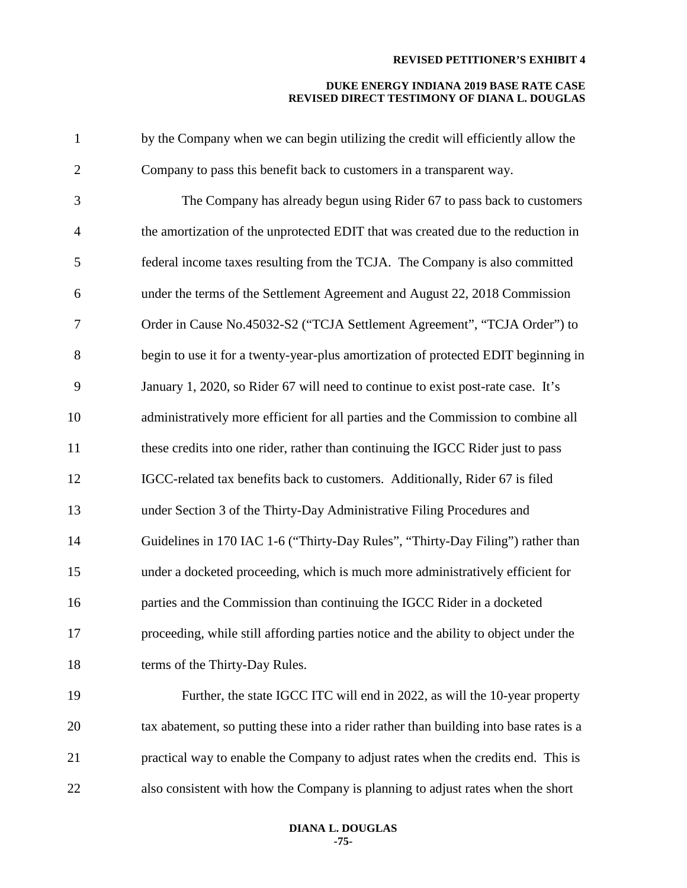by the Company when we can begin utilizing the credit will efficiently allow the Company to pass this benefit back to customers in a transparent way.

The Company has already begun using Rider 67 to pass back to customers the amortization of the unprotected EDIT that was created due to the reduction in federal income taxes resulting from the TCJA. The Company is also committed under the terms of the Settlement Agreement and August 22, 2018 Commission Order in Cause No.45032-S2 ("TCJA Settlement Agreement", "TCJA Order") to begin to use it for a twenty-year-plus amortization of protected EDIT beginning in January 1, 2020, so Rider 67 will need to continue to exist post-rate case. It's administratively more efficient for all parties and the Commission to combine all these credits into one rider, rather than continuing the IGCC Rider just to pass IGCC-related tax benefits back to customers. Additionally, Rider 67 is filed under Section 3 of the Thirty-Day Administrative Filing Procedures and Guidelines in 170 IAC 1-6 ("Thirty-Day Rules", "Thirty-Day Filing") rather than under a docketed proceeding, which is much more administratively efficient for parties and the Commission than continuing the IGCC Rider in a docketed proceeding, while still affording parties notice and the ability to object under the terms of the Thirty-Day Rules.

Further, the state IGCC ITC will end in 2022, as will the 10-year property tax abatement, so putting these into a rider rather than building into base rates is a practical way to enable the Company to adjust rates when the credits end. This is also consistent with how the Company is planning to adjust rates when the short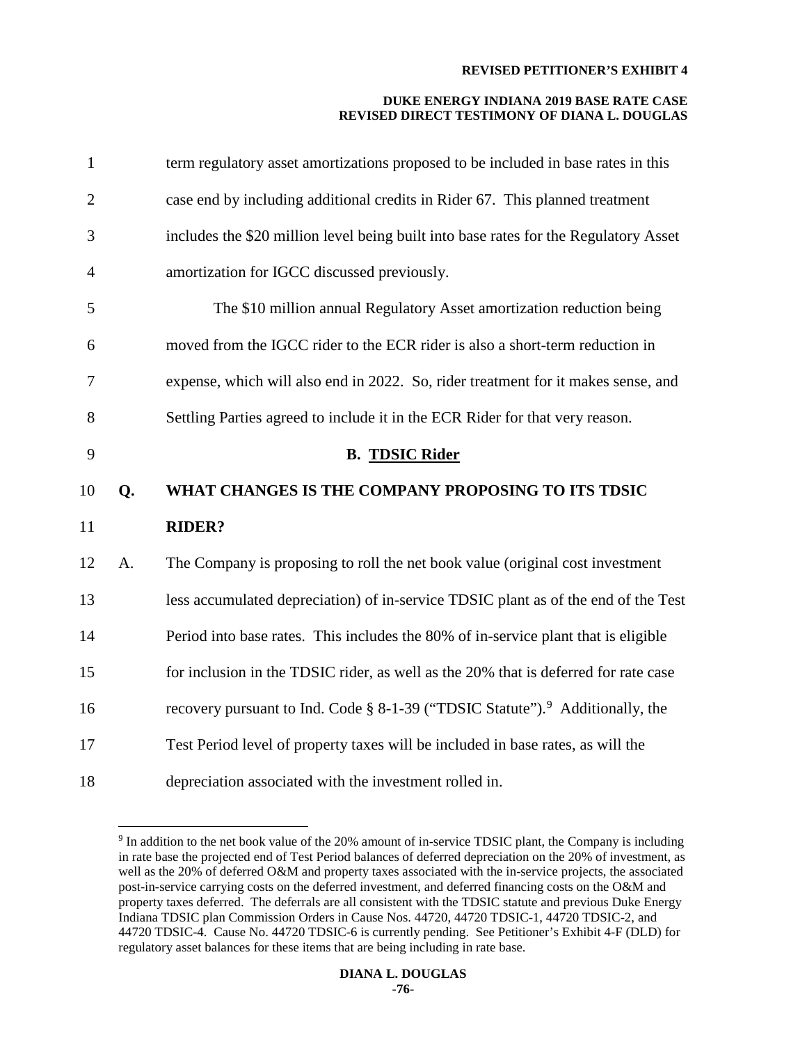term regulatory asset amortizations proposed to be included in base rates in this case end by including additional credits in Rider 67. This planned treatment includes the $20 million level being built into base rates for the Regulatory Asset amortization for IGCC discussed previously.

The $10 million annual Regulatory Asset amortization reduction being moved from the IGCC rider to the ECR rider is also a short-term reduction in expense, which will also end in 2022. So, rider treatment for it makes sense, and Settling Parties agreed to include it in the ECR Rider for that very reason.

### B. TDSIC Rider

**Q. WHAT CHANGES IS THE COMPANY PROPOSING TO ITS TDSIC RIDER?**

A. The Company is proposing to roll the net book value (original cost investment less accumulated depreciation) of in-service TDSIC plant as of the end of the Test Period into base rates. This includes the 80% of in-service plant that is eligible for inclusion in the TDSIC rider, as well as the 20% that is deferred for rate case recovery pursuant to Ind. Code § 8-1-39 ("TDSIC Statute").[9] Additionally, the Test Period level of property taxes will be included in base rates, as will the depreciation associated with the investment rolled in.

---

[9] In addition to the net book value of the 20% amount of in-service TDSIC plant, the Company is including in rate base the projected end of Test Period balances of deferred depreciation on the 20% of investment, as well as the 20% of deferred O&M and property taxes associated with the in-service projects, the associated post-in-service carrying costs on the deferred investment, and deferred financing costs on the O&M and property taxes deferred. The deferrals are all consistent with the TDSIC statute and previous Duke Energy Indiana TDSIC plan Commission Orders in Cause Nos. 44720, 44720 TDSIC-1, 44720 TDSIC-2, and 44720 TDSIC-4. Cause No. 44720 TDSIC-6 is currently pending. See Petitioner's Exhibit 4-F (DLD) for regulatory asset balances for these items that are being including in rate base.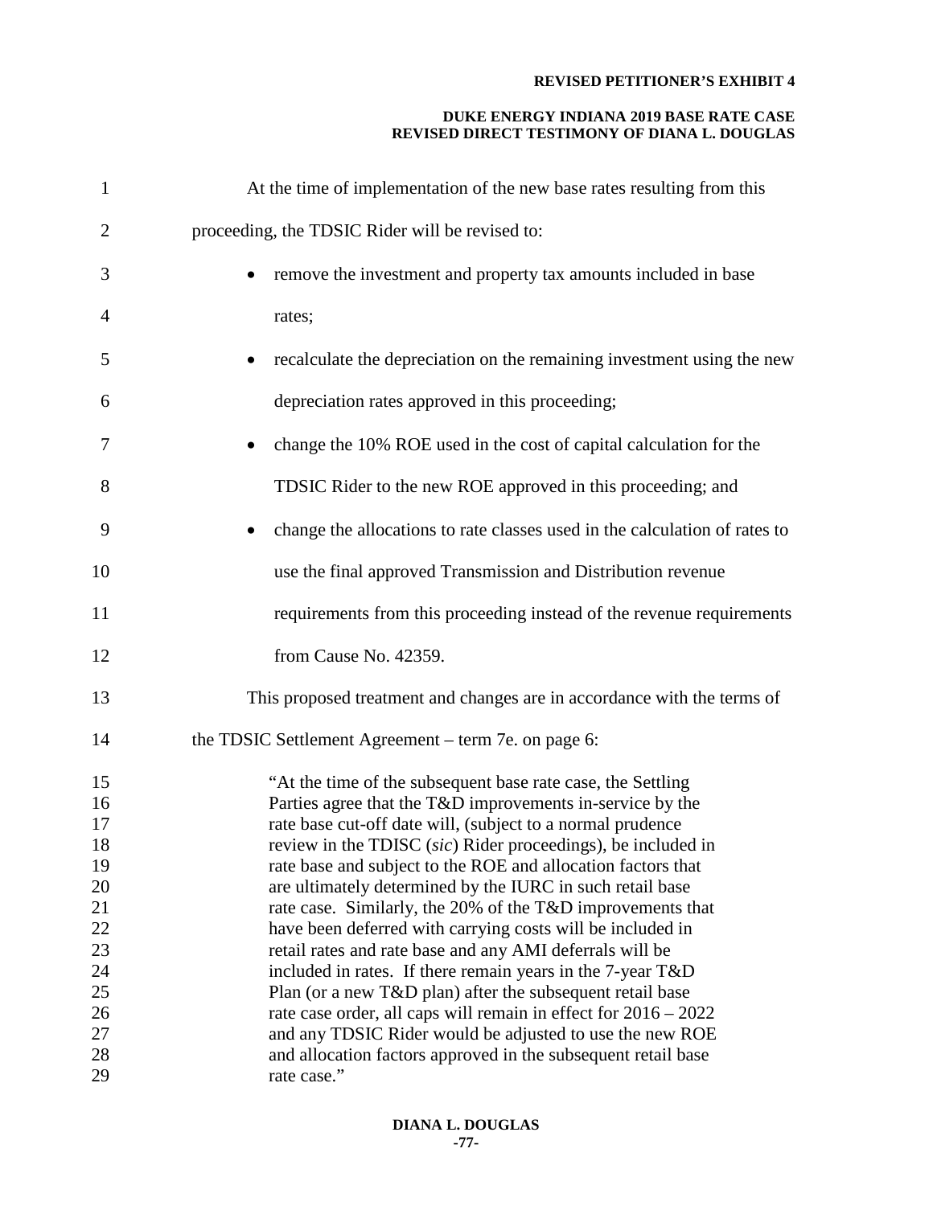At the time of implementation of the new base rates resulting from this proceeding, the TDSIC Rider will be revised to:

- remove the investment and property tax amounts included in base rates;
- recalculate the depreciation on the remaining investment using the new depreciation rates approved in this proceeding;
- change the 10% ROE used in the cost of capital calculation for the TDSIC Rider to the new ROE approved in this proceeding; and
- change the allocations to rate classes used in the calculation of rates to use the final approved Transmission and Distribution revenue requirements from this proceeding instead of the revenue requirements from Cause No. 42359.

This proposed treatment and changes are in accordance with the terms of the TDSIC Settlement Agreement – term 7e. on page 6:

> "At the time of the subsequent base rate case, the Settling Parties agree that the T&D improvements in-service by the rate base cut-off date will, (subject to a normal prudence review in the TDISC (*sic*) Rider proceedings), be included in rate base and subject to the ROE and allocation factors that are ultimately determined by the IURC in such retail base rate case. Similarly, the 20% of the T&D improvements that have been deferred with carrying costs will be included in retail rates and rate base and any AMI deferrals will be included in rates. If there remain years in the 7-year T&D Plan (or a new T&D plan) after the subsequent retail base rate case order, all caps will remain in effect for 2016 – 2022 and any TDSIC Rider would be adjusted to use the new ROE and allocation factors approved in the subsequent retail base rate case."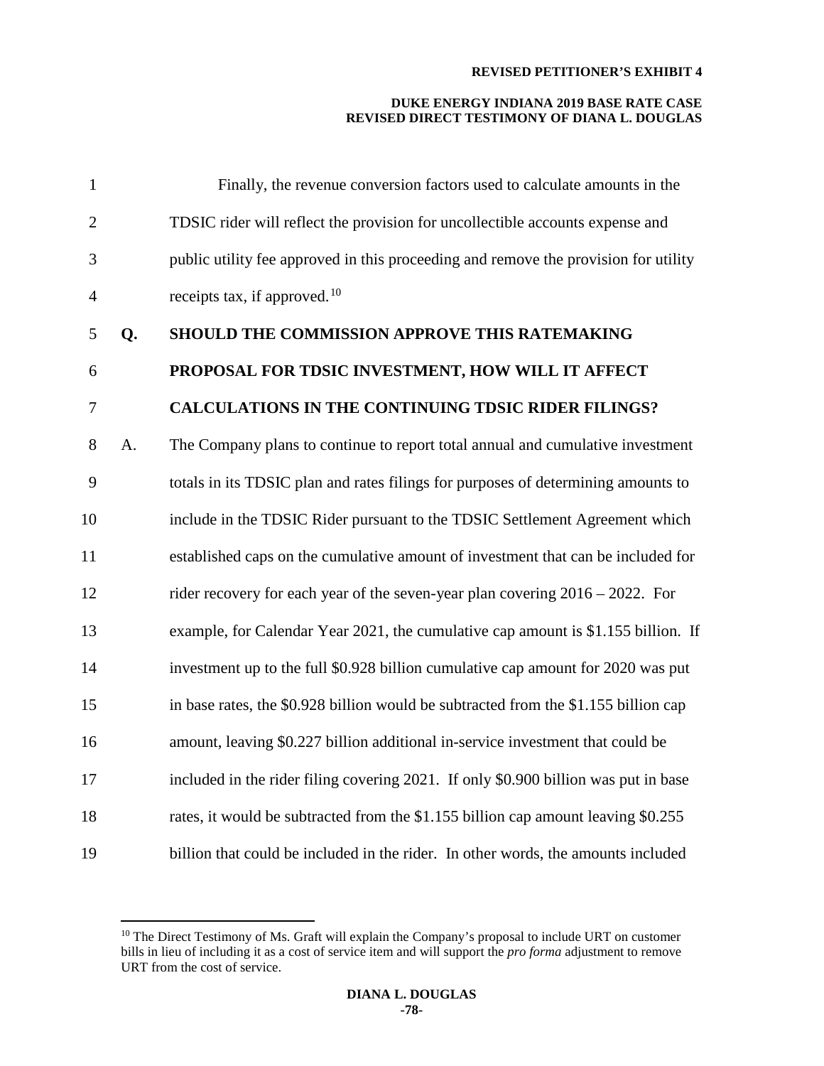Finally, the revenue conversion factors used to calculate amounts in the TDSIC rider will reflect the provision for uncollectible accounts expense and public utility fee approved in this proceeding and remove the provision for utility receipts tax, if approved.[10]

**Q. SHOULD THE COMMISSION APPROVE THIS RATEMAKING PROPOSAL FOR TDSIC INVESTMENT, HOW WILL IT AFFECT CALCULATIONS IN THE CONTINUING TDSIC RIDER FILINGS?**

A. The Company plans to continue to report total annual and cumulative investment totals in its TDSIC plan and rates filings for purposes of determining amounts to include in the TDSIC Rider pursuant to the TDSIC Settlement Agreement which established caps on the cumulative amount of investment that can be included for rider recovery for each year of the seven-year plan covering 2016 – 2022. For example, for Calendar Year 2021, the cumulative cap amount is $1.155 billion. If investment up to the full $0.928 billion cumulative cap amount for 2020 was put in base rates, the $0.928 billion would be subtracted from the $1.155 billion cap amount, leaving $0.227 billion additional in-service investment that could be included in the rider filing covering 2021. If only $0.900 billion was put in base rates, it would be subtracted from the $1.155 billion cap amount leaving $0.255 billion that could be included in the rider. In other words, the amounts included

---

[10] The Direct Testimony of Ms. Graft will explain the Company's proposal to include URT on customer bills in lieu of including it as a cost of service item and will support the *pro forma* adjustment to remove URT from the cost of service.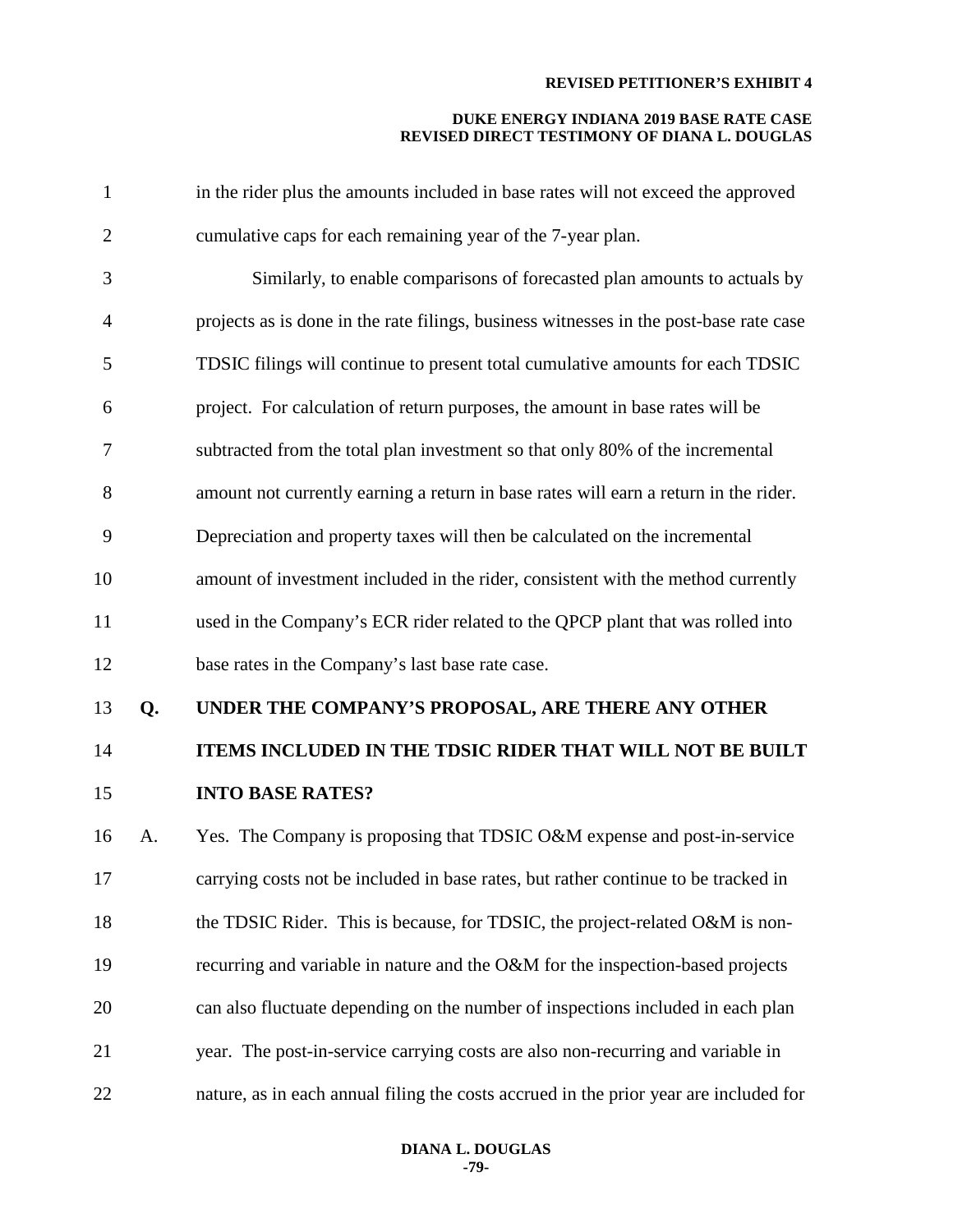in the rider plus the amounts included in base rates will not exceed the approved cumulative caps for each remaining year of the 7-year plan.

Similarly, to enable comparisons of forecasted plan amounts to actuals by projects as is done in the rate filings, business witnesses in the post-base rate case TDSIC filings will continue to present total cumulative amounts for each TDSIC project. For calculation of return purposes, the amount in base rates will be subtracted from the total plan investment so that only 80% of the incremental amount not currently earning a return in base rates will earn a return in the rider. Depreciation and property taxes will then be calculated on the incremental amount of investment included in the rider, consistent with the method currently used in the Company's ECR rider related to the QPCP plant that was rolled into base rates in the Company's last base rate case.

**Q. UNDER THE COMPANY'S PROPOSAL, ARE THERE ANY OTHER ITEMS INCLUDED IN THE TDSIC RIDER THAT WILL NOT BE BUILT INTO BASE RATES?**

A. Yes. The Company is proposing that TDSIC O&M expense and post-in-service carrying costs not be included in base rates, but rather continue to be tracked in the TDSIC Rider. This is because, for TDSIC, the project-related O&M is non-recurring and variable in nature and the O&M for the inspection-based projects can also fluctuate depending on the number of inspections included in each plan year. The post-in-service carrying costs are also non-recurring and variable in nature, as in each annual filing the costs accrued in the prior year are included for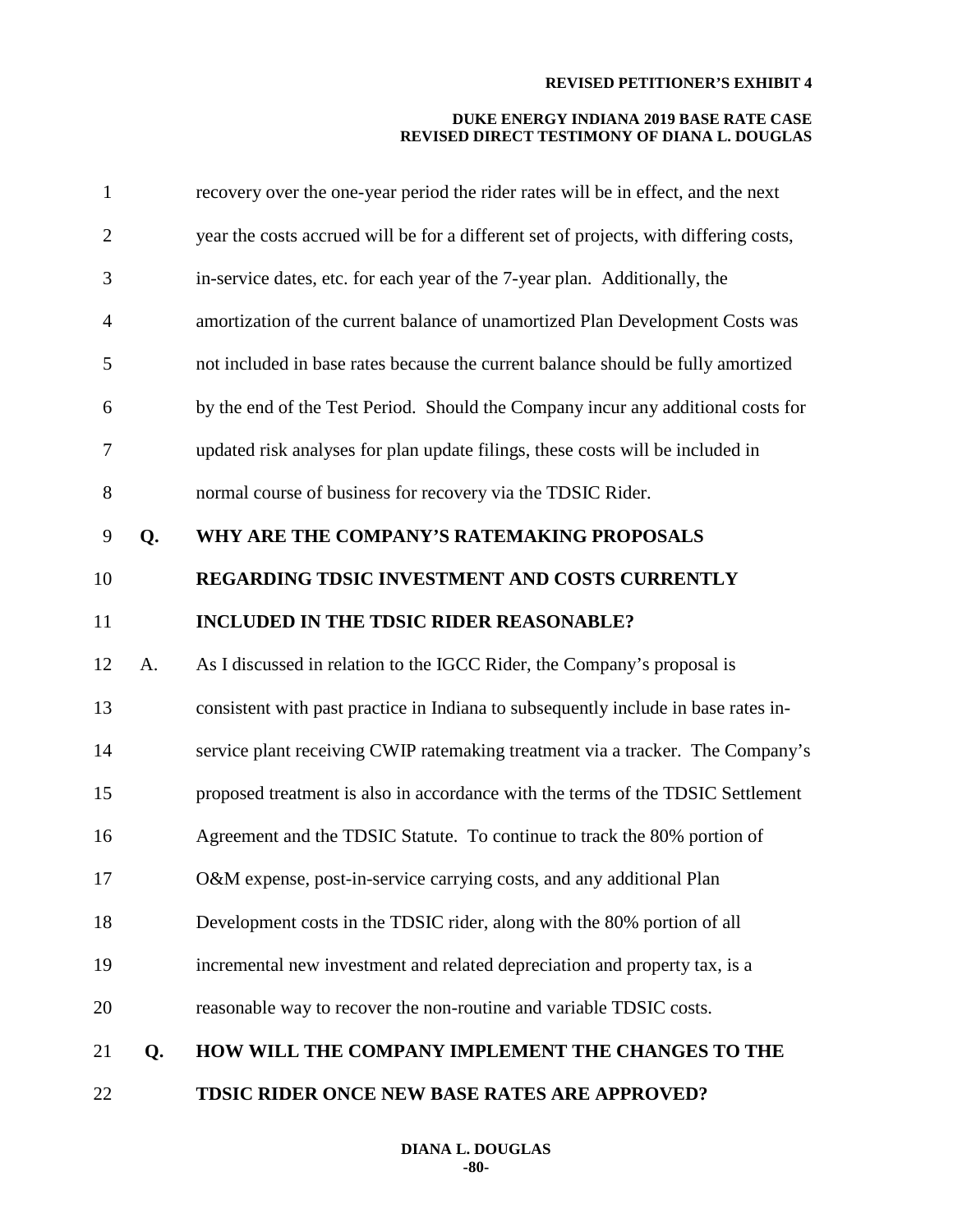recovery over the one-year period the rider rates will be in effect, and the next year the costs accrued will be for a different set of projects, with differing costs, in-service dates, etc. for each year of the 7-year plan. Additionally, the amortization of the current balance of unamortized Plan Development Costs was not included in base rates because the current balance should be fully amortized by the end of the Test Period. Should the Company incur any additional costs for updated risk analyses for plan update filings, these costs will be included in normal course of business for recovery via the TDSIC Rider.

**Q. WHY ARE THE COMPANY'S RATEMAKING PROPOSALS REGARDING TDSIC INVESTMENT AND COSTS CURRENTLY INCLUDED IN THE TDSIC RIDER REASONABLE?**

A. As I discussed in relation to the IGCC Rider, the Company's proposal is consistent with past practice in Indiana to subsequently include in base rates in-service plant receiving CWIP ratemaking treatment via a tracker. The Company's proposed treatment is also in accordance with the terms of the TDSIC Settlement Agreement and the TDSIC Statute. To continue to track the 80% portion of O&M expense, post-in-service carrying costs, and any additional Plan Development costs in the TDSIC rider, along with the 80% portion of all incremental new investment and related depreciation and property tax, is a reasonable way to recover the non-routine and variable TDSIC costs.

**Q. HOW WILL THE COMPANY IMPLEMENT THE CHANGES TO THE TDSIC RIDER ONCE NEW BASE RATES ARE APPROVED?**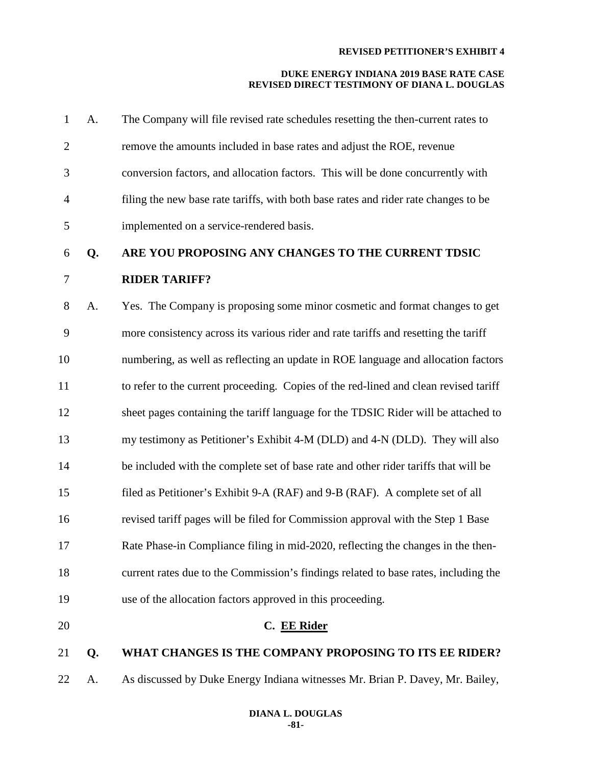A. The Company will file revised rate schedules resetting the then-current rates to remove the amounts included in base rates and adjust the ROE, revenue conversion factors, and allocation factors. This will be done concurrently with filing the new base rate tariffs, with both base rates and rider rate changes to be implemented on a service-rendered basis.

**Q. ARE YOU PROPOSING ANY CHANGES TO THE CURRENT TDSIC RIDER TARIFF?**

A. Yes. The Company is proposing some minor cosmetic and format changes to get more consistency across its various rider and rate tariffs and resetting the tariff numbering, as well as reflecting an update in ROE language and allocation factors to refer to the current proceeding. Copies of the red-lined and clean revised tariff sheet pages containing the tariff language for the TDSIC Rider will be attached to my testimony as Petitioner's Exhibit 4-M (DLD) and 4-N (DLD). They will also be included with the complete set of base rate and other rider tariffs that will be filed as Petitioner's Exhibit 9-A (RAF) and 9-B (RAF). A complete set of all revised tariff pages will be filed for Commission approval with the Step 1 Base Rate Phase-in Compliance filing in mid-2020, reflecting the changes in the then-current rates due to the Commission's findings related to base rates, including the use of the allocation factors approved in this proceeding.

### C. EE Rider

**Q. WHAT CHANGES IS THE COMPANY PROPOSING TO ITS EE RIDER?**

A. As discussed by Duke Energy Indiana witnesses Mr. Brian P. Davey, Mr. Bailey,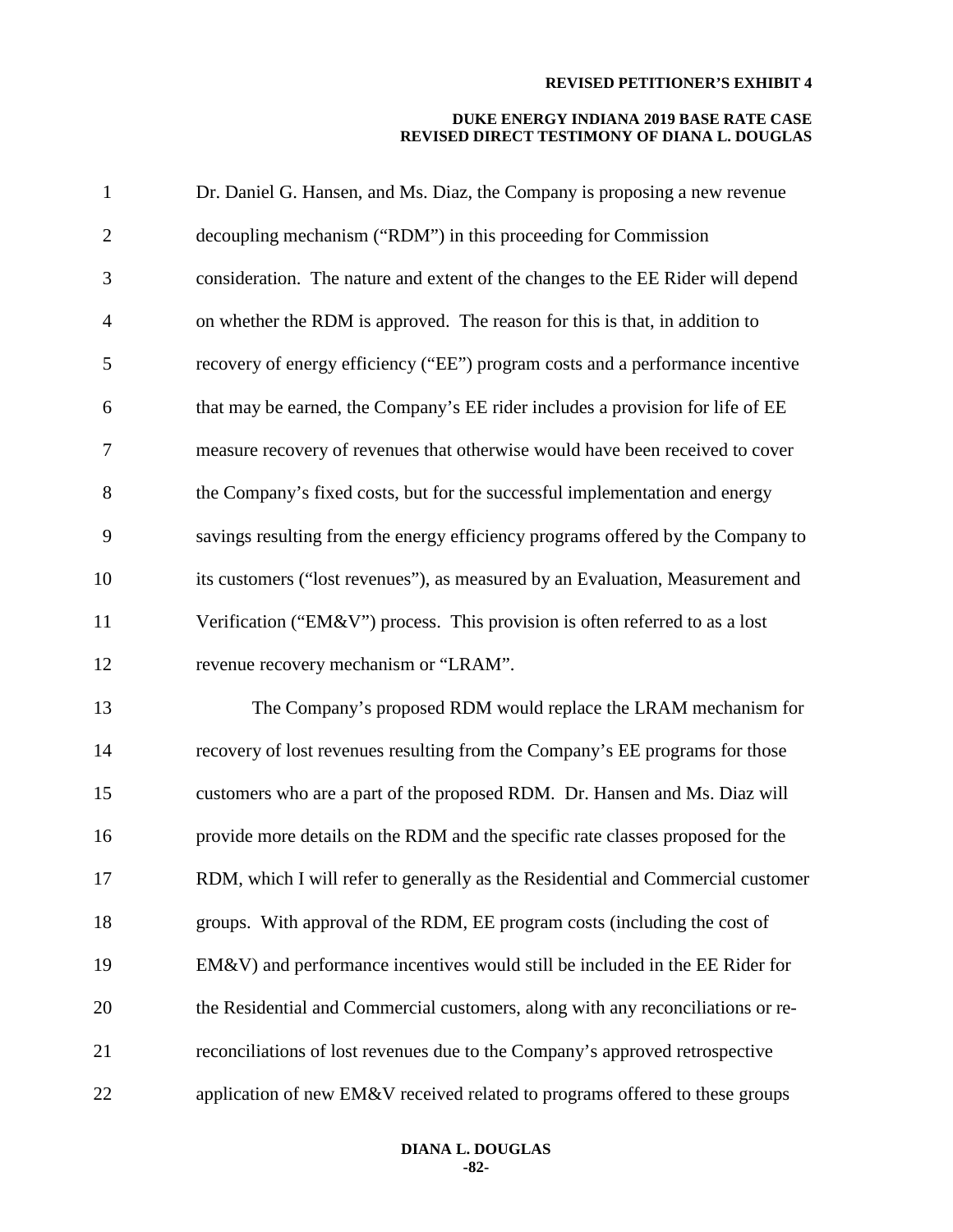Dr. Daniel G. Hansen, and Ms. Diaz, the Company is proposing a new revenue decoupling mechanism ("RDM") in this proceeding for Commission consideration. The nature and extent of the changes to the EE Rider will depend on whether the RDM is approved. The reason for this is that, in addition to recovery of energy efficiency ("EE") program costs and a performance incentive that may be earned, the Company's EE rider includes a provision for life of EE measure recovery of revenues that otherwise would have been received to cover the Company's fixed costs, but for the successful implementation and energy savings resulting from the energy efficiency programs offered by the Company to its customers ("lost revenues"), as measured by an Evaluation, Measurement and Verification ("EM&V") process. This provision is often referred to as a lost revenue recovery mechanism or "LRAM".

The Company's proposed RDM would replace the LRAM mechanism for recovery of lost revenues resulting from the Company's EE programs for those customers who are a part of the proposed RDM. Dr. Hansen and Ms. Diaz will provide more details on the RDM and the specific rate classes proposed for the RDM, which I will refer to generally as the Residential and Commercial customer groups. With approval of the RDM, EE program costs (including the cost of EM&V) and performance incentives would still be included in the EE Rider for the Residential and Commercial customers, along with any reconciliations or re-reconciliations of lost revenues due to the Company's approved retrospective application of new EM&V received related to programs offered to these groups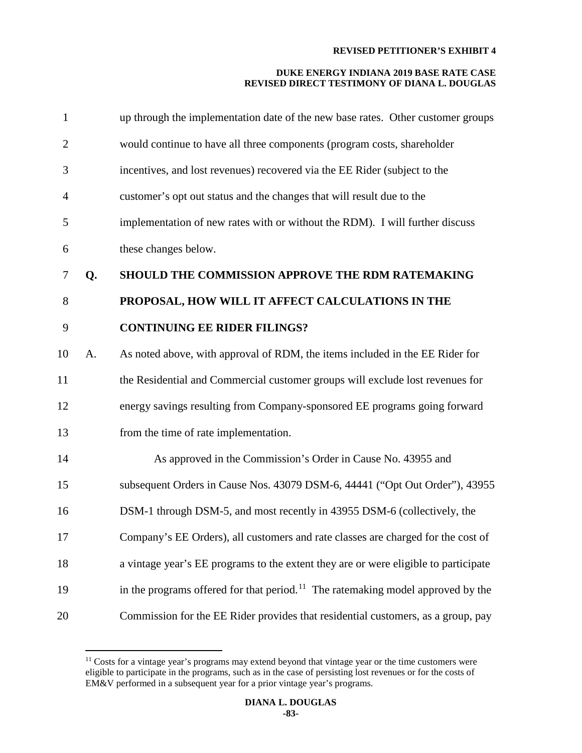up through the implementation date of the new base rates. Other customer groups would continue to have all three components (program costs, shareholder incentives, and lost revenues) recovered via the EE Rider (subject to the customer's opt out status and the changes that will result due to the implementation of new rates with or without the RDM). I will further discuss these changes below.

**Q. SHOULD THE COMMISSION APPROVE THE RDM RATEMAKING PROPOSAL, HOW WILL IT AFFECT CALCULATIONS IN THE CONTINUING EE RIDER FILINGS?**

A. As noted above, with approval of RDM, the items included in the EE Rider for the Residential and Commercial customer groups will exclude lost revenues for energy savings resulting from Company-sponsored EE programs going forward from the time of rate implementation.

As approved in the Commission's Order in Cause No. 43955 and subsequent Orders in Cause Nos. 43079 DSM-6, 44441 ("Opt Out Order"), 43955 DSM-1 through DSM-5, and most recently in 43955 DSM-6 (collectively, the Company's EE Orders), all customers and rate classes are charged for the cost of a vintage year's EE programs to the extent they are or were eligible to participate in the programs offered for that period.[11] The ratemaking model approved by the Commission for the EE Rider provides that residential customers, as a group, pay

[11] Costs for a vintage year's programs may extend beyond that vintage year or the time customers were eligible to participate in the programs, such as in the case of persisting lost revenues or for the costs of EM&V performed in a subsequent year for a prior vintage year's programs.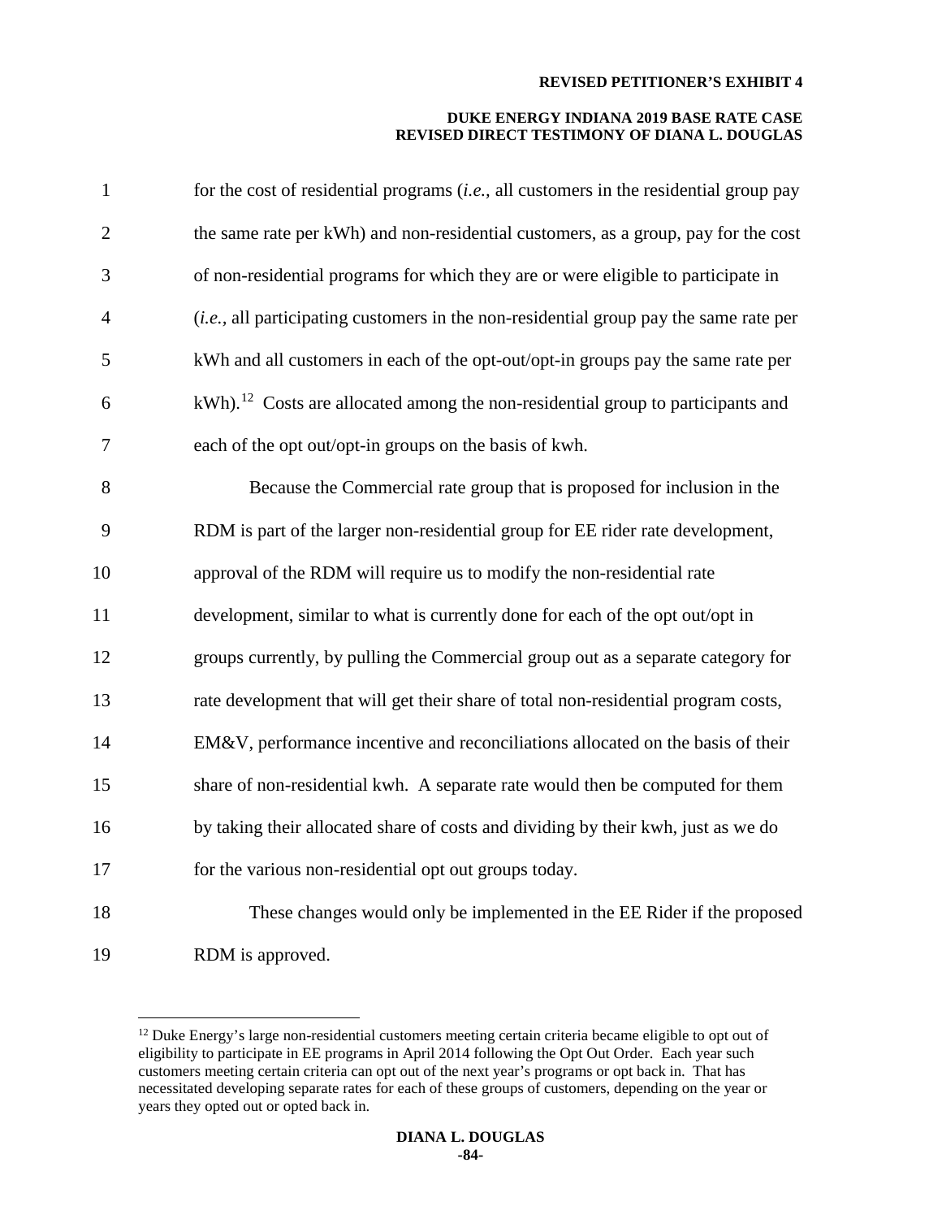for the cost of residential programs (*i.e.*, all customers in the residential group pay the same rate per kWh) and non-residential customers, as a group, pay for the cost of non-residential programs for which they are or were eligible to participate in (*i.e.*, all participating customers in the non-residential group pay the same rate per kWh and all customers in each of the opt-out/opt-in groups pay the same rate per kWh).[12] Costs are allocated among the non-residential group to participants and each of the opt out/opt-in groups on the basis of kwh.

Because the Commercial rate group that is proposed for inclusion in the RDM is part of the larger non-residential group for EE rider rate development, approval of the RDM will require us to modify the non-residential rate development, similar to what is currently done for each of the opt out/opt in groups currently, by pulling the Commercial group out as a separate category for rate development that will get their share of total non-residential program costs, EM&V, performance incentive and reconciliations allocated on the basis of their share of non-residential kwh. A separate rate would then be computed for them by taking their allocated share of costs and dividing by their kwh, just as we do for the various non-residential opt out groups today.

These changes would only be implemented in the EE Rider if the proposed RDM is approved.

---

[12] Duke Energy's large non-residential customers meeting certain criteria became eligible to opt out of eligibility to participate in EE programs in April 2014 following the Opt Out Order. Each year such customers meeting certain criteria can opt out of the next year's programs or opt back in. That has necessitated developing separate rates for each of these groups of customers, depending on the year or years they opted out or opted back in.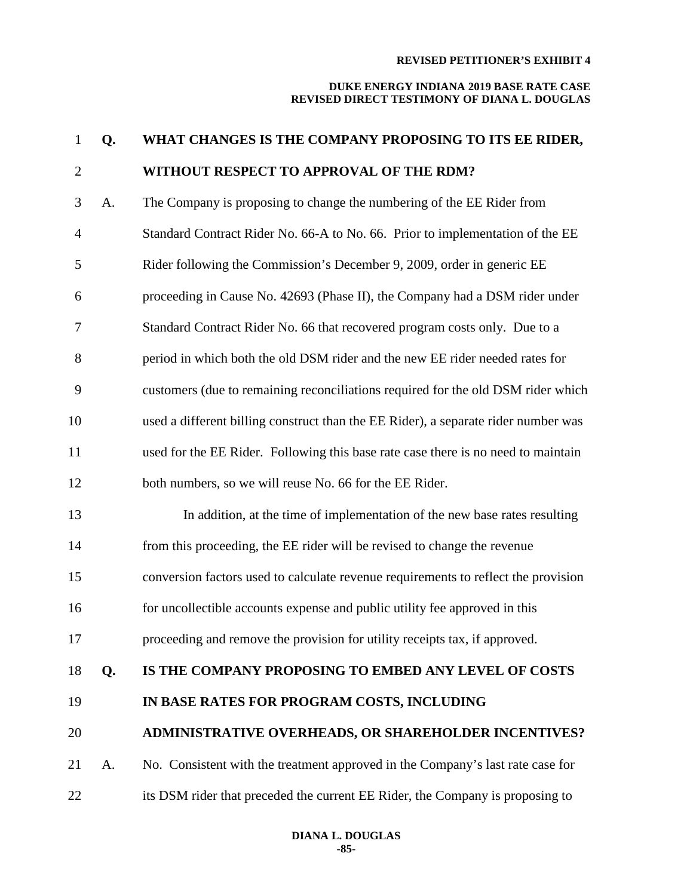**Q. WHAT CHANGES IS THE COMPANY PROPOSING TO ITS EE RIDER, WITHOUT RESPECT TO APPROVAL OF THE RDM?**

A. The Company is proposing to change the numbering of the EE Rider from Standard Contract Rider No. 66-A to No. 66. Prior to implementation of the EE Rider following the Commission's December 9, 2009, order in generic EE proceeding in Cause No. 42693 (Phase II), the Company had a DSM rider under Standard Contract Rider No. 66 that recovered program costs only. Due to a period in which both the old DSM rider and the new EE rider needed rates for customers (due to remaining reconciliations required for the old DSM rider which used a different billing construct than the EE Rider), a separate rider number was used for the EE Rider. Following this base rate case there is no need to maintain both numbers, so we will reuse No. 66 for the EE Rider.

In addition, at the time of implementation of the new base rates resulting from this proceeding, the EE rider will be revised to change the revenue conversion factors used to calculate revenue requirements to reflect the provision for uncollectible accounts expense and public utility fee approved in this proceeding and remove the provision for utility receipts tax, if approved.

**Q. IS THE COMPANY PROPOSING TO EMBED ANY LEVEL OF COSTS IN BASE RATES FOR PROGRAM COSTS, INCLUDING ADMINISTRATIVE OVERHEADS, OR SHAREHOLDER INCENTIVES?**

A. No. Consistent with the treatment approved in the Company's last rate case for its DSM rider that preceded the current EE Rider, the Company is proposing to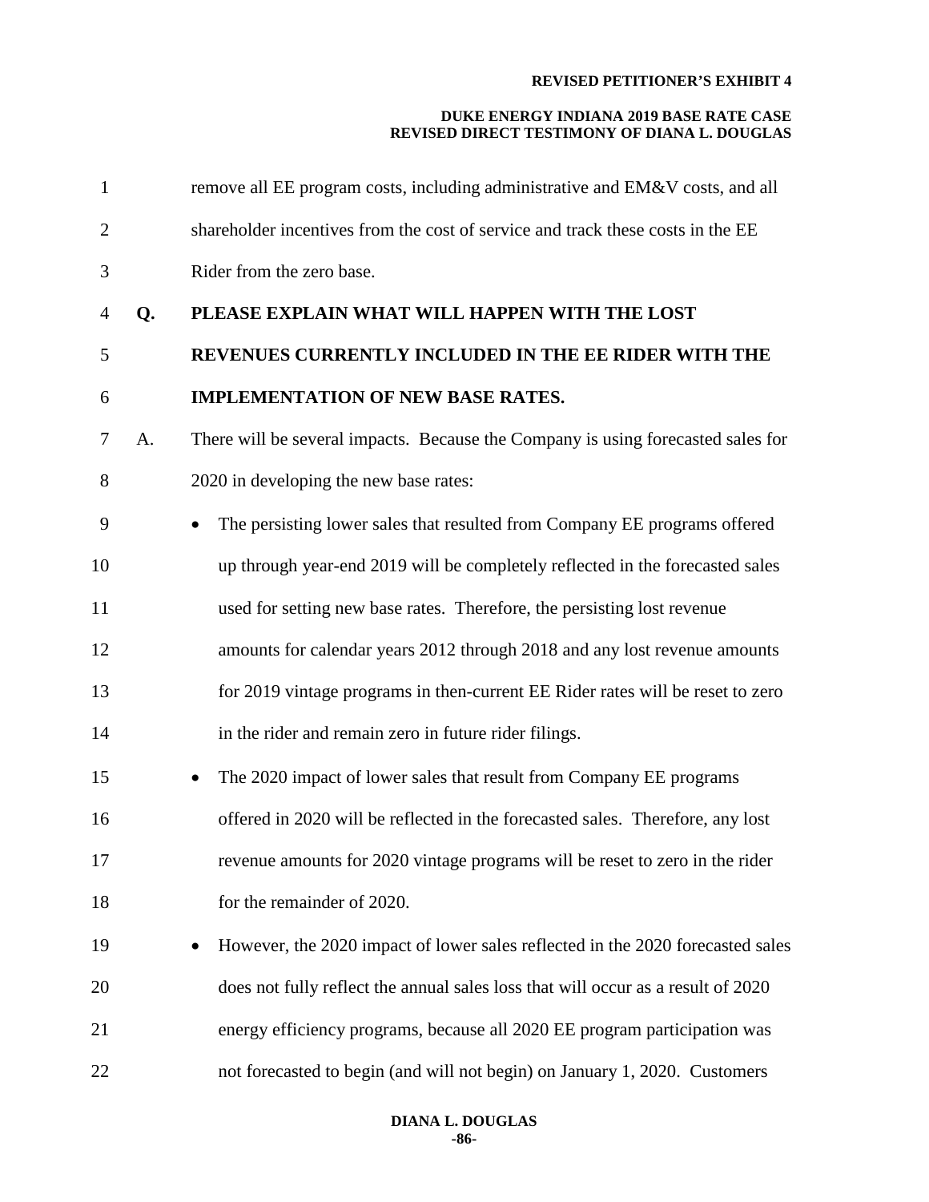remove all EE program costs, including administrative and EM&V costs, and all shareholder incentives from the cost of service and track these costs in the EE Rider from the zero base.

**Q. PLEASE EXPLAIN WHAT WILL HAPPEN WITH THE LOST REVENUES CURRENTLY INCLUDED IN THE EE RIDER WITH THE IMPLEMENTATION OF NEW BASE RATES.**

A. There will be several impacts. Because the Company is using forecasted sales for 2020 in developing the new base rates:

- The persisting lower sales that resulted from Company EE programs offered up through year-end 2019 will be completely reflected in the forecasted sales used for setting new base rates. Therefore, the persisting lost revenue amounts for calendar years 2012 through 2018 and any lost revenue amounts for 2019 vintage programs in then-current EE Rider rates will be reset to zero in the rider and remain zero in future rider filings.
- The 2020 impact of lower sales that result from Company EE programs offered in 2020 will be reflected in the forecasted sales. Therefore, any lost revenue amounts for 2020 vintage programs will be reset to zero in the rider for the remainder of 2020.
- However, the 2020 impact of lower sales reflected in the 2020 forecasted sales does not fully reflect the annual sales loss that will occur as a result of 2020 energy efficiency programs, because all 2020 EE program participation was not forecasted to begin (and will not begin) on January 1, 2020. Customers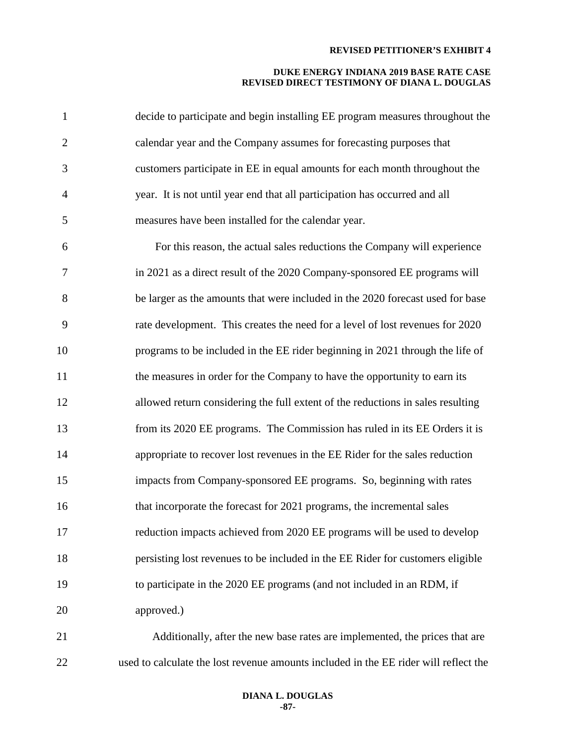decide to participate and begin installing EE program measures throughout the calendar year and the Company assumes for forecasting purposes that customers participate in EE in equal amounts for each month throughout the year. It is not until year end that all participation has occurred and all measures have been installed for the calendar year.

For this reason, the actual sales reductions the Company will experience in 2021 as a direct result of the 2020 Company-sponsored EE programs will be larger as the amounts that were included in the 2020 forecast used for base rate development. This creates the need for a level of lost revenues for 2020 programs to be included in the EE rider beginning in 2021 through the life of the measures in order for the Company to have the opportunity to earn its allowed return considering the full extent of the reductions in sales resulting from its 2020 EE programs. The Commission has ruled in its EE Orders it is appropriate to recover lost revenues in the EE Rider for the sales reduction impacts from Company-sponsored EE programs. So, beginning with rates that incorporate the forecast for 2021 programs, the incremental sales reduction impacts achieved from 2020 EE programs will be used to develop persisting lost revenues to be included in the EE Rider for customers eligible to participate in the 2020 EE programs (and not included in an RDM, if approved.)

Additionally, after the new base rates are implemented, the prices that are used to calculate the lost revenue amounts included in the EE rider will reflect the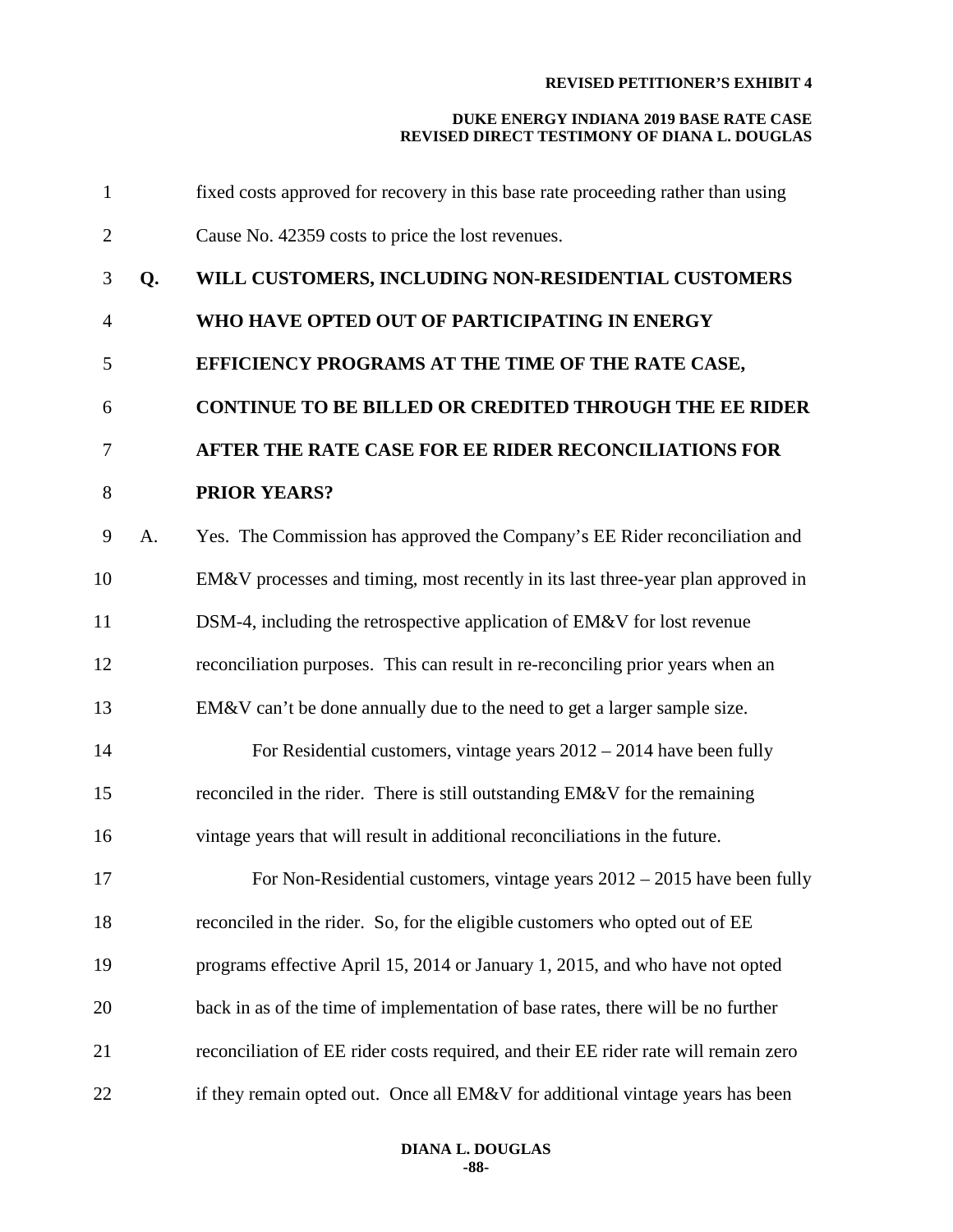fixed costs approved for recovery in this base rate proceeding rather than using Cause No. 42359 costs to price the lost revenues.

**Q. WILL CUSTOMERS, INCLUDING NON-RESIDENTIAL CUSTOMERS WHO HAVE OPTED OUT OF PARTICIPATING IN ENERGY EFFICIENCY PROGRAMS AT THE TIME OF THE RATE CASE, CONTINUE TO BE BILLED OR CREDITED THROUGH THE EE RIDER AFTER THE RATE CASE FOR EE RIDER RECONCILIATIONS FOR PRIOR YEARS?**

A. Yes. The Commission has approved the Company's EE Rider reconciliation and EM&V processes and timing, most recently in its last three-year plan approved in DSM-4, including the retrospective application of EM&V for lost revenue reconciliation purposes. This can result in re-reconciling prior years when an EM&V can't be done annually due to the need to get a larger sample size.

For Residential customers, vintage years 2012 – 2014 have been fully reconciled in the rider. There is still outstanding EM&V for the remaining vintage years that will result in additional reconciliations in the future.

For Non-Residential customers, vintage years 2012 – 2015 have been fully reconciled in the rider. So, for the eligible customers who opted out of EE programs effective April 15, 2014 or January 1, 2015, and who have not opted back in as of the time of implementation of base rates, there will be no further reconciliation of EE rider costs required, and their EE rider rate will remain zero if they remain opted out. Once all EM&V for additional vintage years has been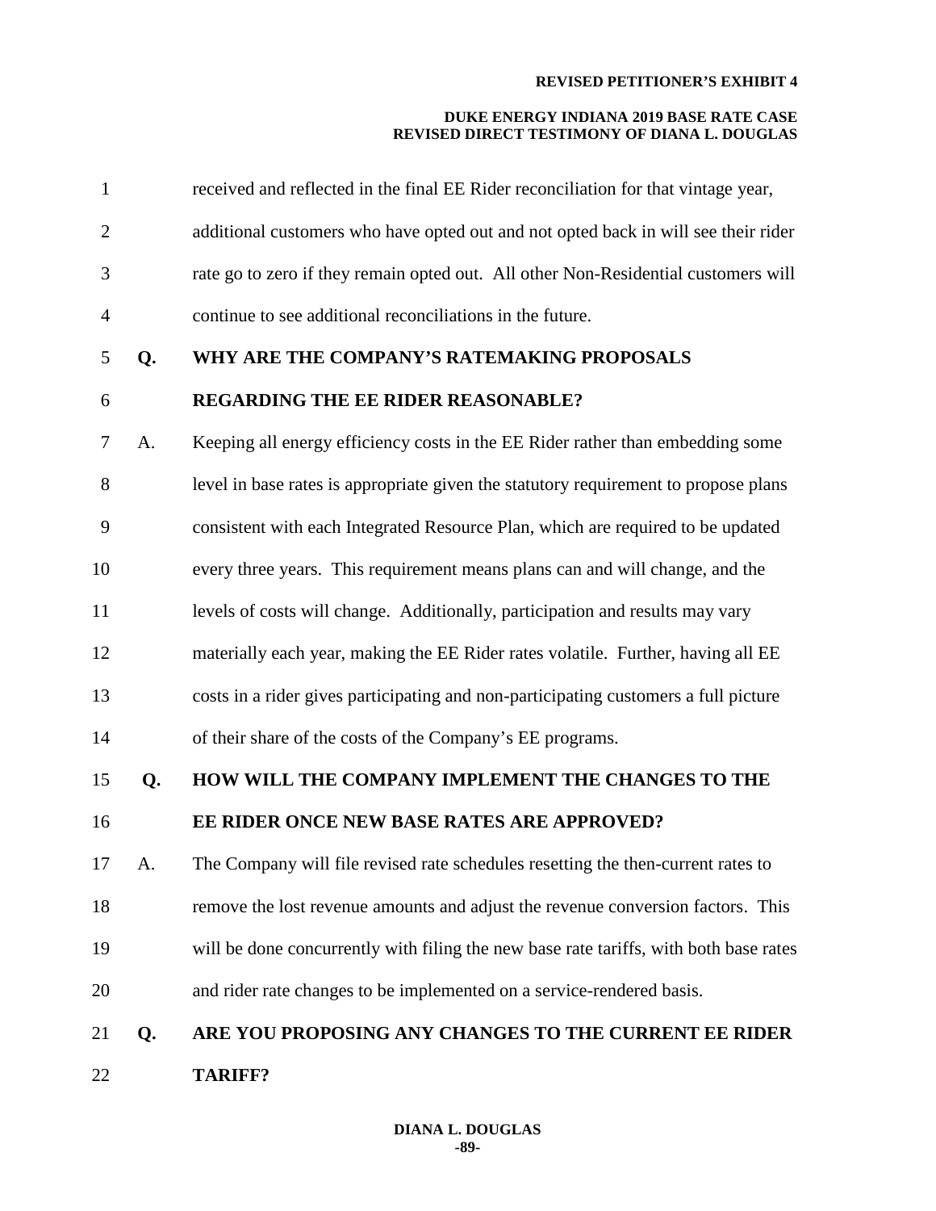received and reflected in the final EE Rider reconciliation for that vintage year, additional customers who have opted out and not opted back in will see their rider rate go to zero if they remain opted out. All other Non-Residential customers will continue to see additional reconciliations in the future.

**Q. WHY ARE THE COMPANY'S RATEMAKING PROPOSALS REGARDING THE EE RIDER REASONABLE?**

A. Keeping all energy efficiency costs in the EE Rider rather than embedding some level in base rates is appropriate given the statutory requirement to propose plans consistent with each Integrated Resource Plan, which are required to be updated every three years. This requirement means plans can and will change, and the levels of costs will change. Additionally, participation and results may vary materially each year, making the EE Rider rates volatile. Further, having all EE costs in a rider gives participating and non-participating customers a full picture of their share of the costs of the Company's EE programs.

**Q. HOW WILL THE COMPANY IMPLEMENT THE CHANGES TO THE EE RIDER ONCE NEW BASE RATES ARE APPROVED?**

A. The Company will file revised rate schedules resetting the then-current rates to remove the lost revenue amounts and adjust the revenue conversion factors. This will be done concurrently with filing the new base rate tariffs, with both base rates and rider rate changes to be implemented on a service-rendered basis.

**Q. ARE YOU PROPOSING ANY CHANGES TO THE CURRENT EE RIDER TARIFF?**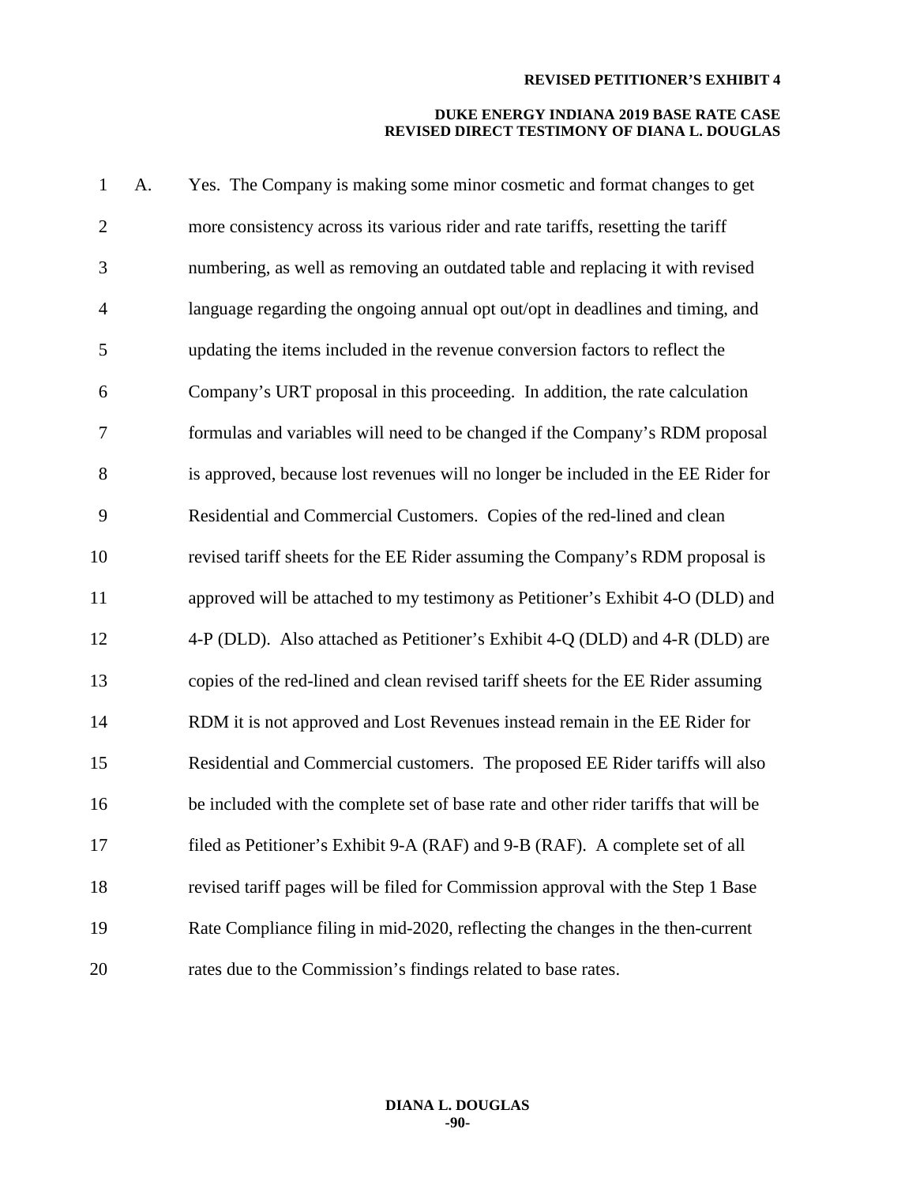A. Yes. The Company is making some minor cosmetic and format changes to get more consistency across its various rider and rate tariffs, resetting the tariff numbering, as well as removing an outdated table and replacing it with revised language regarding the ongoing annual opt out/opt in deadlines and timing, and updating the items included in the revenue conversion factors to reflect the Company's URT proposal in this proceeding. In addition, the rate calculation formulas and variables will need to be changed if the Company's RDM proposal is approved, because lost revenues will no longer be included in the EE Rider for Residential and Commercial Customers. Copies of the red-lined and clean revised tariff sheets for the EE Rider assuming the Company's RDM proposal is approved will be attached to my testimony as Petitioner's Exhibit 4-O (DLD) and 4-P (DLD). Also attached as Petitioner's Exhibit 4-Q (DLD) and 4-R (DLD) are copies of the red-lined and clean revised tariff sheets for the EE Rider assuming RDM it is not approved and Lost Revenues instead remain in the EE Rider for Residential and Commercial customers. The proposed EE Rider tariffs will also be included with the complete set of base rate and other rider tariffs that will be filed as Petitioner's Exhibit 9-A (RAF) and 9-B (RAF). A complete set of all revised tariff pages will be filed for Commission approval with the Step 1 Base Rate Compliance filing in mid-2020, reflecting the changes in the then-current rates due to the Commission's findings related to base rates.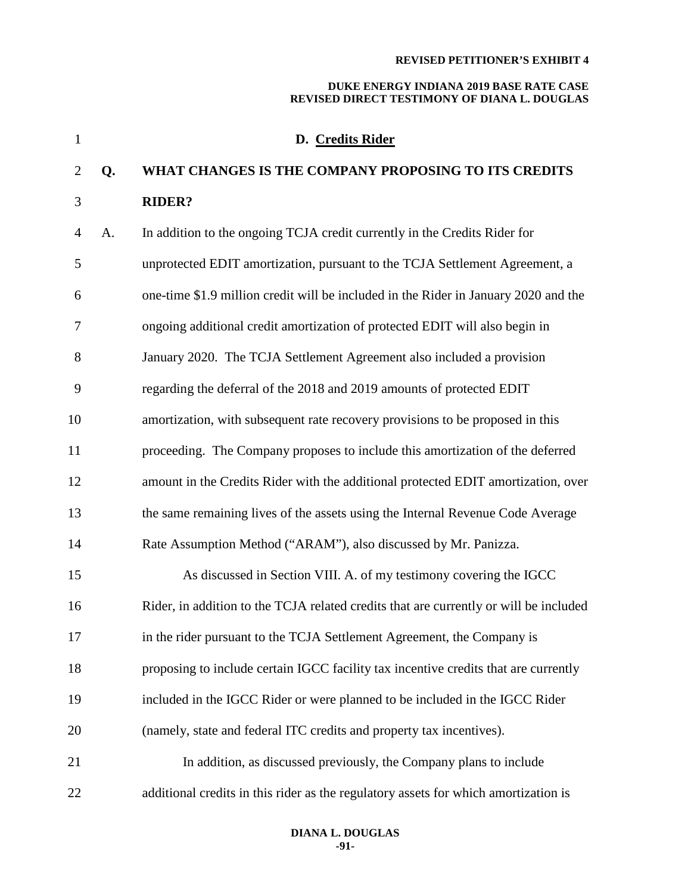### D. Credits Rider

**Q. WHAT CHANGES IS THE COMPANY PROPOSING TO ITS CREDITS RIDER?**

A. In addition to the ongoing TCJA credit currently in the Credits Rider for unprotected EDIT amortization, pursuant to the TCJA Settlement Agreement, a one-time $1.9 million credit will be included in the Rider in January 2020 and the ongoing additional credit amortization of protected EDIT will also begin in January 2020. The TCJA Settlement Agreement also included a provision regarding the deferral of the 2018 and 2019 amounts of protected EDIT amortization, with subsequent rate recovery provisions to be proposed in this proceeding. The Company proposes to include this amortization of the deferred amount in the Credits Rider with the additional protected EDIT amortization, over the same remaining lives of the assets using the Internal Revenue Code Average Rate Assumption Method ("ARAM"), also discussed by Mr. Panizza.

As discussed in Section VIII. A. of my testimony covering the IGCC Rider, in addition to the TCJA related credits that are currently or will be included in the rider pursuant to the TCJA Settlement Agreement, the Company is proposing to include certain IGCC facility tax incentive credits that are currently included in the IGCC Rider or were planned to be included in the IGCC Rider (namely, state and federal ITC credits and property tax incentives).

In addition, as discussed previously, the Company plans to include additional credits in this rider as the regulatory assets for which amortization is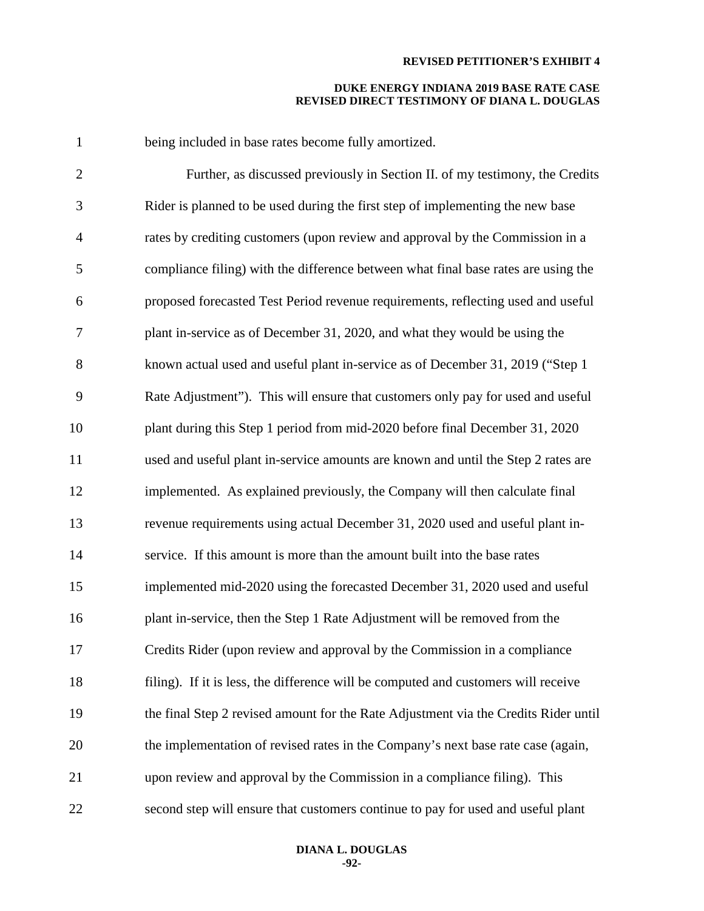being included in base rates become fully amortized.

Further, as discussed previously in Section II. of my testimony, the Credits Rider is planned to be used during the first step of implementing the new base rates by crediting customers (upon review and approval by the Commission in a compliance filing) with the difference between what final base rates are using the proposed forecasted Test Period revenue requirements, reflecting used and useful plant in-service as of December 31, 2020, and what they would be using the known actual used and useful plant in-service as of December 31, 2019 ("Step 1 Rate Adjustment"). This will ensure that customers only pay for used and useful plant during this Step 1 period from mid-2020 before final December 31, 2020 used and useful plant in-service amounts are known and until the Step 2 rates are implemented. As explained previously, the Company will then calculate final revenue requirements using actual December 31, 2020 used and useful plant in-service. If this amount is more than the amount built into the base rates implemented mid-2020 using the forecasted December 31, 2020 used and useful plant in-service, then the Step 1 Rate Adjustment will be removed from the Credits Rider (upon review and approval by the Commission in a compliance filing). If it is less, the difference will be computed and customers will receive the final Step 2 revised amount for the Rate Adjustment via the Credits Rider until the implementation of revised rates in the Company's next base rate case (again, upon review and approval by the Commission in a compliance filing). This second step will ensure that customers continue to pay for used and useful plant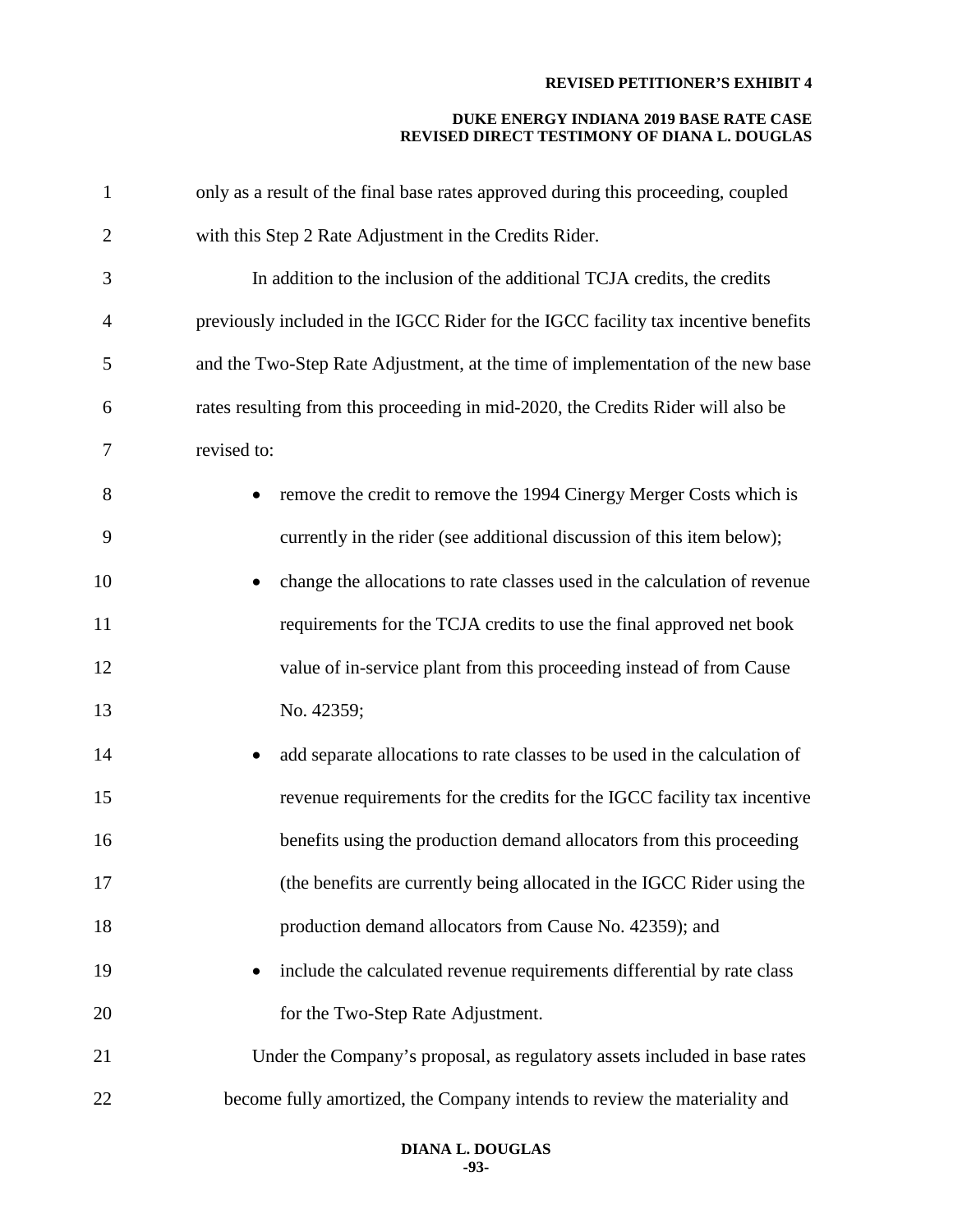only as a result of the final base rates approved during this proceeding, coupled with this Step 2 Rate Adjustment in the Credits Rider.

In addition to the inclusion of the additional TCJA credits, the credits previously included in the IGCC Rider for the IGCC facility tax incentive benefits and the Two-Step Rate Adjustment, at the time of implementation of the new base rates resulting from this proceeding in mid-2020, the Credits Rider will also be revised to:

- remove the credit to remove the 1994 Cinergy Merger Costs which is currently in the rider (see additional discussion of this item below);
- change the allocations to rate classes used in the calculation of revenue requirements for the TCJA credits to use the final approved net book value of in-service plant from this proceeding instead of from Cause No. 42359;
- add separate allocations to rate classes to be used in the calculation of revenue requirements for the credits for the IGCC facility tax incentive benefits using the production demand allocators from this proceeding (the benefits are currently being allocated in the IGCC Rider using the production demand allocators from Cause No. 42359); and
- include the calculated revenue requirements differential by rate class for the Two-Step Rate Adjustment.

Under the Company's proposal, as regulatory assets included in base rates become fully amortized, the Company intends to review the materiality and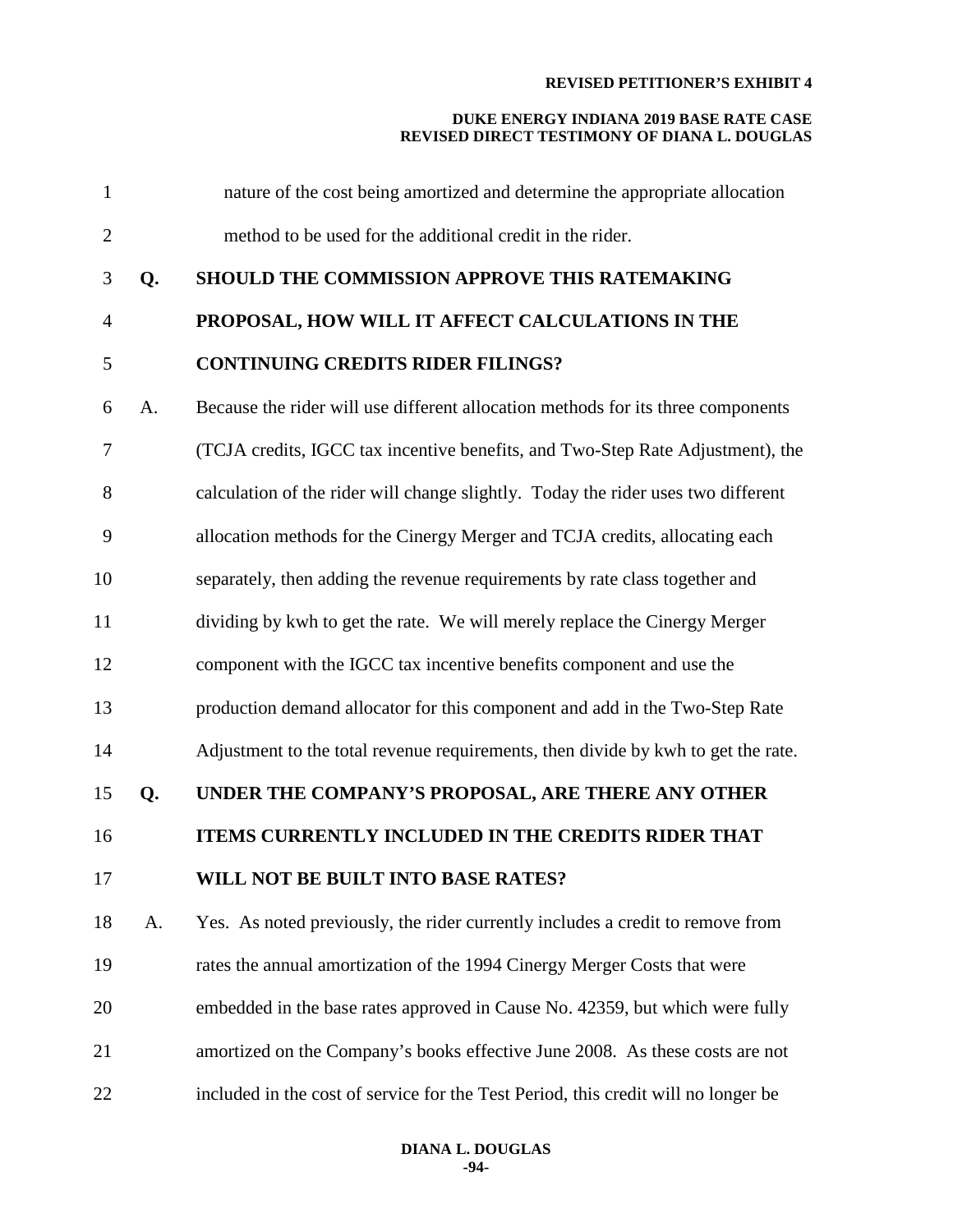nature of the cost being amortized and determine the appropriate allocation method to be used for the additional credit in the rider.

**Q. SHOULD THE COMMISSION APPROVE THIS RATEMAKING PROPOSAL, HOW WILL IT AFFECT CALCULATIONS IN THE CONTINUING CREDITS RIDER FILINGS?**

A. Because the rider will use different allocation methods for its three components (TCJA credits, IGCC tax incentive benefits, and Two-Step Rate Adjustment), the calculation of the rider will change slightly. Today the rider uses two different allocation methods for the Cinergy Merger and TCJA credits, allocating each separately, then adding the revenue requirements by rate class together and dividing by kwh to get the rate. We will merely replace the Cinergy Merger component with the IGCC tax incentive benefits component and use the production demand allocator for this component and add in the Two-Step Rate Adjustment to the total revenue requirements, then divide by kwh to get the rate.

**Q. UNDER THE COMPANY'S PROPOSAL, ARE THERE ANY OTHER ITEMS CURRENTLY INCLUDED IN THE CREDITS RIDER THAT WILL NOT BE BUILT INTO BASE RATES?**

A. Yes. As noted previously, the rider currently includes a credit to remove from rates the annual amortization of the 1994 Cinergy Merger Costs that were embedded in the base rates approved in Cause No. 42359, but which were fully amortized on the Company's books effective June 2008. As these costs are not included in the cost of service for the Test Period, this credit will no longer be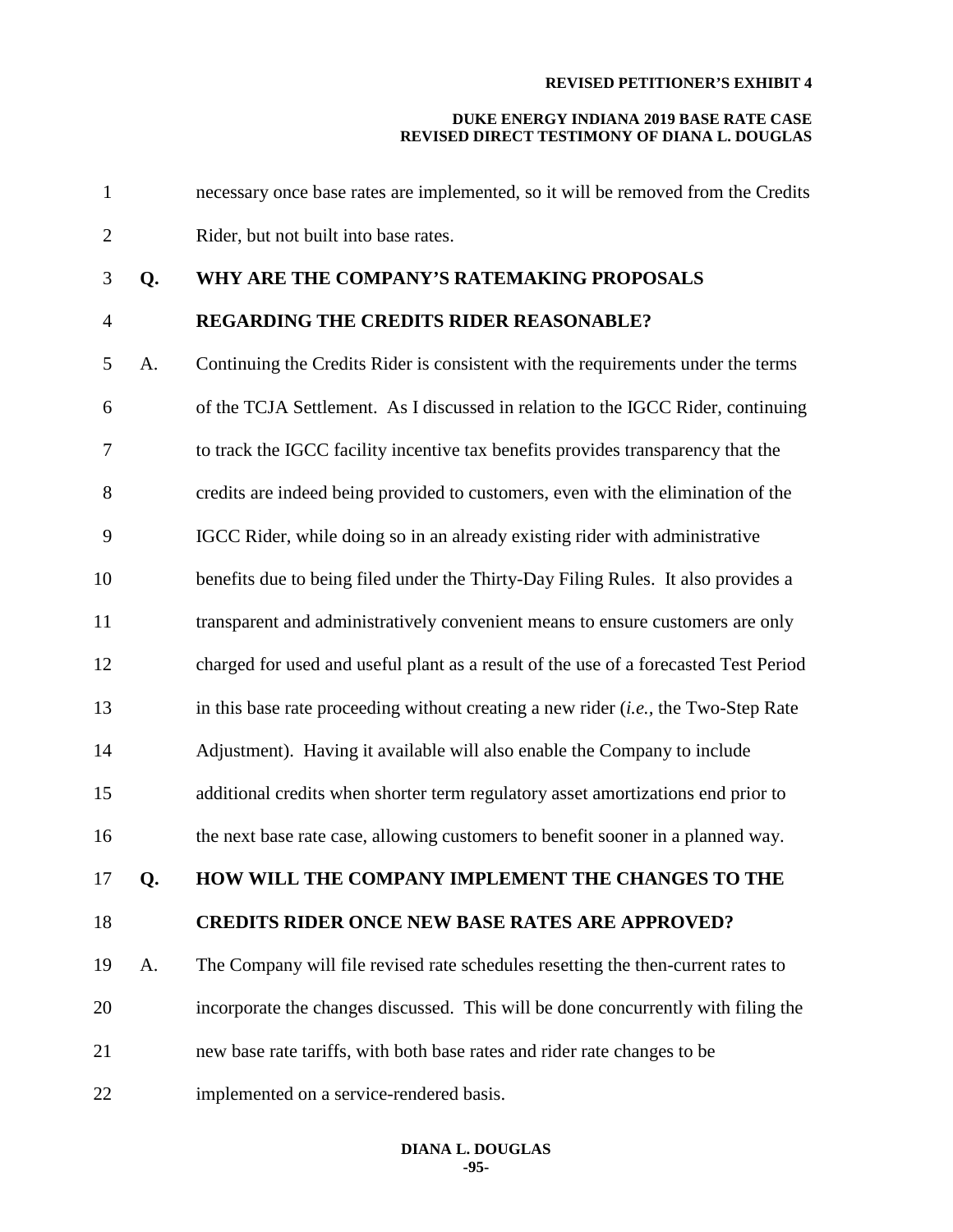necessary once base rates are implemented, so it will be removed from the Credits Rider, but not built into base rates.

**Q. WHY ARE THE COMPANY'S RATEMAKING PROPOSALS REGARDING THE CREDITS RIDER REASONABLE?**

A. Continuing the Credits Rider is consistent with the requirements under the terms of the TCJA Settlement. As I discussed in relation to the IGCC Rider, continuing to track the IGCC facility incentive tax benefits provides transparency that the credits are indeed being provided to customers, even with the elimination of the IGCC Rider, while doing so in an already existing rider with administrative benefits due to being filed under the Thirty-Day Filing Rules. It also provides a transparent and administratively convenient means to ensure customers are only charged for used and useful plant as a result of the use of a forecasted Test Period in this base rate proceeding without creating a new rider (*i.e.*, the Two-Step Rate Adjustment). Having it available will also enable the Company to include additional credits when shorter term regulatory asset amortizations end prior to the next base rate case, allowing customers to benefit sooner in a planned way.

**Q. HOW WILL THE COMPANY IMPLEMENT THE CHANGES TO THE CREDITS RIDER ONCE NEW BASE RATES ARE APPROVED?**

A. The Company will file revised rate schedules resetting the then-current rates to incorporate the changes discussed. This will be done concurrently with filing the new base rate tariffs, with both base rates and rider rate changes to be implemented on a service-rendered basis.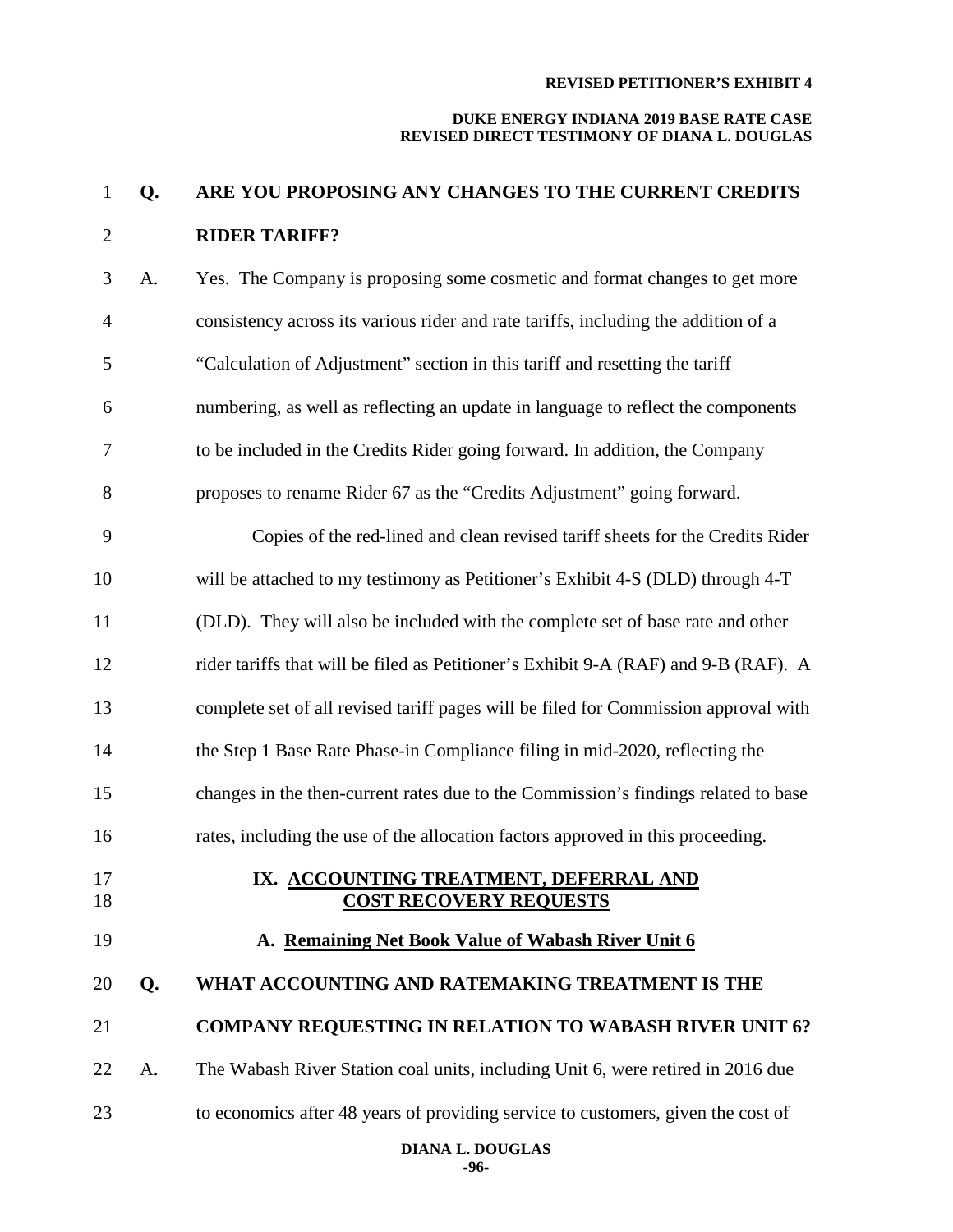**Q. ARE YOU PROPOSING ANY CHANGES TO THE CURRENT CREDITS RIDER TARIFF?**

A. Yes. The Company is proposing some cosmetic and format changes to get more consistency across its various rider and rate tariffs, including the addition of a "Calculation of Adjustment" section in this tariff and resetting the tariff numbering, as well as reflecting an update in language to reflect the components to be included in the Credits Rider going forward. In addition, the Company proposes to rename Rider 67 as the "Credits Adjustment" going forward.

Copies of the red-lined and clean revised tariff sheets for the Credits Rider will be attached to my testimony as Petitioner's Exhibit 4-S (DLD) through 4-T (DLD). They will also be included with the complete set of base rate and other rider tariffs that will be filed as Petitioner's Exhibit 9-A (RAF) and 9-B (RAF). A complete set of all revised tariff pages will be filed for Commission approval with the Step 1 Base Rate Phase-in Compliance filing in mid-2020, reflecting the changes in the then-current rates due to the Commission's findings related to base rates, including the use of the allocation factors approved in this proceeding.

## IX. ACCOUNTING TREATMENT, DEFERRAL AND COST RECOVERY REQUESTS

### A. Remaining Net Book Value of Wabash River Unit 6

**Q. WHAT ACCOUNTING AND RATEMAKING TREATMENT IS THE COMPANY REQUESTING IN RELATION TO WABASH RIVER UNIT 6?**

A. The Wabash River Station coal units, including Unit 6, were retired in 2016 due to economics after 48 years of providing service to customers, given the cost of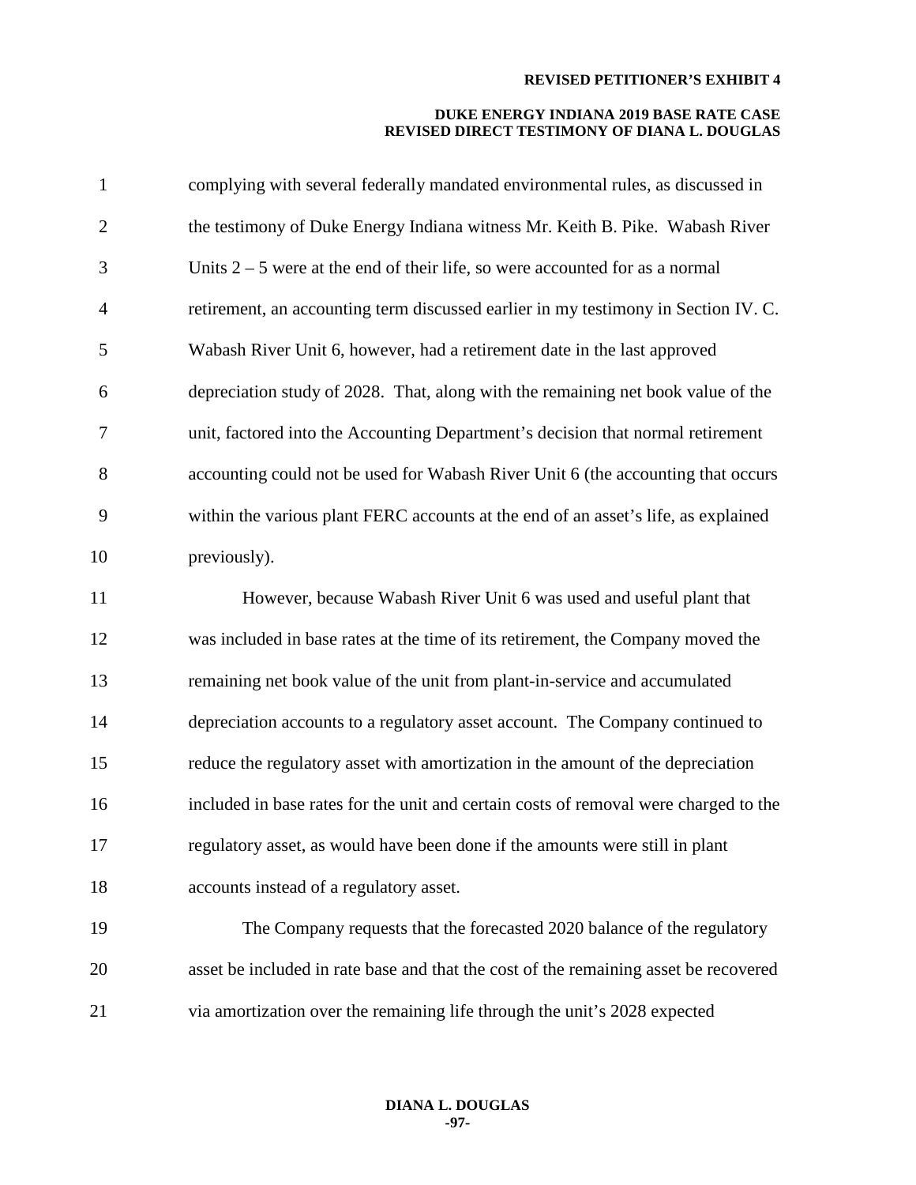complying with several federally mandated environmental rules, as discussed in the testimony of Duke Energy Indiana witness Mr. Keith B. Pike. Wabash River Units 2 – 5 were at the end of their life, so were accounted for as a normal retirement, an accounting term discussed earlier in my testimony in Section IV. C. Wabash River Unit 6, however, had a retirement date in the last approved depreciation study of 2028. That, along with the remaining net book value of the unit, factored into the Accounting Department's decision that normal retirement accounting could not be used for Wabash River Unit 6 (the accounting that occurs within the various plant FERC accounts at the end of an asset's life, as explained previously).

However, because Wabash River Unit 6 was used and useful plant that was included in base rates at the time of its retirement, the Company moved the remaining net book value of the unit from plant-in-service and accumulated depreciation accounts to a regulatory asset account. The Company continued to reduce the regulatory asset with amortization in the amount of the depreciation included in base rates for the unit and certain costs of removal were charged to the regulatory asset, as would have been done if the amounts were still in plant accounts instead of a regulatory asset.

The Company requests that the forecasted 2020 balance of the regulatory asset be included in rate base and that the cost of the remaining asset be recovered via amortization over the remaining life through the unit's 2028 expected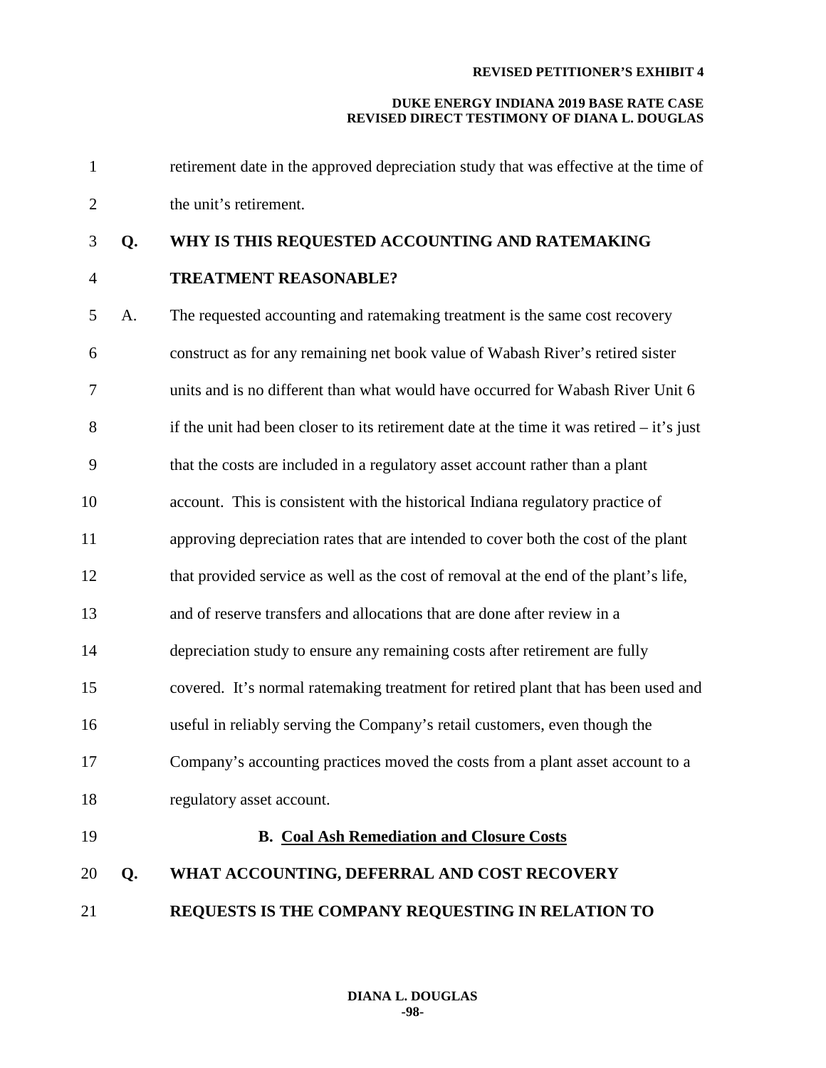retirement date in the approved depreciation study that was effective at the time of the unit's retirement.

**Q. WHY IS THIS REQUESTED ACCOUNTING AND RATEMAKING TREATMENT REASONABLE?**

A. The requested accounting and ratemaking treatment is the same cost recovery construct as for any remaining net book value of Wabash River's retired sister units and is no different than what would have occurred for Wabash River Unit 6 if the unit had been closer to its retirement date at the time it was retired – it's just that the costs are included in a regulatory asset account rather than a plant account. This is consistent with the historical Indiana regulatory practice of approving depreciation rates that are intended to cover both the cost of the plant that provided service as well as the cost of removal at the end of the plant's life, and of reserve transfers and allocations that are done after review in a depreciation study to ensure any remaining costs after retirement are fully covered. It's normal ratemaking treatment for retired plant that has been used and useful in reliably serving the Company's retail customers, even though the Company's accounting practices moved the costs from a plant asset account to a regulatory asset account.

## B. Coal Ash Remediation and Closure Costs

**Q. WHAT ACCOUNTING, DEFERRAL AND COST RECOVERY REQUESTS IS THE COMPANY REQUESTING IN RELATION TO**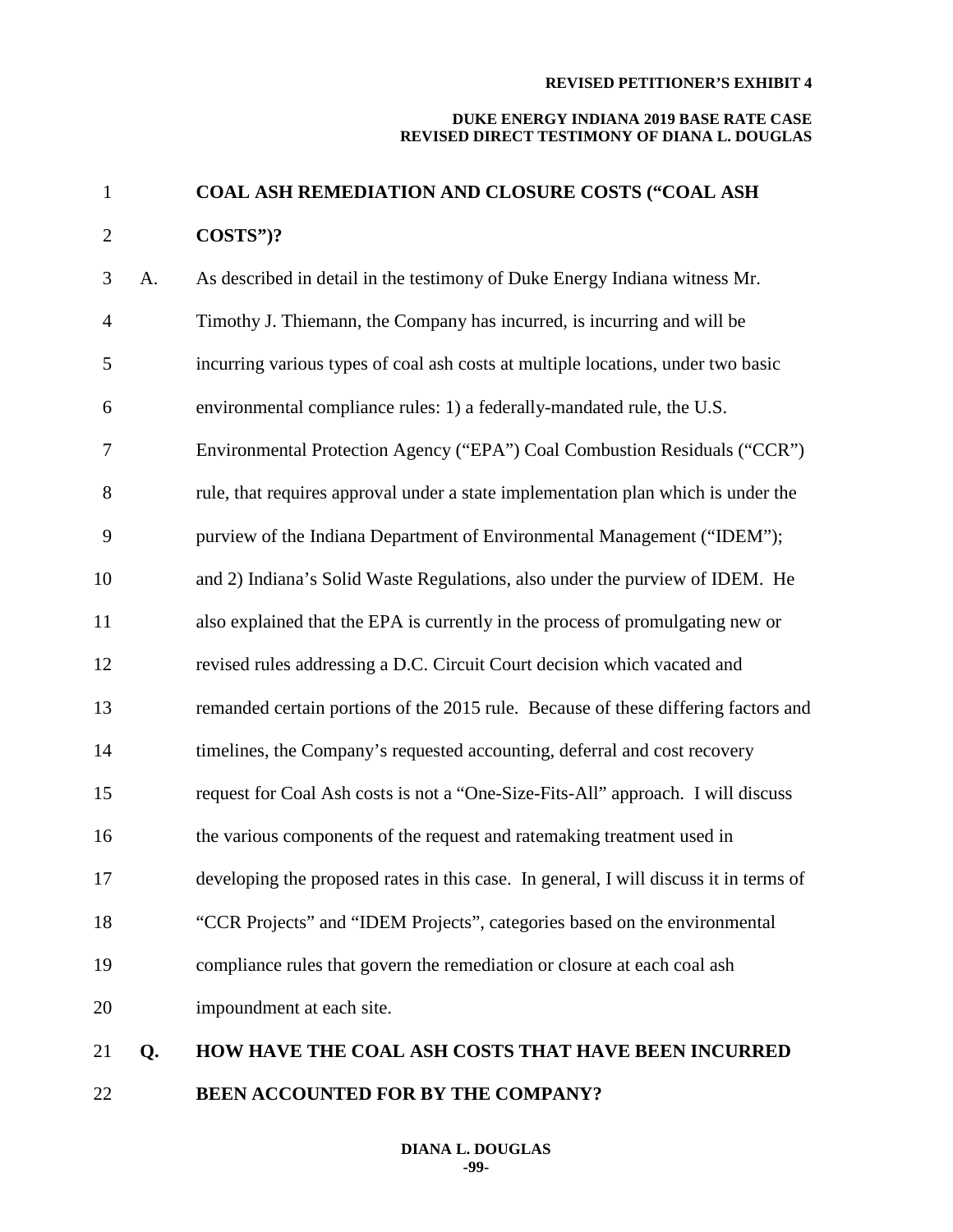**COAL ASH REMEDIATION AND CLOSURE COSTS ("COAL ASH COSTS")?**

A. As described in detail in the testimony of Duke Energy Indiana witness Mr. Timothy J. Thiemann, the Company has incurred, is incurring and will be incurring various types of coal ash costs at multiple locations, under two basic environmental compliance rules: 1) a federally-mandated rule, the U.S. Environmental Protection Agency ("EPA") Coal Combustion Residuals ("CCR") rule, that requires approval under a state implementation plan which is under the purview of the Indiana Department of Environmental Management ("IDEM"); and 2) Indiana's Solid Waste Regulations, also under the purview of IDEM. He also explained that the EPA is currently in the process of promulgating new or revised rules addressing a D.C. Circuit Court decision which vacated and remanded certain portions of the 2015 rule. Because of these differing factors and timelines, the Company's requested accounting, deferral and cost recovery request for Coal Ash costs is not a "One-Size-Fits-All" approach. I will discuss the various components of the request and ratemaking treatment used in developing the proposed rates in this case. In general, I will discuss it in terms of "CCR Projects" and "IDEM Projects", categories based on the environmental compliance rules that govern the remediation or closure at each coal ash impoundment at each site.

**Q. HOW HAVE THE COAL ASH COSTS THAT HAVE BEEN INCURRED BEEN ACCOUNTED FOR BY THE COMPANY?**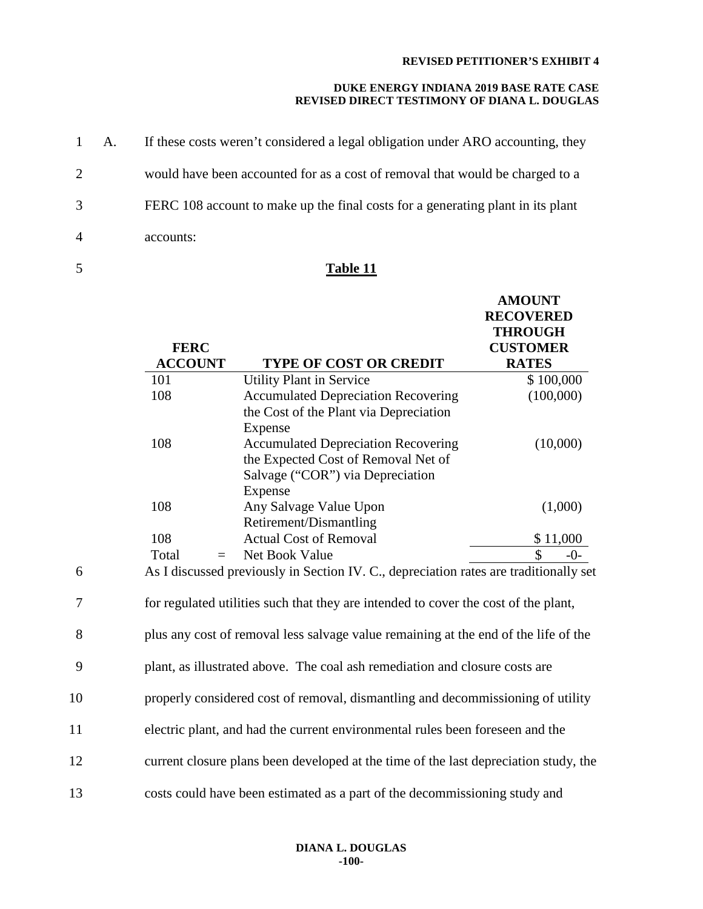A. If these costs weren't considered a legal obligation under ARO accounting, they would have been accounted for as a cost of removal that would be charged to a FERC 108 account to make up the final costs for a generating plant in its plant accounts:

**Table 11**

| FERC ACCOUNT | TYPE OF COST OR CREDIT | AMOUNT RECOVERED THROUGH CUSTOMER RATES |
|---|---|---|
| 101 | Utility Plant in Service | $ 100,000 |
| 108 | Accumulated Depreciation Recovering the Cost of the Plant via Depreciation Expense | (100,000) |
| 108 | Accumulated Depreciation Recovering the Expected Cost of Removal Net of Salvage ("COR") via Depreciation Expense | (10,000) |
| 108 | Any Salvage Value Upon Retirement/Dismantling | (1,000) |
| 108 | Actual Cost of Removal | $ 11,000 |
| Total = | Net Book Value | $ -0- |

As I discussed previously in Section IV. C., depreciation rates are traditionally set for regulated utilities such that they are intended to cover the cost of the plant, plus any cost of removal less salvage value remaining at the end of the life of the plant, as illustrated above. The coal ash remediation and closure costs are properly considered cost of removal, dismantling and decommissioning of utility electric plant, and had the current environmental rules been foreseen and the current closure plans been developed at the time of the last depreciation study, the costs could have been estimated as a part of the decommissioning study and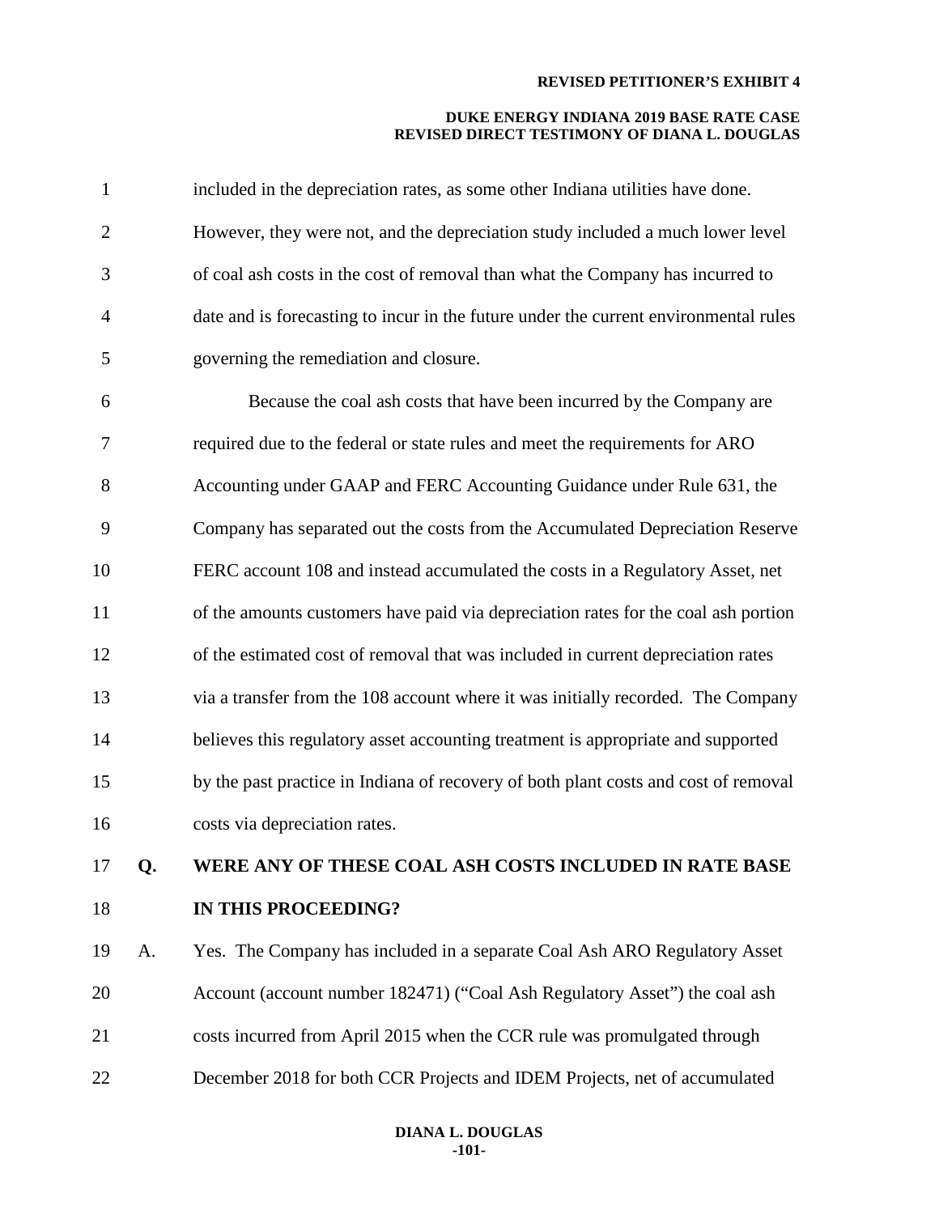included in the depreciation rates, as some other Indiana utilities have done. However, they were not, and the depreciation study included a much lower level of coal ash costs in the cost of removal than what the Company has incurred to date and is forecasting to incur in the future under the current environmental rules governing the remediation and closure.

Because the coal ash costs that have been incurred by the Company are required due to the federal or state rules and meet the requirements for ARO Accounting under GAAP and FERC Accounting Guidance under Rule 631, the Company has separated out the costs from the Accumulated Depreciation Reserve FERC account 108 and instead accumulated the costs in a Regulatory Asset, net of the amounts customers have paid via depreciation rates for the coal ash portion of the estimated cost of removal that was included in current depreciation rates via a transfer from the 108 account where it was initially recorded. The Company believes this regulatory asset accounting treatment is appropriate and supported by the past practice in Indiana of recovery of both plant costs and cost of removal costs via depreciation rates.

**Q. WERE ANY OF THESE COAL ASH COSTS INCLUDED IN RATE BASE IN THIS PROCEEDING?**

A. Yes. The Company has included in a separate Coal Ash ARO Regulatory Asset Account (account number 182471) ("Coal Ash Regulatory Asset") the coal ash costs incurred from April 2015 when the CCR rule was promulgated through December 2018 for both CCR Projects and IDEM Projects, net of accumulated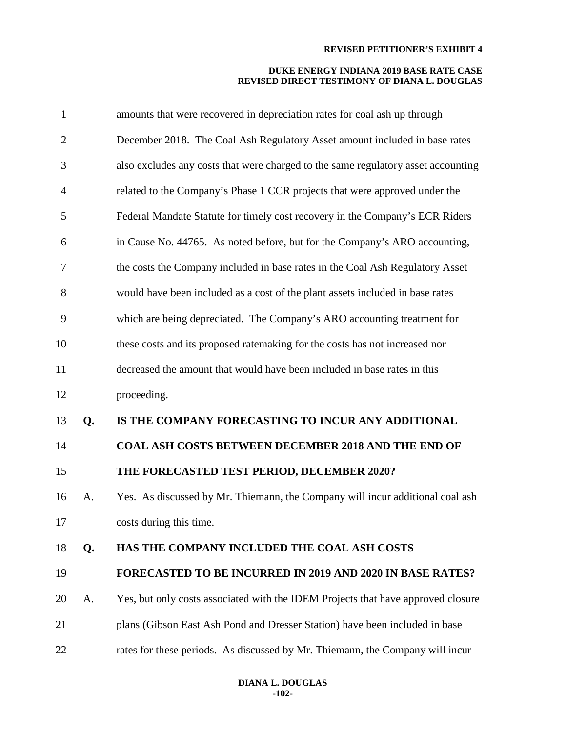amounts that were recovered in depreciation rates for coal ash up through December 2018. The Coal Ash Regulatory Asset amount included in base rates also excludes any costs that were charged to the same regulatory asset accounting related to the Company's Phase 1 CCR projects that were approved under the Federal Mandate Statute for timely cost recovery in the Company's ECR Riders in Cause No. 44765. As noted before, but for the Company's ARO accounting, the costs the Company included in base rates in the Coal Ash Regulatory Asset would have been included as a cost of the plant assets included in base rates which are being depreciated. The Company's ARO accounting treatment for these costs and its proposed ratemaking for the costs has not increased nor decreased the amount that would have been included in base rates in this proceeding.

**Q. IS THE COMPANY FORECASTING TO INCUR ANY ADDITIONAL COAL ASH COSTS BETWEEN DECEMBER 2018 AND THE END OF THE FORECASTED TEST PERIOD, DECEMBER 2020?**

A. Yes. As discussed by Mr. Thiemann, the Company will incur additional coal ash costs during this time.

**Q. HAS THE COMPANY INCLUDED THE COAL ASH COSTS FORECASTED TO BE INCURRED IN 2019 AND 2020 IN BASE RATES?**

A. Yes, but only costs associated with the IDEM Projects that have approved closure plans (Gibson East Ash Pond and Dresser Station) have been included in base rates for these periods. As discussed by Mr. Thiemann, the Company will incur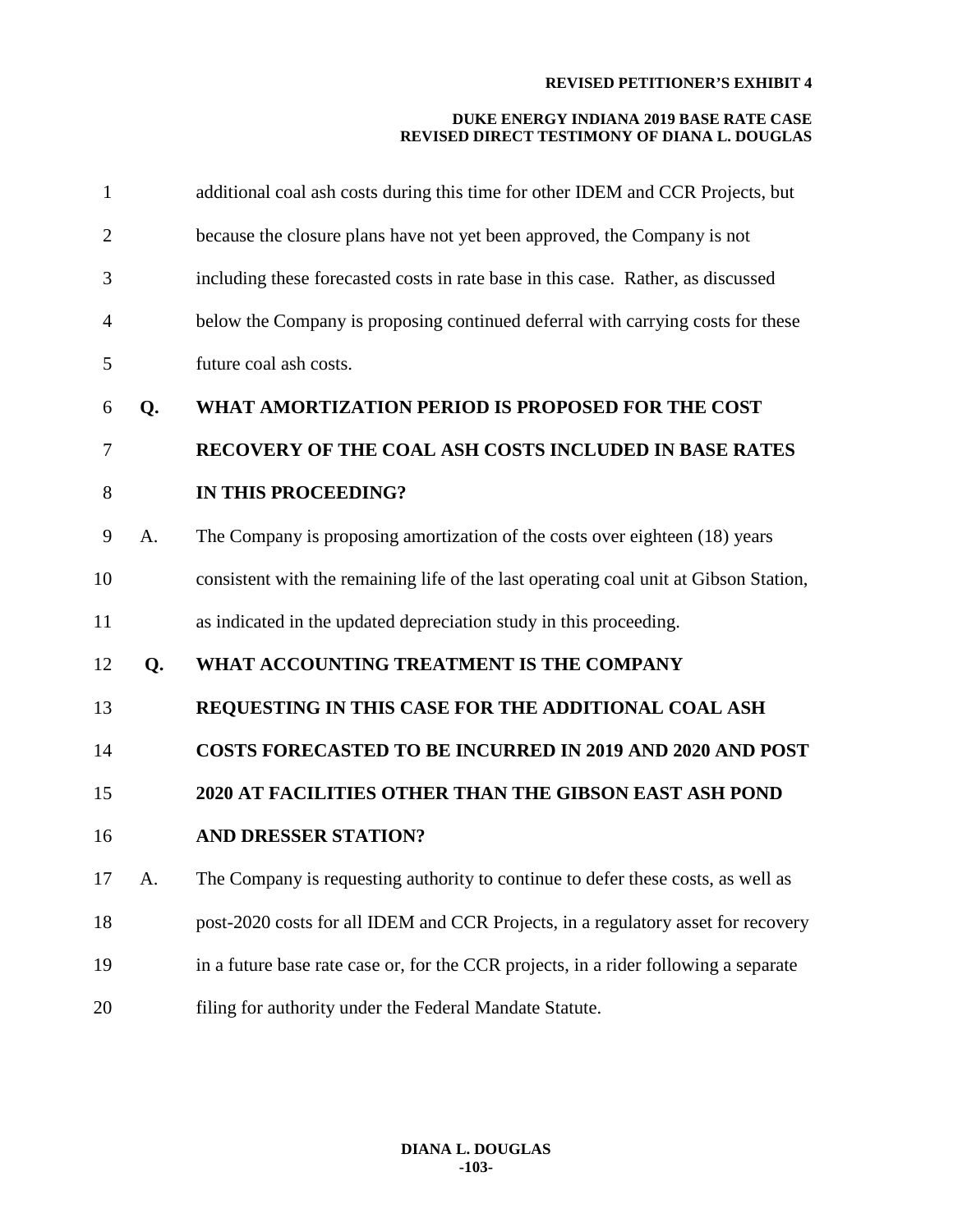additional coal ash costs during this time for other IDEM and CCR Projects, but because the closure plans have not yet been approved, the Company is not including these forecasted costs in rate base in this case. Rather, as discussed below the Company is proposing continued deferral with carrying costs for these future coal ash costs.

**Q. WHAT AMORTIZATION PERIOD IS PROPOSED FOR THE COST RECOVERY OF THE COAL ASH COSTS INCLUDED IN BASE RATES IN THIS PROCEEDING?**

A. The Company is proposing amortization of the costs over eighteen (18) years consistent with the remaining life of the last operating coal unit at Gibson Station, as indicated in the updated depreciation study in this proceeding.

**Q. WHAT ACCOUNTING TREATMENT IS THE COMPANY REQUESTING IN THIS CASE FOR THE ADDITIONAL COAL ASH COSTS FORECASTED TO BE INCURRED IN 2019 AND 2020 AND POST 2020 AT FACILITIES OTHER THAN THE GIBSON EAST ASH POND AND DRESSER STATION?**

A. The Company is requesting authority to continue to defer these costs, as well as post-2020 costs for all IDEM and CCR Projects, in a regulatory asset for recovery in a future base rate case or, for the CCR projects, in a rider following a separate filing for authority under the Federal Mandate Statute.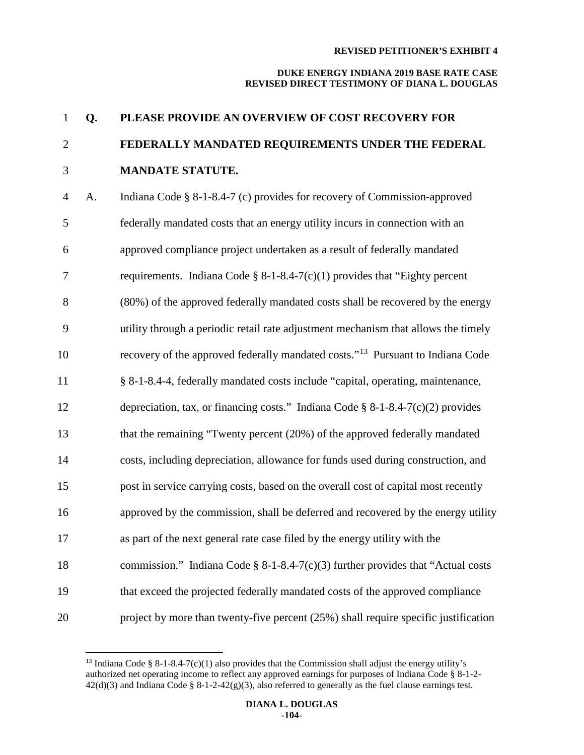**Q. PLEASE PROVIDE AN OVERVIEW OF COST RECOVERY FOR FEDERALLY MANDATED REQUIREMENTS UNDER THE FEDERAL MANDATE STATUTE.**

A. Indiana Code § 8-1-8.4-7 (c) provides for recovery of Commission-approved federally mandated costs that an energy utility incurs in connection with an approved compliance project undertaken as a result of federally mandated requirements. Indiana Code § 8-1-8.4-7(c)(1) provides that "Eighty percent (80%) of the approved federally mandated costs shall be recovered by the energy utility through a periodic retail rate adjustment mechanism that allows the timely recovery of the approved federally mandated costs."[13] Pursuant to Indiana Code § 8-1-8.4-4, federally mandated costs include "capital, operating, maintenance, depreciation, tax, or financing costs." Indiana Code § 8-1-8.4-7(c)(2) provides that the remaining "Twenty percent (20%) of the approved federally mandated costs, including depreciation, allowance for funds used during construction, and post in service carrying costs, based on the overall cost of capital most recently approved by the commission, shall be deferred and recovered by the energy utility as part of the next general rate case filed by the energy utility with the commission." Indiana Code § 8-1-8.4-7(c)(3) further provides that "Actual costs that exceed the projected federally mandated costs of the approved compliance project by more than twenty-five percent (25%) shall require specific justification

---

[13] Indiana Code § 8-1-8.4-7(c)(1) also provides that the Commission shall adjust the energy utility's authorized net operating income to reflect any approved earnings for purposes of Indiana Code § 8-1-2-42(d)(3) and Indiana Code § 8-1-2-42(g)(3), also referred to generally as the fuel clause earnings test.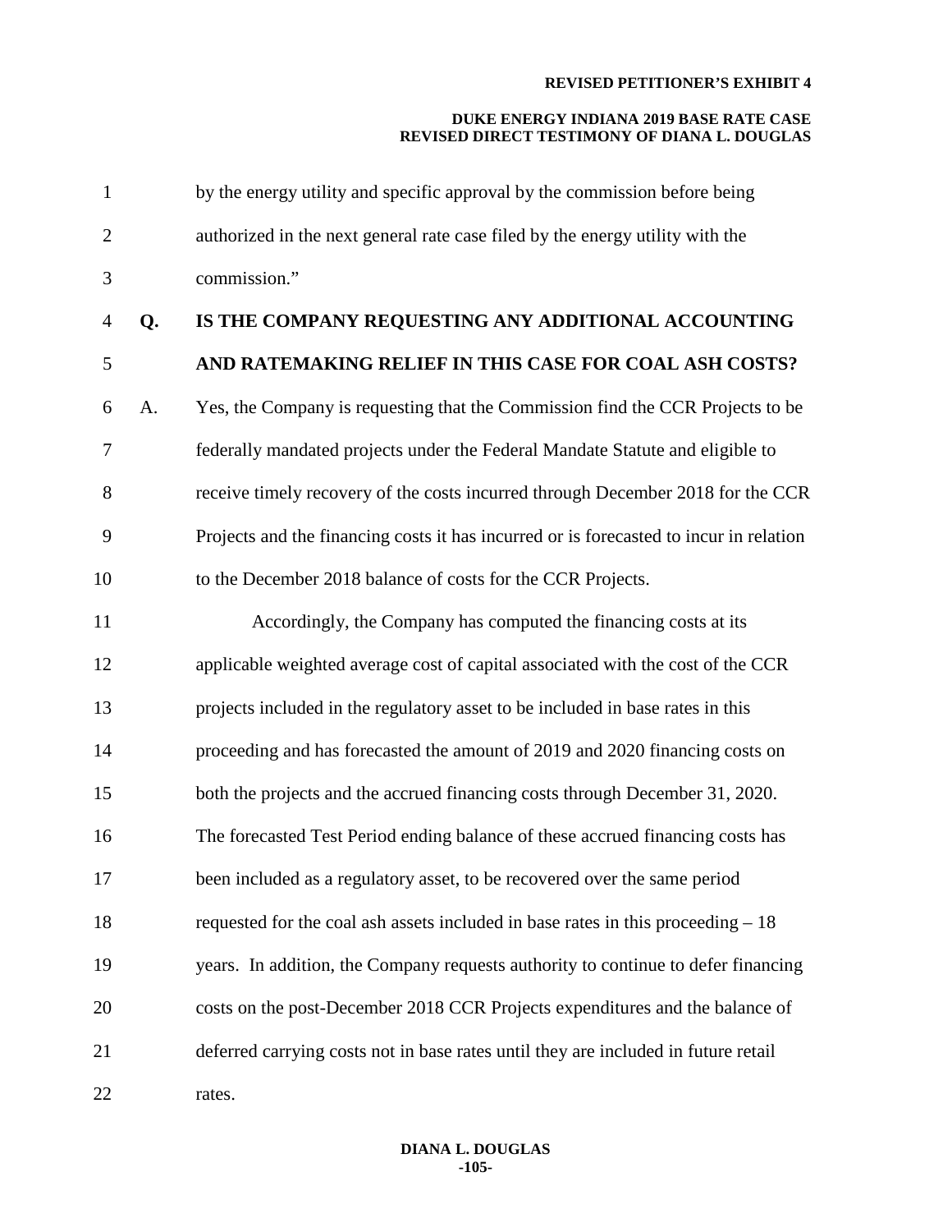by the energy utility and specific approval by the commission before being authorized in the next general rate case filed by the energy utility with the commission."

**Q. IS THE COMPANY REQUESTING ANY ADDITIONAL ACCOUNTING AND RATEMAKING RELIEF IN THIS CASE FOR COAL ASH COSTS?**

A. Yes, the Company is requesting that the Commission find the CCR Projects to be federally mandated projects under the Federal Mandate Statute and eligible to receive timely recovery of the costs incurred through December 2018 for the CCR Projects and the financing costs it has incurred or is forecasted to incur in relation to the December 2018 balance of costs for the CCR Projects.

Accordingly, the Company has computed the financing costs at its applicable weighted average cost of capital associated with the cost of the CCR projects included in the regulatory asset to be included in base rates in this proceeding and has forecasted the amount of 2019 and 2020 financing costs on both the projects and the accrued financing costs through December 31, 2020. The forecasted Test Period ending balance of these accrued financing costs has been included as a regulatory asset, to be recovered over the same period requested for the coal ash assets included in base rates in this proceeding – 18 years. In addition, the Company requests authority to continue to defer financing costs on the post-December 2018 CCR Projects expenditures and the balance of deferred carrying costs not in base rates until they are included in future retail rates.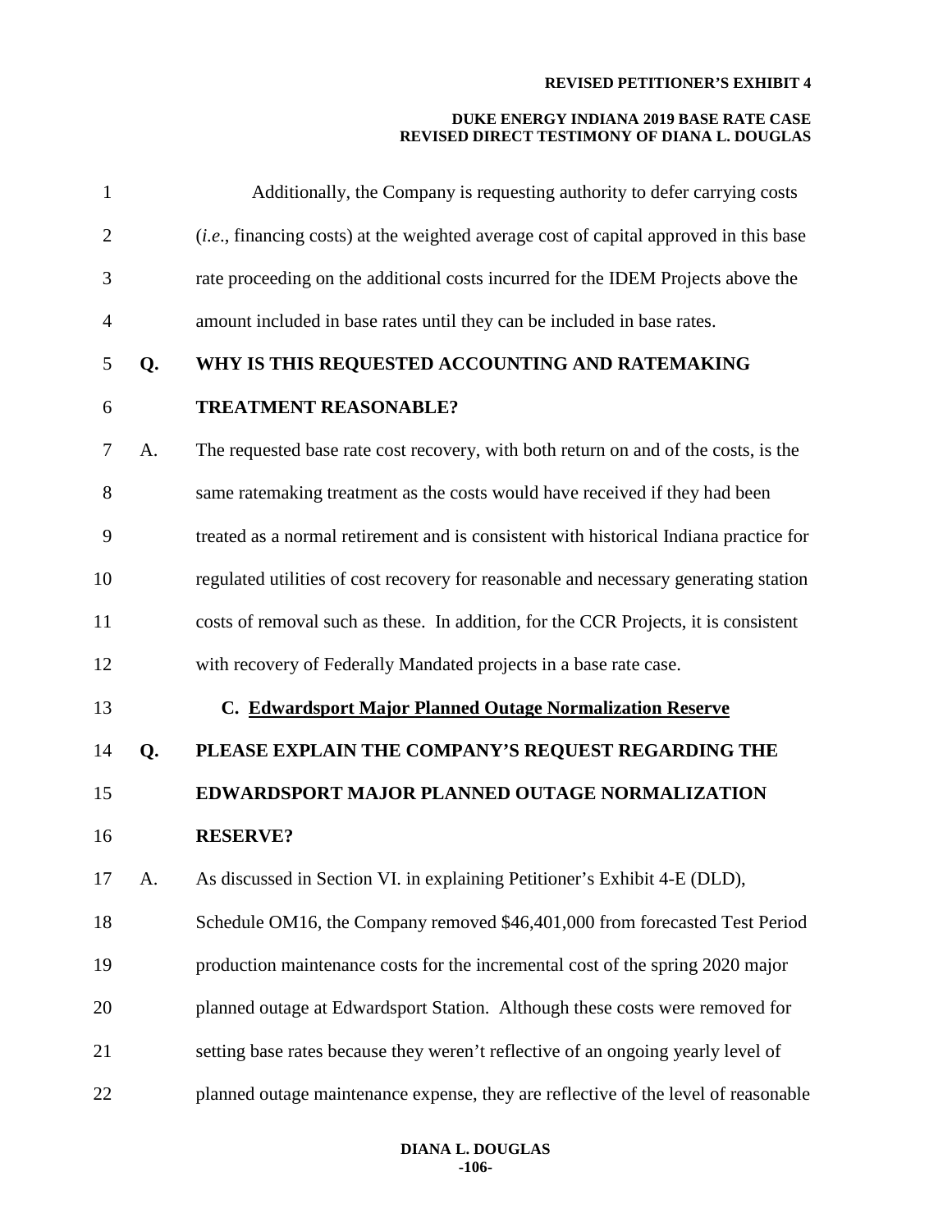Additionally, the Company is requesting authority to defer carrying costs (*i.e.*, financing costs) at the weighted average cost of capital approved in this base rate proceeding on the additional costs incurred for the IDEM Projects above the amount included in base rates until they can be included in base rates.

**Q. WHY IS THIS REQUESTED ACCOUNTING AND RATEMAKING TREATMENT REASONABLE?**

A. The requested base rate cost recovery, with both return on and of the costs, is the same ratemaking treatment as the costs would have received if they had been treated as a normal retirement and is consistent with historical Indiana practice for regulated utilities of cost recovery for reasonable and necessary generating station costs of removal such as these. In addition, for the CCR Projects, it is consistent with recovery of Federally Mandated projects in a base rate case.

### C. Edwardsport Major Planned Outage Normalization Reserve

**Q. PLEASE EXPLAIN THE COMPANY'S REQUEST REGARDING THE EDWARDSPORT MAJOR PLANNED OUTAGE NORMALIZATION RESERVE?**

A. As discussed in Section VI. in explaining Petitioner's Exhibit 4-E (DLD), Schedule OM16, the Company removed $46,401,000 from forecasted Test Period production maintenance costs for the incremental cost of the spring 2020 major planned outage at Edwardsport Station. Although these costs were removed for setting base rates because they weren't reflective of an ongoing yearly level of planned outage maintenance expense, they are reflective of the level of reasonable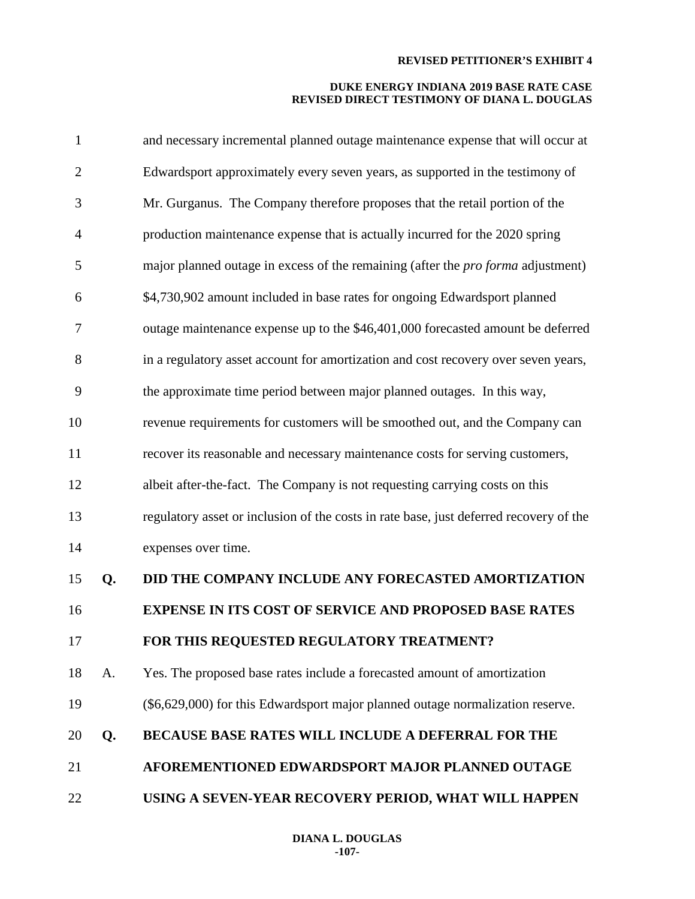and necessary incremental planned outage maintenance expense that will occur at Edwardsport approximately every seven years, as supported in the testimony of Mr. Gurganus. The Company therefore proposes that the retail portion of the production maintenance expense that is actually incurred for the 2020 spring major planned outage in excess of the remaining (after the *pro forma* adjustment) $4,730,902 amount included in base rates for ongoing Edwardsport planned outage maintenance expense up to the $46,401,000 forecasted amount be deferred in a regulatory asset account for amortization and cost recovery over seven years, the approximate time period between major planned outages. In this way, revenue requirements for customers will be smoothed out, and the Company can recover its reasonable and necessary maintenance costs for serving customers, albeit after-the-fact. The Company is not requesting carrying costs on this regulatory asset or inclusion of the costs in rate base, just deferred recovery of the expenses over time.

**Q. DID THE COMPANY INCLUDE ANY FORECASTED AMORTIZATION EXPENSE IN ITS COST OF SERVICE AND PROPOSED BASE RATES FOR THIS REQUESTED REGULATORY TREATMENT?**

A. Yes. The proposed base rates include a forecasted amount of amortization ($6,629,000) for this Edwardsport major planned outage normalization reserve.

**Q. BECAUSE BASE RATES WILL INCLUDE A DEFERRAL FOR THE AFOREMENTIONED EDWARDSPORT MAJOR PLANNED OUTAGE USING A SEVEN-YEAR RECOVERY PERIOD, WHAT WILL HAPPEN**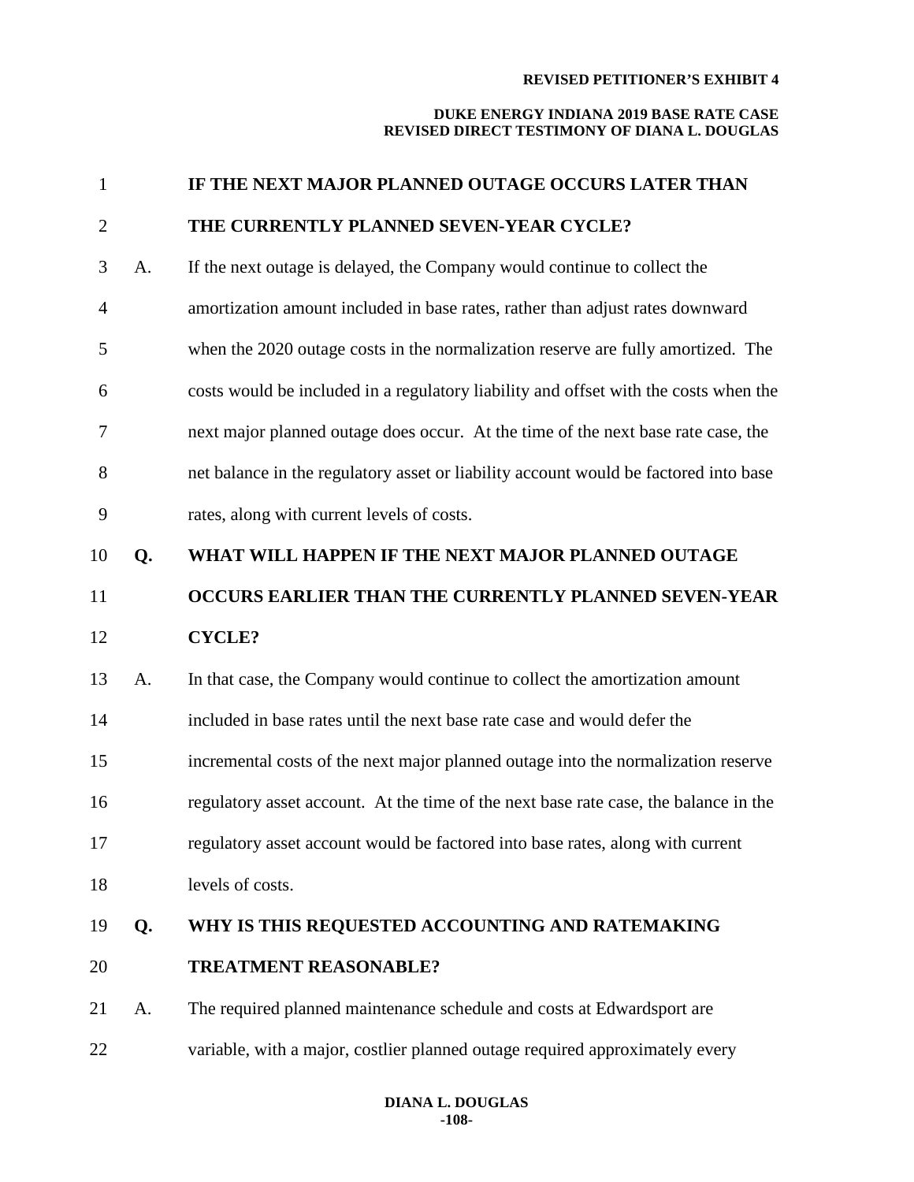**IF THE NEXT MAJOR PLANNED OUTAGE OCCURS LATER THAN THE CURRENTLY PLANNED SEVEN-YEAR CYCLE?**

A. If the next outage is delayed, the Company would continue to collect the amortization amount included in base rates, rather than adjust rates downward when the 2020 outage costs in the normalization reserve are fully amortized. The costs would be included in a regulatory liability and offset with the costs when the next major planned outage does occur. At the time of the next base rate case, the net balance in the regulatory asset or liability account would be factored into base rates, along with current levels of costs.

**Q. WHAT WILL HAPPEN IF THE NEXT MAJOR PLANNED OUTAGE OCCURS EARLIER THAN THE CURRENTLY PLANNED SEVEN-YEAR CYCLE?**

A. In that case, the Company would continue to collect the amortization amount included in base rates until the next base rate case and would defer the incremental costs of the next major planned outage into the normalization reserve regulatory asset account. At the time of the next base rate case, the balance in the regulatory asset account would be factored into base rates, along with current levels of costs.

**Q. WHY IS THIS REQUESTED ACCOUNTING AND RATEMAKING TREATMENT REASONABLE?**

A. The required planned maintenance schedule and costs at Edwardsport are variable, with a major, costlier planned outage required approximately every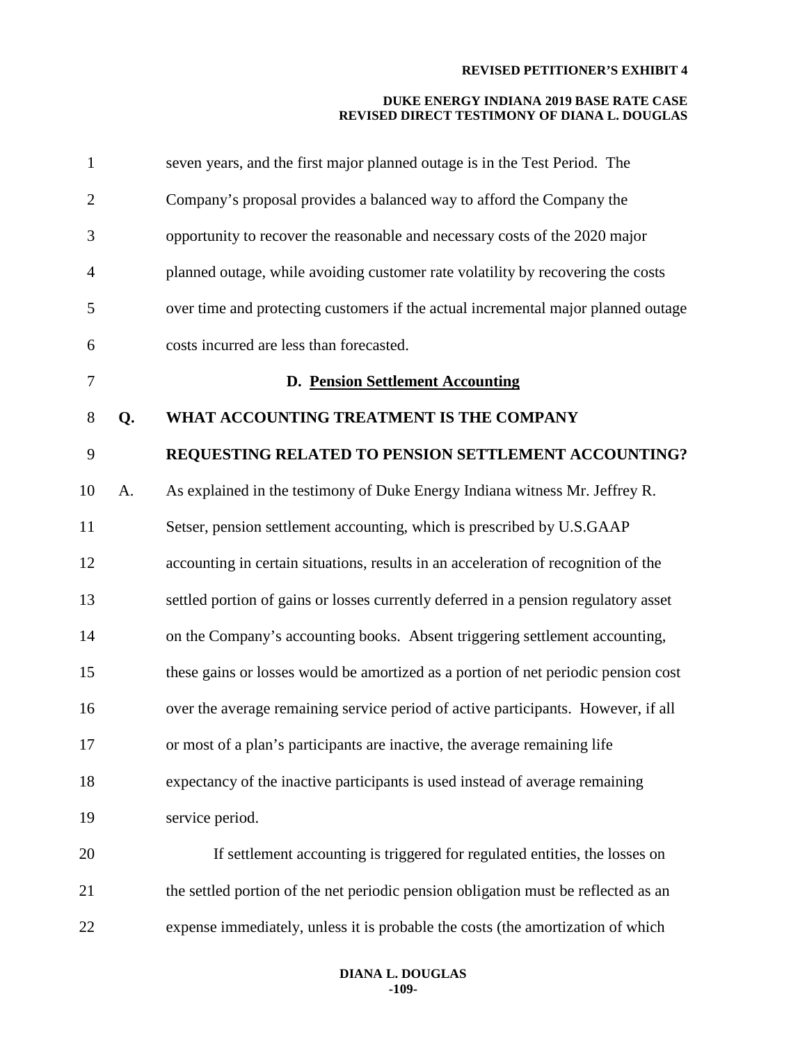seven years, and the first major planned outage is in the Test Period. The Company's proposal provides a balanced way to afford the Company the opportunity to recover the reasonable and necessary costs of the 2020 major planned outage, while avoiding customer rate volatility by recovering the costs over time and protecting customers if the actual incremental major planned outage costs incurred are less than forecasted.

### D. Pension Settlement Accounting

**Q. WHAT ACCOUNTING TREATMENT IS THE COMPANY REQUESTING RELATED TO PENSION SETTLEMENT ACCOUNTING?**

A. As explained in the testimony of Duke Energy Indiana witness Mr. Jeffrey R. Setser, pension settlement accounting, which is prescribed by U.S.GAAP accounting in certain situations, results in an acceleration of recognition of the settled portion of gains or losses currently deferred in a pension regulatory asset on the Company's accounting books. Absent triggering settlement accounting, these gains or losses would be amortized as a portion of net periodic pension cost over the average remaining service period of active participants. However, if all or most of a plan's participants are inactive, the average remaining life expectancy of the inactive participants is used instead of average remaining service period.

If settlement accounting is triggered for regulated entities, the losses on the settled portion of the net periodic pension obligation must be reflected as an expense immediately, unless it is probable the costs (the amortization of which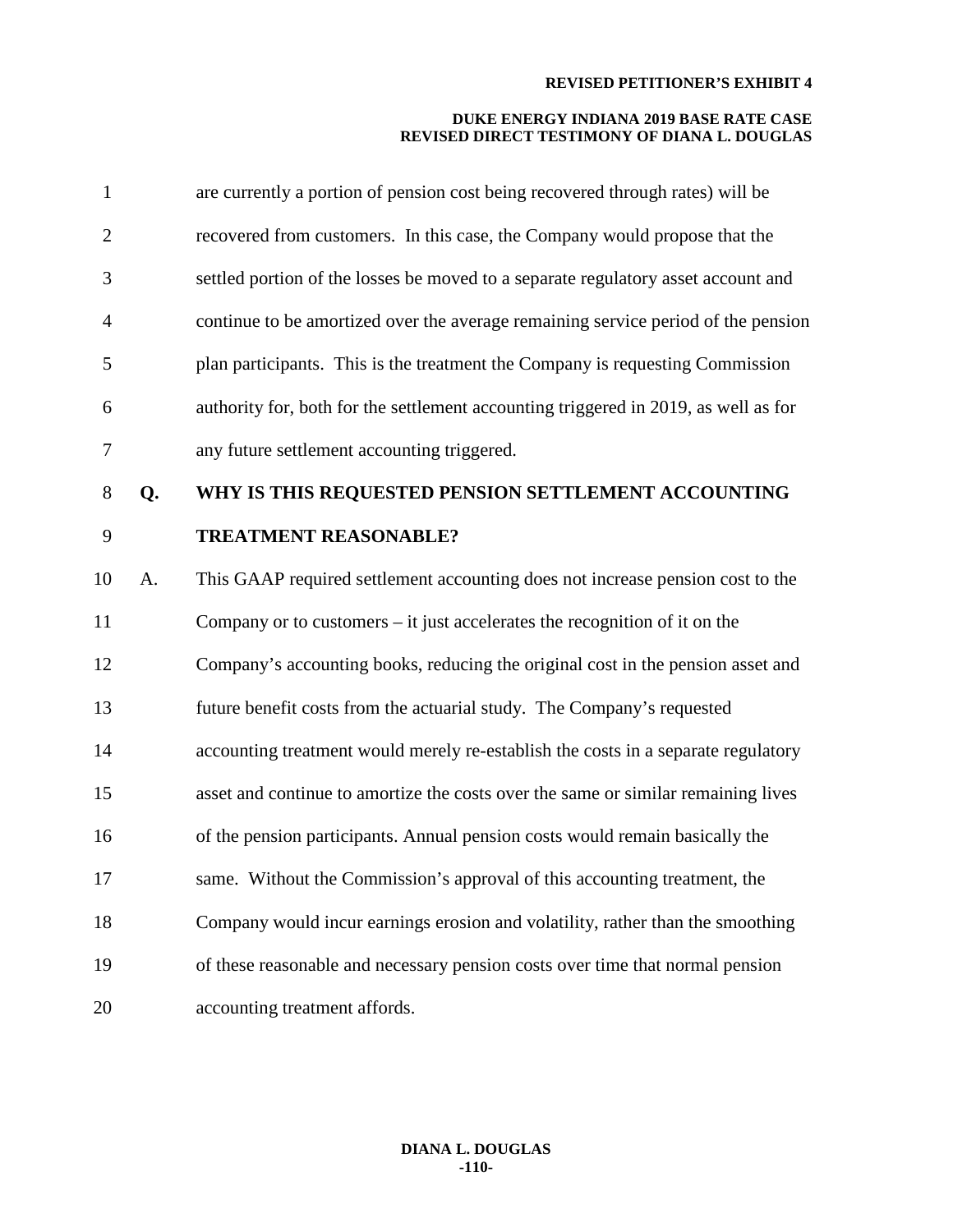are currently a portion of pension cost being recovered through rates) will be recovered from customers. In this case, the Company would propose that the settled portion of the losses be moved to a separate regulatory asset account and continue to be amortized over the average remaining service period of the pension plan participants. This is the treatment the Company is requesting Commission authority for, both for the settlement accounting triggered in 2019, as well as for any future settlement accounting triggered.

**Q. WHY IS THIS REQUESTED PENSION SETTLEMENT ACCOUNTING TREATMENT REASONABLE?**

A. This GAAP required settlement accounting does not increase pension cost to the Company or to customers – it just accelerates the recognition of it on the Company's accounting books, reducing the original cost in the pension asset and future benefit costs from the actuarial study. The Company's requested accounting treatment would merely re-establish the costs in a separate regulatory asset and continue to amortize the costs over the same or similar remaining lives of the pension participants. Annual pension costs would remain basically the same. Without the Commission's approval of this accounting treatment, the Company would incur earnings erosion and volatility, rather than the smoothing of these reasonable and necessary pension costs over time that normal pension accounting treatment affords.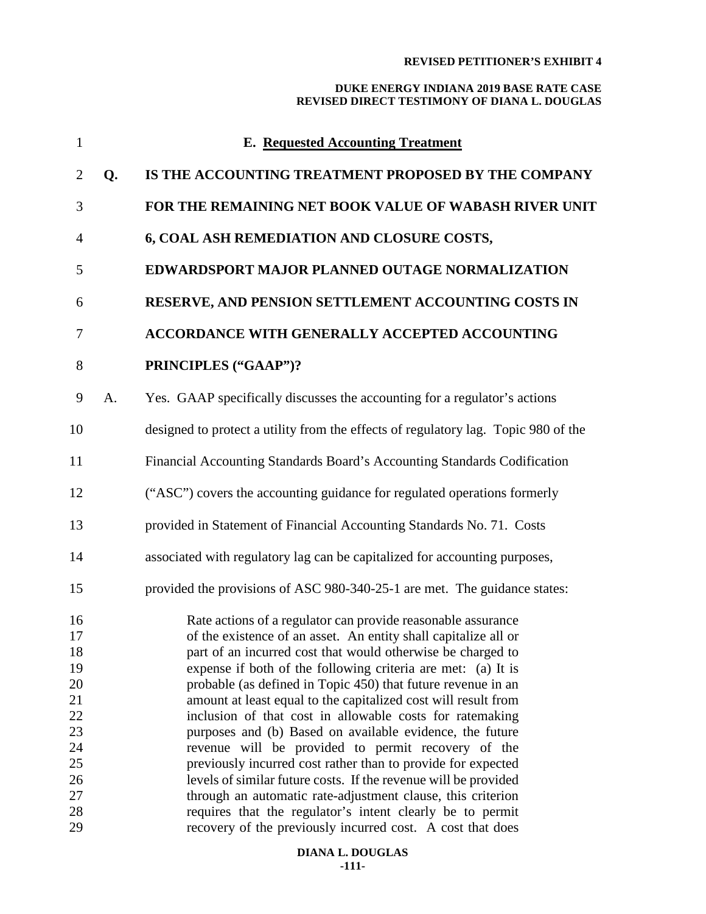### E. Requested Accounting Treatment

**Q. IS THE ACCOUNTING TREATMENT PROPOSED BY THE COMPANY FOR THE REMAINING NET BOOK VALUE OF WABASH RIVER UNIT 6, COAL ASH REMEDIATION AND CLOSURE COSTS, EDWARDSPORT MAJOR PLANNED OUTAGE NORMALIZATION RESERVE, AND PENSION SETTLEMENT ACCOUNTING COSTS IN ACCORDANCE WITH GENERALLY ACCEPTED ACCOUNTING PRINCIPLES ("GAAP")?**

A. Yes. GAAP specifically discusses the accounting for a regulator's actions designed to protect a utility from the effects of regulatory lag. Topic 980 of the Financial Accounting Standards Board's Accounting Standards Codification ("ASC") covers the accounting guidance for regulated operations formerly provided in Statement of Financial Accounting Standards No. 71. Costs associated with regulatory lag can be capitalized for accounting purposes, provided the provisions of ASC 980-340-25-1 are met. The guidance states:

> Rate actions of a regulator can provide reasonable assurance of the existence of an asset. An entity shall capitalize all or part of an incurred cost that would otherwise be charged to expense if both of the following criteria are met: (a) It is probable (as defined in Topic 450) that future revenue in an amount at least equal to the capitalized cost will result from inclusion of that cost in allowable costs for ratemaking purposes and (b) Based on available evidence, the future revenue will be provided to permit recovery of the previously incurred cost rather than to provide for expected levels of similar future costs. If the revenue will be provided through an automatic rate-adjustment clause, this criterion requires that the regulator's intent clearly be to permit recovery of the previously incurred cost. A cost that does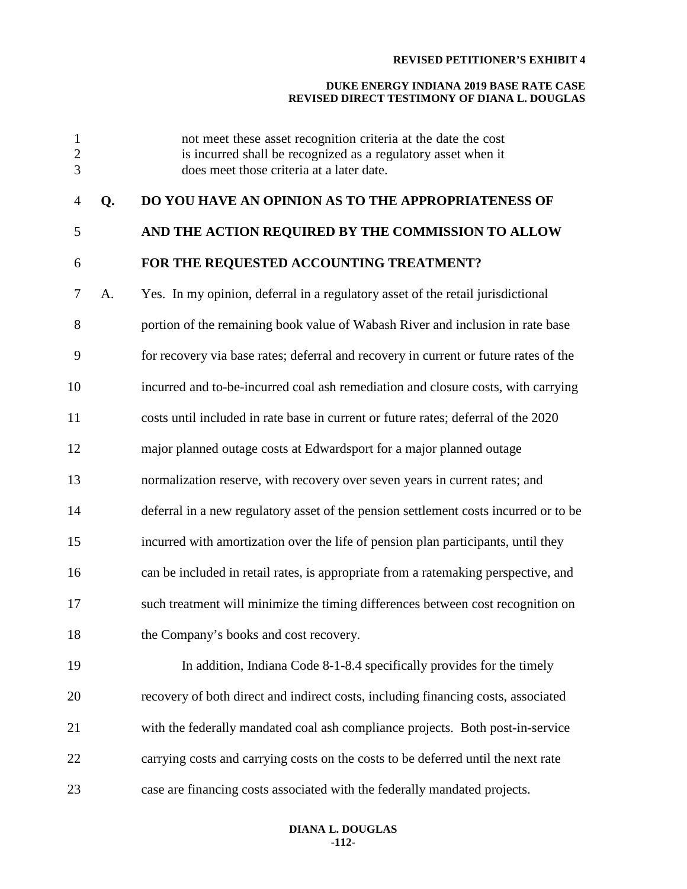> not meet these asset recognition criteria at the date the cost is incurred shall be recognized as a regulatory asset when it does meet those criteria at a later date.

**Q. DO YOU HAVE AN OPINION AS TO THE APPROPRIATENESS OF AND THE ACTION REQUIRED BY THE COMMISSION TO ALLOW FOR THE REQUESTED ACCOUNTING TREATMENT?**

A. Yes. In my opinion, deferral in a regulatory asset of the retail jurisdictional portion of the remaining book value of Wabash River and inclusion in rate base for recovery via base rates; deferral and recovery in current or future rates of the incurred and to-be-incurred coal ash remediation and closure costs, with carrying costs until included in rate base in current or future rates; deferral of the 2020 major planned outage costs at Edwardsport for a major planned outage normalization reserve, with recovery over seven years in current rates; and deferral in a new regulatory asset of the pension settlement costs incurred or to be incurred with amortization over the life of pension plan participants, until they can be included in retail rates, is appropriate from a ratemaking perspective, and such treatment will minimize the timing differences between cost recognition on the Company's books and cost recovery.

In addition, Indiana Code 8-1-8.4 specifically provides for the timely recovery of both direct and indirect costs, including financing costs, associated with the federally mandated coal ash compliance projects. Both post-in-service carrying costs and carrying costs on the costs to be deferred until the next rate case are financing costs associated with the federally mandated projects.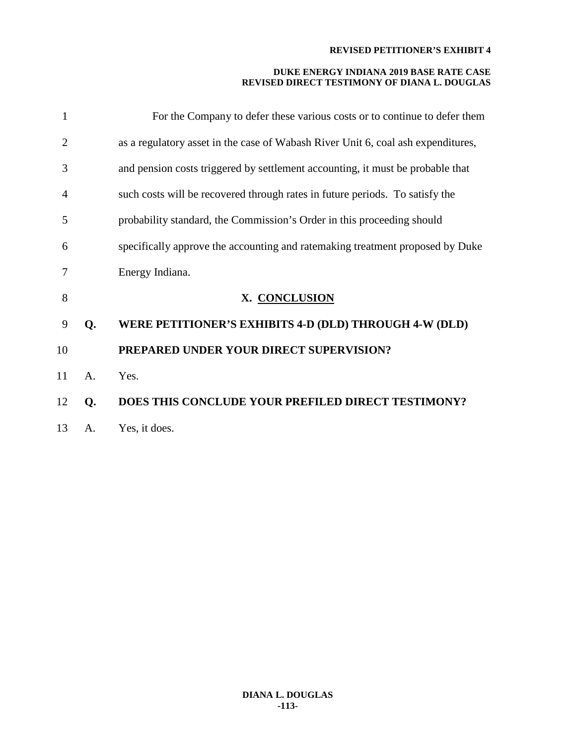For the Company to defer these various costs or to continue to defer them as a regulatory asset in the case of Wabash River Unit 6, coal ash expenditures, and pension costs triggered by settlement accounting, it must be probable that such costs will be recovered through rates in future periods. To satisfy the probability standard, the Commission's Order in this proceeding should specifically approve the accounting and ratemaking treatment proposed by Duke Energy Indiana.

## X. CONCLUSION

**Q. WERE PETITIONER'S EXHIBITS 4-D (DLD) THROUGH 4-W (DLD) PREPARED UNDER YOUR DIRECT SUPERVISION?**

A. Yes.

**Q. DOES THIS CONCLUDE YOUR PREFILED DIRECT TESTIMONY?**

A. Yes, it does.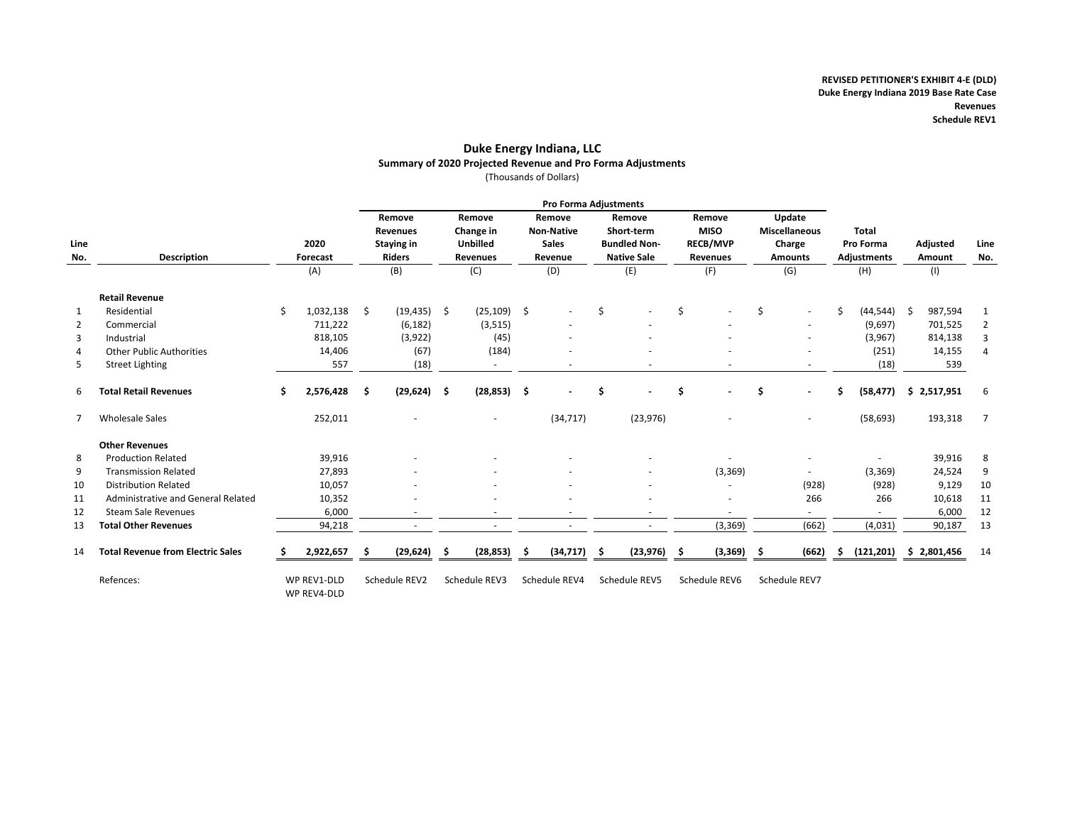**REVISED PETITIONER'S EXHIBIT 4-E (DLD)**
**Duke Energy Indiana 2019 Base Rate Case**
**Revenues**
**Schedule REV1**

## Duke Energy Indiana, LLC

**Summary of 2020 Projected Revenue and Pro Forma Adjustments**

(Thousands of Dollars)

| | | | Pro Forma Adjustments | | | | | | | | |
|---|---|---|---|---|---|---|---|---|---|---|---|
| Line No. | Description | 2020 Forecast | Remove Revenues Staying in Riders | Remove Change in Unbilled Revenues | Remove Non-Native Sales Revenue | Remove Short-term Bundled Non-Native Sale | Remove MISO RECB/MVP Revenues | Update Miscellaneous Charge Amounts | Total Pro Forma Adjustments | Adjusted Amount | Line No. |
| | | (A) | (B) | (C) | (D) | (E) | (F) | (G) | (H) | (I) | |
| | **Retail Revenue** | | | | | | | | | | |
| 1 | Residential | $ 1,032,138 | $ (19,435) | $ (25,109) | $ - | $ - | $ - | $ - | $ (44,544) | $ 987,594 | 1 |
| 2 | Commercial | 711,222 | (6,182) | (3,515) | - | - | - | - | (9,697) | 701,525 | 2 |
| 3 | Industrial | 818,105 | (3,922) | (45) | - | - | - | - | (3,967) | 814,138 | 3 |
| 4 | Other Public Authorities | 14,406 | (67) | (184) | - | - | - | - | (251) | 14,155 | 4 |
| 5 | Street Lighting | 557 | (18) | - | - | - | - | - | (18) | 539 | |
| 6 | **Total Retail Revenues** | **$ 2,576,428** | **$ (29,624)** | **$ (28,853)** | **$ -** | **$ -** | **$ -** | **$ -** | **$ (58,477)** | **$ 2,517,951** | 6 |
| 7 | Wholesale Sales | 252,011 | - | - | (34,717) | (23,976) | - | - | (58,693) | 193,318 | 7 |
| | **Other Revenues** | | | | | | | | | | |
| 8 | Production Related | 39,916 | - | - | - | - | - | - | - | 39,916 | 8 |
| 9 | Transmission Related | 27,893 | - | - | - | - | (3,369) | - | (3,369) | 24,524 | 9 |
| 10 | Distribution Related | 10,057 | - | - | - | - | - | (928) | (928) | 9,129 | 10 |
| 11 | Administrative and General Related | 10,352 | - | - | - | - | - | 266 | 266 | 10,618 | 11 |
| 12 | Steam Sale Revenues | 6,000 | - | - | - | - | - | - | - | 6,000 | 12 |
| 13 | **Total Other Revenues** | 94,218 | - | - | - | - | (3,369) | (662) | (4,031) | 90,187 | 13 |
| 14 | **Total Revenue from Electric Sales** | **$ 2,922,657** | **$ (29,624)** | **$ (28,853)** | **$ (34,717)** | **$ (23,976)** | **$ (3,369)** | **$ (662)** | **$ (121,201)** | **$ 2,801,456** | 14 |
| | Refences: | WP REV1-DLD WP REV4-DLD | Schedule REV2 | Schedule REV3 | Schedule REV4 | Schedule REV5 | Schedule REV6 | Schedule REV7 | | | |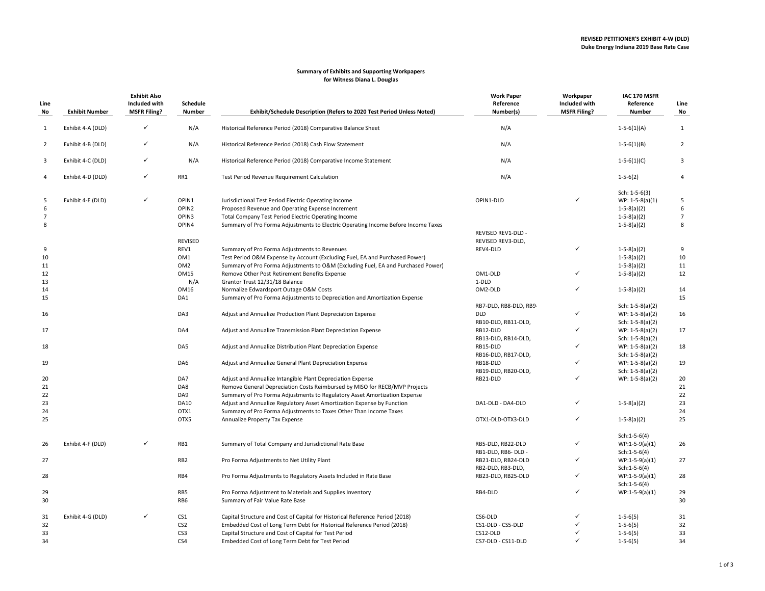**REVISED PETITIONER'S EXHIBIT 4-W (DLD)**
**Duke Energy Indiana 2019 Base Rate Case**

**Summary of Exhibits and Supporting Workpapers**
**for Witness Diana L. Douglas**

| Line No | Exhibit Number | Exhibit Also Included with MSFR Filing? | Schedule Number | Exhibit/Schedule Description (Refers to 2020 Test Period Unless Noted) | Work Paper Reference Number(s) | Workpaper Included with MSFR Filing? | IAC 170 MSFR Reference Number | Line No |
|---|---|---|---|---|---|---|---|---|
| 1 | Exhibit 4-A (DLD) | ✓ | N/A | Historical Reference Period (2018) Comparative Balance Sheet | N/A | | 1-5-6(1)(A) | 1 |
| 2 | Exhibit 4-B (DLD) | ✓ | N/A | Historical Reference Period (2018) Cash Flow Statement | N/A | | 1-5-6(1)(B) | 2 |
| 3 | Exhibit 4-C (DLD) | ✓ | N/A | Historical Reference Period (2018) Comparative Income Statement | N/A | | 1-5-6(1)(C) | 3 |
| 4 | Exhibit 4-D (DLD) | ✓ | RR1 | Test Period Revenue Requirement Calculation | N/A | | 1-5-6(2) | 4 |
| 5 | Exhibit 4-E (DLD) | ✓ | OPIN1 | Jurisdictional Test Period Electric Operating Income | OPIN1-DLD | ✓ | Sch: 1-5-6(3) WP: 1-5-8(a)(1) | 5 |
| 6 | | | OPIN2 | Proposed Revenue and Operating Expense Increment | | | 1-5-8(a)(2) | 6 |
| 7 | | | OPIN3 | Total Company Test Period Electric Operating Income | | | 1-5-8(a)(2) | 7 |
| 8 | | | OPIN4 | Summary of Pro Forma Adjustments to Electric Operating Income Before Income Taxes | | | 1-5-8(a)(2) | 8 |
| 9 | | | REVISED REV1 | Summary of Pro Forma Adjustments to Revenues | REVISED REV1-DLD - REVISED REV3-DLD, REV4-DLD | ✓ | 1-5-8(a)(2) | 9 |
| 10 | | | OM1 | Test Period O&M Expense by Account (Excluding Fuel, EA and Purchased Power) | | | 1-5-8(a)(2) | 10 |
| 11 | | | OM2 | Summary of Pro Forma Adjustments to O&M (Excluding Fuel, EA and Purchased Power) | | | 1-5-8(a)(2) | 11 |
| 12 | | | OM15 | Remove Other Post Retirement Benefits Expense | OM1-DLD | ✓ | 1-5-8(a)(2) | 12 |
| 13 | | | N/A | Grantor Trust 12/31/18 Balance | 1-DLD | | | 13 |
| 14 | | | OM16 | Normalize Edwardsport Outage O&M Costs | OM2-DLD | ✓ | 1-5-8(a)(2) | 14 |
| 15 | | | DA1 | Summary of Pro Forma Adjustments to Depreciation and Amortization Expense | | | | 15 |
| 16 | | | DA3 | Adjust and Annualize Production Plant Depreciation Expense | RB7-DLD, RB8-DLD, RB9-DLD | ✓ | Sch: 1-5-8(a)(2) WP: 1-5-8(a)(2) | 16 |
| 17 | | | DA4 | Adjust and Annualize Transmission Plant Depreciation Expense | RB10-DLD, RB11-DLD, RB12-DLD | ✓ | Sch: 1-5-8(a)(2) WP: 1-5-8(a)(2) | 17 |
| 18 | | | DA5 | Adjust and Annualize Distribution Plant Depreciation Expense | RB13-DLD, RB14-DLD, RB15-DLD | ✓ | Sch: 1-5-8(a)(2) WP: 1-5-8(a)(2) | 18 |
| 19 | | | DA6 | Adjust and Annualize General Plant Depreciation Expense | RB16-DLD, RB17-DLD, RB18-DLD | ✓ | Sch: 1-5-8(a)(2) WP: 1-5-8(a)(2) | 19 |
| 20 | | | DA7 | Adjust and Annualize Intangible Plant Depreciation Expense | RB19-DLD, RB20-DLD, RB21-DLD | ✓ | Sch: 1-5-8(a)(2) WP: 1-5-8(a)(2) | 20 |
| 21 | | | DA8 | Remove General Depreciation Costs Reimbursed by MISO for RECB/MVP Projects | | | | 21 |
| 22 | | | DA9 | Summary of Pro Forma Adjustments to Regulatory Asset Amortization Expense | | | | 22 |
| 23 | | | DA10 | Adjust and Annualize Regulatory Asset Amortization Expense by Function | DA1-DLD - DA4-DLD | ✓ | 1-5-8(a)(2) | 23 |
| 24 | | | OTX1 | Summary of Pro Forma Adjustments to Taxes Other Than Income Taxes | | | | 24 |
| 25 | | | OTX5 | Annualize Property Tax Expense | OTX1-DLD-OTX3-DLD | ✓ | 1-5-8(a)(2) | 25 |
| 26 | Exhibit 4-F (DLD) | ✓ | RB1 | Summary of Total Company and Jurisdictional Rate Base | RB5-DLD, RB22-DLD | ✓ | Sch:1-5-6(4) WP:1-5-9(a)(1) | 26 |
| 27 | | | RB2 | Pro Forma Adjustments to Net Utility Plant | RB1-DLD, RB6- DLD - RB21-DLD, RB24-DLD | ✓ | Sch:1-5-6(4) WP:1-5-9(a)(1) | 27 |
| 28 | | | RB4 | Pro Forma Adjustments to Regulatory Assets Included in Rate Base | RB2-DLD, RB3-DLD, RB23-DLD, RB25-DLD | ✓ | Sch:1-5-6(4) WP:1-5-9(a)(1) | 28 |
| 29 | | | RB5 | Pro Forma Adjustment to Materials and Supplies Inventory | RB4-DLD | ✓ | Sch:1-5-6(4) WP:1-5-9(a)(1) | 29 |
| 30 | | | RB6 | Summary of Fair Value Rate Base | | | | 30 |
| 31 | Exhibit 4-G (DLD) | ✓ | CS1 | Capital Structure and Cost of Capital for Historical Reference Period (2018) | CS6-DLD | ✓ | 1-5-6(5) | 31 |
| 32 | | | CS2 | Embedded Cost of Long Term Debt for Historical Reference Period (2018) | CS1-DLD - CS5-DLD | ✓ | 1-5-6(5) | 32 |
| 33 | | | CS3 | Capital Structure and Cost of Capital for Test Period | CS12-DLD | ✓ | 1-5-6(5) | 33 |
| 34 | | | CS4 | Embedded Cost of Long Term Debt for Test Period | CS7-DLD - CS11-DLD | ✓ | 1-5-6(5) | 34 |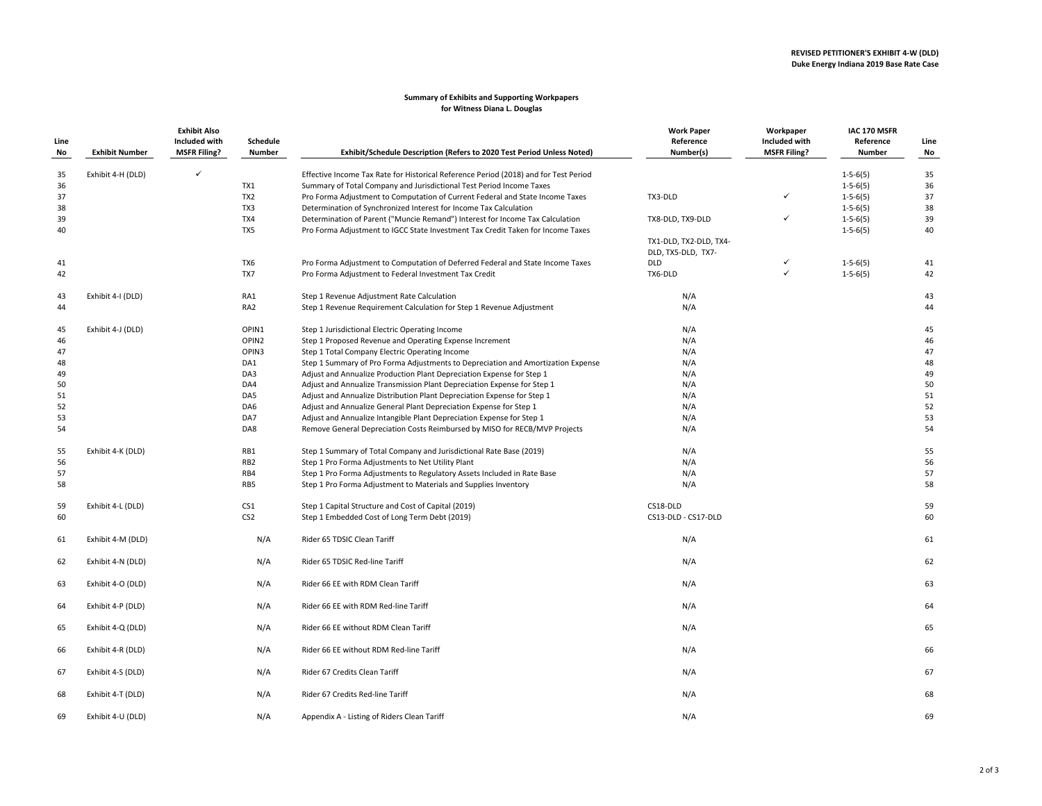**REVISED PETITIONER'S EXHIBIT 4-W (DLD)**
**Duke Energy Indiana 2019 Base Rate Case**

**Summary of Exhibits and Supporting Workpapers**
**for Witness Diana L. Douglas**

| Line No | Exhibit Number | Exhibit Also Included with MSFR Filing? | Schedule Number | Exhibit/Schedule Description (Refers to 2020 Test Period Unless Noted) | Work Paper Reference Number(s) | Workpaper Included with MSFR Filing? | IAC 170 MSFR Reference Number | Line No |
|---|---|---|---|---|---|---|---|---|
| 35 | Exhibit 4-H (DLD) | ✓ | | Effective Income Tax Rate for Historical Reference Period (2018) and for Test Period | | | 1-5-6(5) | 35 |
| 36 | | | TX1 | Summary of Total Company and Jurisdictional Test Period Income Taxes | | | 1-5-6(5) | 36 |
| 37 | | | TX2 | Pro Forma Adjustment to Computation of Current Federal and State Income Taxes | TX3-DLD | ✓ | 1-5-6(5) | 37 |
| 38 | | | TX3 | Determination of Synchronized Interest for Income Tax Calculation | | | 1-5-6(5) | 38 |
| 39 | | | TX4 | Determination of Parent ("Muncie Remand") Interest for Income Tax Calculation | TX8-DLD, TX9-DLD | ✓ | 1-5-6(5) | 39 |
| 40 | | | TX5 | Pro Forma Adjustment to IGCC State Investment Tax Credit Taken for Income Taxes | | | 1-5-6(5) | 40 |
| 41 | | | TX6 | Pro Forma Adjustment to Computation of Deferred Federal and State Income Taxes | TX1-DLD, TX2-DLD, TX4-DLD, TX5-DLD, TX7-DLD | ✓ | 1-5-6(5) | 41 |
| 42 | | | TX7 | Pro Forma Adjustment to Federal Investment Tax Credit | TX6-DLD | ✓ | 1-5-6(5) | 42 |
| 43 | Exhibit 4-I (DLD) | | RA1 | Step 1 Revenue Adjustment Rate Calculation | N/A | | | 43 |
| 44 | | | RA2 | Step 1 Revenue Requirement Calculation for Step 1 Revenue Adjustment | N/A | | | 44 |
| 45 | Exhibit 4-J (DLD) | | OPIN1 | Step 1 Jurisdictional Electric Operating Income | N/A | | | 45 |
| 46 | | | OPIN2 | Step 1 Proposed Revenue and Operating Expense Increment | N/A | | | 46 |
| 47 | | | OPIN3 | Step 1 Total Company Electric Operating Income | N/A | | | 47 |
| 48 | | | DA1 | Step 1 Summary of Pro Forma Adjustments to Depreciation and Amortization Expense | N/A | | | 48 |
| 49 | | | DA3 | Adjust and Annualize Production Plant Depreciation Expense for Step 1 | N/A | | | 49 |
| 50 | | | DA4 | Adjust and Annualize Transmission Plant Depreciation Expense for Step 1 | N/A | | | 50 |
| 51 | | | DA5 | Adjust and Annualize Distribution Plant Depreciation Expense for Step 1 | N/A | | | 51 |
| 52 | | | DA6 | Adjust and Annualize General Plant Depreciation Expense for Step 1 | N/A | | | 52 |
| 53 | | | DA7 | Adjust and Annualize Intangible Plant Depreciation Expense for Step 1 | N/A | | | 53 |
| 54 | | | DA8 | Remove General Depreciation Costs Reimbursed by MISO for RECB/MVP Projects | N/A | | | 54 |
| 55 | Exhibit 4-K (DLD) | | RB1 | Step 1 Summary of Total Company and Jurisdictional Rate Base (2019) | N/A | | | 55 |
| 56 | | | RB2 | Step 1 Pro Forma Adjustments to Net Utility Plant | N/A | | | 56 |
| 57 | | | RB4 | Step 1 Pro Forma Adjustments to Regulatory Assets Included in Rate Base | N/A | | | 57 |
| 58 | | | RB5 | Step 1 Pro Forma Adjustment to Materials and Supplies Inventory | N/A | | | 58 |
| 59 | Exhibit 4-L (DLD) | | CS1 | Step 1 Capital Structure and Cost of Capital (2019) | CS18-DLD | | | 59 |
| 60 | | | CS2 | Step 1 Embedded Cost of Long Term Debt (2019) | CS13-DLD - CS17-DLD | | | 60 |
| 61 | Exhibit 4-M (DLD) | | N/A | Rider 65 TDSIC Clean Tariff | N/A | | | 61 |
| 62 | Exhibit 4-N (DLD) | | N/A | Rider 65 TDSIC Red-line Tariff | N/A | | | 62 |
| 63 | Exhibit 4-O (DLD) | | N/A | Rider 66 EE with RDM Clean Tariff | N/A | | | 63 |
| 64 | Exhibit 4-P (DLD) | | N/A | Rider 66 EE with RDM Red-line Tariff | N/A | | | 64 |
| 65 | Exhibit 4-Q (DLD) | | N/A | Rider 66 EE without RDM Clean Tariff | N/A | | | 65 |
| 66 | Exhibit 4-R (DLD) | | N/A | Rider 66 EE without RDM Red-line Tariff | N/A | | | 66 |
| 67 | Exhibit 4-S (DLD) | | N/A | Rider 67 Credits Clean Tariff | N/A | | | 67 |
| 68 | Exhibit 4-T (DLD) | | N/A | Rider 67 Credits Red-line Tariff | N/A | | | 68 |
| 69 | Exhibit 4-U (DLD) | | N/A | Appendix A - Listing of Riders Clean Tariff | N/A | | | 69 |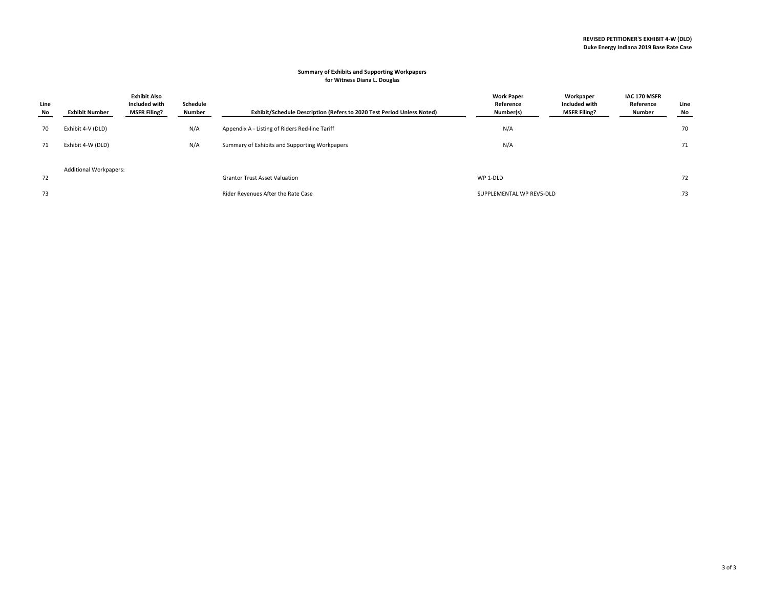**REVISED PETITIONER'S EXHIBIT 4-W (DLD)**
**Duke Energy Indiana 2019 Base Rate Case**

**Summary of Exhibits and Supporting Workpapers**
**for Witness Diana L. Douglas**

| Line No | Exhibit Number | Exhibit Also Included with MSFR Filing? | Schedule Number | Exhibit/Schedule Description (Refers to 2020 Test Period Unless Noted) | Work Paper Reference Number(s) | Workpaper Included with MSFR Filing? | IAC 170 MSFR Reference Number | Line No |
|---|---|---|---|---|---|---|---|---|
| 70 | Exhibit 4-V (DLD) | | N/A | Appendix A - Listing of Riders Red-line Tariff | N/A | | | 70 |
| 71 | Exhibit 4-W (DLD) | | N/A | Summary of Exhibits and Supporting Workpapers | N/A | | | 71 |
| | Additional Workpapers: | | | | | | | |
| 72 | | | | Grantor Trust Asset Valuation | WP 1-DLD | | | 72 |
| 73 | | | | Rider Revenues After the Rate Case | SUPPLEMENTAL WP REV5-DLD | | | 73 |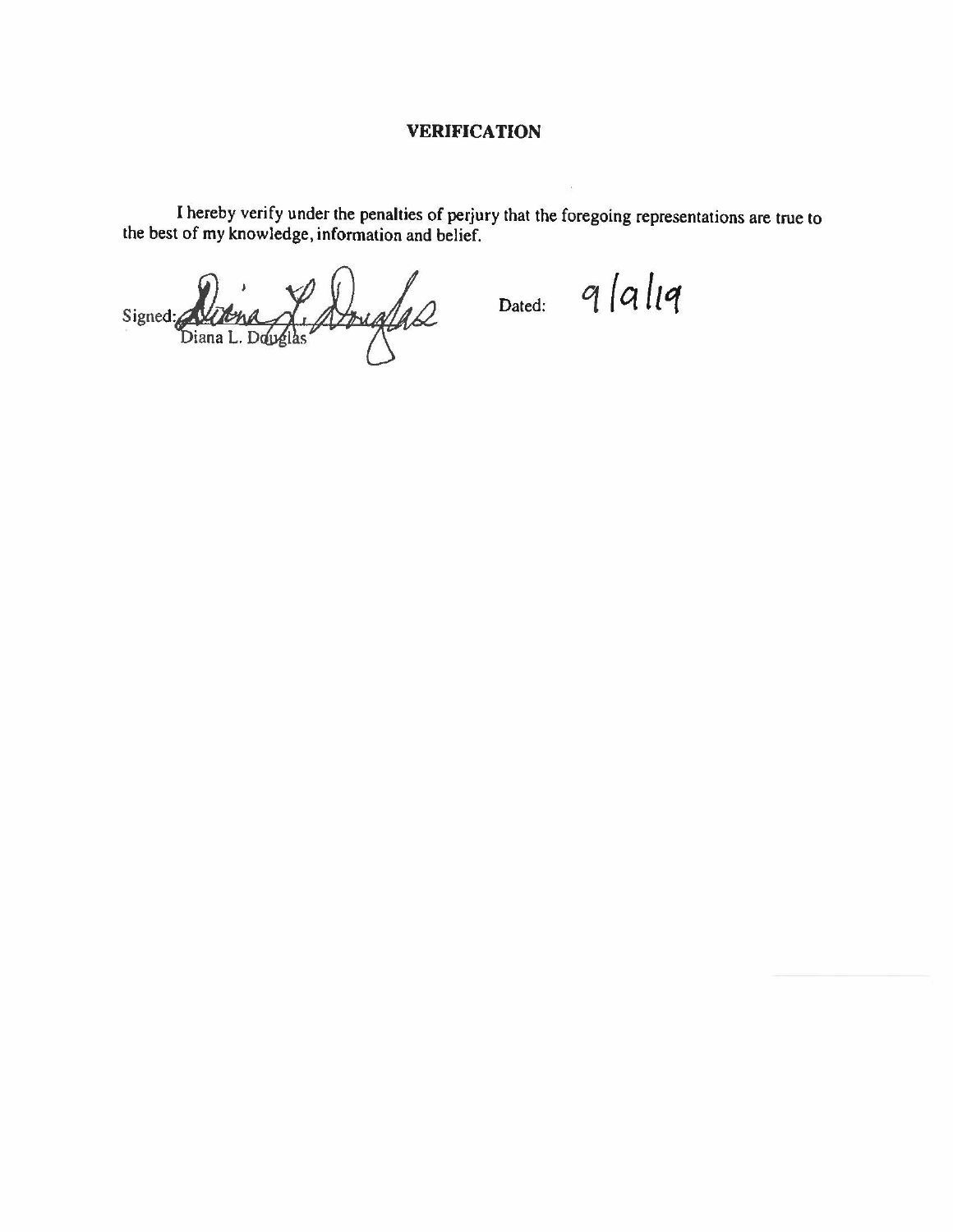## VERIFICATION

I hereby verify under the penalties of perjury that the foregoing representations are true to the best of my knowledge, information and belief.

Signed: Diana L. Douglas

Diana L. Douglas

Dated: 9/9/19